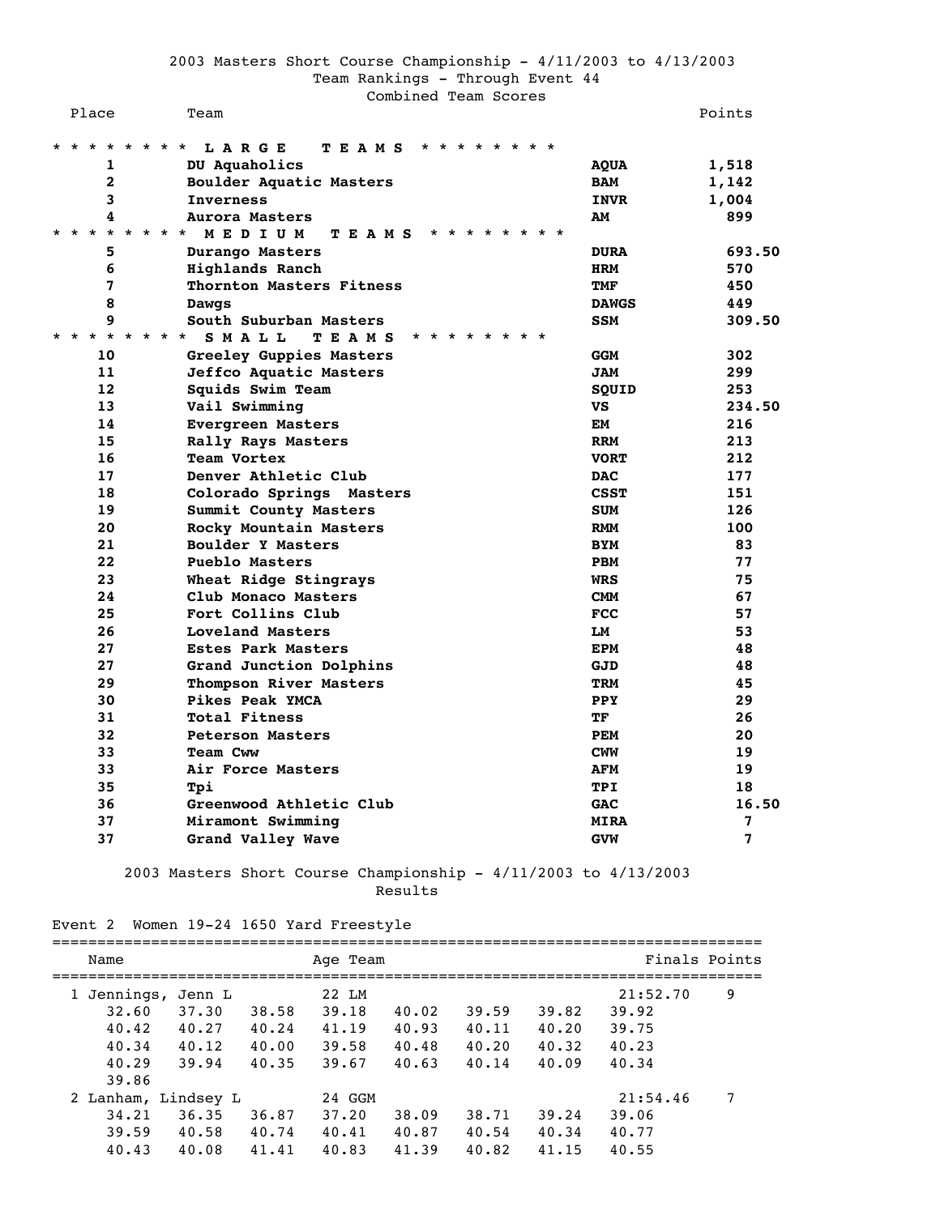2003 Masters Short Course Championship - 4/11/2003 to 4/13/2003

Team Rankings - Through Event 44

Combined Team Scores

| Place | Team | | Points |
|---|---|---|---|
| * * * * * * * * L A R G E T E A M S * * * * * * * * | | | |
| 1 | **DU Aquaholics** | **AQUA** | **1,518** |
| 2 | **Boulder Aquatic Masters** | **BAM** | **1,142** |
| 3 | **Inverness** | **INVR** | **1,004** |
| 4 | **Aurora Masters** | **AM** | **899** |
| * * * * * * * * M E D I U M T E A M S * * * * * * * * | | | |
| 5 | **Durango Masters** | **DURA** | **693.50** |
| 6 | **Highlands Ranch** | **HRM** | **570** |
| 7 | **Thornton Masters Fitness** | **TMF** | **450** |
| 8 | **Dawgs** | **DAWGS** | **449** |
| 9 | **South Suburban Masters** | **SSM** | **309.50** |
| * * * * * * * * S M A L L T E A M S * * * * * * * * | | | |
| 10 | **Greeley Guppies Masters** | **GGM** | **302** |
| 11 | **Jeffco Aquatic Masters** | **JAM** | **299** |
| 12 | **Squids Swim Team** | **SQUID** | **253** |
| 13 | **Vail Swimming** | **VS** | **234.50** |
| 14 | **Evergreen Masters** | **EM** | **216** |
| 15 | **Rally Rays Masters** | **RRM** | **213** |
| 16 | **Team Vortex** | **VORT** | **212** |
| 17 | **Denver Athletic Club** | **DAC** | **177** |
| 18 | **Colorado Springs Masters** | **CSST** | **151** |
| 19 | **Summit County Masters** | **SUM** | **126** |
| 20 | **Rocky Mountain Masters** | **RMM** | **100** |
| 21 | **Boulder Y Masters** | **BYM** | **83** |
| 22 | **Pueblo Masters** | **PBM** | **77** |
| 23 | **Wheat Ridge Stingrays** | **WRS** | **75** |
| 24 | **Club Monaco Masters** | **CMM** | **67** |
| 25 | **Fort Collins Club** | **FCC** | **57** |
| 26 | **Loveland Masters** | **LM** | **53** |
| 27 | **Estes Park Masters** | **EPM** | **48** |
| 27 | **Grand Junction Dolphins** | **GJD** | **48** |
| 29 | **Thompson River Masters** | **TRM** | **45** |
| 30 | **Pikes Peak YMCA** | **PPY** | **29** |
| 31 | **Total Fitness** | **TF** | **26** |
| 32 | **Peterson Masters** | **PEM** | **20** |
| 33 | **Team Cww** | **CWW** | **19** |
| 33 | **Air Force Masters** | **AFM** | **19** |
| 35 | **Tpi** | **TPI** | **18** |
| 36 | **Greenwood Athletic Club** | **GAC** | **16.50** |
| 37 | **Miramont Swimming** | **MIRA** | **7** |
| 37 | **Grand Valley Wave** | **GVW** | **7** |

2003 Masters Short Course Championship - 4/11/2003 to 4/13/2003

Results

Event 2 Women 19-24 1650 Yard Freestyle

```
===============================================================================
    Name                      Age Team                          Finals Points
===============================================================================
  1 Jennings, Jenn L          22 LM                           21:52.70    9
      32.60    37.30    38.58    39.18    40.02    39.59    39.82    39.92
      40.42    40.27    40.24    41.19    40.93    40.11    40.20    39.75
      40.34    40.12    40.00    39.58    40.48    40.20    40.32    40.23
      40.29    39.94    40.35    39.67    40.63    40.14    40.09    40.34
      39.86
  2 Lanham, Lindsey L         24 GGM                          21:54.46    7
      34.21    36.35    36.87    37.20    38.09    38.71    39.24    39.06
      39.59    40.58    40.74    40.41    40.87    40.54    40.34    40.77
      40.43    40.08    41.41    40.83    41.39    40.82    41.15    40.55
```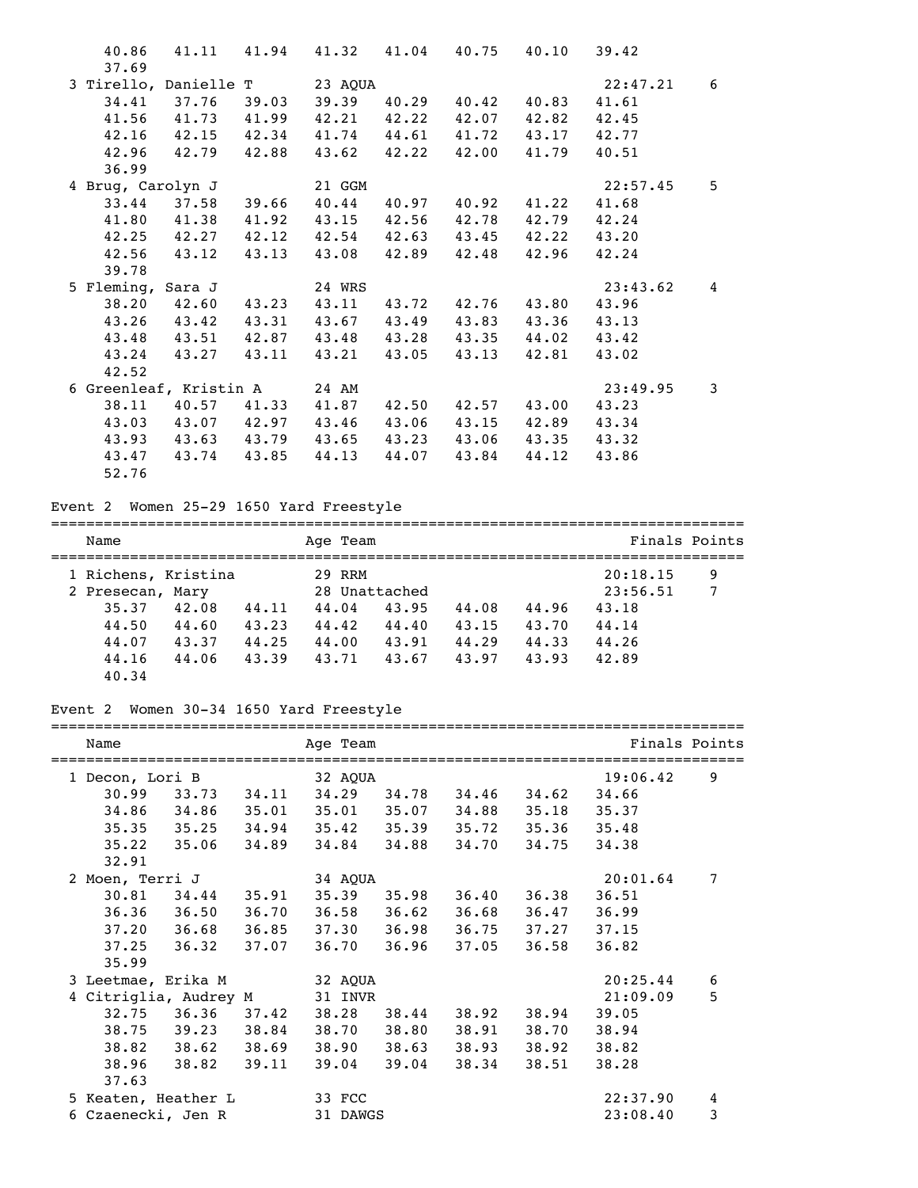```
    40.86    41.11    41.94    41.32    41.04    40.75    40.10    39.42
    37.69
  3 Tirello, Danielle T       23 AQUA                                22:47.21    6
    34.41    37.76    39.03    39.39    40.29    40.42    40.83    41.61
    41.56    41.73    41.99    42.21    42.22    42.07    42.82    42.45
    42.16    42.15    42.34    41.74    44.61    41.72    43.17    42.77
    42.96    42.79    42.88    43.62    42.22    42.00    41.79    40.51
    36.99
  4 Brug, Carolyn J           21 GGM                                 22:57.45    5
    33.44    37.58    39.66    40.44    40.97    40.92    41.22    41.68
    41.80    41.38    41.92    43.15    42.56    42.78    42.79    42.24
    42.25    42.27    42.12    42.54    42.63    43.45    42.22    43.20
    42.56    43.12    43.13    43.08    42.89    42.48    42.96    42.24
    39.78
  5 Fleming, Sara J           24 WRS                                 23:43.62    4
    38.20    42.60    43.23    43.11    43.72    42.76    43.80    43.96
    43.26    43.42    43.31    43.67    43.49    43.83    43.36    43.13
    43.48    43.51    42.87    43.48    43.28    43.35    44.02    43.42
    43.24    43.27    43.11    43.21    43.05    43.13    42.81    43.02
    42.52
  6 Greenleaf, Kristin A      24 AM                                  23:49.95    3
    38.11    40.57    41.33    41.87    42.50    42.57    43.00    43.23
    43.03    43.07    42.97    43.46    43.06    43.15    42.89    43.34
    43.93    43.63    43.79    43.65    43.23    43.06    43.35    43.32
    43.47    43.74    43.85    44.13    44.07    43.84    44.12    43.86
    52.76
```

Event 2  Women 25-29 1650 Yard Freestyle

```
===============================================================================
    Name                    Age Team                                Finals Points
===============================================================================
  1 Richens, Kristina         29 RRM                                 20:18.15    9
  2 Presecan, Mary            28 Unattached                          23:56.51    7
    35.37    42.08    44.11    44.04    43.95    44.08    44.96    43.18
    44.50    44.60    43.23    44.42    44.40    43.15    43.70    44.14
    44.07    43.37    44.25    44.00    43.91    44.29    44.33    44.26
    44.16    44.06    43.39    43.71    43.67    43.97    43.93    42.89
    40.34
```

Event 2  Women 30-34 1650 Yard Freestyle

```
===============================================================================
    Name                    Age Team                                Finals Points
===============================================================================
  1 Decon, Lori B             32 AQUA                                19:06.42    9
    30.99    33.73    34.11    34.29    34.78    34.46    34.62    34.66
    34.86    34.86    35.01    35.01    35.07    34.88    35.18    35.37
    35.35    35.25    34.94    35.42    35.39    35.72    35.36    35.48
    35.22    35.06    34.89    34.84    34.88    34.70    34.75    34.38
    32.91
  2 Moen, Terri J             34 AQUA                                20:01.64    7
    30.81    34.44    35.91    35.39    35.98    36.40    36.38    36.51
    36.36    36.50    36.70    36.58    36.62    36.68    36.47    36.99
    37.20    36.68    36.85    37.30    36.98    36.75    37.27    37.15
    37.25    36.32    37.07    36.70    36.96    37.05    36.58    36.82
    35.99
  3 Leetmae, Erika M          32 AQUA                                20:25.44    6
  4 Citriglia, Audrey M       31 INVR                                21:09.09    5
    32.75    36.36    37.42    38.28    38.44    38.92    38.94    39.05
    38.75    39.23    38.84    38.70    38.80    38.91    38.70    38.94
    38.82    38.62    38.69    38.90    38.63    38.93    38.92    38.82
    38.96    38.82    39.11    39.04    39.04    38.34    38.51    38.28
    37.63
  5 Keaten, Heather L         33 FCC                                 22:37.90    4
  6 Czaenecki, Jen R          31 DAWGS                               23:08.40    3
```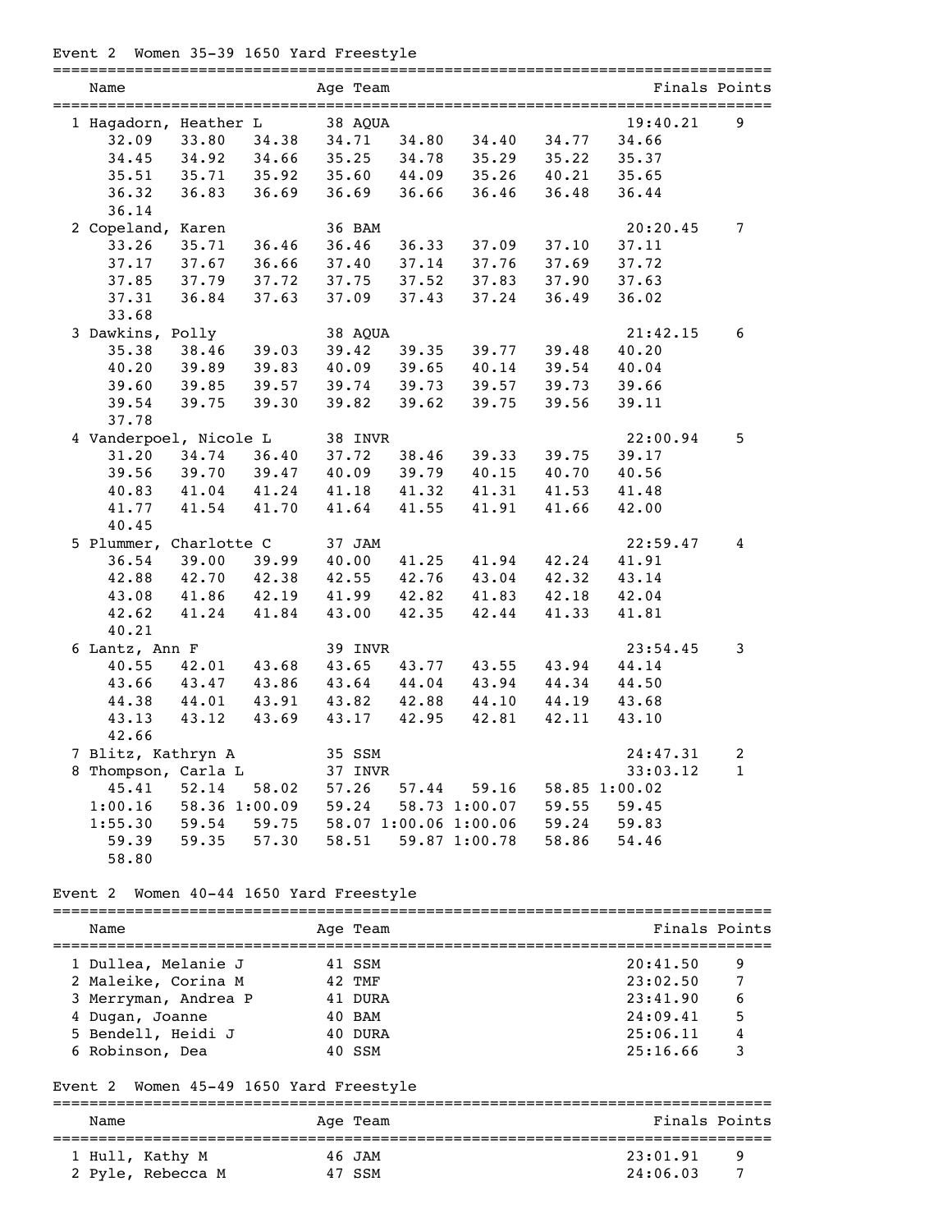Event 2 Women 35-39 1650 Yard Freestyle

```
===============================================================================
    Name                    Age Team                                Finals Points
===============================================================================
  1 Hagadorn, Heather L      38 AQUA                              19:40.21     9
      32.09    33.80    34.38    34.71    34.80    34.40    34.77    34.66
      34.45    34.92    34.66    35.25    34.78    35.29    35.22    35.37
      35.51    35.71    35.92    35.60    44.09    35.26    40.21    35.65
      36.32    36.83    36.69    36.69    36.66    36.46    36.48    36.44
      36.14
  2 Copeland, Karen          36 BAM                               20:20.45     7
      33.26    35.71    36.46    36.46    36.33    37.09    37.10    37.11
      37.17    37.67    36.66    37.40    37.14    37.76    37.69    37.72
      37.85    37.79    37.72    37.75    37.52    37.83    37.90    37.63
      37.31    36.84    37.63    37.09    37.43    37.24    36.49    36.02
      33.68
  3 Dawkins, Polly           38 AQUA                              21:42.15     6
      35.38    38.46    39.03    39.42    39.35    39.77    39.48    40.20
      40.20    39.89    39.83    40.09    39.65    40.14    39.54    40.04
      39.60    39.85    39.57    39.74    39.73    39.57    39.73    39.66
      39.54    39.75    39.30    39.82    39.62    39.75    39.56    39.11
      37.78
  4 Vanderpoel, Nicole L     38 INVR                              22:00.94     5
      31.20    34.74    36.40    37.72    38.46    39.33    39.75    39.17
      39.56    39.70    39.47    40.09    39.79    40.15    40.70    40.56
      40.83    41.04    41.24    41.18    41.32    41.31    41.53    41.48
      41.77    41.54    41.70    41.64    41.55    41.91    41.66    42.00
      40.45
  5 Plummer, Charlotte C     37 JAM                               22:59.47     4
      36.54    39.00    39.99    40.00    41.25    41.94    42.24    41.91
      42.88    42.70    42.38    42.55    42.76    43.04    42.32    43.14
      43.08    41.86    42.19    41.99    42.82    41.83    42.18    42.04
      42.62    41.24    41.84    43.00    42.35    42.44    41.33    41.81
      40.21
  6 Lantz, Ann F             39 INVR                              23:54.45     3
      40.55    42.01    43.68    43.65    43.77    43.55    43.94    44.14
      43.66    43.47    43.86    43.64    44.04    43.94    44.34    44.50
      44.38    44.01    43.91    43.82    42.88    44.10    44.19    43.68
      43.13    43.12    43.69    43.17    42.95    42.81    42.11    43.10
      42.66
  7 Blitz, Kathryn A         35 SSM                               24:47.31     2
  8 Thompson, Carla L        37 INVR                              33:03.12     1
      45.41    52.14    58.02    57.26    57.44    59.16    58.85  1:00.02
    1:00.16    58.36  1:00.09    59.24    58.73  1:00.07    59.55    59.45
    1:55.30    59.54    59.75    58.07  1:00.06  1:00.06    59.24    59.83
      59.39    59.35    57.30    58.51    59.87  1:00.78    58.86    54.46
      58.80
```

Event 2 Women 40-44 1650 Yard Freestyle

| Name | Age | Team | Finals | Points |
|---|---|---|---|---|
| 1 Dullea, Melanie J | 41 | SSM | 20:41.50 | 9 |
| 2 Maleike, Corina M | 42 | TMF | 23:02.50 | 7 |
| 3 Merryman, Andrea P | 41 | DURA | 23:41.90 | 6 |
| 4 Dugan, Joanne | 40 | BAM | 24:09.41 | 5 |
| 5 Bendell, Heidi J | 40 | DURA | 25:06.11 | 4 |
| 6 Robinson, Dea | 40 | SSM | 25:16.66 | 3 |

Event 2 Women 45-49 1650 Yard Freestyle

| Name | Age | Team | Finals | Points |
|---|---|---|---|---|
| 1 Hull, Kathy M | 46 | JAM | 23:01.91 | 9 |
| 2 Pyle, Rebecca M | 47 | SSM | 24:06.03 | 7 |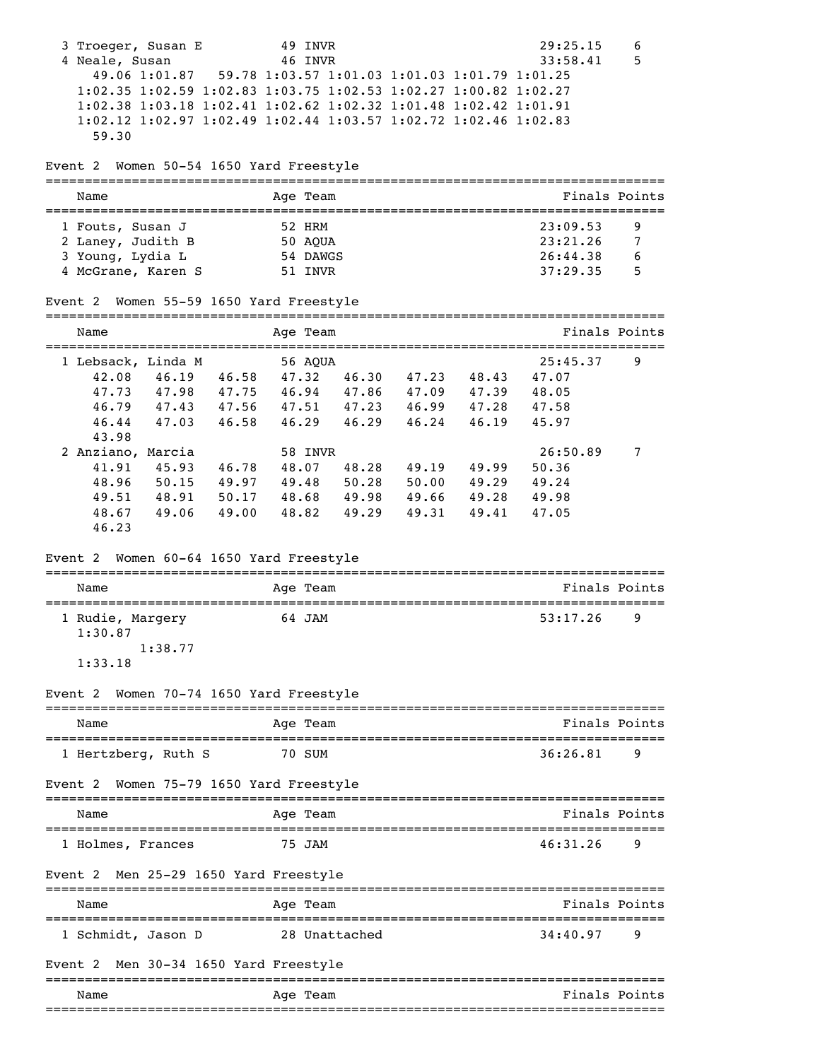```
  3 Troeger, Susan E          49 INVR                                29:25.15    6
  4 Neale, Susan              46 INVR                                33:58.41    5
     49.06 1:01.87   59.78 1:03.57 1:01.03 1:01.03 1:01.79 1:01.25
   1:02.35 1:02.59 1:02.83 1:03.75 1:02.53 1:02.27 1:00.82 1:02.27
   1:02.38 1:03.18 1:02.41 1:02.62 1:02.32 1:01.48 1:02.42 1:01.91
   1:02.12 1:02.97 1:02.49 1:02.44 1:03.57 1:02.72 1:02.46 1:02.83
     59.30
```

## Event 2 Women 50-54 1650 Yard Freestyle

| Name | Age | Team | Finals | Points |
|---|---|---|---|---|
| 1 Fouts, Susan J | 52 | HRM | 23:09.53 | 9 |
| 2 Laney, Judith B | 50 | AQUA | 23:21.26 | 7 |
| 3 Young, Lydia L | 54 | DAWGS | 26:44.38 | 6 |
| 4 McGrane, Karen S | 51 | INVR | 37:29.35 | 5 |

## Event 2 Women 55-59 1650 Yard Freestyle

| Name | Age | Team | Finals | Points |
|---|---|---|---|---|
| 1 Lebsack, Linda M | 56 | AQUA | 25:45.37 | 9 |
| 2 Anziano, Marcia | 58 | INVR | 26:50.89 | 7 |

```
  1 Lebsack, Linda M          56 AQUA                                25:45.37    9
     42.08    46.19    46.58    47.32    46.30    47.23    48.43    47.07
     47.73    47.98    47.75    46.94    47.86    47.09    47.39    48.05
     46.79    47.43    47.56    47.51    47.23    46.99    47.28    47.58
     46.44    47.03    46.58    46.29    46.29    46.24    46.19    45.97
     43.98
  2 Anziano, Marcia           58 INVR                                26:50.89    7
     41.91    45.93    46.78    48.07    48.28    49.19    49.99    50.36
     48.96    50.15    49.97    49.48    50.28    50.00    49.29    49.24
     49.51    48.91    50.17    48.68    49.98    49.66    49.28    49.98
     48.67    49.06    49.00    48.82    49.29    49.31    49.41    47.05
     46.23
```

## Event 2 Women 60-64 1650 Yard Freestyle

| Name | Age | Team | Finals | Points |
|---|---|---|---|---|
| 1 Rudie, Margery | 64 | JAM | 53:17.26 | 9 |

```
  1 Rudie, Margery            64 JAM                                 53:17.26    9
   1:30.87
           1:38.77
   1:33.18
```

## Event 2 Women 70-74 1650 Yard Freestyle

| Name | Age | Team | Finals | Points |
|---|---|---|---|---|
| 1 Hertzberg, Ruth S | 70 | SUM | 36:26.81 | 9 |

## Event 2 Women 75-79 1650 Yard Freestyle

| Name | Age | Team | Finals | Points |
|---|---|---|---|---|
| 1 Holmes, Frances | 75 | JAM | 46:31.26 | 9 |

## Event 2 Men 25-29 1650 Yard Freestyle

| Name | Age | Team | Finals | Points |
|---|---|---|---|---|
| 1 Schmidt, Jason D | 28 | Unattached | 34:40.97 | 9 |

## Event 2 Men 30-34 1650 Yard Freestyle

| Name | Age | Team | Finals | Points |
|---|---|---|---|---|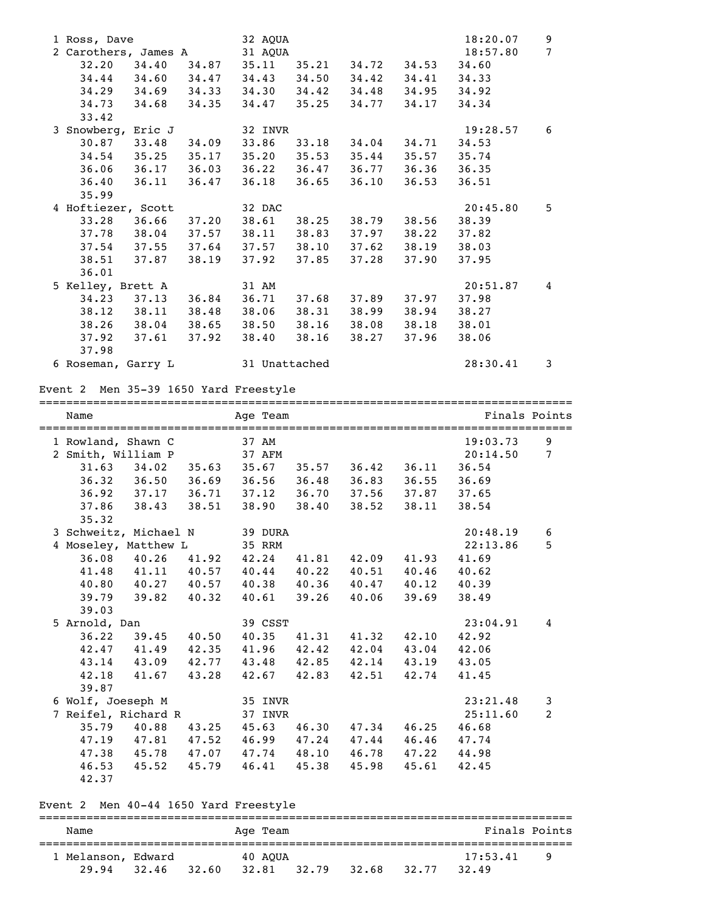```
  1 Ross, Dave              32 AQUA                                  18:20.07    9
  2 Carothers, James A      31 AQUA                                  18:57.80    7
      32.20    34.40    34.87    35.11    35.21    34.72    34.53    34.60
      34.44    34.60    34.47    34.43    34.50    34.42    34.41    34.33
      34.29    34.69    34.33    34.30    34.42    34.48    34.95    34.92
      34.73    34.68    34.35    34.47    35.25    34.77    34.17    34.34
      33.42
  3 Snowberg, Eric J        32 INVR                                  19:28.57    6
      30.87    33.48    34.09    33.86    33.18    34.04    34.71    34.53
      34.54    35.25    35.17    35.20    35.53    35.44    35.57    35.74
      36.06    36.17    36.03    36.22    36.47    36.77    36.36    36.35
      36.40    36.11    36.47    36.18    36.65    36.10    36.53    36.51
      35.99
  4 Hoftiezer, Scott        32 DAC                                   20:45.80    5
      33.28    36.66    37.20    38.61    38.25    38.79    38.56    38.39
      37.78    38.04    37.57    38.11    38.83    37.97    38.22    37.82
      37.54    37.55    37.64    37.57    38.10    37.62    38.19    38.03
      38.51    37.87    38.19    37.92    37.85    37.28    37.90    37.95
      36.01
  5 Kelley, Brett A         31 AM                                    20:51.87    4
      34.23    37.13    36.84    36.71    37.68    37.89    37.97    37.98
      38.12    38.11    38.48    38.06    38.31    38.99    38.94    38.27
      38.26    38.04    38.65    38.50    38.16    38.08    38.18    38.01
      37.92    37.61    37.92    38.40    38.16    38.27    37.96    38.06
      37.98
  6 Roseman, Garry L        31 Unattached                            28:30.41    3
```

### Event 2  Men 35-39 1650 Yard Freestyle

```
===============================================================================
    Name                    Age Team                                Finals Points
===============================================================================
  1 Rowland, Shawn C        37 AM                                    19:03.73    9
  2 Smith, William P        37 AFM                                   20:14.50    7
      31.63    34.02    35.63    35.67    35.57    36.42    36.11    36.54
      36.32    36.50    36.69    36.56    36.48    36.83    36.55    36.69
      36.92    37.17    36.71    37.12    36.70    37.56    37.87    37.65
      37.86    38.43    38.51    38.90    38.40    38.52    38.11    38.54
      35.32
  3 Schweitz, Michael N     39 DURA                                  20:48.19    6
  4 Moseley, Matthew L      35 RRM                                   22:13.86    5
      36.08    40.26    41.92    42.24    41.81    42.09    41.93    41.69
      41.48    41.11    40.57    40.44    40.22    40.51    40.46    40.62
      40.80    40.27    40.57    40.38    40.36    40.47    40.12    40.39
      39.79    39.82    40.32    40.61    39.26    40.06    39.69    38.49
      39.03
  5 Arnold, Dan             39 CSST                                  23:04.91    4
      36.22    39.45    40.50    40.35    41.31    41.32    42.10    42.92
      42.47    41.49    42.35    41.96    42.42    42.04    43.04    42.06
      43.14    43.09    42.77    43.48    42.85    42.14    43.19    43.05
      42.18    41.67    43.28    42.67    42.83    42.51    42.74    41.45
      39.87
  6 Wolf, Joeseph M         35 INVR                                  23:21.48    3
  7 Reifel, Richard R       37 INVR                                  25:11.60    2
      35.79    40.88    43.25    45.63    46.30    47.34    46.25    46.68
      47.19    47.81    47.52    46.99    47.24    47.44    46.46    47.74
      47.38    45.78    47.07    47.74    48.10    46.78    47.22    44.98
      46.53    45.52    45.79    46.41    45.38    45.98    45.61    42.45
      42.37
```

### Event 2  Men 40-44 1650 Yard Freestyle

```
===============================================================================
    Name                    Age Team                                Finals Points
===============================================================================
  1 Melanson, Edward        40 AQUA                                  17:53.41    9
      29.94    32.46    32.60    32.81    32.79    32.68    32.77    32.49
```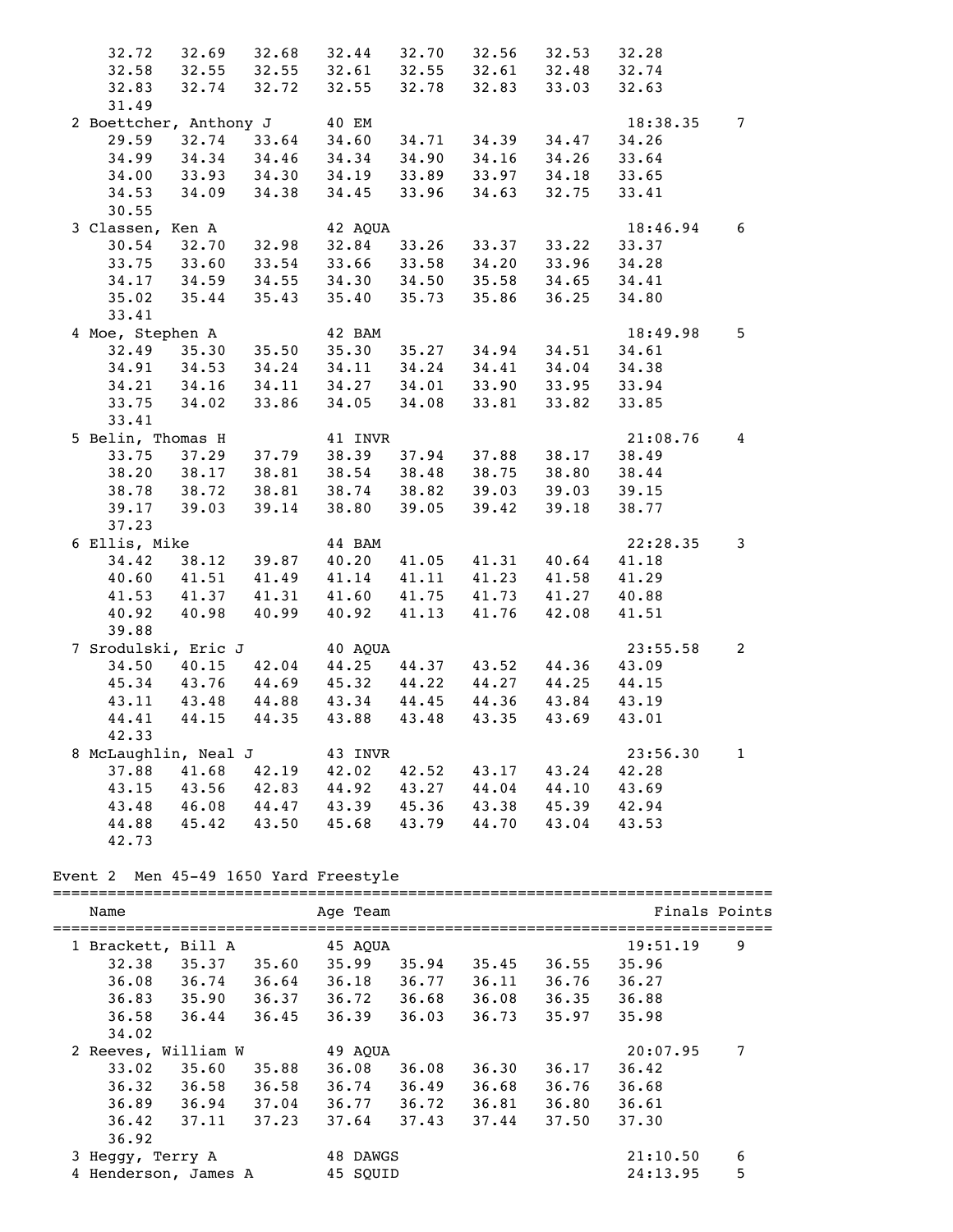```
     32.72    32.69    32.68    32.44    32.70    32.56    32.53    32.28
     32.58    32.55    32.55    32.61    32.55    32.61    32.48    32.74
     32.83    32.74    32.72    32.55    32.78    32.83    33.03    32.63
     31.49
  2 Boettcher, Anthony J     40 EM                                   18:38.35    7
     29.59    32.74    33.64    34.60    34.71    34.39    34.47    34.26
     34.99    34.34    34.46    34.34    34.90    34.16    34.26    33.64
     34.00    33.93    34.30    34.19    33.89    33.97    34.18    33.65
     34.53    34.09    34.38    34.45    33.96    34.63    32.75    33.41
     30.55
  3 Classen, Ken A           42 AQUA                                 18:46.94    6
     30.54    32.70    32.98    32.84    33.26    33.37    33.22    33.37
     33.75    33.60    33.54    33.66    33.58    34.20    33.96    34.28
     34.17    34.59    34.55    34.30    34.50    35.58    34.65    34.41
     35.02    35.44    35.43    35.40    35.73    35.86    36.25    34.80
     33.41
  4 Moe, Stephen A           42 BAM                                  18:49.98    5
     32.49    35.30    35.50    35.30    35.27    34.94    34.51    34.61
     34.91    34.53    34.24    34.11    34.24    34.41    34.04    34.38
     34.21    34.16    34.11    34.27    34.01    33.90    33.95    33.94
     33.75    34.02    33.86    34.05    34.08    33.81    33.82    33.85
     33.41
  5 Belin, Thomas H          41 INVR                                 21:08.76    4
     33.75    37.29    37.79    38.39    37.94    37.88    38.17    38.49
     38.20    38.17    38.81    38.54    38.48    38.75    38.80    38.44
     38.78    38.72    38.81    38.74    38.82    39.03    39.03    39.15
     39.17    39.03    39.14    38.80    39.05    39.42    39.18    38.77
     37.23
  6 Ellis, Mike              44 BAM                                  22:28.35    3
     34.42    38.12    39.87    40.20    41.05    41.31    40.64    41.18
     40.60    41.51    41.49    41.14    41.11    41.23    41.58    41.29
     41.53    41.37    41.31    41.60    41.75    41.73    41.27    40.88
     40.92    40.98    40.99    40.92    41.13    41.76    42.08    41.51
     39.88
  7 Srodulski, Eric J        40 AQUA                                 23:55.58    2
     34.50    40.15    42.04    44.25    44.37    43.52    44.36    43.09
     45.34    43.76    44.69    45.32    44.22    44.27    44.25    44.15
     43.11    43.48    44.88    43.34    44.45    44.36    43.84    43.19
     44.41    44.15    44.35    43.88    43.48    43.35    43.69    43.01
     42.33
  8 McLaughlin, Neal J       43 INVR                                 23:56.30    1
     37.88    41.68    42.19    42.02    42.52    43.17    43.24    42.28
     43.15    43.56    42.83    44.92    43.27    44.04    44.10    43.69
     43.48    46.08    44.47    43.39    45.36    43.38    45.39    42.94
     44.88    45.42    43.50    45.68    43.79    44.70    43.04    43.53
     42.73
```

Event 2  Men 45-49 1650 Yard Freestyle

```
===============================================================================
    Name                     Age Team                               Finals Points
===============================================================================
  1 Brackett, Bill A         45 AQUA                                 19:51.19    9
     32.38    35.37    35.60    35.99    35.94    35.45    36.55    35.96
     36.08    36.74    36.64    36.18    36.77    36.11    36.76    36.27
     36.83    35.90    36.37    36.72    36.68    36.08    36.35    36.88
     36.58    36.44    36.45    36.39    36.03    36.73    35.97    35.98
     34.02
  2 Reeves, William W        49 AQUA                                 20:07.95    7
     33.02    35.60    35.88    36.08    36.08    36.30    36.17    36.42
     36.32    36.58    36.58    36.74    36.49    36.68    36.76    36.68
     36.89    36.94    37.04    36.77    36.72    36.81    36.80    36.61
     36.42    37.11    37.23    37.64    37.43    37.44    37.50    37.30
     36.92
  3 Heggy, Terry A           48 DAWGS                                21:10.50    6
  4 Henderson, James A       45 SQUID                                24:13.95    5
```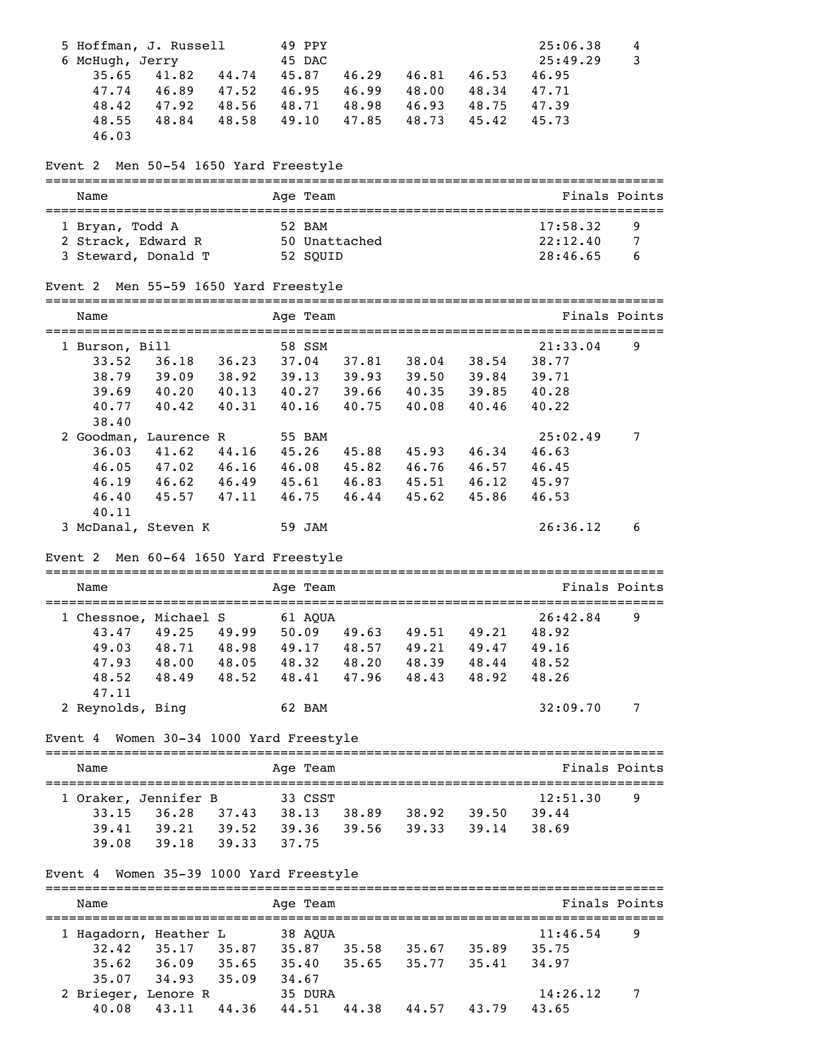```
 5 Hoffman, J. Russell       49 PPY                                  25:06.38    4
 6 McHugh, Jerry             45 DAC                                  25:49.29    3
     35.65    41.82    44.74    45.87    46.29    46.81    46.53    46.95
     47.74    46.89    47.52    46.95    46.99    48.00    48.34    47.71
     48.42    47.92    48.56    48.71    48.98    46.93    48.75    47.39
     48.55    48.84    48.58    49.10    47.85    48.73    45.42    45.73
     46.03
```

Event 2 Men 50-54 1650 Yard Freestyle

```
===============================================================================
    Name                    Age Team                                Finals Points
===============================================================================
 1 Bryan, Todd A             52 BAM                                  17:58.32    9
 2 Strack, Edward R          50 Unattached                           22:12.40    7
 3 Steward, Donald T         52 SQUID                                28:46.65    6
```

Event 2 Men 55-59 1650 Yard Freestyle

```
===============================================================================
    Name                    Age Team                                Finals Points
===============================================================================
 1 Burson, Bill              58 SSM                                  21:33.04    9
     33.52    36.18    36.23    37.04    37.81    38.04    38.54    38.77
     38.79    39.09    38.92    39.13    39.93    39.50    39.84    39.71
     39.69    40.20    40.13    40.27    39.66    40.35    39.85    40.28
     40.77    40.42    40.31    40.16    40.75    40.08    40.46    40.22
     38.40
 2 Goodman, Laurence R       55 BAM                                  25:02.49    7
     36.03    41.62    44.16    45.26    45.88    45.93    46.34    46.63
     46.05    47.02    46.16    46.08    45.82    46.76    46.57    46.45
     46.19    46.62    46.49    45.61    46.83    45.51    46.12    45.97
     46.40    45.57    47.11    46.75    46.44    45.62    45.86    46.53
     40.11
 3 McDanal, Steven K         59 JAM                                  26:36.12    6
```

Event 2 Men 60-64 1650 Yard Freestyle

```
===============================================================================
    Name                    Age Team                                Finals Points
===============================================================================
 1 Chessnoe, Michael S       61 AQUA                                 26:42.84    9
     43.47    49.25    49.99    50.09    49.63    49.51    49.21    48.92
     49.03    48.71    48.98    49.17    48.57    49.21    49.47    49.16
     47.93    48.00    48.05    48.32    48.20    48.39    48.44    48.52
     48.52    48.49    48.52    48.41    47.96    48.43    48.92    48.26
     47.11
 2 Reynolds, Bing            62 BAM                                  32:09.70    7
```

Event 4 Women 30-34 1000 Yard Freestyle

```
===============================================================================
    Name                    Age Team                                Finals Points
===============================================================================
 1 Oraker, Jennifer B        33 CSST                                 12:51.30    9
     33.15    36.28    37.43    38.13    38.89    38.92    39.50    39.44
     39.41    39.21    39.52    39.36    39.56    39.33    39.14    38.69
     39.08    39.18    39.33    37.75
```

Event 4 Women 35-39 1000 Yard Freestyle

```
===============================================================================
    Name                    Age Team                                Finals Points
===============================================================================
 1 Hagadorn, Heather L       38 AQUA                                 11:46.54    9
     32.42    35.17    35.87    35.87    35.58    35.67    35.89    35.75
     35.62    36.09    35.65    35.40    35.65    35.77    35.41    34.97
     35.07    34.93    35.09    34.67
 2 Brieger, Lenore R         35 DURA                                 14:26.12    7
     40.08    43.11    44.36    44.51    44.38    44.57    43.79    43.65
```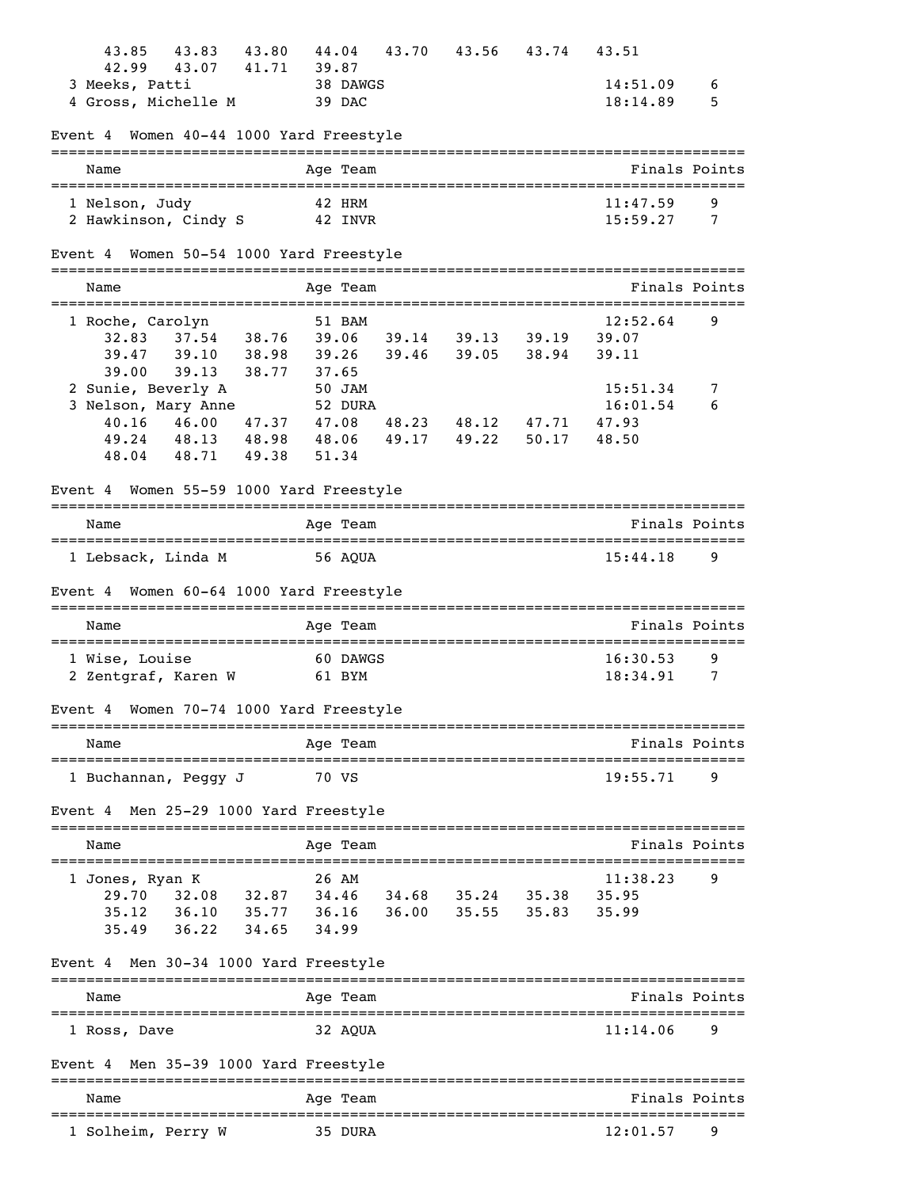```
    43.85   43.83   43.80   44.04   43.70   43.56   43.74   43.51
    42.99   43.07   41.71   39.87
  3 Meeks, Patti             38 DAWGS                          14:51.09    6
  4 Gross, Michelle M        39 DAC                            18:14.89    5
```

Event 4  Women 40-44 1000 Yard Freestyle

```
===============================================================================
    Name                    Age Team                            Finals Points
===============================================================================
  1 Nelson, Judy             42 HRM                            11:47.59    9
  2 Hawkinson, Cindy S       42 INVR                           15:59.27    7
```

Event 4  Women 50-54 1000 Yard Freestyle

```
===============================================================================
    Name                    Age Team                            Finals Points
===============================================================================
  1 Roche, Carolyn           51 BAM                            12:52.64    9
    32.83   37.54   38.76   39.06   39.14   39.13   39.19   39.07
    39.47   39.10   38.98   39.26   39.46   39.05   38.94   39.11
    39.00   39.13   38.77   37.65
  2 Sunie, Beverly A         50 JAM                            15:51.34    7
  3 Nelson, Mary Anne        52 DURA                           16:01.54    6
    40.16   46.00   47.37   47.08   48.23   48.12   47.71   47.93
    49.24   48.13   48.98   48.06   49.17   49.22   50.17   48.50
    48.04   48.71   49.38   51.34
```

Event 4  Women 55-59 1000 Yard Freestyle

```
===============================================================================
    Name                    Age Team                            Finals Points
===============================================================================
  1 Lebsack, Linda M         56 AQUA                           15:44.18    9
```

Event 4  Women 60-64 1000 Yard Freestyle

```
===============================================================================
    Name                    Age Team                            Finals Points
===============================================================================
  1 Wise, Louise             60 DAWGS                          16:30.53    9
  2 Zentgraf, Karen W        61 BYM                            18:34.91    7
```

Event 4  Women 70-74 1000 Yard Freestyle

```
===============================================================================
    Name                    Age Team                            Finals Points
===============================================================================
  1 Buchannan, Peggy J       70 VS                             19:55.71    9
```

Event 4  Men 25-29 1000 Yard Freestyle

```
===============================================================================
    Name                    Age Team                            Finals Points
===============================================================================
  1 Jones, Ryan K            26 AM                             11:38.23    9
    29.70   32.08   32.87   34.46   34.68   35.24   35.38   35.95
    35.12   36.10   35.77   36.16   36.00   35.55   35.83   35.99
    35.49   36.22   34.65   34.99
```

Event 4  Men 30-34 1000 Yard Freestyle

```
===============================================================================
    Name                    Age Team                            Finals Points
===============================================================================
  1 Ross, Dave               32 AQUA                           11:14.06    9
```

Event 4  Men 35-39 1000 Yard Freestyle

```
===============================================================================
    Name                    Age Team                            Finals Points
===============================================================================
  1 Solheim, Perry W         35 DURA                           12:01.57    9
```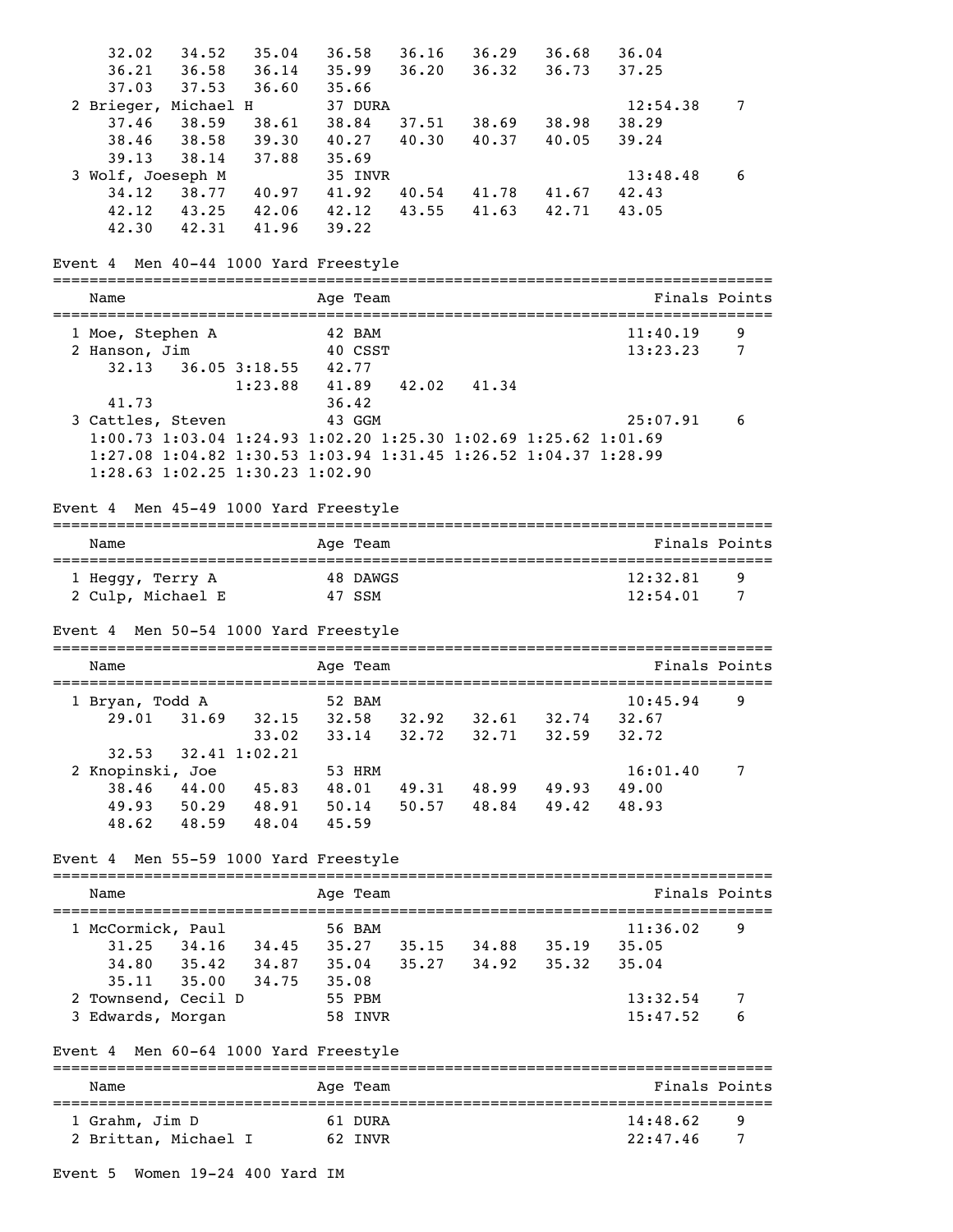```
    32.02    34.52    35.04    36.58    36.16    36.29    36.68    36.04
    36.21    36.58    36.14    35.99    36.20    36.32    36.73    37.25
    37.03    37.53    36.60    35.66
  2 Brieger, Michael H         37 DURA                              12:54.38    7
    37.46    38.59    38.61    38.84    37.51    38.69    38.98    38.29
    38.46    38.58    39.30    40.27    40.30    40.37    40.05    39.24
    39.13    38.14    37.88    35.69
  3 Wolf, Joeseph M            35 INVR                              13:48.48    6
    34.12    38.77    40.97    41.92    40.54    41.78    41.67    42.43
    42.12    43.25    42.06    42.12    43.55    41.63    42.71    43.05
    42.30    42.31    41.96    39.22
```

Event 4  Men 40-44 1000 Yard Freestyle

```
===============================================================================
    Name                     Age Team                               Finals Points
===============================================================================
  1 Moe, Stephen A             42 BAM                               11:40.19    9
  2 Hanson, Jim                40 CSST                              13:23.23    7
    32.13    36.05 3:18.55    42.77
                   1:23.88    41.89    42.02    41.34
    41.73                     36.42
  3 Cattles, Steven            43 GGM                               25:07.91    6
    1:00.73 1:03.04 1:24.93 1:02.20 1:25.30 1:02.69 1:25.62 1:01.69
    1:27.08 1:04.82 1:30.53 1:03.94 1:31.45 1:26.52 1:04.37 1:28.99
    1:28.63 1:02.25 1:30.23 1:02.90
```

Event 4  Men 45-49 1000 Yard Freestyle

```
===============================================================================
    Name                     Age Team                               Finals Points
===============================================================================
  1 Heggy, Terry A             48 DAWGS                             12:32.81    9
  2 Culp, Michael E            47 SSM                               12:54.01    7
```

Event 4  Men 50-54 1000 Yard Freestyle

```
===============================================================================
    Name                     Age Team                               Finals Points
===============================================================================
  1 Bryan, Todd A              52 BAM                               10:45.94    9
    29.01    31.69    32.15    32.58    32.92    32.61    32.74    32.67
                      33.02    33.14    32.72    32.71    32.59    32.72
    32.53    32.41 1:02.21
  2 Knopinski, Joe             53 HRM                               16:01.40    7
    38.46    44.00    45.83    48.01    49.31    48.99    49.93    49.00
    49.93    50.29    48.91    50.14    50.57    48.84    49.42    48.93
    48.62    48.59    48.04    45.59
```

Event 4  Men 55-59 1000 Yard Freestyle

```
===============================================================================
    Name                     Age Team                               Finals Points
===============================================================================
  1 McCormick, Paul            56 BAM                               11:36.02    9
    31.25    34.16    34.45    35.27    35.15    34.88    35.19    35.05
    34.80    35.42    34.87    35.04    35.27    34.92    35.32    35.04
    35.11    35.00    34.75    35.08
  2 Townsend, Cecil D          55 PBM                               13:32.54    7
  3 Edwards, Morgan            58 INVR                              15:47.52    6
```

Event 4  Men 60-64 1000 Yard Freestyle

```
===============================================================================
    Name                     Age Team                               Finals Points
===============================================================================
  1 Grahm, Jim D               61 DURA                              14:48.62    9
  2 Brittan, Michael I         62 INVR                              22:47.46    7
```

Event 5  Women 19-24 400 Yard IM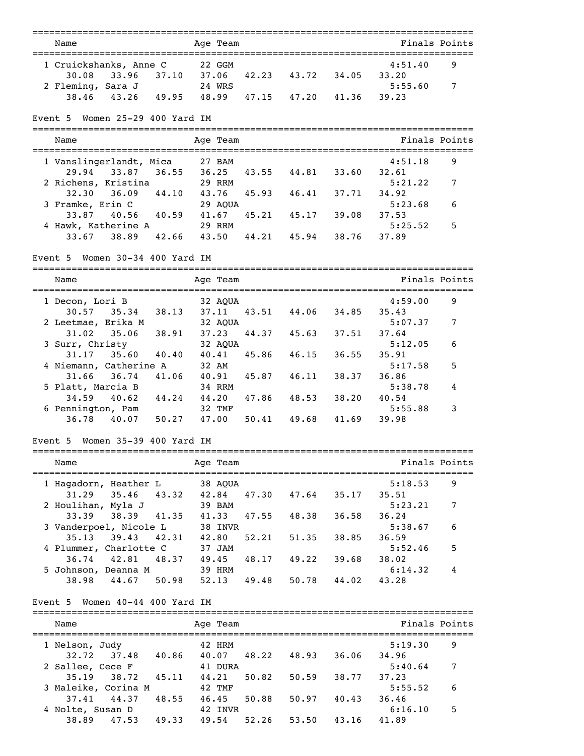| Name | Age | Team | Finals | Points |
|---|---|---|---|---|
| 1 Cruickshanks, Anne C | 22 | GGM | 4:51.40 | 9 |
| 30.08 33.96 37.10 37.06 42.23 43.72 34.05 33.20 | | | | |
| 2 Fleming, Sara J | 24 | WRS | 5:55.60 | 7 |
| 38.46 43.26 49.95 48.99 47.15 47.20 41.36 39.23 | | | | |

### Event 5 Women 25-29 400 Yard IM

| Name | Age | Team | Finals | Points |
|---|---|---|---|---|
| 1 Vanslingerlandt, Mica | 27 | BAM | 4:51.18 | 9 |
| 29.94 33.87 36.55 36.25 43.55 44.81 33.60 32.61 | | | | |
| 2 Richens, Kristina | 29 | RRM | 5:21.22 | 7 |
| 32.30 36.09 44.10 43.76 45.93 46.41 37.71 34.92 | | | | |
| 3 Framke, Erin C | 29 | AQUA | 5:23.68 | 6 |
| 33.87 40.56 40.59 41.67 45.21 45.17 39.08 37.53 | | | | |
| 4 Hawk, Katherine A | 29 | RRM | 5:25.52 | 5 |
| 33.67 38.89 42.66 43.50 44.21 45.94 38.76 37.89 | | | | |

### Event 5 Women 30-34 400 Yard IM

| Name | Age | Team | Finals | Points |
|---|---|---|---|---|
| 1 Decon, Lori B | 32 | AQUA | 4:59.00 | 9 |
| 30.57 35.34 38.13 37.11 43.51 44.06 34.85 35.43 | | | | |
| 2 Leetmae, Erika M | 32 | AQUA | 5:07.37 | 7 |
| 31.02 35.06 38.91 37.23 44.37 45.63 37.51 37.64 | | | | |
| 3 Surr, Christy | 32 | AQUA | 5:12.05 | 6 |
| 31.17 35.60 40.40 40.41 45.86 46.15 36.55 35.91 | | | | |
| 4 Niemann, Catherine A | 32 | AM | 5:17.58 | 5 |
| 31.66 36.74 41.06 40.91 45.87 46.11 38.37 36.86 | | | | |
| 5 Platt, Marcia B | 34 | RRM | 5:38.78 | 4 |
| 34.59 40.62 44.24 44.20 47.86 48.53 38.20 40.54 | | | | |
| 6 Pennington, Pam | 32 | TMF | 5:55.88 | 3 |
| 36.78 40.07 50.27 47.00 50.41 49.68 41.69 39.98 | | | | |

### Event 5 Women 35-39 400 Yard IM

| Name | Age | Team | Finals | Points |
|---|---|---|---|---|
| 1 Hagadorn, Heather L | 38 | AQUA | 5:18.53 | 9 |
| 31.29 35.46 43.32 42.84 47.30 47.64 35.17 35.51 | | | | |
| 2 Houlihan, Myla J | 39 | BAM | 5:23.21 | 7 |
| 33.39 38.39 41.35 41.33 47.55 48.38 36.58 36.24 | | | | |
| 3 Vanderpoel, Nicole L | 38 | INVR | 5:38.67 | 6 |
| 35.13 39.43 42.31 42.80 52.21 51.35 38.85 36.59 | | | | |
| 4 Plummer, Charlotte C | 37 | JAM | 5:52.46 | 5 |
| 36.74 42.81 48.37 49.45 48.17 49.22 39.68 38.02 | | | | |
| 5 Johnson, Deanna M | 39 | HRM | 6:14.32 | 4 |
| 38.98 44.67 50.98 52.13 49.48 50.78 44.02 43.28 | | | | |

### Event 5 Women 40-44 400 Yard IM

| Name | Age | Team | Finals | Points |
|---|---|---|---|---|
| 1 Nelson, Judy | 42 | HRM | 5:19.30 | 9 |
| 32.72 37.48 40.86 40.07 48.22 48.93 36.06 34.96 | | | | |
| 2 Sallee, Cece F | 41 | DURA | 5:40.64 | 7 |
| 35.19 38.72 45.11 44.21 50.82 50.59 38.77 37.23 | | | | |
| 3 Maleike, Corina M | 42 | TMF | 5:55.52 | 6 |
| 37.41 44.37 48.55 46.45 50.88 50.97 40.43 36.46 | | | | |
| 4 Nolte, Susan D | 42 | INVR | 6:16.10 | 5 |
| 38.89 47.53 49.33 49.54 52.26 53.50 43.16 41.89 | | | | |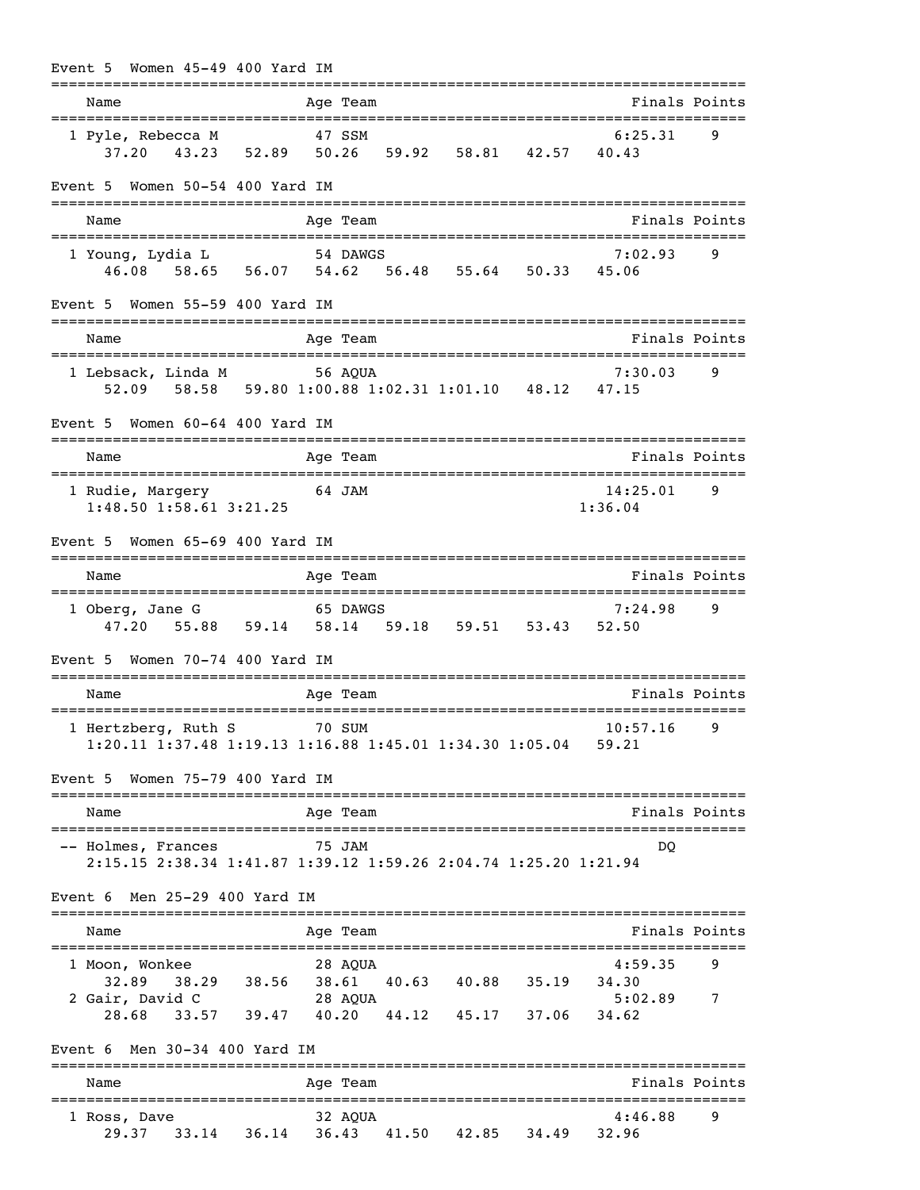## Event 5 Women 45-49 400 Yard IM

| Name | Age | Team | Finals | Points |
|---|---|---|---|---|
| 1 Pyle, Rebecca M | 47 | SSM | 6:25.31 | 9 |

Splits: 37.20 43.23 52.89 50.26 59.92 58.81 42.57 40.43

## Event 5 Women 50-54 400 Yard IM

| Name | Age | Team | Finals | Points |
|---|---|---|---|---|
| 1 Young, Lydia L | 54 | DAWGS | 7:02.93 | 9 |

Splits: 46.08 58.65 56.07 54.62 56.48 55.64 50.33 45.06

## Event 5 Women 55-59 400 Yard IM

| Name | Age | Team | Finals | Points |
|---|---|---|---|---|
| 1 Lebsack, Linda M | 56 | AQUA | 7:30.03 | 9 |

Splits: 52.09 58.58 59.80 1:00.88 1:02.31 1:01.10 48.12 47.15

## Event 5 Women 60-64 400 Yard IM

| Name | Age | Team | Finals | Points |
|---|---|---|---|---|
| 1 Rudie, Margery | 64 | JAM | 14:25.01 | 9 |

Splits: 1:48.50 1:58.61 3:21.25 1:36.04

## Event 5 Women 65-69 400 Yard IM

| Name | Age | Team | Finals | Points |
|---|---|---|---|---|
| 1 Oberg, Jane G | 65 | DAWGS | 7:24.98 | 9 |

Splits: 47.20 55.88 59.14 58.14 59.18 59.51 53.43 52.50

## Event 5 Women 70-74 400 Yard IM

| Name | Age | Team | Finals | Points |
|---|---|---|---|---|
| 1 Hertzberg, Ruth S | 70 | SUM | 10:57.16 | 9 |

Splits: 1:20.11 1:37.48 1:19.13 1:16.88 1:45.01 1:34.30 1:05.04 59.21

## Event 5 Women 75-79 400 Yard IM

| Name | Age | Team | Finals | Points |
|---|---|---|---|---|
| -- Holmes, Frances | 75 | JAM | DQ | |

Splits: 2:15.15 2:38.34 1:41.87 1:39.12 1:59.26 2:04.74 1:25.20 1:21.94

## Event 6 Men 25-29 400 Yard IM

| Name | Age | Team | Finals | Points |
|---|---|---|---|---|
| 1 Moon, Wonkee | 28 | AQUA | 4:59.35 | 9 |
| 2 Gair, David C | 28 | AQUA | 5:02.89 | 7 |

Splits (Moon): 32.89 38.29 38.56 38.61 40.63 40.88 35.19 34.30

Splits (Gair): 28.68 33.57 39.47 40.20 44.12 45.17 37.06 34.62

## Event 6 Men 30-34 400 Yard IM

| Name | Age | Team | Finals | Points |
|---|---|---|---|---|
| 1 Ross, Dave | 32 | AQUA | 4:46.88 | 9 |

Splits: 29.37 33.14 36.14 36.43 41.50 42.85 34.49 32.96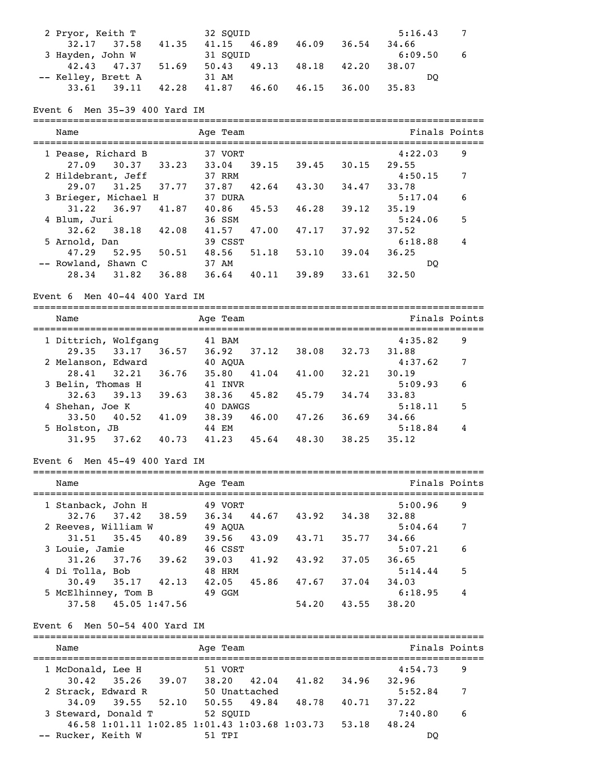```
  2 Pryor, Keith T            32 SQUID                              5:16.43    7
     32.17    37.58    41.35    41.15    46.89    46.09    36.54    34.66
  3 Hayden, John W            31 SQUID                              6:09.50    6
     42.43    47.37    51.69    50.43    49.13    48.18    42.20    38.07
 -- Kelley, Brett A           31 AM                                      DQ
     33.61    39.11    42.28    41.87    46.60    46.15    36.00    35.83
```

Event 6  Men 35-39 400 Yard IM

```
===============================================================================
    Name                    Age Team                               Finals Points
===============================================================================
  1 Pease, Richard B          37 VORT                               4:22.03    9
     27.09    30.37    33.23    33.04    39.15    39.45    30.15    29.55
  2 Hildebrant, Jeff          37 RRM                                4:50.15    7
     29.07    31.25    37.77    37.87    42.64    43.30    34.47    33.78
  3 Brieger, Michael H        37 DURA                               5:17.04    6
     31.22    36.97    41.87    40.86    45.53    46.28    39.12    35.19
  4 Blum, Juri                36 SSM                                5:24.06    5
     32.62    38.18    42.08    41.57    47.00    47.17    37.92    37.52
  5 Arnold, Dan               39 CSST                               6:18.88    4
     47.29    52.95    50.51    48.56    51.18    53.10    39.04    36.25
 -- Rowland, Shawn C          37 AM                                      DQ
     28.34    31.82    36.88    36.64    40.11    39.89    33.61    32.50
```

Event 6  Men 40-44 400 Yard IM

```
===============================================================================
    Name                    Age Team                               Finals Points
===============================================================================
  1 Dittrich, Wolfgang        41 BAM                                4:35.82    9
     29.35    33.17    36.57    36.92    37.12    38.08    32.73    31.88
  2 Melanson, Edward          40 AQUA                               4:37.62    7
     28.41    32.21    36.76    35.80    41.04    41.00    32.21    30.19
  3 Belin, Thomas H           41 INVR                               5:09.93    6
     32.63    39.13    39.63    38.36    45.82    45.79    34.74    33.83
  4 Shehan, Joe K             40 DAWGS                              5:18.11    5
     33.50    40.52    41.09    38.39    46.00    47.26    36.69    34.66
  5 Holston, JB               44 EM                                 5:18.84    4
     31.95    37.62    40.73    41.23    45.64    48.30    38.25    35.12
```

Event 6  Men 45-49 400 Yard IM

```
===============================================================================
    Name                    Age Team                               Finals Points
===============================================================================
  1 Stanback, John H          49 VORT                               5:00.96    9
     32.76    37.42    38.59    36.34    44.67    43.92    34.38    32.88
  2 Reeves, William W         49 AQUA                               5:04.64    7
     31.51    35.45    40.89    39.56    43.09    43.71    35.77    34.66
  3 Louie, Jamie              46 CSST                               5:07.21    6
     31.26    37.76    39.62    39.03    41.92    43.92    37.05    36.65
  4 Di Tolla, Bob             48 HRM                                5:14.44    5
     30.49    35.17    42.13    42.05    45.86    47.67    37.04    34.03
  5 McElhinney, Tom B         49 GGM                                6:18.95    4
     37.58    45.05 1:47.56                      54.20    43.55    38.20
```

Event 6  Men 50-54 400 Yard IM

```
===============================================================================
    Name                    Age Team                               Finals Points
===============================================================================
  1 McDonald, Lee H           51 VORT                               4:54.73    9
     30.42    35.26    39.07    38.20    42.04    41.82    34.96    32.96
  2 Strack, Edward R          50 Unattached                         5:52.84    7
     34.09    39.55    52.10    50.55    49.84    48.78    40.71    37.22
  3 Steward, Donald T         52 SQUID                              7:40.80    6
     46.58 1:01.11 1:02.85 1:01.43 1:03.68 1:03.73    53.18    48.24
 -- Rucker, Keith W           51 TPI                                     DQ
```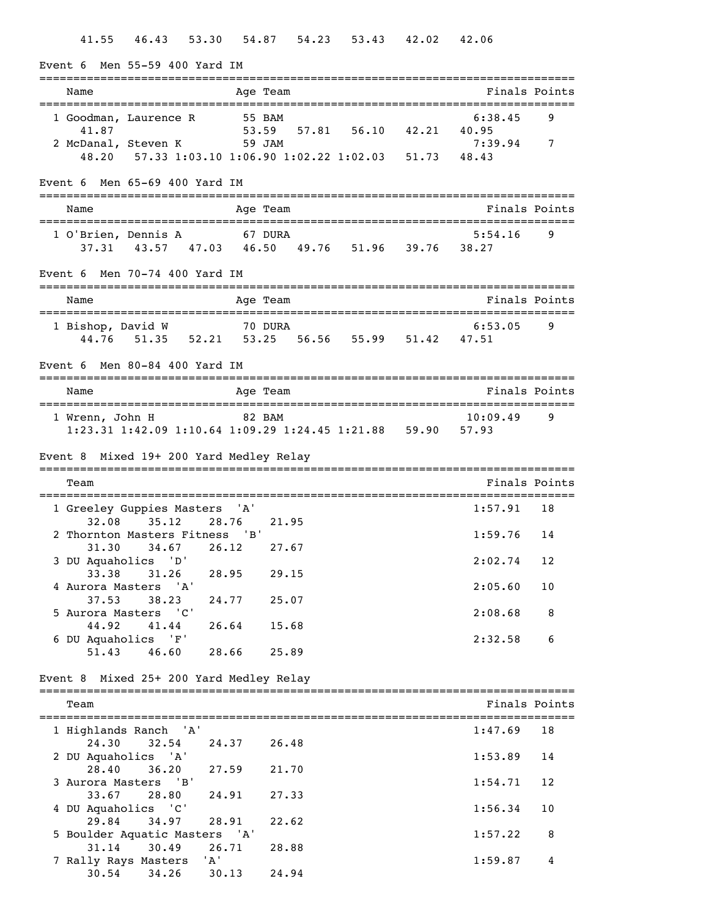41.55 46.43 53.30 54.87 54.23 53.43 42.02 42.06

## Event 6 Men 55-59 400 Yard IM

| Name | Age | Team | Finals | Points |
|---|---|---|---|---|
| 1 Goodman, Laurence R | 55 | BAM | 6:38.45 | 9 |
| 41.87 53.59 57.81 56.10 42.21 40.95 | | | | |
| 2 McDanal, Steven K | 59 | JAM | 7:39.94 | 7 |
| 48.20 57.33 1:03.10 1:06.90 1:02.22 1:02.03 51.73 48.43 | | | | |

## Event 6 Men 65-69 400 Yard IM

| Name | Age | Team | Finals | Points |
|---|---|---|---|---|
| 1 O'Brien, Dennis A | 67 | DURA | 5:54.16 | 9 |
| 37.31 43.57 47.03 46.50 49.76 51.96 39.76 38.27 | | | | |

## Event 6 Men 70-74 400 Yard IM

| Name | Age | Team | Finals | Points |
|---|---|---|---|---|
| 1 Bishop, David W | 70 | DURA | 6:53.05 | 9 |
| 44.76 51.35 52.21 53.25 56.56 55.99 51.42 47.51 | | | | |

## Event 6 Men 80-84 400 Yard IM

| Name | Age | Team | Finals | Points |
|---|---|---|---|---|
| 1 Wrenn, John H | 82 | BAM | 10:09.49 | 9 |
| 1:23.31 1:42.09 1:10.64 1:09.29 1:24.45 1:21.88 59.90 57.93 | | | | |

## Event 8 Mixed 19+ 200 Yard Medley Relay

| Team | Finals | Points |
|---|---|---|
| 1 Greeley Guppies Masters 'A' | 1:57.91 | 18 |
| 32.08 35.12 28.76 21.95 | | |
| 2 Thornton Masters Fitness 'B' | 1:59.76 | 14 |
| 31.30 34.67 26.12 27.67 | | |
| 3 DU Aquaholics 'D' | 2:02.74 | 12 |
| 33.38 31.26 28.95 29.15 | | |
| 4 Aurora Masters 'A' | 2:05.60 | 10 |
| 37.53 38.23 24.77 25.07 | | |
| 5 Aurora Masters 'C' | 2:08.68 | 8 |
| 44.92 41.44 26.64 15.68 | | |
| 6 DU Aquaholics 'F' | 2:32.58 | 6 |
| 51.43 46.60 28.66 25.89 | | |

## Event 8 Mixed 25+ 200 Yard Medley Relay

| Team | Finals | Points |
|---|---|---|
| 1 Highlands Ranch 'A' | 1:47.69 | 18 |
| 24.30 32.54 24.37 26.48 | | |
| 2 DU Aquaholics 'A' | 1:53.89 | 14 |
| 28.40 36.20 27.59 21.70 | | |
| 3 Aurora Masters 'B' | 1:54.71 | 12 |
| 33.67 28.80 24.91 27.33 | | |
| 4 DU Aquaholics 'C' | 1:56.34 | 10 |
| 29.84 34.97 28.91 22.62 | | |
| 5 Boulder Aquatic Masters 'A' | 1:57.22 | 8 |
| 31.14 30.49 26.71 28.88 | | |
| 7 Rally Rays Masters 'A' | 1:59.87 | 4 |
| 30.54 34.26 30.13 24.94 | | |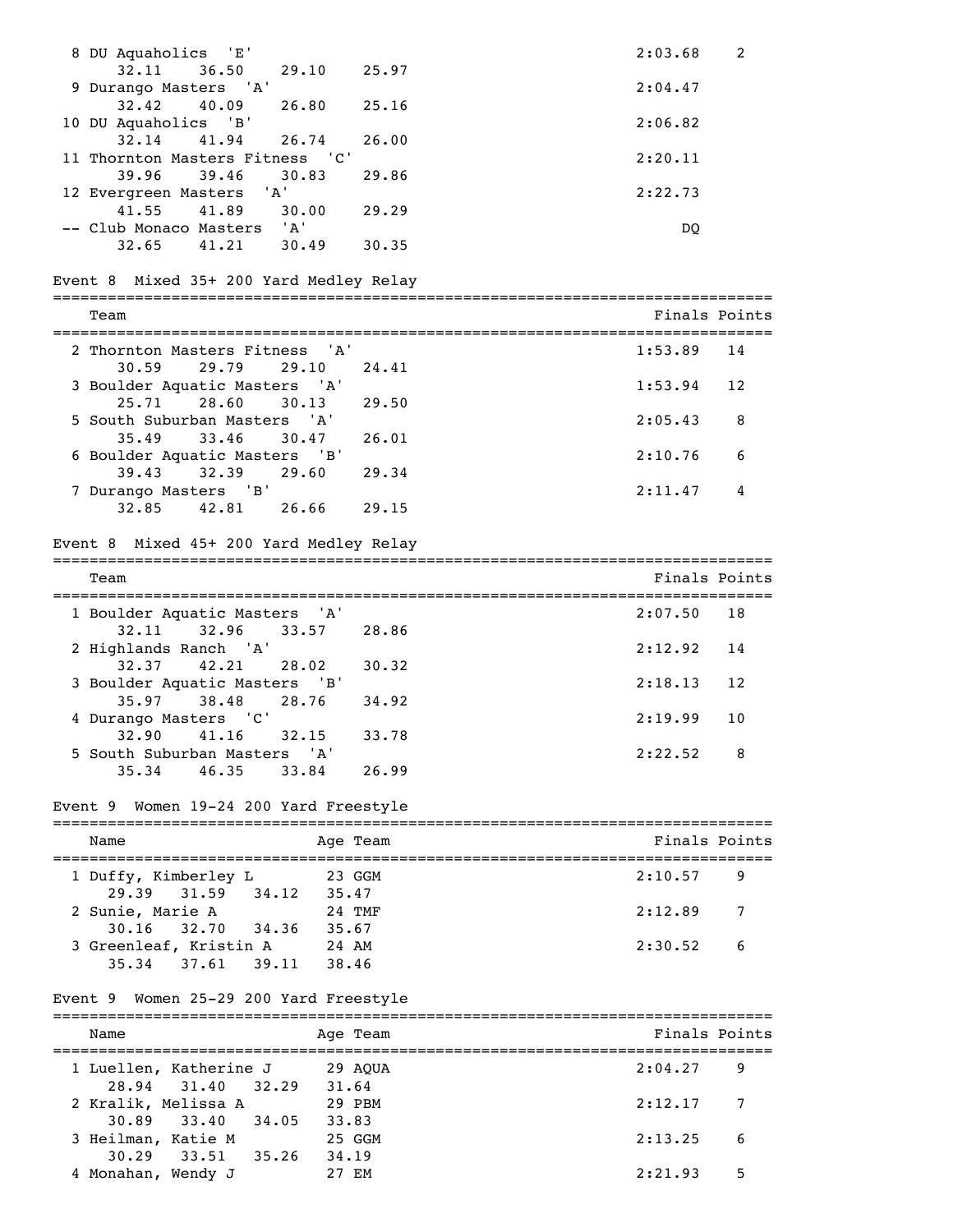| Place | Team | Splits | Finals | Points |
|---|---|---|---|---|
| 8 | DU Aquaholics 'E' | 32.11 36.50 29.10 25.97 | 2:03.68 | 2 |
| 9 | Durango Masters 'A' | 32.42 40.09 26.80 25.16 | 2:04.47 | |
| 10 | DU Aquaholics 'B' | 32.14 41.94 26.74 26.00 | 2:06.82 | |
| 11 | Thornton Masters Fitness 'C' | 39.96 39.46 30.83 29.86 | 2:20.11 | |
| 12 | Evergreen Masters 'A' | 41.55 41.89 30.00 29.29 | 2:22.73 | |
| -- | Club Monaco Masters 'A' | 32.65 41.21 30.49 30.35 | DQ | |

## Event 8 Mixed 35+ 200 Yard Medley Relay

| Place | Team | Splits | Finals | Points |
|---|---|---|---|---|
| 2 | Thornton Masters Fitness 'A' | 30.59 29.79 29.10 24.41 | 1:53.89 | 14 |
| 3 | Boulder Aquatic Masters 'A' | 25.71 28.60 30.13 29.50 | 1:53.94 | 12 |
| 5 | South Suburban Masters 'A' | 35.49 33.46 30.47 26.01 | 2:05.43 | 8 |
| 6 | Boulder Aquatic Masters 'B' | 39.43 32.39 29.60 29.34 | 2:10.76 | 6 |
| 7 | Durango Masters 'B' | 32.85 42.81 26.66 29.15 | 2:11.47 | 4 |

## Event 8 Mixed 45+ 200 Yard Medley Relay

| Place | Team | Splits | Finals | Points |
|---|---|---|---|---|
| 1 | Boulder Aquatic Masters 'A' | 32.11 32.96 33.57 28.86 | 2:07.50 | 18 |
| 2 | Highlands Ranch 'A' | 32.37 42.21 28.02 30.32 | 2:12.92 | 14 |
| 3 | Boulder Aquatic Masters 'B' | 35.97 38.48 28.76 34.92 | 2:18.13 | 12 |
| 4 | Durango Masters 'C' | 32.90 41.16 32.15 33.78 | 2:19.99 | 10 |
| 5 | South Suburban Masters 'A' | 35.34 46.35 33.84 26.99 | 2:22.52 | 8 |

## Event 9 Women 19-24 200 Yard Freestyle

| Place | Name | Age | Team | Splits | Finals | Points |
|---|---|---|---|---|---|---|
| 1 | Duffy, Kimberley L | 23 | GGM | 29.39 31.59 34.12 35.47 | 2:10.57 | 9 |
| 2 | Sunie, Marie A | 24 | TMF | 30.16 32.70 34.36 35.67 | 2:12.89 | 7 |
| 3 | Greenleaf, Kristin A | 24 | AM | 35.34 37.61 39.11 38.46 | 2:30.52 | 6 |

## Event 9 Women 25-29 200 Yard Freestyle

| Place | Name | Age | Team | Splits | Finals | Points |
|---|---|---|---|---|---|---|
| 1 | Luellen, Katherine J | 29 | AQUA | 28.94 31.40 32.29 31.64 | 2:04.27 | 9 |
| 2 | Kralik, Melissa A | 29 | PBM | 30.89 33.40 34.05 33.83 | 2:12.17 | 7 |
| 3 | Heilman, Katie M | 25 | GGM | 30.29 33.51 35.26 34.19 | 2:13.25 | 6 |
| 4 | Monahan, Wendy J | 27 | EM | | 2:21.93 | 5 |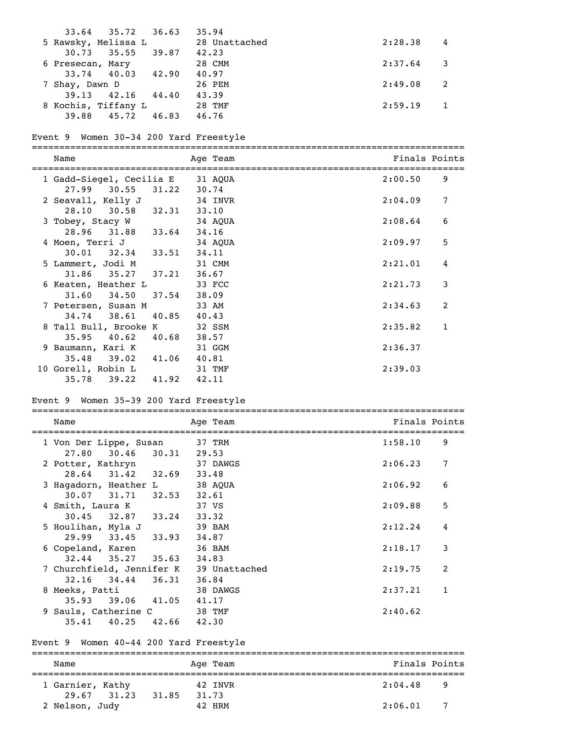| Name | Age | Team | Finals | Points |
|---|---|---|---|---|
| 33.64 35.72 36.63 35.94 | | | | |
| 5 Rawsky, Melissa L | 28 | Unattached | 2:28.38 | 4 |
| 30.73 35.55 39.87 42.23 | | | | |
| 6 Presecan, Mary | 28 | CMM | 2:37.64 | 3 |
| 33.74 40.03 42.90 40.97 | | | | |
| 7 Shay, Dawn D | 26 | PEM | 2:49.08 | 2 |
| 39.13 42.16 44.40 43.39 | | | | |
| 8 Kochis, Tiffany L | 28 | TMF | 2:59.19 | 1 |
| 39.88 45.72 46.83 46.76 | | | | |

## Event 9 Women 30-34 200 Yard Freestyle

| Name | Age | Team | Finals | Points |
|---|---|---|---|---|
| 1 Gadd-Siegel, Cecilia E | 31 | AQUA | 2:00.50 | 9 |
| 27.99 30.55 31.22 30.74 | | | | |
| 2 Seavall, Kelly J | 34 | INVR | 2:04.09 | 7 |
| 28.10 30.58 32.31 33.10 | | | | |
| 3 Tobey, Stacy W | 34 | AQUA | 2:08.64 | 6 |
| 28.96 31.88 33.64 34.16 | | | | |
| 4 Moen, Terri J | 34 | AQUA | 2:09.97 | 5 |
| 30.01 32.34 33.51 34.11 | | | | |
| 5 Lammert, Jodi M | 31 | CMM | 2:21.01 | 4 |
| 31.86 35.27 37.21 36.67 | | | | |
| 6 Keaten, Heather L | 33 | FCC | 2:21.73 | 3 |
| 31.60 34.50 37.54 38.09 | | | | |
| 7 Petersen, Susan M | 33 | AM | 2:34.63 | 2 |
| 34.74 38.61 40.85 40.43 | | | | |
| 8 Tall Bull, Brooke K | 32 | SSM | 2:35.82 | 1 |
| 35.95 40.62 40.68 38.57 | | | | |
| 9 Baumann, Kari K | 31 | GGM | 2:36.37 | |
| 35.48 39.02 41.06 40.81 | | | | |
| 10 Gorell, Robin L | 31 | TMF | 2:39.03 | |
| 35.78 39.22 41.92 42.11 | | | | |

## Event 9 Women 35-39 200 Yard Freestyle

| Name | Age | Team | Finals | Points |
|---|---|---|---|---|
| 1 Von Der Lippe, Susan | 37 | TRM | 1:58.10 | 9 |
| 27.80 30.46 30.31 29.53 | | | | |
| 2 Potter, Kathryn | 37 | DAWGS | 2:06.23 | 7 |
| 28.64 31.42 32.69 33.48 | | | | |
| 3 Hagadorn, Heather L | 38 | AQUA | 2:06.92 | 6 |
| 30.07 31.71 32.53 32.61 | | | | |
| 4 Smith, Laura K | 37 | VS | 2:09.88 | 5 |
| 30.45 32.87 33.24 33.32 | | | | |
| 5 Houlihan, Myla J | 39 | BAM | 2:12.24 | 4 |
| 29.99 33.45 33.93 34.87 | | | | |
| 6 Copeland, Karen | 36 | BAM | 2:18.17 | 3 |
| 32.44 35.27 35.63 34.83 | | | | |
| 7 Churchfield, Jennifer K | 39 | Unattached | 2:19.75 | 2 |
| 32.16 34.44 36.31 36.84 | | | | |
| 8 Meeks, Patti | 38 | DAWGS | 2:37.21 | 1 |
| 35.93 39.06 41.05 41.17 | | | | |
| 9 Sauls, Catherine C | 38 | TMF | 2:40.62 | |
| 35.41 40.25 42.66 42.30 | | | | |

## Event 9 Women 40-44 200 Yard Freestyle

| Name | Age | Team | Finals | Points |
|---|---|---|---|---|
| 1 Garnier, Kathy | 42 | INVR | 2:04.48 | 9 |
| 29.67 31.23 31.85 31.73 | | | | |
| 2 Nelson, Judy | 42 | HRM | 2:06.01 | 7 |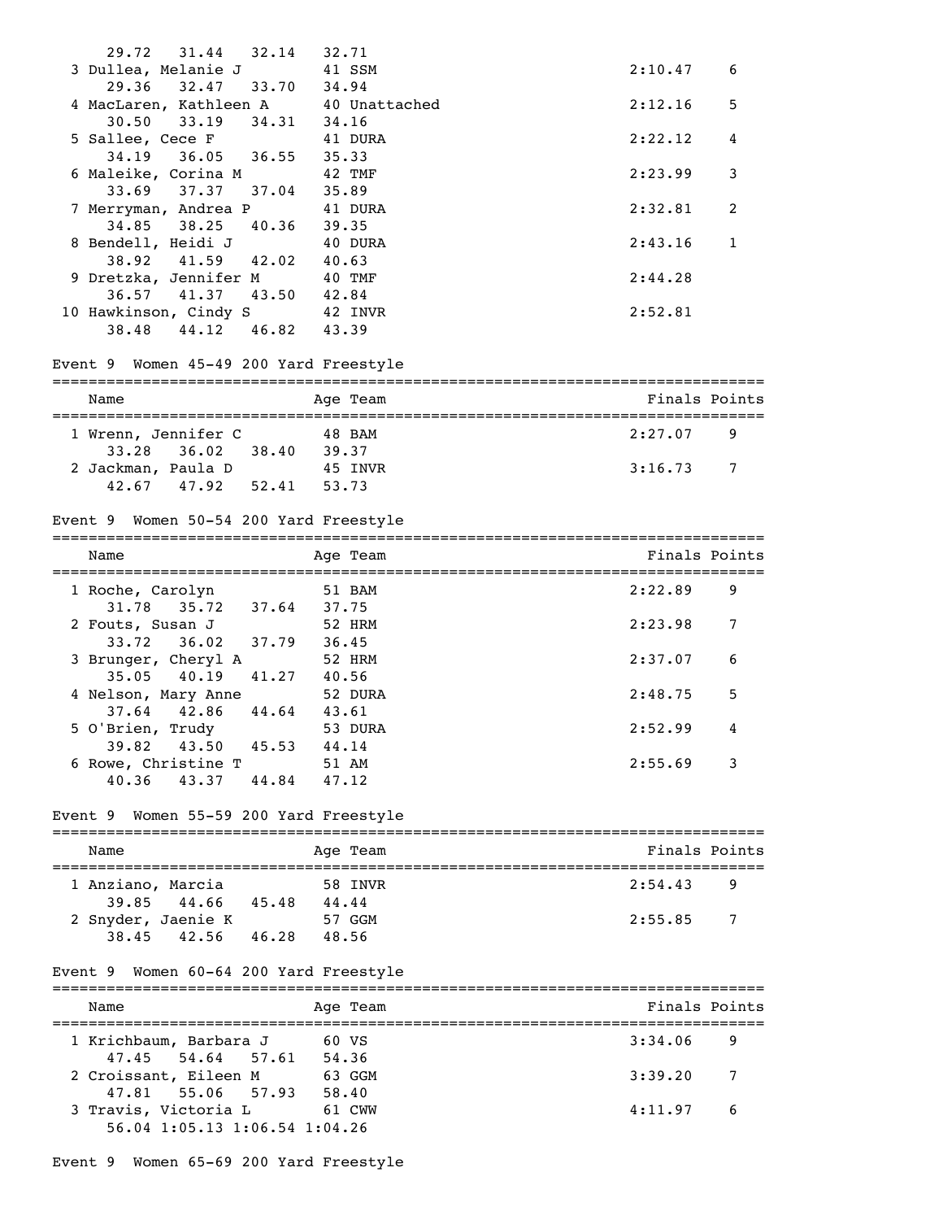| Name | Age | Team | Finals | Points |
|---|---|---|---|---|
| 29.72  31.44  32.14  32.71 | | | | |
| 3 Dullea, Melanie J | 41 | SSM | 2:10.47 | 6 |
| 29.36  32.47  33.70  34.94 | | | | |
| 4 MacLaren, Kathleen A | 40 | Unattached | 2:12.16 | 5 |
| 30.50  33.19  34.31  34.16 | | | | |
| 5 Sallee, Cece F | 41 | DURA | 2:22.12 | 4 |
| 34.19  36.05  36.55  35.33 | | | | |
| 6 Maleike, Corina M | 42 | TMF | 2:23.99 | 3 |
| 33.69  37.37  37.04  35.89 | | | | |
| 7 Merryman, Andrea P | 41 | DURA | 2:32.81 | 2 |
| 34.85  38.25  40.36  39.35 | | | | |
| 8 Bendell, Heidi J | 40 | DURA | 2:43.16 | 1 |
| 38.92  41.59  42.02  40.63 | | | | |
| 9 Dretzka, Jennifer M | 40 | TMF | 2:44.28 | |
| 36.57  41.37  43.50  42.84 | | | | |
| 10 Hawkinson, Cindy S | 42 | INVR | 2:52.81 | |
| 38.48  44.12  46.82  43.39 | | | | |

## Event 9  Women 45-49 200 Yard Freestyle

| Name | Age | Team | Finals | Points |
|---|---|---|---|---|
| 1 Wrenn, Jennifer C | 48 | BAM | 2:27.07 | 9 |
| 33.28  36.02  38.40  39.37 | | | | |
| 2 Jackman, Paula D | 45 | INVR | 3:16.73 | 7 |
| 42.67  47.92  52.41  53.73 | | | | |

## Event 9  Women 50-54 200 Yard Freestyle

| Name | Age | Team | Finals | Points |
|---|---|---|---|---|
| 1 Roche, Carolyn | 51 | BAM | 2:22.89 | 9 |
| 31.78  35.72  37.64  37.75 | | | | |
| 2 Fouts, Susan J | 52 | HRM | 2:23.98 | 7 |
| 33.72  36.02  37.79  36.45 | | | | |
| 3 Brunger, Cheryl A | 52 | HRM | 2:37.07 | 6 |
| 35.05  40.19  41.27  40.56 | | | | |
| 4 Nelson, Mary Anne | 52 | DURA | 2:48.75 | 5 |
| 37.64  42.86  44.64  43.61 | | | | |
| 5 O'Brien, Trudy | 53 | DURA | 2:52.99 | 4 |
| 39.82  43.50  45.53  44.14 | | | | |
| 6 Rowe, Christine T | 51 | AM | 2:55.69 | 3 |
| 40.36  43.37  44.84  47.12 | | | | |

## Event 9  Women 55-59 200 Yard Freestyle

| Name | Age | Team | Finals | Points |
|---|---|---|---|---|
| 1 Anziano, Marcia | 58 | INVR | 2:54.43 | 9 |
| 39.85  44.66  45.48  44.44 | | | | |
| 2 Snyder, Jaenie K | 57 | GGM | 2:55.85 | 7 |
| 38.45  42.56  46.28  48.56 | | | | |

## Event 9  Women 60-64 200 Yard Freestyle

| Name | Age | Team | Finals | Points |
|---|---|---|---|---|
| 1 Krichbaum, Barbara J | 60 | VS | 3:34.06 | 9 |
| 47.45  54.64  57.61  54.36 | | | | |
| 2 Croissant, Eileen M | 63 | GGM | 3:39.20 | 7 |
| 47.81  55.06  57.93  58.40 | | | | |
| 3 Travis, Victoria L | 61 | CWW | 4:11.97 | 6 |
| 56.04  1:05.13  1:06.54  1:04.26 | | | | |

## Event 9  Women 65-69 200 Yard Freestyle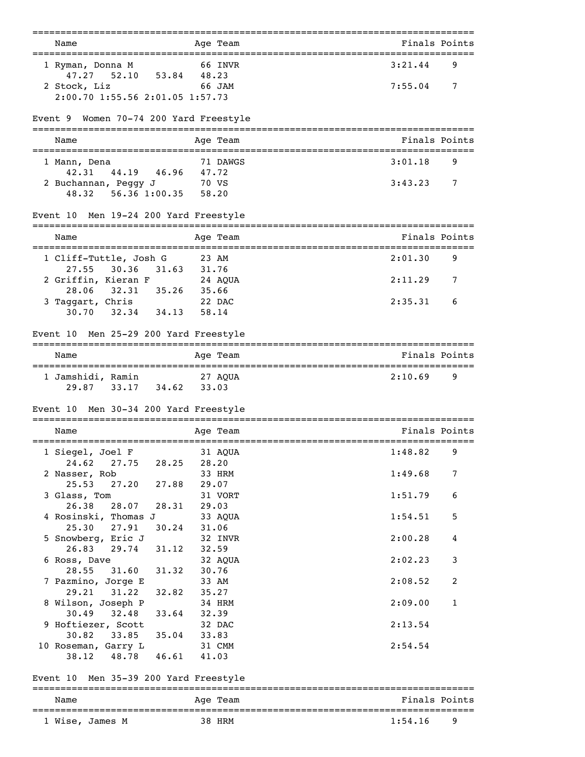| Name | Age | Team | Finals | Points |
|---|---|---|---|---|
| 1 Ryman, Donna M | 66 | INVR | 3:21.44 | 9 |
| 47.27 52.10 53.84 48.23 | | | | |
| 2 Stock, Liz | 66 | JAM | 7:55.04 | 7 |
| 2:00.70 1:55.56 2:01.05 1:57.73 | | | | |

## Event 9 Women 70-74 200 Yard Freestyle

| Name | Age | Team | Finals | Points |
|---|---|---|---|---|
| 1 Mann, Dena | 71 | DAWGS | 3:01.18 | 9 |
| 42.31 44.19 46.96 47.72 | | | | |
| 2 Buchannan, Peggy J | 70 | VS | 3:43.23 | 7 |
| 48.32 56.36 1:00.35 58.20 | | | | |

## Event 10 Men 19-24 200 Yard Freestyle

| Name | Age | Team | Finals | Points |
|---|---|---|---|---|
| 1 Cliff-Tuttle, Josh G | 23 | AM | 2:01.30 | 9 |
| 27.55 30.36 31.63 31.76 | | | | |
| 2 Griffin, Kieran F | 24 | AQUA | 2:11.29 | 7 |
| 28.06 32.31 35.26 35.66 | | | | |
| 3 Taggart, Chris | 22 | DAC | 2:35.31 | 6 |
| 30.70 32.34 34.13 58.14 | | | | |

## Event 10 Men 25-29 200 Yard Freestyle

| Name | Age | Team | Finals | Points |
|---|---|---|---|---|
| 1 Jamshidi, Ramin | 27 | AQUA | 2:10.69 | 9 |
| 29.87 33.17 34.62 33.03 | | | | |

## Event 10 Men 30-34 200 Yard Freestyle

| Name | Age | Team | Finals | Points |
|---|---|---|---|---|
| 1 Siegel, Joel F | 31 | AQUA | 1:48.82 | 9 |
| 24.62 27.75 28.25 28.20 | | | | |
| 2 Nasser, Rob | 33 | HRM | 1:49.68 | 7 |
| 25.53 27.20 27.88 29.07 | | | | |
| 3 Glass, Tom | 31 | VORT | 1:51.79 | 6 |
| 26.38 28.07 28.31 29.03 | | | | |
| 4 Rosinski, Thomas J | 33 | AQUA | 1:54.51 | 5 |
| 25.30 27.91 30.24 31.06 | | | | |
| 5 Snowberg, Eric J | 32 | INVR | 2:00.28 | 4 |
| 26.83 29.74 31.12 32.59 | | | | |
| 6 Ross, Dave | 32 | AQUA | 2:02.23 | 3 |
| 28.55 31.60 31.32 30.76 | | | | |
| 7 Pazmino, Jorge E | 33 | AM | 2:08.52 | 2 |
| 29.21 31.22 32.82 35.27 | | | | |
| 8 Wilson, Joseph P | 34 | HRM | 2:09.00 | 1 |
| 30.49 32.48 33.64 32.39 | | | | |
| 9 Hoftiezer, Scott | 32 | DAC | 2:13.54 | |
| 30.82 33.85 35.04 33.83 | | | | |
| 10 Roseman, Garry L | 31 | CMM | 2:54.54 | |
| 38.12 48.78 46.61 41.03 | | | | |

## Event 10 Men 35-39 200 Yard Freestyle

| Name | Age | Team | Finals | Points |
|---|---|---|---|---|
| 1 Wise, James M | 38 | HRM | 1:54.16 | 9 |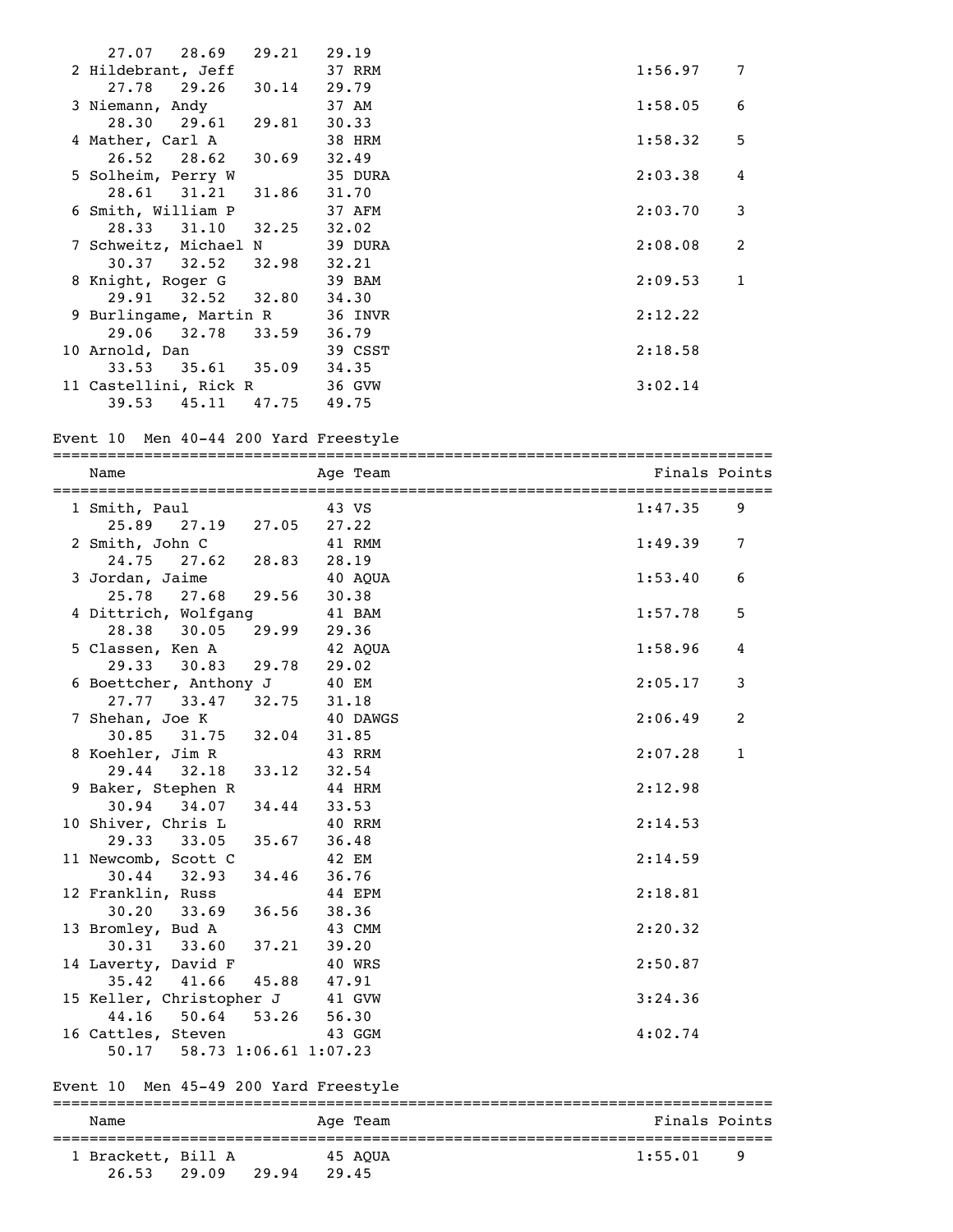| Name | Age | Team | Finals | Points |
|---|---|---|---|---|
| 27.07 28.69 29.21 29.19 | | | | |
| 2 Hildebrant, Jeff | 37 | RRM | 1:56.97 | 7 |
| 27.78 29.26 30.14 29.79 | | | | |
| 3 Niemann, Andy | 37 | AM | 1:58.05 | 6 |
| 28.30 29.61 29.81 30.33 | | | | |
| 4 Mather, Carl A | 38 | HRM | 1:58.32 | 5 |
| 26.52 28.62 30.69 32.49 | | | | |
| 5 Solheim, Perry W | 35 | DURA | 2:03.38 | 4 |
| 28.61 31.21 31.86 31.70 | | | | |
| 6 Smith, William P | 37 | AFM | 2:03.70 | 3 |
| 28.33 31.10 32.25 32.02 | | | | |
| 7 Schweitz, Michael N | 39 | DURA | 2:08.08 | 2 |
| 30.37 32.52 32.98 32.21 | | | | |
| 8 Knight, Roger G | 39 | BAM | 2:09.53 | 1 |
| 29.91 32.52 32.80 34.30 | | | | |
| 9 Burlingame, Martin R | 36 | INVR | 2:12.22 | |
| 29.06 32.78 33.59 36.79 | | | | |
| 10 Arnold, Dan | 39 | CSST | 2:18.58 | |
| 33.53 35.61 35.09 34.35 | | | | |
| 11 Castellini, Rick R | 36 | GVW | 3:02.14 | |
| 39.53 45.11 47.75 49.75 | | | | |

## Event 10 Men 40-44 200 Yard Freestyle

| Name | Age | Team | Finals | Points |
|---|---|---|---|---|
| 1 Smith, Paul | 43 | VS | 1:47.35 | 9 |
| 25.89 27.19 27.05 27.22 | | | | |
| 2 Smith, John C | 41 | RMM | 1:49.39 | 7 |
| 24.75 27.62 28.83 28.19 | | | | |
| 3 Jordan, Jaime | 40 | AQUA | 1:53.40 | 6 |
| 25.78 27.68 29.56 30.38 | | | | |
| 4 Dittrich, Wolfgang | 41 | BAM | 1:57.78 | 5 |
| 28.38 30.05 29.99 29.36 | | | | |
| 5 Classen, Ken A | 42 | AQUA | 1:58.96 | 4 |
| 29.33 30.83 29.78 29.02 | | | | |
| 6 Boettcher, Anthony J | 40 | EM | 2:05.17 | 3 |
| 27.77 33.47 32.75 31.18 | | | | |
| 7 Shehan, Joe K | 40 | DAWGS | 2:06.49 | 2 |
| 30.85 31.75 32.04 31.85 | | | | |
| 8 Koehler, Jim R | 43 | RRM | 2:07.28 | 1 |
| 29.44 32.18 33.12 32.54 | | | | |
| 9 Baker, Stephen R | 44 | HRM | 2:12.98 | |
| 30.94 34.07 34.44 33.53 | | | | |
| 10 Shiver, Chris L | 40 | RRM | 2:14.53 | |
| 29.33 33.05 35.67 36.48 | | | | |
| 11 Newcomb, Scott C | 42 | EM | 2:14.59 | |
| 30.44 32.93 34.46 36.76 | | | | |
| 12 Franklin, Russ | 44 | EPM | 2:18.81 | |
| 30.20 33.69 36.56 38.36 | | | | |
| 13 Bromley, Bud A | 43 | CMM | 2:20.32 | |
| 30.31 33.60 37.21 39.20 | | | | |
| 14 Laverty, David F | 40 | WRS | 2:50.87 | |
| 35.42 41.66 45.88 47.91 | | | | |
| 15 Keller, Christopher J | 41 | GVW | 3:24.36 | |
| 44.16 50.64 53.26 56.30 | | | | |
| 16 Cattles, Steven | 43 | GGM | 4:02.74 | |
| 50.17 58.73 1:06.61 1:07.23 | | | | |

## Event 10 Men 45-49 200 Yard Freestyle

| Name | Age | Team | Finals | Points |
|---|---|---|---|---|
| 1 Brackett, Bill A | 45 | AQUA | 1:55.01 | 9 |
| 26.53 29.09 29.94 29.45 | | | | |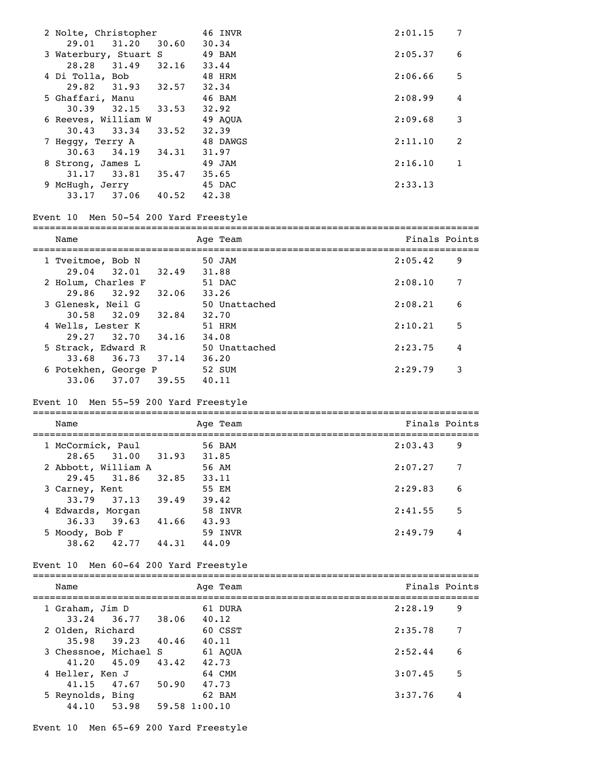| Name | Age | Team | Finals | Points |
|---|---|---|---|---|
| 2 Nolte, Christopher | 46 | INVR | 2:01.15 | 7 |
| 29.01 31.20 30.60 30.34 | | | | |
| 3 Waterbury, Stuart S | 49 | BAM | 2:05.37 | 6 |
| 28.28 31.49 32.16 33.44 | | | | |
| 4 Di Tolla, Bob | 48 | HRM | 2:06.66 | 5 |
| 29.82 31.93 32.57 32.34 | | | | |
| 5 Ghaffari, Manu | 46 | BAM | 2:08.99 | 4 |
| 30.39 32.15 33.53 32.92 | | | | |
| 6 Reeves, William W | 49 | AQUA | 2:09.68 | 3 |
| 30.43 33.34 33.52 32.39 | | | | |
| 7 Heggy, Terry A | 48 | DAWGS | 2:11.10 | 2 |
| 30.63 34.19 34.31 31.97 | | | | |
| 8 Strong, James L | 49 | JAM | 2:16.10 | 1 |
| 31.17 33.81 35.47 35.65 | | | | |
| 9 McHugh, Jerry | 45 | DAC | 2:33.13 | |
| 33.17 37.06 40.52 42.38 | | | | |

## Event 10 Men 50-54 200 Yard Freestyle

| Name | Age | Team | Finals | Points |
|---|---|---|---|---|
| 1 Tveitmoe, Bob N | 50 | JAM | 2:05.42 | 9 |
| 29.04 32.01 32.49 31.88 | | | | |
| 2 Holum, Charles F | 51 | DAC | 2:08.10 | 7 |
| 29.86 32.92 32.06 33.26 | | | | |
| 3 Glenesk, Neil G | 50 | Unattached | 2:08.21 | 6 |
| 30.58 32.09 32.84 32.70 | | | | |
| 4 Wells, Lester K | 51 | HRM | 2:10.21 | 5 |
| 29.27 32.70 34.16 34.08 | | | | |
| 5 Strack, Edward R | 50 | Unattached | 2:23.75 | 4 |
| 33.68 36.73 37.14 36.20 | | | | |
| 6 Potekhen, George P | 52 | SUM | 2:29.79 | 3 |
| 33.06 37.07 39.55 40.11 | | | | |

## Event 10 Men 55-59 200 Yard Freestyle

| Name | Age | Team | Finals | Points |
|---|---|---|---|---|
| 1 McCormick, Paul | 56 | BAM | 2:03.43 | 9 |
| 28.65 31.00 31.93 31.85 | | | | |
| 2 Abbott, William A | 56 | AM | 2:07.27 | 7 |
| 29.45 31.86 32.85 33.11 | | | | |
| 3 Carney, Kent | 55 | EM | 2:29.83 | 6 |
| 33.79 37.13 39.49 39.42 | | | | |
| 4 Edwards, Morgan | 58 | INVR | 2:41.55 | 5 |
| 36.33 39.63 41.66 43.93 | | | | |
| 5 Moody, Bob F | 59 | INVR | 2:49.79 | 4 |
| 38.62 42.77 44.31 44.09 | | | | |

## Event 10 Men 60-64 200 Yard Freestyle

| Name | Age | Team | Finals | Points |
|---|---|---|---|---|
| 1 Graham, Jim D | 61 | DURA | 2:28.19 | 9 |
| 33.24 36.77 38.06 40.12 | | | | |
| 2 Olden, Richard | 60 | CSST | 2:35.78 | 7 |
| 35.98 39.23 40.46 40.11 | | | | |
| 3 Chessnoe, Michael S | 61 | AQUA | 2:52.44 | 6 |
| 41.20 45.09 43.42 42.73 | | | | |
| 4 Heller, Ken J | 64 | CMM | 3:07.45 | 5 |
| 41.15 47.67 50.90 47.73 | | | | |
| 5 Reynolds, Bing | 62 | BAM | 3:37.76 | 4 |
| 44.10 53.98 59.58 1:00.10 | | | | |

## Event 10 Men 65-69 200 Yard Freestyle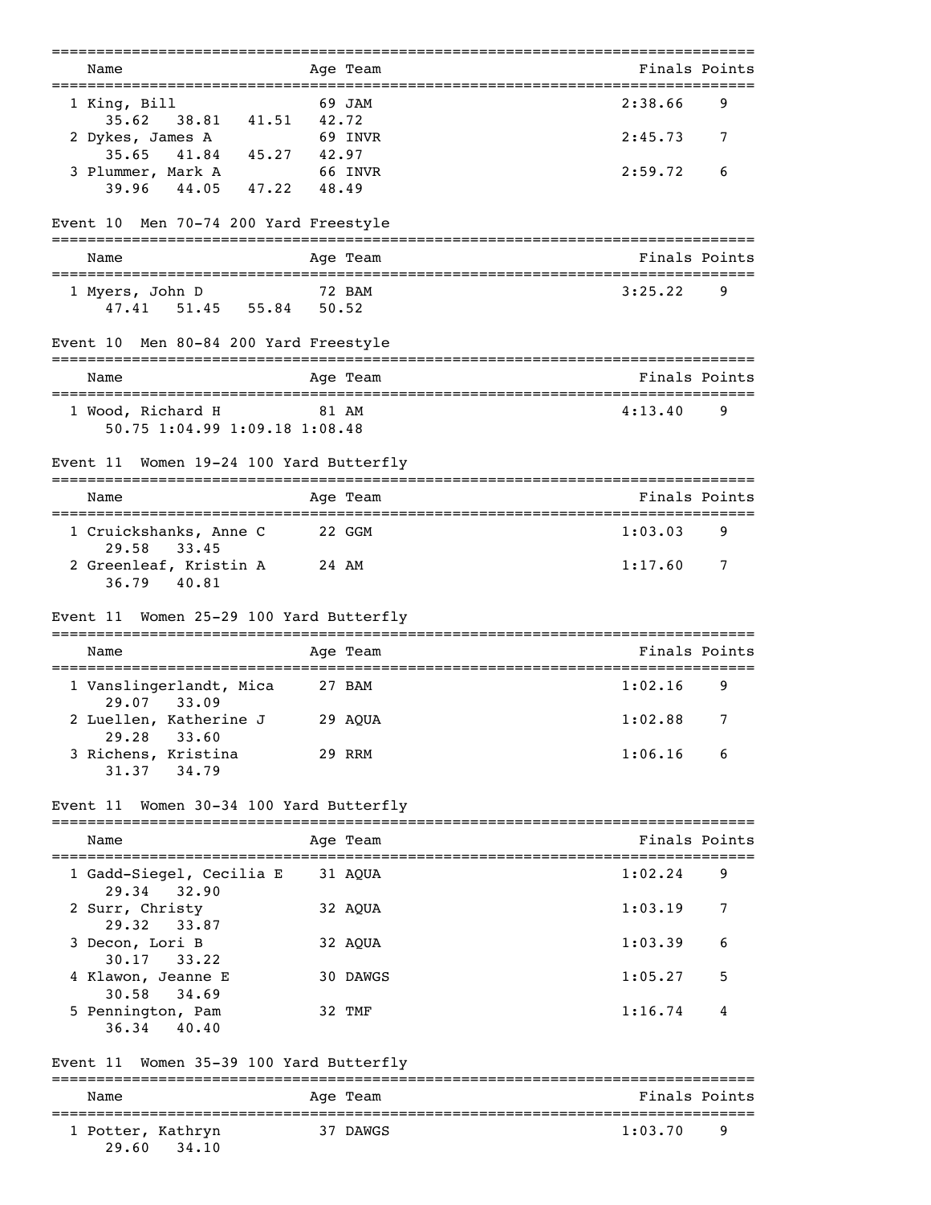| Name | Age | Team | Finals | Points |
|---|---|---|---|---|
| 1 King, Bill | 69 | JAM | 2:38.66 | 9 |
| 35.62 38.81 41.51 42.72 | | | | |
| 2 Dykes, James A | 69 | INVR | 2:45.73 | 7 |
| 35.65 41.84 45.27 42.97 | | | | |
| 3 Plummer, Mark A | 66 | INVR | 2:59.72 | 6 |
| 39.96 44.05 47.22 48.49 | | | | |

## Event 10 Men 70-74 200 Yard Freestyle

| Name | Age | Team | Finals | Points |
|---|---|---|---|---|
| 1 Myers, John D | 72 | BAM | 3:25.22 | 9 |
| 47.41 51.45 55.84 50.52 | | | | |

## Event 10 Men 80-84 200 Yard Freestyle

| Name | Age | Team | Finals | Points |
|---|---|---|---|---|
| 1 Wood, Richard H | 81 | AM | 4:13.40 | 9 |
| 50.75 1:04.99 1:09.18 1:08.48 | | | | |

## Event 11 Women 19-24 100 Yard Butterfly

| Name | Age | Team | Finals | Points |
|---|---|---|---|---|
| 1 Cruickshanks, Anne C | 22 | GGM | 1:03.03 | 9 |
| 29.58 33.45 | | | | |
| 2 Greenleaf, Kristin A | 24 | AM | 1:17.60 | 7 |
| 36.79 40.81 | | | | |

## Event 11 Women 25-29 100 Yard Butterfly

| Name | Age | Team | Finals | Points |
|---|---|---|---|---|
| 1 Vanslingerlandt, Mica | 27 | BAM | 1:02.16 | 9 |
| 29.07 33.09 | | | | |
| 2 Luellen, Katherine J | 29 | AQUA | 1:02.88 | 7 |
| 29.28 33.60 | | | | |
| 3 Richens, Kristina | 29 | RRM | 1:06.16 | 6 |
| 31.37 34.79 | | | | |

## Event 11 Women 30-34 100 Yard Butterfly

| Name | Age | Team | Finals | Points |
|---|---|---|---|---|
| 1 Gadd-Siegel, Cecilia E | 31 | AQUA | 1:02.24 | 9 |
| 29.34 32.90 | | | | |
| 2 Surr, Christy | 32 | AQUA | 1:03.19 | 7 |
| 29.32 33.87 | | | | |
| 3 Decon, Lori B | 32 | AQUA | 1:03.39 | 6 |
| 30.17 33.22 | | | | |
| 4 Klawon, Jeanne E | 30 | DAWGS | 1:05.27 | 5 |
| 30.58 34.69 | | | | |
| 5 Pennington, Pam | 32 | TMF | 1:16.74 | 4 |
| 36.34 40.40 | | | | |

## Event 11 Women 35-39 100 Yard Butterfly

| Name | Age | Team | Finals | Points |
|---|---|---|---|---|
| 1 Potter, Kathryn | 37 | DAWGS | 1:03.70 | 9 |
| 29.60 34.10 | | | | |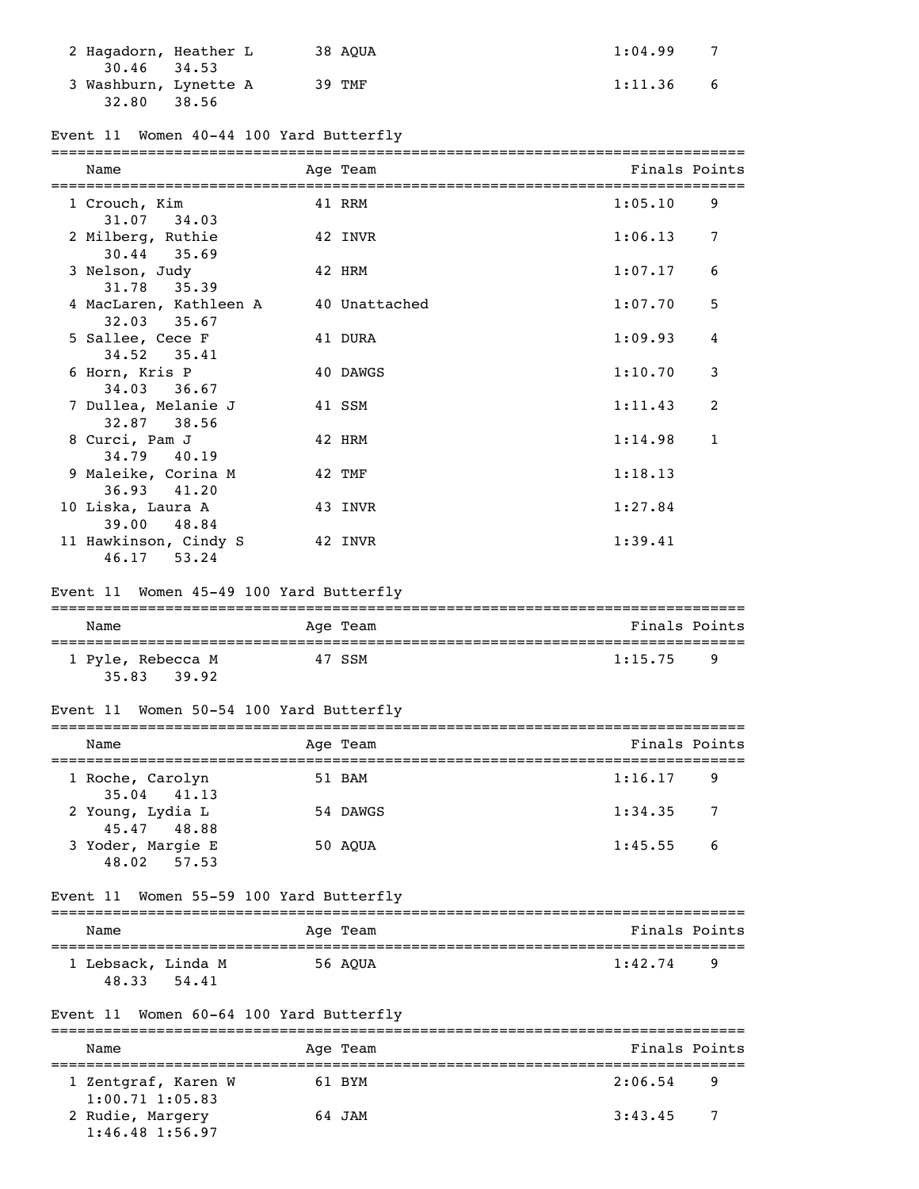| Name | Age | Team | Finals | Points |
|---|---|---|---|---|
| 2 Hagadorn, Heather L | 38 | AQUA | 1:04.99 | 7 |
| 30.46 34.53 | | | | |
| 3 Washburn, Lynette A | 39 | TMF | 1:11.36 | 6 |
| 32.80 38.56 | | | | |

### Event 11 Women 40-44 100 Yard Butterfly

| Name | Age | Team | Finals | Points |
|---|---|---|---|---|
| 1 Crouch, Kim | 41 | RRM | 1:05.10 | 9 |
| 31.07 34.03 | | | | |
| 2 Milberg, Ruthie | 42 | INVR | 1:06.13 | 7 |
| 30.44 35.69 | | | | |
| 3 Nelson, Judy | 42 | HRM | 1:07.17 | 6 |
| 31.78 35.39 | | | | |
| 4 MacLaren, Kathleen A | 40 | Unattached | 1:07.70 | 5 |
| 32.03 35.67 | | | | |
| 5 Sallee, Cece F | 41 | DURA | 1:09.93 | 4 |
| 34.52 35.41 | | | | |
| 6 Horn, Kris P | 40 | DAWGS | 1:10.70 | 3 |
| 34.03 36.67 | | | | |
| 7 Dullea, Melanie J | 41 | SSM | 1:11.43 | 2 |
| 32.87 38.56 | | | | |
| 8 Curci, Pam J | 42 | HRM | 1:14.98 | 1 |
| 34.79 40.19 | | | | |
| 9 Maleike, Corina M | 42 | TMF | 1:18.13 | |
| 36.93 41.20 | | | | |
| 10 Liska, Laura A | 43 | INVR | 1:27.84 | |
| 39.00 48.84 | | | | |
| 11 Hawkinson, Cindy S | 42 | INVR | 1:39.41 | |
| 46.17 53.24 | | | | |

### Event 11 Women 45-49 100 Yard Butterfly

| Name | Age | Team | Finals | Points |
|---|---|---|---|---|
| 1 Pyle, Rebecca M | 47 | SSM | 1:15.75 | 9 |
| 35.83 39.92 | | | | |

### Event 11 Women 50-54 100 Yard Butterfly

| Name | Age | Team | Finals | Points |
|---|---|---|---|---|
| 1 Roche, Carolyn | 51 | BAM | 1:16.17 | 9 |
| 35.04 41.13 | | | | |
| 2 Young, Lydia L | 54 | DAWGS | 1:34.35 | 7 |
| 45.47 48.88 | | | | |
| 3 Yoder, Margie E | 50 | AQUA | 1:45.55 | 6 |
| 48.02 57.53 | | | | |

### Event 11 Women 55-59 100 Yard Butterfly

| Name | Age | Team | Finals | Points |
|---|---|---|---|---|
| 1 Lebsack, Linda M | 56 | AQUA | 1:42.74 | 9 |
| 48.33 54.41 | | | | |

### Event 11 Women 60-64 100 Yard Butterfly

| Name | Age | Team | Finals | Points |
|---|---|---|---|---|
| 1 Zentgraf, Karen W | 61 | BYM | 2:06.54 | 9 |
| 1:00.71 1:05.83 | | | | |
| 2 Rudie, Margery | 64 | JAM | 3:43.45 | 7 |
| 1:46.48 1:56.97 | | | | |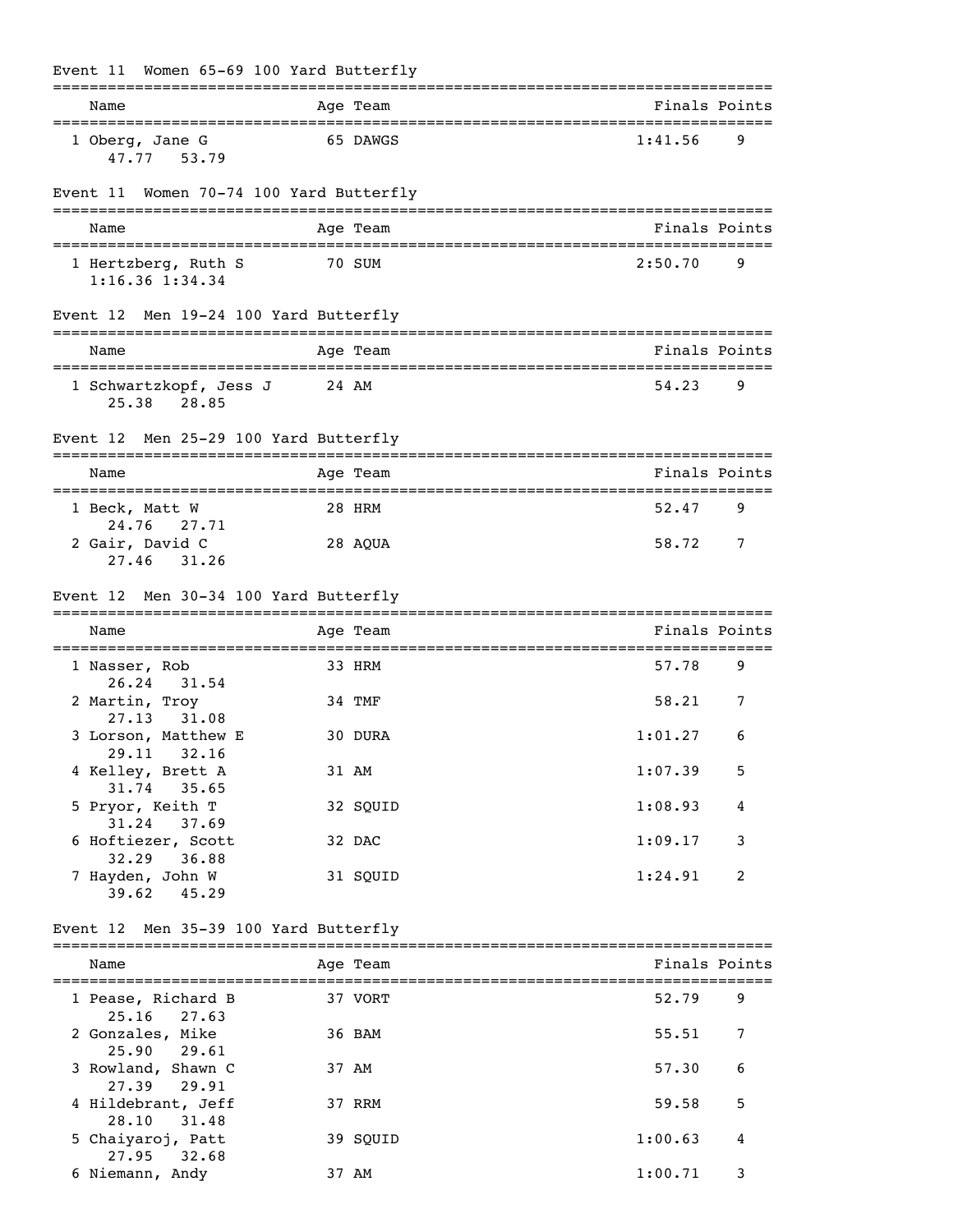### Event 11 Women 65-69 100 Yard Butterfly

| Name | Age | Team | Finals | Points |
|---|---|---|---|---|
| 1 Oberg, Jane G | 65 | DAWGS | 1:41.56 | 9 |
| 47.77 53.79 | | | | |

### Event 11 Women 70-74 100 Yard Butterfly

| Name | Age | Team | Finals | Points |
|---|---|---|---|---|
| 1 Hertzberg, Ruth S | 70 | SUM | 2:50.70 | 9 |
| 1:16.36 1:34.34 | | | | |

### Event 12 Men 19-24 100 Yard Butterfly

| Name | Age | Team | Finals | Points |
|---|---|---|---|---|
| 1 Schwartzkopf, Jess J | 24 | AM | 54.23 | 9 |
| 25.38 28.85 | | | | |

### Event 12 Men 25-29 100 Yard Butterfly

| Name | Age | Team | Finals | Points |
|---|---|---|---|---|
| 1 Beck, Matt W | 28 | HRM | 52.47 | 9 |
| 24.76 27.71 | | | | |
| 2 Gair, David C | 28 | AQUA | 58.72 | 7 |
| 27.46 31.26 | | | | |

### Event 12 Men 30-34 100 Yard Butterfly

| Name | Age | Team | Finals | Points |
|---|---|---|---|---|
| 1 Nasser, Rob | 33 | HRM | 57.78 | 9 |
| 26.24 31.54 | | | | |
| 2 Martin, Troy | 34 | TMF | 58.21 | 7 |
| 27.13 31.08 | | | | |
| 3 Lorson, Matthew E | 30 | DURA | 1:01.27 | 6 |
| 29.11 32.16 | | | | |
| 4 Kelley, Brett A | 31 | AM | 1:07.39 | 5 |
| 31.74 35.65 | | | | |
| 5 Pryor, Keith T | 32 | SQUID | 1:08.93 | 4 |
| 31.24 37.69 | | | | |
| 6 Hoftiezer, Scott | 32 | DAC | 1:09.17 | 3 |
| 32.29 36.88 | | | | |
| 7 Hayden, John W | 31 | SQUID | 1:24.91 | 2 |
| 39.62 45.29 | | | | |

### Event 12 Men 35-39 100 Yard Butterfly

| Name | Age | Team | Finals | Points |
|---|---|---|---|---|
| 1 Pease, Richard B | 37 | VORT | 52.79 | 9 |
| 25.16 27.63 | | | | |
| 2 Gonzales, Mike | 36 | BAM | 55.51 | 7 |
| 25.90 29.61 | | | | |
| 3 Rowland, Shawn C | 37 | AM | 57.30 | 6 |
| 27.39 29.91 | | | | |
| 4 Hildebrant, Jeff | 37 | RRM | 59.58 | 5 |
| 28.10 31.48 | | | | |
| 5 Chaiyaroj, Patt | 39 | SQUID | 1:00.63 | 4 |
| 27.95 32.68 | | | | |
| 6 Niemann, Andy | 37 | AM | 1:00.71 | 3 |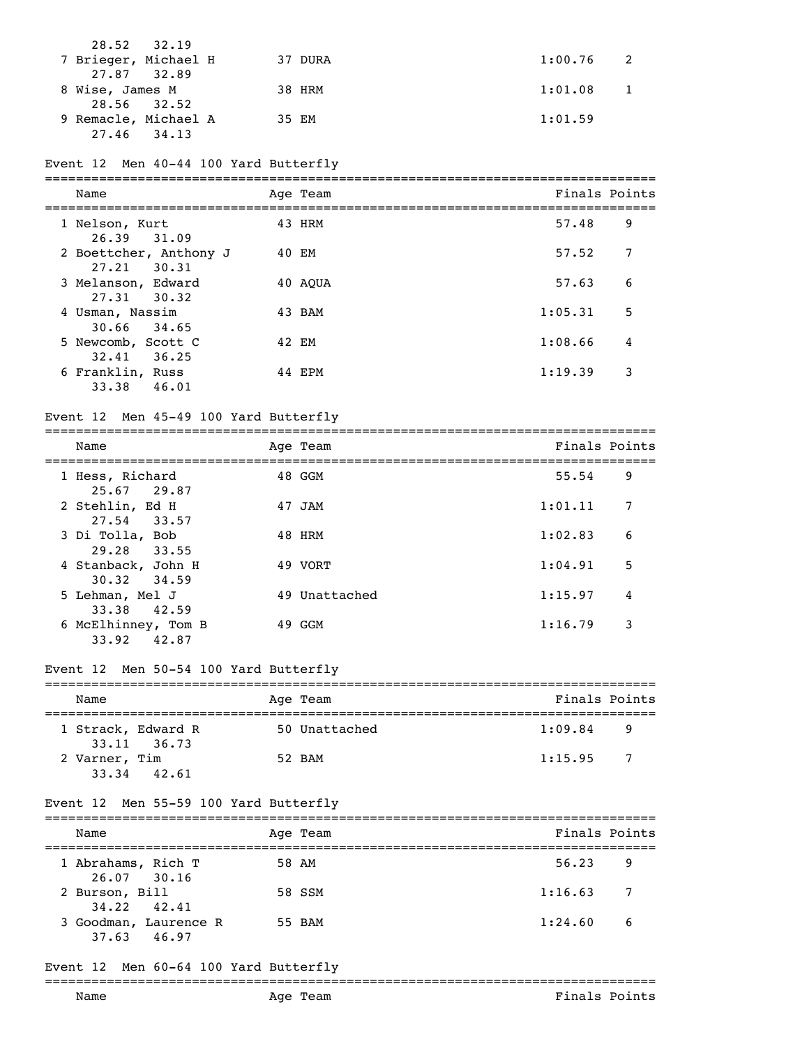| Name | Age | Team | Finals | Points |
|---|---|---|---|---|
| 28.52 32.19 | | | | |
| 7 Brieger, Michael H | 37 | DURA | 1:00.76 | 2 |
| 27.87 32.89 | | | | |
| 8 Wise, James M | 38 | HRM | 1:01.08 | 1 |
| 28.56 32.52 | | | | |
| 9 Remacle, Michael A | 35 | EM | 1:01.59 | |
| 27.46 34.13 | | | | |

### Event 12 Men 40-44 100 Yard Butterfly

| Name | Age | Team | Finals | Points |
|---|---|---|---|---|
| 1 Nelson, Kurt | 43 | HRM | 57.48 | 9 |
| 26.39 31.09 | | | | |
| 2 Boettcher, Anthony J | 40 | EM | 57.52 | 7 |
| 27.21 30.31 | | | | |
| 3 Melanson, Edward | 40 | AQUA | 57.63 | 6 |
| 27.31 30.32 | | | | |
| 4 Usman, Nassim | 43 | BAM | 1:05.31 | 5 |
| 30.66 34.65 | | | | |
| 5 Newcomb, Scott C | 42 | EM | 1:08.66 | 4 |
| 32.41 36.25 | | | | |
| 6 Franklin, Russ | 44 | EPM | 1:19.39 | 3 |
| 33.38 46.01 | | | | |

### Event 12 Men 45-49 100 Yard Butterfly

| Name | Age | Team | Finals | Points |
|---|---|---|---|---|
| 1 Hess, Richard | 48 | GGM | 55.54 | 9 |
| 25.67 29.87 | | | | |
| 2 Stehlin, Ed H | 47 | JAM | 1:01.11 | 7 |
| 27.54 33.57 | | | | |
| 3 Di Tolla, Bob | 48 | HRM | 1:02.83 | 6 |
| 29.28 33.55 | | | | |
| 4 Stanback, John H | 49 | VORT | 1:04.91 | 5 |
| 30.32 34.59 | | | | |
| 5 Lehman, Mel J | 49 | Unattached | 1:15.97 | 4 |
| 33.38 42.59 | | | | |
| 6 McElhinney, Tom B | 49 | GGM | 1:16.79 | 3 |
| 33.92 42.87 | | | | |

### Event 12 Men 50-54 100 Yard Butterfly

| Name | Age | Team | Finals | Points |
|---|---|---|---|---|
| 1 Strack, Edward R | 50 | Unattached | 1:09.84 | 9 |
| 33.11 36.73 | | | | |
| 2 Varner, Tim | 52 | BAM | 1:15.95 | 7 |
| 33.34 42.61 | | | | |

### Event 12 Men 55-59 100 Yard Butterfly

| Name | Age | Team | Finals | Points |
|---|---|---|---|---|
| 1 Abrahams, Rich T | 58 | AM | 56.23 | 9 |
| 26.07 30.16 | | | | |
| 2 Burson, Bill | 58 | SSM | 1:16.63 | 7 |
| 34.22 42.41 | | | | |
| 3 Goodman, Laurence R | 55 | BAM | 1:24.60 | 6 |
| 37.63 46.97 | | | | |

### Event 12 Men 60-64 100 Yard Butterfly

| Name | Age | Team | Finals | Points |
|---|---|---|---|---|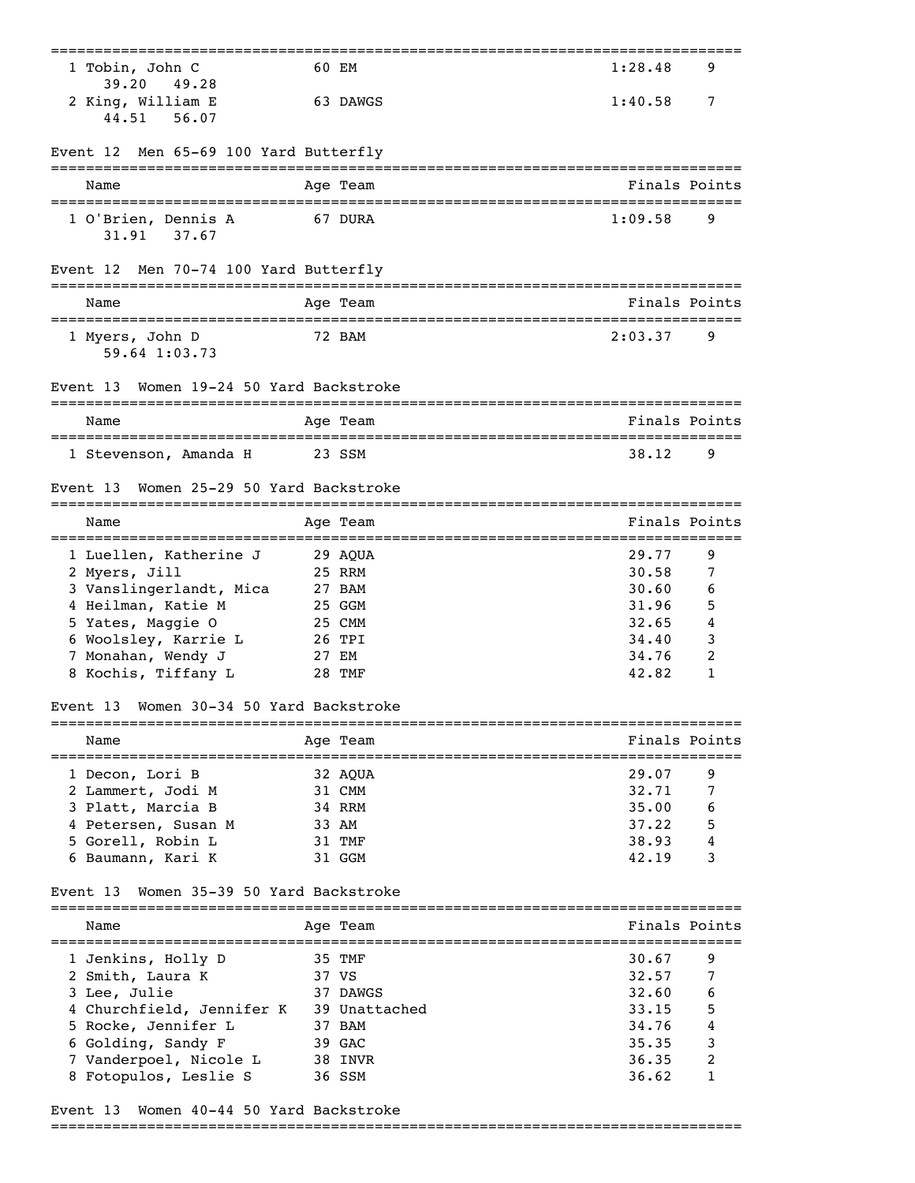| Name | Age | Team | Finals | Points |
|---|---|---|---|---|
| 1 Tobin, John C | 60 | EM | 1:28.48 | 9 |
| 39.20 49.28 | | | | |
| 2 King, William E | 63 | DAWGS | 1:40.58 | 7 |
| 44.51 56.07 | | | | |

## Event 12 Men 65-69 100 Yard Butterfly

| Name | Age | Team | Finals | Points |
|---|---|---|---|---|
| 1 O'Brien, Dennis A | 67 | DURA | 1:09.58 | 9 |
| 31.91 37.67 | | | | |

## Event 12 Men 70-74 100 Yard Butterfly

| Name | Age | Team | Finals | Points |
|---|---|---|---|---|
| 1 Myers, John D | 72 | BAM | 2:03.37 | 9 |
| 59.64 1:03.73 | | | | |

## Event 13 Women 19-24 50 Yard Backstroke

| Name | Age | Team | Finals | Points |
|---|---|---|---|---|
| 1 Stevenson, Amanda H | 23 | SSM | 38.12 | 9 |

## Event 13 Women 25-29 50 Yard Backstroke

| Name | Age | Team | Finals | Points |
|---|---|---|---|---|
| 1 Luellen, Katherine J | 29 | AQUA | 29.77 | 9 |
| 2 Myers, Jill | 25 | RRM | 30.58 | 7 |
| 3 Vanslingerlandt, Mica | 27 | BAM | 30.60 | 6 |
| 4 Heilman, Katie M | 25 | GGM | 31.96 | 5 |
| 5 Yates, Maggie O | 25 | CMM | 32.65 | 4 |
| 6 Woolsley, Karrie L | 26 | TPI | 34.40 | 3 |
| 7 Monahan, Wendy J | 27 | EM | 34.76 | 2 |
| 8 Kochis, Tiffany L | 28 | TMF | 42.82 | 1 |

## Event 13 Women 30-34 50 Yard Backstroke

| Name | Age | Team | Finals | Points |
|---|---|---|---|---|
| 1 Decon, Lori B | 32 | AQUA | 29.07 | 9 |
| 2 Lammert, Jodi M | 31 | CMM | 32.71 | 7 |
| 3 Platt, Marcia B | 34 | RRM | 35.00 | 6 |
| 4 Petersen, Susan M | 33 | AM | 37.22 | 5 |
| 5 Gorell, Robin L | 31 | TMF | 38.93 | 4 |
| 6 Baumann, Kari K | 31 | GGM | 42.19 | 3 |

## Event 13 Women 35-39 50 Yard Backstroke

| Name | Age | Team | Finals | Points |
|---|---|---|---|---|
| 1 Jenkins, Holly D | 35 | TMF | 30.67 | 9 |
| 2 Smith, Laura K | 37 | VS | 32.57 | 7 |
| 3 Lee, Julie | 37 | DAWGS | 32.60 | 6 |
| 4 Churchfield, Jennifer K | 39 | Unattached | 33.15 | 5 |
| 5 Rocke, Jennifer L | 37 | BAM | 34.76 | 4 |
| 6 Golding, Sandy F | 39 | GAC | 35.35 | 3 |
| 7 Vanderpoel, Nicole L | 38 | INVR | 36.35 | 2 |
| 8 Fotopulos, Leslie S | 36 | SSM | 36.62 | 1 |

## Event 13 Women 40-44 50 Yard Backstroke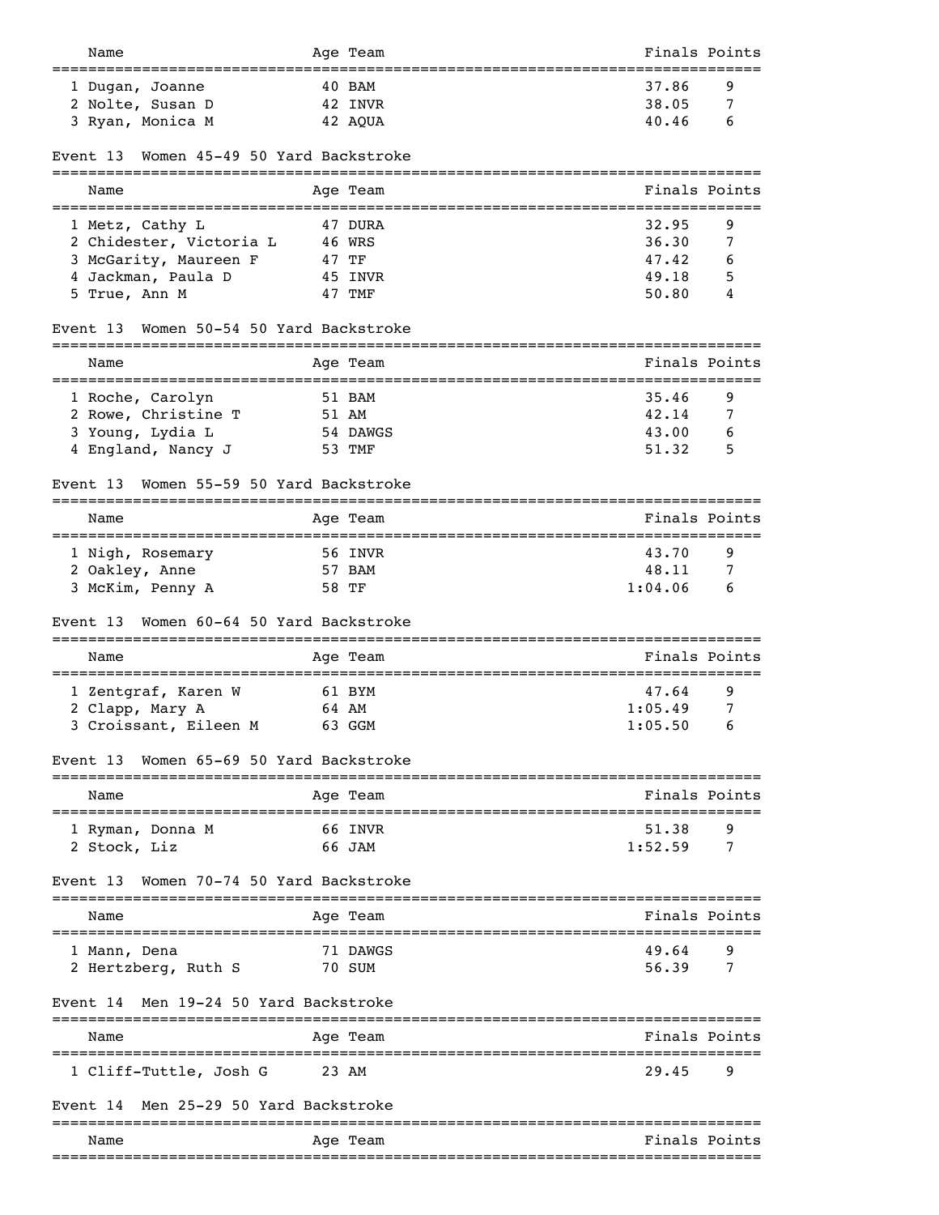| Name | Age | Team | Finals | Points |
|---|---|---|---|---|
| 1 Dugan, Joanne | 40 | BAM | 37.86 | 9 |
| 2 Nolte, Susan D | 42 | INVR | 38.05 | 7 |
| 3 Ryan, Monica M | 42 | AQUA | 40.46 | 6 |

### Event 13 Women 45-49 50 Yard Backstroke

| Name | Age | Team | Finals | Points |
|---|---|---|---|---|
| 1 Metz, Cathy L | 47 | DURA | 32.95 | 9 |
| 2 Chidester, Victoria L | 46 | WRS | 36.30 | 7 |
| 3 McGarity, Maureen F | 47 | TF | 47.42 | 6 |
| 4 Jackman, Paula D | 45 | INVR | 49.18 | 5 |
| 5 True, Ann M | 47 | TMF | 50.80 | 4 |

### Event 13 Women 50-54 50 Yard Backstroke

| Name | Age | Team | Finals | Points |
|---|---|---|---|---|
| 1 Roche, Carolyn | 51 | BAM | 35.46 | 9 |
| 2 Rowe, Christine T | 51 | AM | 42.14 | 7 |
| 3 Young, Lydia L | 54 | DAWGS | 43.00 | 6 |
| 4 England, Nancy J | 53 | TMF | 51.32 | 5 |

### Event 13 Women 55-59 50 Yard Backstroke

| Name | Age | Team | Finals | Points |
|---|---|---|---|---|
| 1 Nigh, Rosemary | 56 | INVR | 43.70 | 9 |
| 2 Oakley, Anne | 57 | BAM | 48.11 | 7 |
| 3 McKim, Penny A | 58 | TF | 1:04.06 | 6 |

### Event 13 Women 60-64 50 Yard Backstroke

| Name | Age | Team | Finals | Points |
|---|---|---|---|---|
| 1 Zentgraf, Karen W | 61 | BYM | 47.64 | 9 |
| 2 Clapp, Mary A | 64 | AM | 1:05.49 | 7 |
| 3 Croissant, Eileen M | 63 | GGM | 1:05.50 | 6 |

### Event 13 Women 65-69 50 Yard Backstroke

| Name | Age | Team | Finals | Points |
|---|---|---|---|---|
| 1 Ryman, Donna M | 66 | INVR | 51.38 | 9 |
| 2 Stock, Liz | 66 | JAM | 1:52.59 | 7 |

### Event 13 Women 70-74 50 Yard Backstroke

| Name | Age | Team | Finals | Points |
|---|---|---|---|---|
| 1 Mann, Dena | 71 | DAWGS | 49.64 | 9 |
| 2 Hertzberg, Ruth S | 70 | SUM | 56.39 | 7 |

### Event 14 Men 19-24 50 Yard Backstroke

| Name | Age | Team | Finals | Points |
|---|---|---|---|---|
| 1 Cliff-Tuttle, Josh G | 23 | AM | 29.45 | 9 |

### Event 14 Men 25-29 50 Yard Backstroke

| Name | Age | Team | Finals | Points |
|---|---|---|---|---|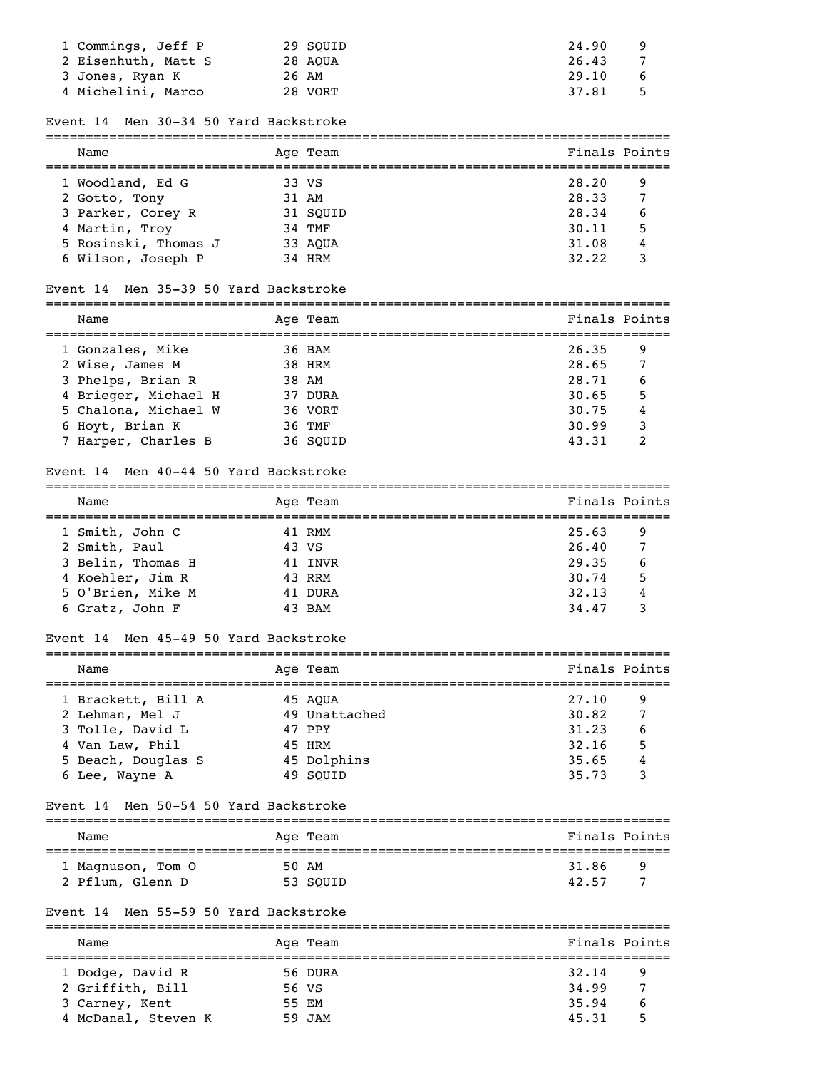| | Name | Age | Team | Finals | Points |
|---|---|---|---|---|---|
| 1 | Commings, Jeff P | 29 | SQUID | 24.90 | 9 |
| 2 | Eisenhuth, Matt S | 28 | AQUA | 26.43 | 7 |
| 3 | Jones, Ryan K | 26 | AM | 29.10 | 6 |
| 4 | Michelini, Marco | 28 | VORT | 37.81 | 5 |

## Event 14 Men 30-34 50 Yard Backstroke

| | Name | Age | Team | Finals | Points |
|---|---|---|---|---|---|
| 1 | Woodland, Ed G | 33 | VS | 28.20 | 9 |
| 2 | Gotto, Tony | 31 | AM | 28.33 | 7 |
| 3 | Parker, Corey R | 31 | SQUID | 28.34 | 6 |
| 4 | Martin, Troy | 34 | TMF | 30.11 | 5 |
| 5 | Rosinski, Thomas J | 33 | AQUA | 31.08 | 4 |
| 6 | Wilson, Joseph P | 34 | HRM | 32.22 | 3 |

## Event 14 Men 35-39 50 Yard Backstroke

| | Name | Age | Team | Finals | Points |
|---|---|---|---|---|---|
| 1 | Gonzales, Mike | 36 | BAM | 26.35 | 9 |
| 2 | Wise, James M | 38 | HRM | 28.65 | 7 |
| 3 | Phelps, Brian R | 38 | AM | 28.71 | 6 |
| 4 | Brieger, Michael H | 37 | DURA | 30.65 | 5 |
| 5 | Chalona, Michael W | 36 | VORT | 30.75 | 4 |
| 6 | Hoyt, Brian K | 36 | TMF | 30.99 | 3 |
| 7 | Harper, Charles B | 36 | SQUID | 43.31 | 2 |

## Event 14 Men 40-44 50 Yard Backstroke

| | Name | Age | Team | Finals | Points |
|---|---|---|---|---|---|
| 1 | Smith, John C | 41 | RMM | 25.63 | 9 |
| 2 | Smith, Paul | 43 | VS | 26.40 | 7 |
| 3 | Belin, Thomas H | 41 | INVR | 29.35 | 6 |
| 4 | Koehler, Jim R | 43 | RRM | 30.74 | 5 |
| 5 | O'Brien, Mike M | 41 | DURA | 32.13 | 4 |
| 6 | Gratz, John F | 43 | BAM | 34.47 | 3 |

## Event 14 Men 45-49 50 Yard Backstroke

| | Name | Age | Team | Finals | Points |
|---|---|---|---|---|---|
| 1 | Brackett, Bill A | 45 | AQUA | 27.10 | 9 |
| 2 | Lehman, Mel J | 49 | Unattached | 30.82 | 7 |
| 3 | Tolle, David L | 47 | PPY | 31.23 | 6 |
| 4 | Van Law, Phil | 45 | HRM | 32.16 | 5 |
| 5 | Beach, Douglas S | 45 | Dolphins | 35.65 | 4 |
| 6 | Lee, Wayne A | 49 | SQUID | 35.73 | 3 |

## Event 14 Men 50-54 50 Yard Backstroke

| | Name | Age | Team | Finals | Points |
|---|---|---|---|---|---|
| 1 | Magnuson, Tom O | 50 | AM | 31.86 | 9 |
| 2 | Pflum, Glenn D | 53 | SQUID | 42.57 | 7 |

## Event 14 Men 55-59 50 Yard Backstroke

| | Name | Age | Team | Finals | Points |
|---|---|---|---|---|---|
| 1 | Dodge, David R | 56 | DURA | 32.14 | 9 |
| 2 | Griffith, Bill | 56 | VS | 34.99 | 7 |
| 3 | Carney, Kent | 55 | EM | 35.94 | 6 |
| 4 | McDanal, Steven K | 59 | JAM | 45.31 | 5 |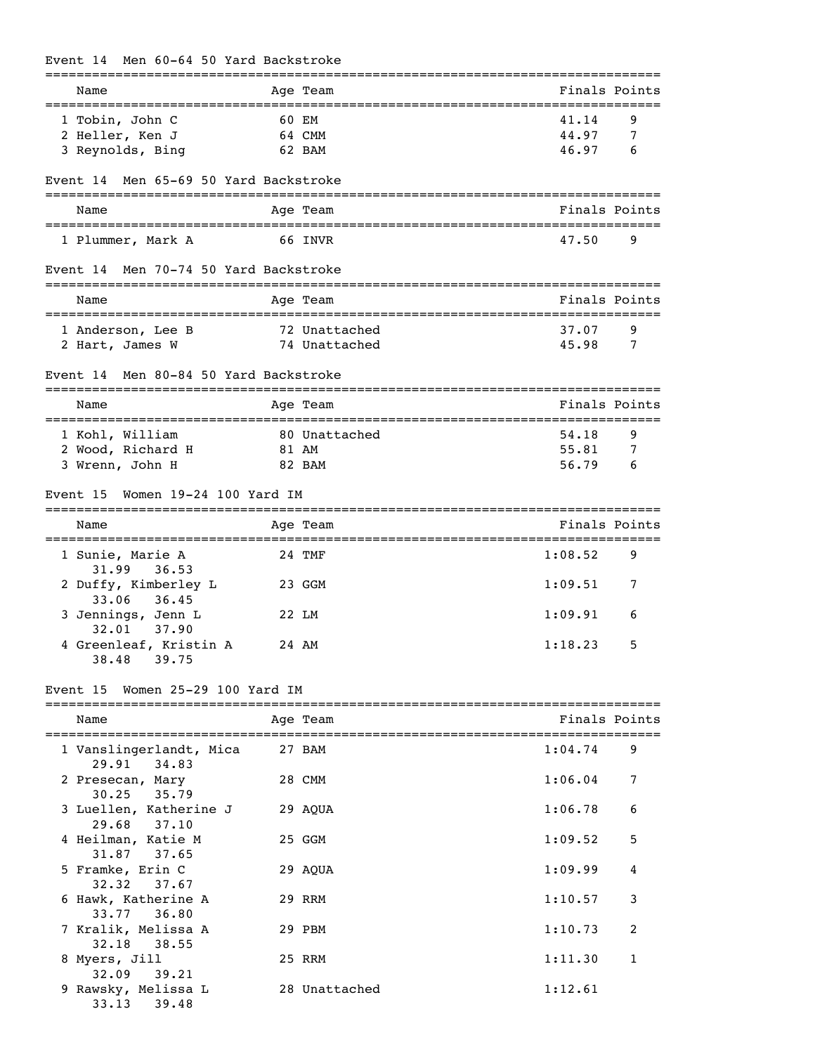### Event 14 Men 60-64 50 Yard Backstroke

| Name | Age | Team | Finals | Points |
|---|---|---|---|---|
| 1 Tobin, John C | 60 | EM | 41.14 | 9 |
| 2 Heller, Ken J | 64 | CMM | 44.97 | 7 |
| 3 Reynolds, Bing | 62 | BAM | 46.97 | 6 |

### Event 14 Men 65-69 50 Yard Backstroke

| Name | Age | Team | Finals | Points |
|---|---|---|---|---|
| 1 Plummer, Mark A | 66 | INVR | 47.50 | 9 |

### Event 14 Men 70-74 50 Yard Backstroke

| Name | Age | Team | Finals | Points |
|---|---|---|---|---|
| 1 Anderson, Lee B | 72 | Unattached | 37.07 | 9 |
| 2 Hart, James W | 74 | Unattached | 45.98 | 7 |

### Event 14 Men 80-84 50 Yard Backstroke

| Name | Age | Team | Finals | Points |
|---|---|---|---|---|
| 1 Kohl, William | 80 | Unattached | 54.18 | 9 |
| 2 Wood, Richard H | 81 | AM | 55.81 | 7 |
| 3 Wrenn, John H | 82 | BAM | 56.79 | 6 |

### Event 15 Women 19-24 100 Yard IM

| Name | Age | Team | Finals | Points |
|---|---|---|---|---|
| 1 Sunie, Marie A | 24 | TMF | 1:08.52 | 9 |
| 31.99 36.53 | | | | |
| 2 Duffy, Kimberley L | 23 | GGM | 1:09.51 | 7 |
| 33.06 36.45 | | | | |
| 3 Jennings, Jenn L | 22 | LM | 1:09.91 | 6 |
| 32.01 37.90 | | | | |
| 4 Greenleaf, Kristin A | 24 | AM | 1:18.23 | 5 |
| 38.48 39.75 | | | | |

### Event 15 Women 25-29 100 Yard IM

| Name | Age | Team | Finals | Points |
|---|---|---|---|---|
| 1 Vanslingerlandt, Mica | 27 | BAM | 1:04.74 | 9 |
| 29.91 34.83 | | | | |
| 2 Presecan, Mary | 28 | CMM | 1:06.04 | 7 |
| 30.25 35.79 | | | | |
| 3 Luellen, Katherine J | 29 | AQUA | 1:06.78 | 6 |
| 29.68 37.10 | | | | |
| 4 Heilman, Katie M | 25 | GGM | 1:09.52 | 5 |
| 31.87 37.65 | | | | |
| 5 Framke, Erin C | 29 | AQUA | 1:09.99 | 4 |
| 32.32 37.67 | | | | |
| 6 Hawk, Katherine A | 29 | RRM | 1:10.57 | 3 |
| 33.77 36.80 | | | | |
| 7 Kralik, Melissa A | 29 | PBM | 1:10.73 | 2 |
| 32.18 38.55 | | | | |
| 8 Myers, Jill | 25 | RRM | 1:11.30 | 1 |
| 32.09 39.21 | | | | |
| 9 Rawsky, Melissa L | 28 | Unattached | 1:12.61 | |
| 33.13 39.48 | | | | |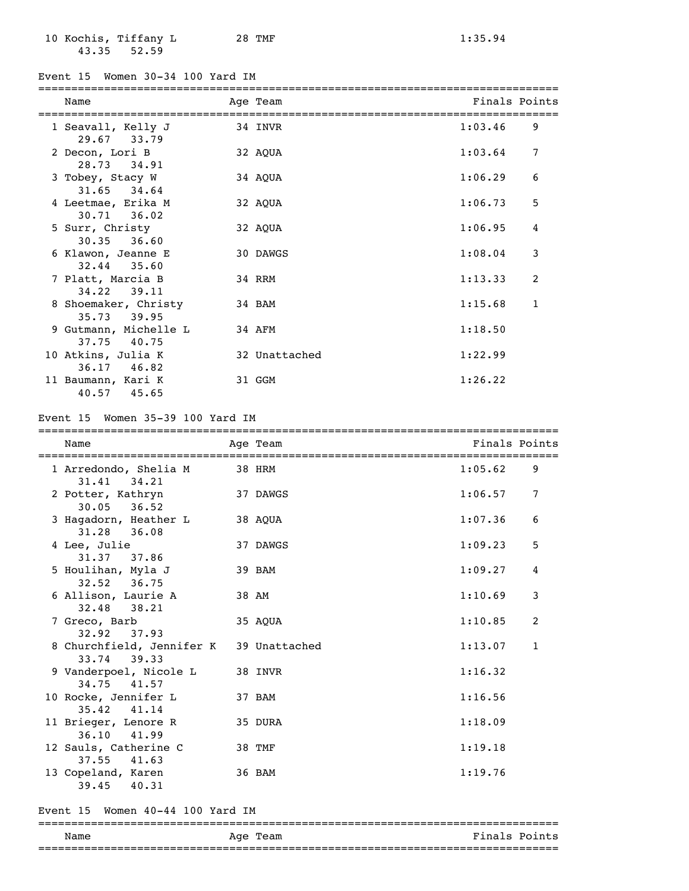| Name | Age | Team | Finals | Points |
|---|---|---|---|---|
| 10 Kochis, Tiffany L | 28 | TMF | 1:35.94 | |
| 43.35 52.59 | | | | |

## Event 15 Women 30-34 100 Yard IM

| Name | Age | Team | Finals | Points |
|---|---|---|---|---|
| 1 Seavall, Kelly J | 34 | INVR | 1:03.46 | 9 |
| 29.67 33.79 | | | | |
| 2 Decon, Lori B | 32 | AQUA | 1:03.64 | 7 |
| 28.73 34.91 | | | | |
| 3 Tobey, Stacy W | 34 | AQUA | 1:06.29 | 6 |
| 31.65 34.64 | | | | |
| 4 Leetmae, Erika M | 32 | AQUA | 1:06.73 | 5 |
| 30.71 36.02 | | | | |
| 5 Surr, Christy | 32 | AQUA | 1:06.95 | 4 |
| 30.35 36.60 | | | | |
| 6 Klawon, Jeanne E | 30 | DAWGS | 1:08.04 | 3 |
| 32.44 35.60 | | | | |
| 7 Platt, Marcia B | 34 | RRM | 1:13.33 | 2 |
| 34.22 39.11 | | | | |
| 8 Shoemaker, Christy | 34 | BAM | 1:15.68 | 1 |
| 35.73 39.95 | | | | |
| 9 Gutmann, Michelle L | 34 | AFM | 1:18.50 | |
| 37.75 40.75 | | | | |
| 10 Atkins, Julia K | 32 | Unattached | 1:22.99 | |
| 36.17 46.82 | | | | |
| 11 Baumann, Kari K | 31 | GGM | 1:26.22 | |
| 40.57 45.65 | | | | |

## Event 15 Women 35-39 100 Yard IM

| Name | Age | Team | Finals | Points |
|---|---|---|---|---|
| 1 Arredondo, Shelia M | 38 | HRM | 1:05.62 | 9 |
| 31.41 34.21 | | | | |
| 2 Potter, Kathryn | 37 | DAWGS | 1:06.57 | 7 |
| 30.05 36.52 | | | | |
| 3 Hagadorn, Heather L | 38 | AQUA | 1:07.36 | 6 |
| 31.28 36.08 | | | | |
| 4 Lee, Julie | 37 | DAWGS | 1:09.23 | 5 |
| 31.37 37.86 | | | | |
| 5 Houlihan, Myla J | 39 | BAM | 1:09.27 | 4 |
| 32.52 36.75 | | | | |
| 6 Allison, Laurie A | 38 | AM | 1:10.69 | 3 |
| 32.48 38.21 | | | | |
| 7 Greco, Barb | 35 | AQUA | 1:10.85 | 2 |
| 32.92 37.93 | | | | |
| 8 Churchfield, Jennifer K | 39 | Unattached | 1:13.07 | 1 |
| 33.74 39.33 | | | | |
| 9 Vanderpoel, Nicole L | 38 | INVR | 1:16.32 | |
| 34.75 41.57 | | | | |
| 10 Rocke, Jennifer L | 37 | BAM | 1:16.56 | |
| 35.42 41.14 | | | | |
| 11 Brieger, Lenore R | 35 | DURA | 1:18.09 | |
| 36.10 41.99 | | | | |
| 12 Sauls, Catherine C | 38 | TMF | 1:19.18 | |
| 37.55 41.63 | | | | |
| 13 Copeland, Karen | 36 | BAM | 1:19.76 | |
| 39.45 40.31 | | | | |

## Event 15 Women 40-44 100 Yard IM

| Name | Age | Team | Finals | Points |
|---|---|---|---|---|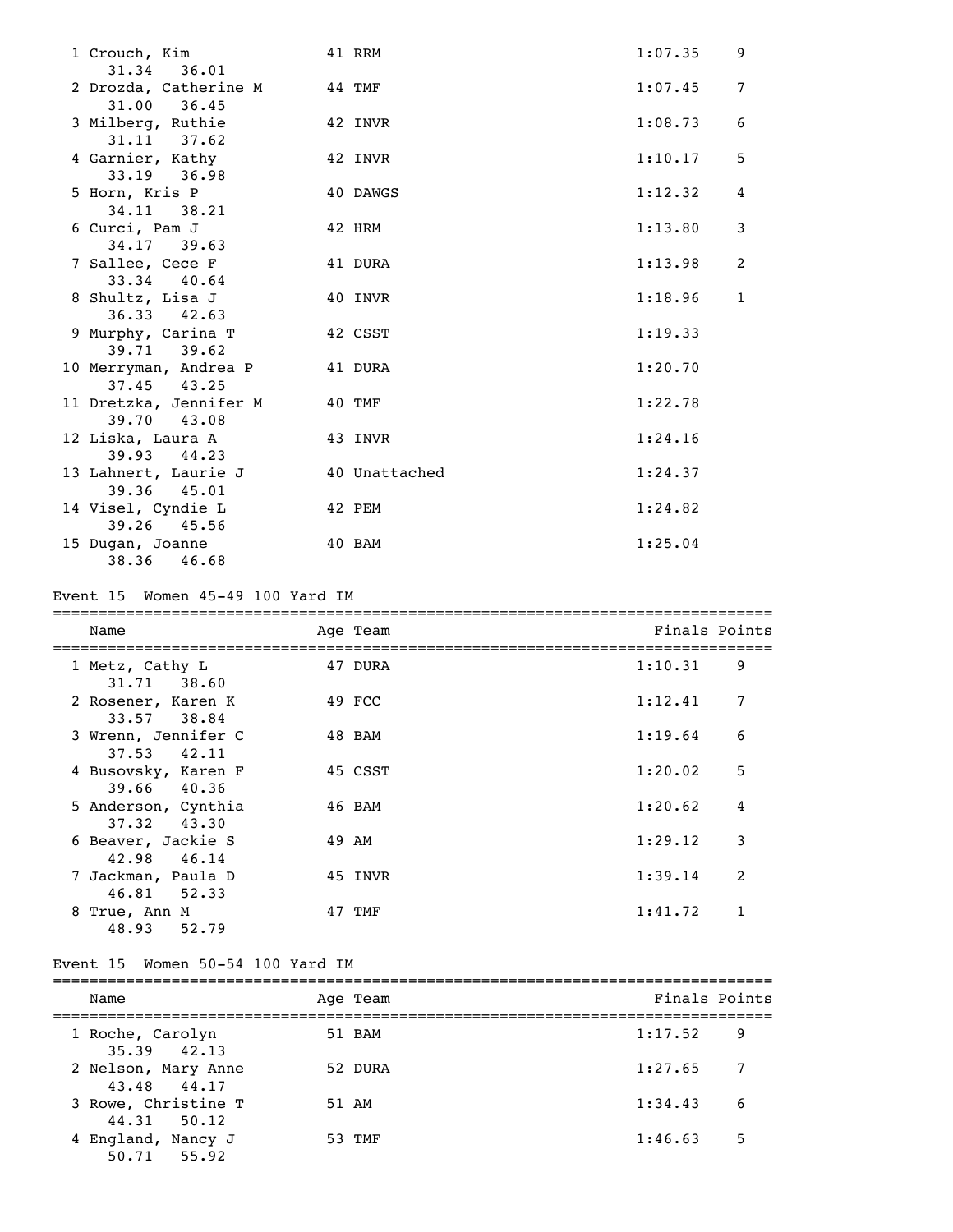| Name | Age | Team | Finals | Points |
|---|---|---|---|---|
| 1 Crouch, Kim | 41 | RRM | 1:07.35 | 9 |
| 31.34 36.01 | | | | |
| 2 Drozda, Catherine M | 44 | TMF | 1:07.45 | 7 |
| 31.00 36.45 | | | | |
| 3 Milberg, Ruthie | 42 | INVR | 1:08.73 | 6 |
| 31.11 37.62 | | | | |
| 4 Garnier, Kathy | 42 | INVR | 1:10.17 | 5 |
| 33.19 36.98 | | | | |
| 5 Horn, Kris P | 40 | DAWGS | 1:12.32 | 4 |
| 34.11 38.21 | | | | |
| 6 Curci, Pam J | 42 | HRM | 1:13.80 | 3 |
| 34.17 39.63 | | | | |
| 7 Sallee, Cece F | 41 | DURA | 1:13.98 | 2 |
| 33.34 40.64 | | | | |
| 8 Shultz, Lisa J | 40 | INVR | 1:18.96 | 1 |
| 36.33 42.63 | | | | |
| 9 Murphy, Carina T | 42 | CSST | 1:19.33 | |
| 39.71 39.62 | | | | |
| 10 Merryman, Andrea P | 41 | DURA | 1:20.70 | |
| 37.45 43.25 | | | | |
| 11 Dretzka, Jennifer M | 40 | TMF | 1:22.78 | |
| 39.70 43.08 | | | | |
| 12 Liska, Laura A | 43 | INVR | 1:24.16 | |
| 39.93 44.23 | | | | |
| 13 Lahnert, Laurie J | 40 | Unattached | 1:24.37 | |
| 39.36 45.01 | | | | |
| 14 Visel, Cyndie L | 42 | PEM | 1:24.82 | |
| 39.26 45.56 | | | | |
| 15 Dugan, Joanne | 40 | BAM | 1:25.04 | |
| 38.36 46.68 | | | | |

## Event 15 Women 45-49 100 Yard IM

| Name | Age | Team | Finals | Points |
|---|---|---|---|---|
| 1 Metz, Cathy L | 47 | DURA | 1:10.31 | 9 |
| 31.71 38.60 | | | | |
| 2 Rosener, Karen K | 49 | FCC | 1:12.41 | 7 |
| 33.57 38.84 | | | | |
| 3 Wrenn, Jennifer C | 48 | BAM | 1:19.64 | 6 |
| 37.53 42.11 | | | | |
| 4 Busovsky, Karen F | 45 | CSST | 1:20.02 | 5 |
| 39.66 40.36 | | | | |
| 5 Anderson, Cynthia | 46 | BAM | 1:20.62 | 4 |
| 37.32 43.30 | | | | |
| 6 Beaver, Jackie S | 49 | AM | 1:29.12 | 3 |
| 42.98 46.14 | | | | |
| 7 Jackman, Paula D | 45 | INVR | 1:39.14 | 2 |
| 46.81 52.33 | | | | |
| 8 True, Ann M | 47 | TMF | 1:41.72 | 1 |
| 48.93 52.79 | | | | |

## Event 15 Women 50-54 100 Yard IM

| Name | Age | Team | Finals | Points |
|---|---|---|---|---|
| 1 Roche, Carolyn | 51 | BAM | 1:17.52 | 9 |
| 35.39 42.13 | | | | |
| 2 Nelson, Mary Anne | 52 | DURA | 1:27.65 | 7 |
| 43.48 44.17 | | | | |
| 3 Rowe, Christine T | 51 | AM | 1:34.43 | 6 |
| 44.31 50.12 | | | | |
| 4 England, Nancy J | 53 | TMF | 1:46.63 | 5 |
| 50.71 55.92 | | | | |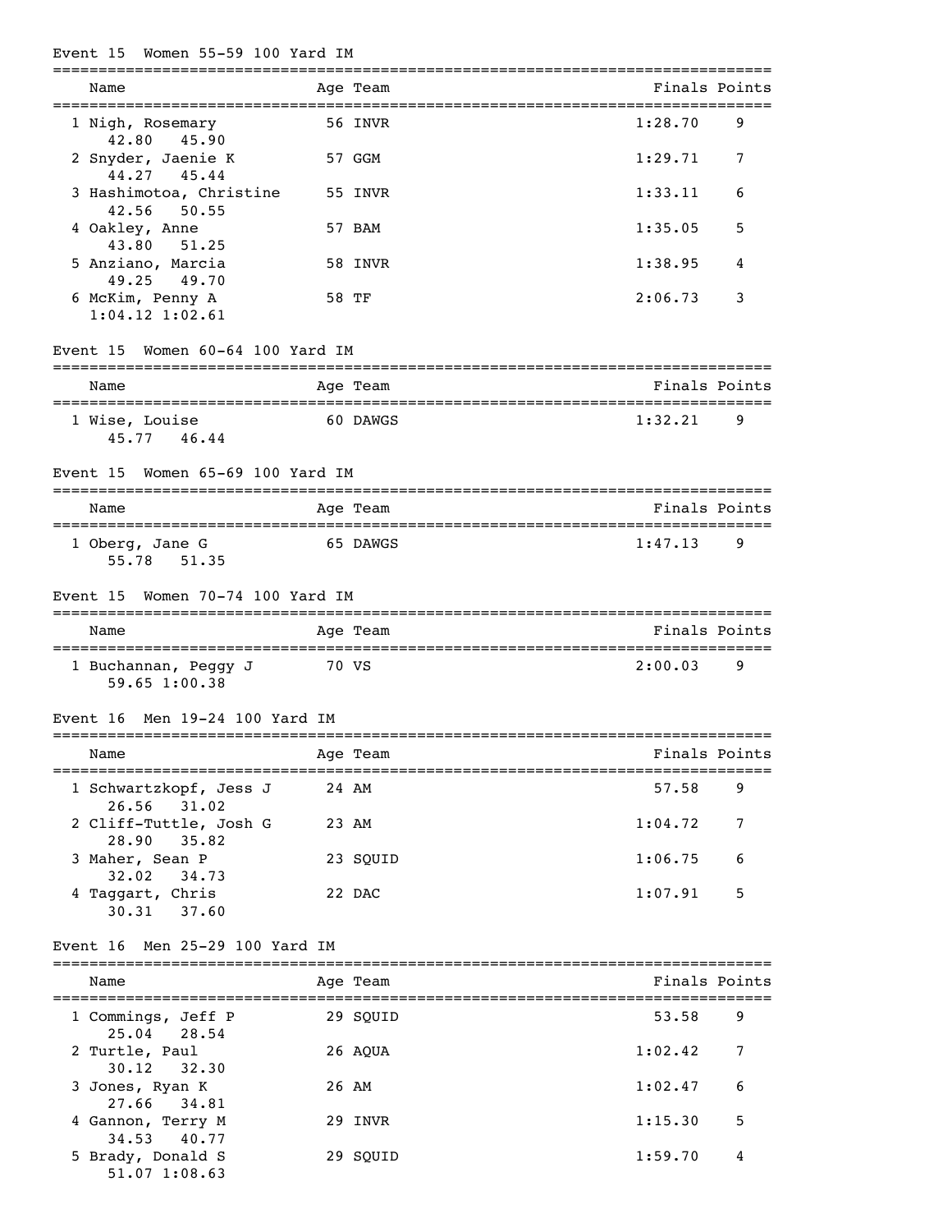## Event 15 Women 55-59 100 Yard IM

| Name | Age | Team | Finals | Points |
|---|---|---|---|---|
| 1 Nigh, Rosemary | 56 | INVR | 1:28.70 | 9 |
| 42.80 45.90 | | | | |
| 2 Snyder, Jaenie K | 57 | GGM | 1:29.71 | 7 |
| 44.27 45.44 | | | | |
| 3 Hashimotoa, Christine | 55 | INVR | 1:33.11 | 6 |
| 42.56 50.55 | | | | |
| 4 Oakley, Anne | 57 | BAM | 1:35.05 | 5 |
| 43.80 51.25 | | | | |
| 5 Anziano, Marcia | 58 | INVR | 1:38.95 | 4 |
| 49.25 49.70 | | | | |
| 6 McKim, Penny A | 58 | TF | 2:06.73 | 3 |
| 1:04.12 1:02.61 | | | | |

## Event 15 Women 60-64 100 Yard IM

| Name | Age | Team | Finals | Points |
|---|---|---|---|---|
| 1 Wise, Louise | 60 | DAWGS | 1:32.21 | 9 |
| 45.77 46.44 | | | | |

## Event 15 Women 65-69 100 Yard IM

| Name | Age | Team | Finals | Points |
|---|---|---|---|---|
| 1 Oberg, Jane G | 65 | DAWGS | 1:47.13 | 9 |
| 55.78 51.35 | | | | |

## Event 15 Women 70-74 100 Yard IM

| Name | Age | Team | Finals | Points |
|---|---|---|---|---|
| 1 Buchannan, Peggy J | 70 | VS | 2:00.03 | 9 |
| 59.65 1:00.38 | | | | |

## Event 16 Men 19-24 100 Yard IM

| Name | Age | Team | Finals | Points |
|---|---|---|---|---|
| 1 Schwartzkopf, Jess J | 24 | AM | 57.58 | 9 |
| 26.56 31.02 | | | | |
| 2 Cliff-Tuttle, Josh G | 23 | AM | 1:04.72 | 7 |
| 28.90 35.82 | | | | |
| 3 Maher, Sean P | 23 | SQUID | 1:06.75 | 6 |
| 32.02 34.73 | | | | |
| 4 Taggart, Chris | 22 | DAC | 1:07.91 | 5 |
| 30.31 37.60 | | | | |

## Event 16 Men 25-29 100 Yard IM

| Name | Age | Team | Finals | Points |
|---|---|---|---|---|
| 1 Commings, Jeff P | 29 | SQUID | 53.58 | 9 |
| 25.04 28.54 | | | | |
| 2 Turtle, Paul | 26 | AQUA | 1:02.42 | 7 |
| 30.12 32.30 | | | | |
| 3 Jones, Ryan K | 26 | AM | 1:02.47 | 6 |
| 27.66 34.81 | | | | |
| 4 Gannon, Terry M | 29 | INVR | 1:15.30 | 5 |
| 34.53 40.77 | | | | |
| 5 Brady, Donald S | 29 | SQUID | 1:59.70 | 4 |
| 51.07 1:08.63 | | | | |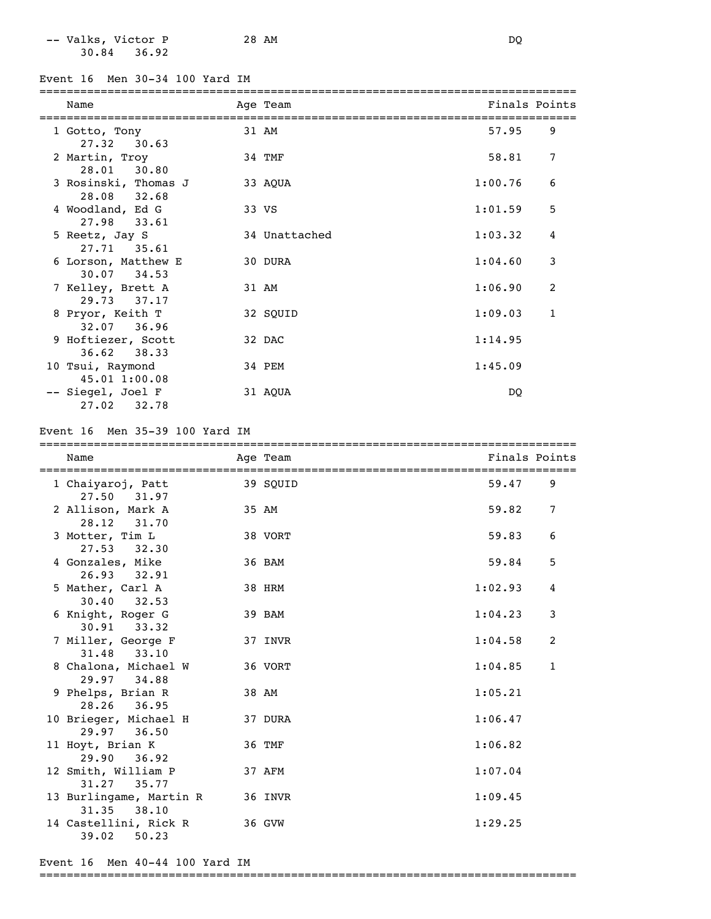| Place | Name | Age | Team | Finals | Points |
|---|---|---|---|---|---|
| -- | Valks, Victor P | 28 | AM | DQ | |
| | 30.84 36.92 | | | | |

## Event 16 Men 30-34 100 Yard IM

| Place | Name | Age | Team | Finals | Points |
|---|---|---|---|---|---|
| 1 | Gotto, Tony | 31 | AM | 57.95 | 9 |
| | 27.32 30.63 | | | | |
| 2 | Martin, Troy | 34 | TMF | 58.81 | 7 |
| | 28.01 30.80 | | | | |
| 3 | Rosinski, Thomas J | 33 | AQUA | 1:00.76 | 6 |
| | 28.08 32.68 | | | | |
| 4 | Woodland, Ed G | 33 | VS | 1:01.59 | 5 |
| | 27.98 33.61 | | | | |
| 5 | Reetz, Jay S | 34 | Unattached | 1:03.32 | 4 |
| | 27.71 35.61 | | | | |
| 6 | Lorson, Matthew E | 30 | DURA | 1:04.60 | 3 |
| | 30.07 34.53 | | | | |
| 7 | Kelley, Brett A | 31 | AM | 1:06.90 | 2 |
| | 29.73 37.17 | | | | |
| 8 | Pryor, Keith T | 32 | SQUID | 1:09.03 | 1 |
| | 32.07 36.96 | | | | |
| 9 | Hoftiezer, Scott | 32 | DAC | 1:14.95 | |
| | 36.62 38.33 | | | | |
| 10 | Tsui, Raymond | 34 | PEM | 1:45.09 | |
| | 45.01 1:00.08 | | | | |
| -- | Siegel, Joel F | 31 | AQUA | DQ | |
| | 27.02 32.78 | | | | |

## Event 16 Men 35-39 100 Yard IM

| Place | Name | Age | Team | Finals | Points |
|---|---|---|---|---|---|
| 1 | Chaiyaroj, Patt | 39 | SQUID | 59.47 | 9 |
| | 27.50 31.97 | | | | |
| 2 | Allison, Mark A | 35 | AM | 59.82 | 7 |
| | 28.12 31.70 | | | | |
| 3 | Motter, Tim L | 38 | VORT | 59.83 | 6 |
| | 27.53 32.30 | | | | |
| 4 | Gonzales, Mike | 36 | BAM | 59.84 | 5 |
| | 26.93 32.91 | | | | |
| 5 | Mather, Carl A | 38 | HRM | 1:02.93 | 4 |
| | 30.40 32.53 | | | | |
| 6 | Knight, Roger G | 39 | BAM | 1:04.23 | 3 |
| | 30.91 33.32 | | | | |
| 7 | Miller, George F | 37 | INVR | 1:04.58 | 2 |
| | 31.48 33.10 | | | | |
| 8 | Chalona, Michael W | 36 | VORT | 1:04.85 | 1 |
| | 29.97 34.88 | | | | |
| 9 | Phelps, Brian R | 38 | AM | 1:05.21 | |
| | 28.26 36.95 | | | | |
| 10 | Brieger, Michael H | 37 | DURA | 1:06.47 | |
| | 29.97 36.50 | | | | |
| 11 | Hoyt, Brian K | 36 | TMF | 1:06.82 | |
| | 29.90 36.92 | | | | |
| 12 | Smith, William P | 37 | AFM | 1:07.04 | |
| | 31.27 35.77 | | | | |
| 13 | Burlingame, Martin R | 36 | INVR | 1:09.45 | |
| | 31.35 38.10 | | | | |
| 14 | Castellini, Rick R | 36 | GVW | 1:29.25 | |
| | 39.02 50.23 | | | | |

## Event 16 Men 40-44 100 Yard IM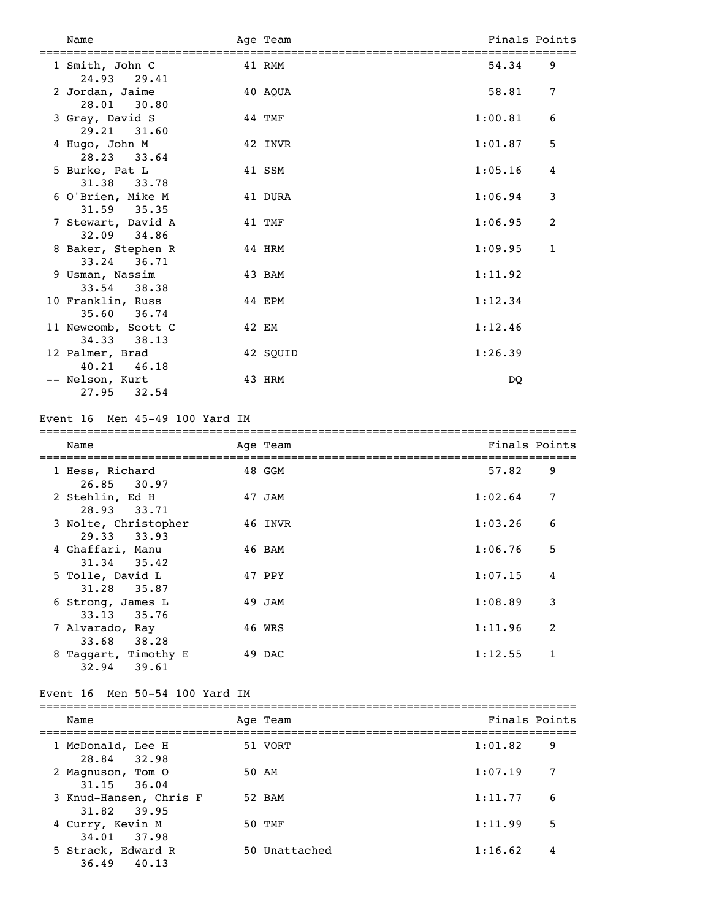| Name | Age | Team | Finals | Points |
|---|---|---|---|---|
| 1 Smith, John C | 41 | RMM | 54.34 | 9 |
| 24.93 29.41 | | | | |
| 2 Jordan, Jaime | 40 | AQUA | 58.81 | 7 |
| 28.01 30.80 | | | | |
| 3 Gray, David S | 44 | TMF | 1:00.81 | 6 |
| 29.21 31.60 | | | | |
| 4 Hugo, John M | 42 | INVR | 1:01.87 | 5 |
| 28.23 33.64 | | | | |
| 5 Burke, Pat L | 41 | SSM | 1:05.16 | 4 |
| 31.38 33.78 | | | | |
| 6 O'Brien, Mike M | 41 | DURA | 1:06.94 | 3 |
| 31.59 35.35 | | | | |
| 7 Stewart, David A | 41 | TMF | 1:06.95 | 2 |
| 32.09 34.86 | | | | |
| 8 Baker, Stephen R | 44 | HRM | 1:09.95 | 1 |
| 33.24 36.71 | | | | |
| 9 Usman, Nassim | 43 | BAM | 1:11.92 | |
| 33.54 38.38 | | | | |
| 10 Franklin, Russ | 44 | EPM | 1:12.34 | |
| 35.60 36.74 | | | | |
| 11 Newcomb, Scott C | 42 | EM | 1:12.46 | |
| 34.33 38.13 | | | | |
| 12 Palmer, Brad | 42 | SQUID | 1:26.39 | |
| 40.21 46.18 | | | | |
| -- Nelson, Kurt | 43 | HRM | DQ | |
| 27.95 32.54 | | | | |

Event 16  Men 45-49 100 Yard IM

| Name | Age | Team | Finals | Points |
|---|---|---|---|---|
| 1 Hess, Richard | 48 | GGM | 57.82 | 9 |
| 26.85 30.97 | | | | |
| 2 Stehlin, Ed H | 47 | JAM | 1:02.64 | 7 |
| 28.93 33.71 | | | | |
| 3 Nolte, Christopher | 46 | INVR | 1:03.26 | 6 |
| 29.33 33.93 | | | | |
| 4 Ghaffari, Manu | 46 | BAM | 1:06.76 | 5 |
| 31.34 35.42 | | | | |
| 5 Tolle, David L | 47 | PPY | 1:07.15 | 4 |
| 31.28 35.87 | | | | |
| 6 Strong, James L | 49 | JAM | 1:08.89 | 3 |
| 33.13 35.76 | | | | |
| 7 Alvarado, Ray | 46 | WRS | 1:11.96 | 2 |
| 33.68 38.28 | | | | |
| 8 Taggart, Timothy E | 49 | DAC | 1:12.55 | 1 |
| 32.94 39.61 | | | | |

Event 16  Men 50-54 100 Yard IM

| Name | Age | Team | Finals | Points |
|---|---|---|---|---|
| 1 McDonald, Lee H | 51 | VORT | 1:01.82 | 9 |
| 28.84 32.98 | | | | |
| 2 Magnuson, Tom O | 50 | AM | 1:07.19 | 7 |
| 31.15 36.04 | | | | |
| 3 Knud-Hansen, Chris F | 52 | BAM | 1:11.77 | 6 |
| 31.82 39.95 | | | | |
| 4 Curry, Kevin M | 50 | TMF | 1:11.99 | 5 |
| 34.01 37.98 | | | | |
| 5 Strack, Edward R | 50 | Unattached | 1:16.62 | 4 |
| 36.49 40.13 | | | | |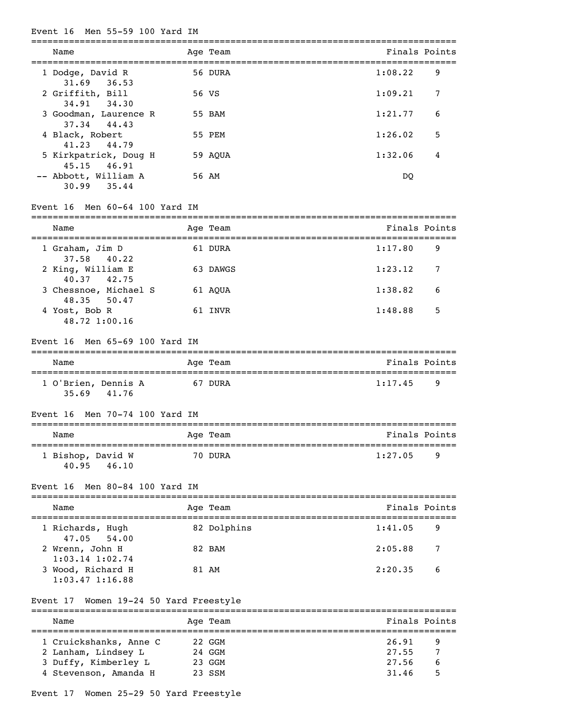### Event 16 Men 55-59 100 Yard IM

| Name | Age | Team | Finals | Points |
|---|---|---|---|---|
| 1 Dodge, David R | 56 | DURA | 1:08.22 | 9 |
| 31.69 36.53 | | | | |
| 2 Griffith, Bill | 56 | VS | 1:09.21 | 7 |
| 34.91 34.30 | | | | |
| 3 Goodman, Laurence R | 55 | BAM | 1:21.77 | 6 |
| 37.34 44.43 | | | | |
| 4 Black, Robert | 55 | PEM | 1:26.02 | 5 |
| 41.23 44.79 | | | | |
| 5 Kirkpatrick, Doug H | 59 | AQUA | 1:32.06 | 4 |
| 45.15 46.91 | | | | |
| -- Abbott, William A | 56 | AM | DQ | |
| 30.99 35.44 | | | | |

### Event 16 Men 60-64 100 Yard IM

| Name | Age | Team | Finals | Points |
|---|---|---|---|---|
| 1 Graham, Jim D | 61 | DURA | 1:17.80 | 9 |
| 37.58 40.22 | | | | |
| 2 King, William E | 63 | DAWGS | 1:23.12 | 7 |
| 40.37 42.75 | | | | |
| 3 Chessnoe, Michael S | 61 | AQUA | 1:38.82 | 6 |
| 48.35 50.47 | | | | |
| 4 Yost, Bob R | 61 | INVR | 1:48.88 | 5 |
| 48.72 1:00.16 | | | | |

### Event 16 Men 65-69 100 Yard IM

| Name | Age | Team | Finals | Points |
|---|---|---|---|---|
| 1 O'Brien, Dennis A | 67 | DURA | 1:17.45 | 9 |
| 35.69 41.76 | | | | |

### Event 16 Men 70-74 100 Yard IM

| Name | Age | Team | Finals | Points |
|---|---|---|---|---|
| 1 Bishop, David W | 70 | DURA | 1:27.05 | 9 |
| 40.95 46.10 | | | | |

### Event 16 Men 80-84 100 Yard IM

| Name | Age | Team | Finals | Points |
|---|---|---|---|---|
| 1 Richards, Hugh | 82 | Dolphins | 1:41.05 | 9 |
| 47.05 54.00 | | | | |
| 2 Wrenn, John H | 82 | BAM | 2:05.88 | 7 |
| 1:03.14 1:02.74 | | | | |
| 3 Wood, Richard H | 81 | AM | 2:20.35 | 6 |
| 1:03.47 1:16.88 | | | | |

### Event 17 Women 19-24 50 Yard Freestyle

| Name | Age | Team | Finals | Points |
|---|---|---|---|---|
| 1 Cruickshanks, Anne C | 22 | GGM | 26.91 | 9 |
| 2 Lanham, Lindsey L | 24 | GGM | 27.55 | 7 |
| 3 Duffy, Kimberley L | 23 | GGM | 27.56 | 6 |
| 4 Stevenson, Amanda H | 23 | SSM | 31.46 | 5 |

### Event 17 Women 25-29 50 Yard Freestyle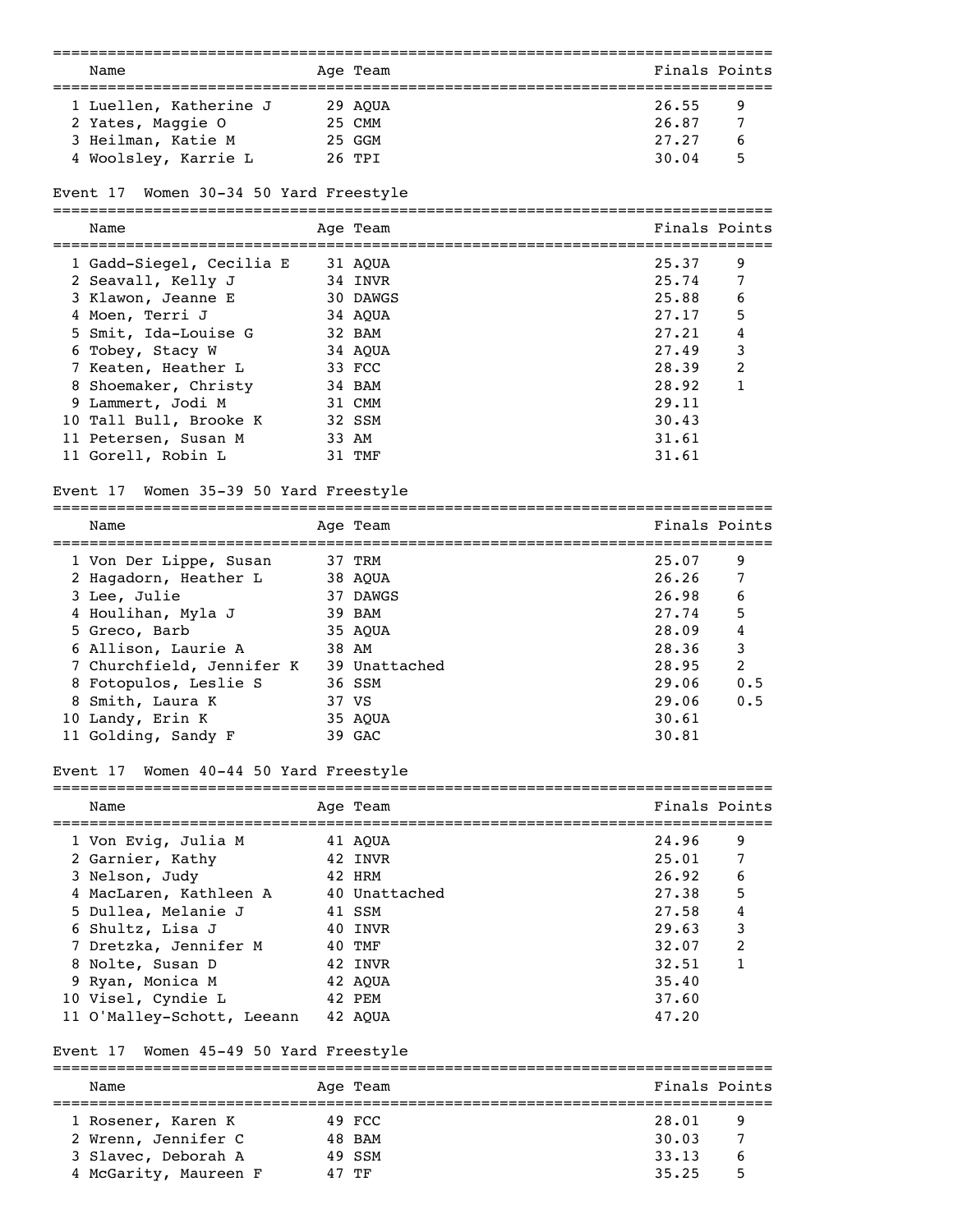| | Name | Age | Team | Finals | Points |
|---|---|---|---|---|---|
| 1 | Luellen, Katherine J | 29 | AQUA | 26.55 | 9 |
| 2 | Yates, Maggie O | 25 | CMM | 26.87 | 7 |
| 3 | Heilman, Katie M | 25 | GGM | 27.27 | 6 |
| 4 | Woolsley, Karrie L | 26 | TPI | 30.04 | 5 |

### Event 17 Women 30-34 50 Yard Freestyle

| | Name | Age | Team | Finals | Points |
|---|---|---|---|---|---|
| 1 | Gadd-Siegel, Cecilia E | 31 | AQUA | 25.37 | 9 |
| 2 | Seavall, Kelly J | 34 | INVR | 25.74 | 7 |
| 3 | Klawon, Jeanne E | 30 | DAWGS | 25.88 | 6 |
| 4 | Moen, Terri J | 34 | AQUA | 27.17 | 5 |
| 5 | Smit, Ida-Louise G | 32 | BAM | 27.21 | 4 |
| 6 | Tobey, Stacy W | 34 | AQUA | 27.49 | 3 |
| 7 | Keaten, Heather L | 33 | FCC | 28.39 | 2 |
| 8 | Shoemaker, Christy | 34 | BAM | 28.92 | 1 |
| 9 | Lammert, Jodi M | 31 | CMM | 29.11 | |
| 10 | Tall Bull, Brooke K | 32 | SSM | 30.43 | |
| 11 | Petersen, Susan M | 33 | AM | 31.61 | |
| 11 | Gorell, Robin L | 31 | TMF | 31.61 | |

### Event 17 Women 35-39 50 Yard Freestyle

| | Name | Age | Team | Finals | Points |
|---|---|---|---|---|---|
| 1 | Von Der Lippe, Susan | 37 | TRM | 25.07 | 9 |
| 2 | Hagadorn, Heather L | 38 | AQUA | 26.26 | 7 |
| 3 | Lee, Julie | 37 | DAWGS | 26.98 | 6 |
| 4 | Houlihan, Myla J | 39 | BAM | 27.74 | 5 |
| 5 | Greco, Barb | 35 | AQUA | 28.09 | 4 |
| 6 | Allison, Laurie A | 38 | AM | 28.36 | 3 |
| 7 | Churchfield, Jennifer K | 39 | Unattached | 28.95 | 2 |
| 8 | Fotopulos, Leslie S | 36 | SSM | 29.06 | 0.5 |
| 8 | Smith, Laura K | 37 | VS | 29.06 | 0.5 |
| 10 | Landy, Erin K | 35 | AQUA | 30.61 | |
| 11 | Golding, Sandy F | 39 | GAC | 30.81 | |

### Event 17 Women 40-44 50 Yard Freestyle

| | Name | Age | Team | Finals | Points |
|---|---|---|---|---|---|
| 1 | Von Evig, Julia M | 41 | AQUA | 24.96 | 9 |
| 2 | Garnier, Kathy | 42 | INVR | 25.01 | 7 |
| 3 | Nelson, Judy | 42 | HRM | 26.92 | 6 |
| 4 | MacLaren, Kathleen A | 40 | Unattached | 27.38 | 5 |
| 5 | Dullea, Melanie J | 41 | SSM | 27.58 | 4 |
| 6 | Shultz, Lisa J | 40 | INVR | 29.63 | 3 |
| 7 | Dretzka, Jennifer M | 40 | TMF | 32.07 | 2 |
| 8 | Nolte, Susan D | 42 | INVR | 32.51 | 1 |
| 9 | Ryan, Monica M | 42 | AQUA | 35.40 | |
| 10 | Visel, Cyndie L | 42 | PEM | 37.60 | |
| 11 | O'Malley-Schott, Leeann | 42 | AQUA | 47.20 | |

### Event 17 Women 45-49 50 Yard Freestyle

| | Name | Age | Team | Finals | Points |
|---|---|---|---|---|---|
| 1 | Rosener, Karen K | 49 | FCC | 28.01 | 9 |
| 2 | Wrenn, Jennifer C | 48 | BAM | 30.03 | 7 |
| 3 | Slavec, Deborah A | 49 | SSM | 33.13 | 6 |
| 4 | McGarity, Maureen F | 47 | TF | 35.25 | 5 |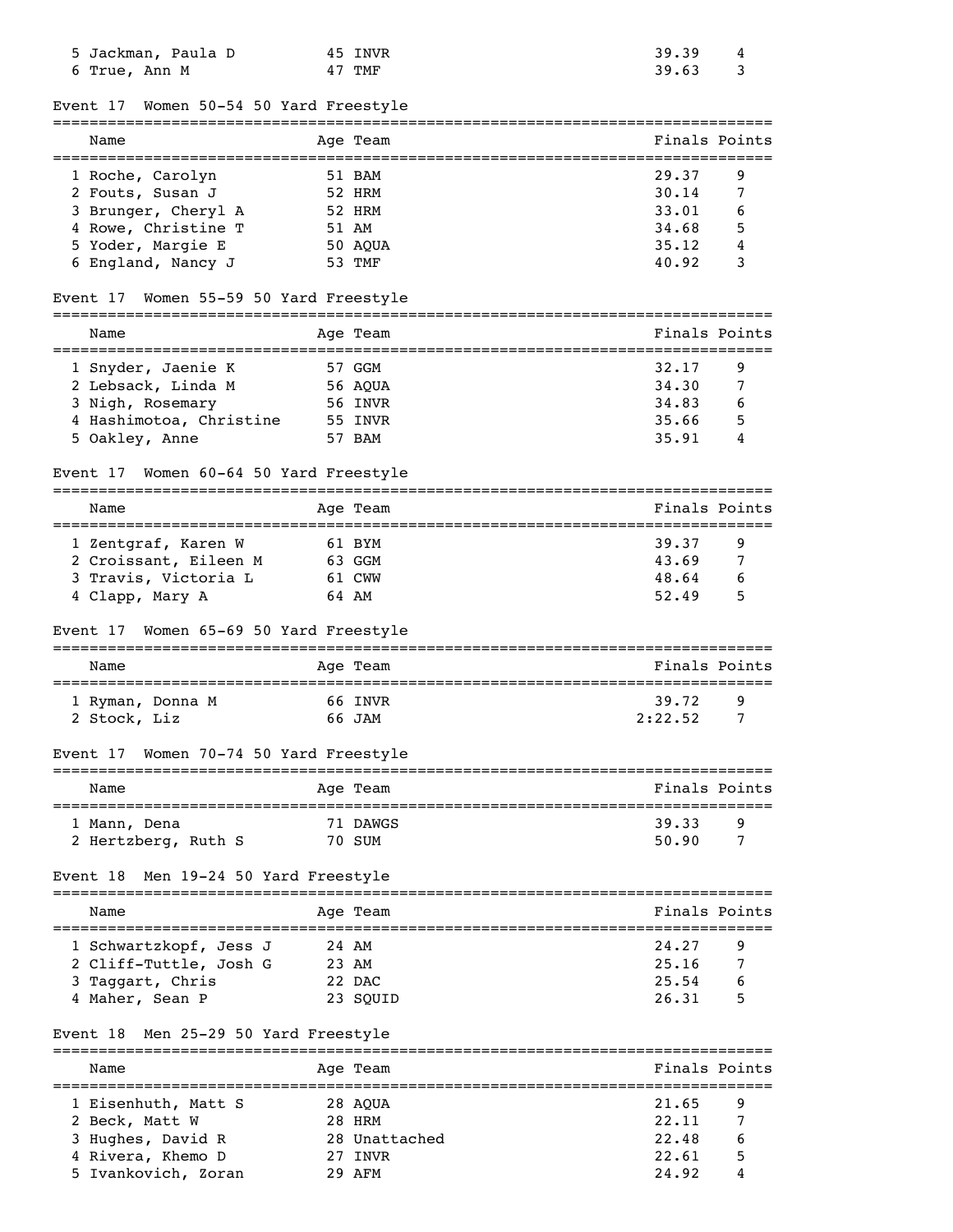| Name | Age | Team | Finals | Points |
|---|---|---|---|---|
| 5 Jackman, Paula D | 45 | INVR | 39.39 | 4 |
| 6 True, Ann M | 47 | TMF | 39.63 | 3 |

### Event 17 Women 50-54 50 Yard Freestyle

| Name | Age | Team | Finals | Points |
|---|---|---|---|---|
| 1 Roche, Carolyn | 51 | BAM | 29.37 | 9 |
| 2 Fouts, Susan J | 52 | HRM | 30.14 | 7 |
| 3 Brunger, Cheryl A | 52 | HRM | 33.01 | 6 |
| 4 Rowe, Christine T | 51 | AM | 34.68 | 5 |
| 5 Yoder, Margie E | 50 | AQUA | 35.12 | 4 |
| 6 England, Nancy J | 53 | TMF | 40.92 | 3 |

### Event 17 Women 55-59 50 Yard Freestyle

| Name | Age | Team | Finals | Points |
|---|---|---|---|---|
| 1 Snyder, Jaenie K | 57 | GGM | 32.17 | 9 |
| 2 Lebsack, Linda M | 56 | AQUA | 34.30 | 7 |
| 3 Nigh, Rosemary | 56 | INVR | 34.83 | 6 |
| 4 Hashimotoa, Christine | 55 | INVR | 35.66 | 5 |
| 5 Oakley, Anne | 57 | BAM | 35.91 | 4 |

### Event 17 Women 60-64 50 Yard Freestyle

| Name | Age | Team | Finals | Points |
|---|---|---|---|---|
| 1 Zentgraf, Karen W | 61 | BYM | 39.37 | 9 |
| 2 Croissant, Eileen M | 63 | GGM | 43.69 | 7 |
| 3 Travis, Victoria L | 61 | CWW | 48.64 | 6 |
| 4 Clapp, Mary A | 64 | AM | 52.49 | 5 |

### Event 17 Women 65-69 50 Yard Freestyle

| Name | Age | Team | Finals | Points |
|---|---|---|---|---|
| 1 Ryman, Donna M | 66 | INVR | 39.72 | 9 |
| 2 Stock, Liz | 66 | JAM | 2:22.52 | 7 |

### Event 17 Women 70-74 50 Yard Freestyle

| Name | Age | Team | Finals | Points |
|---|---|---|---|---|
| 1 Mann, Dena | 71 | DAWGS | 39.33 | 9 |
| 2 Hertzberg, Ruth S | 70 | SUM | 50.90 | 7 |

### Event 18 Men 19-24 50 Yard Freestyle

| Name | Age | Team | Finals | Points |
|---|---|---|---|---|
| 1 Schwartzkopf, Jess J | 24 | AM | 24.27 | 9 |
| 2 Cliff-Tuttle, Josh G | 23 | AM | 25.16 | 7 |
| 3 Taggart, Chris | 22 | DAC | 25.54 | 6 |
| 4 Maher, Sean P | 23 | SQUID | 26.31 | 5 |

### Event 18 Men 25-29 50 Yard Freestyle

| Name | Age | Team | Finals | Points |
|---|---|---|---|---|
| 1 Eisenhuth, Matt S | 28 | AQUA | 21.65 | 9 |
| 2 Beck, Matt W | 28 | HRM | 22.11 | 7 |
| 3 Hughes, David R | 28 | Unattached | 22.48 | 6 |
| 4 Rivera, Khemo D | 27 | INVR | 22.61 | 5 |
| 5 Ivankovich, Zoran | 29 | AFM | 24.92 | 4 |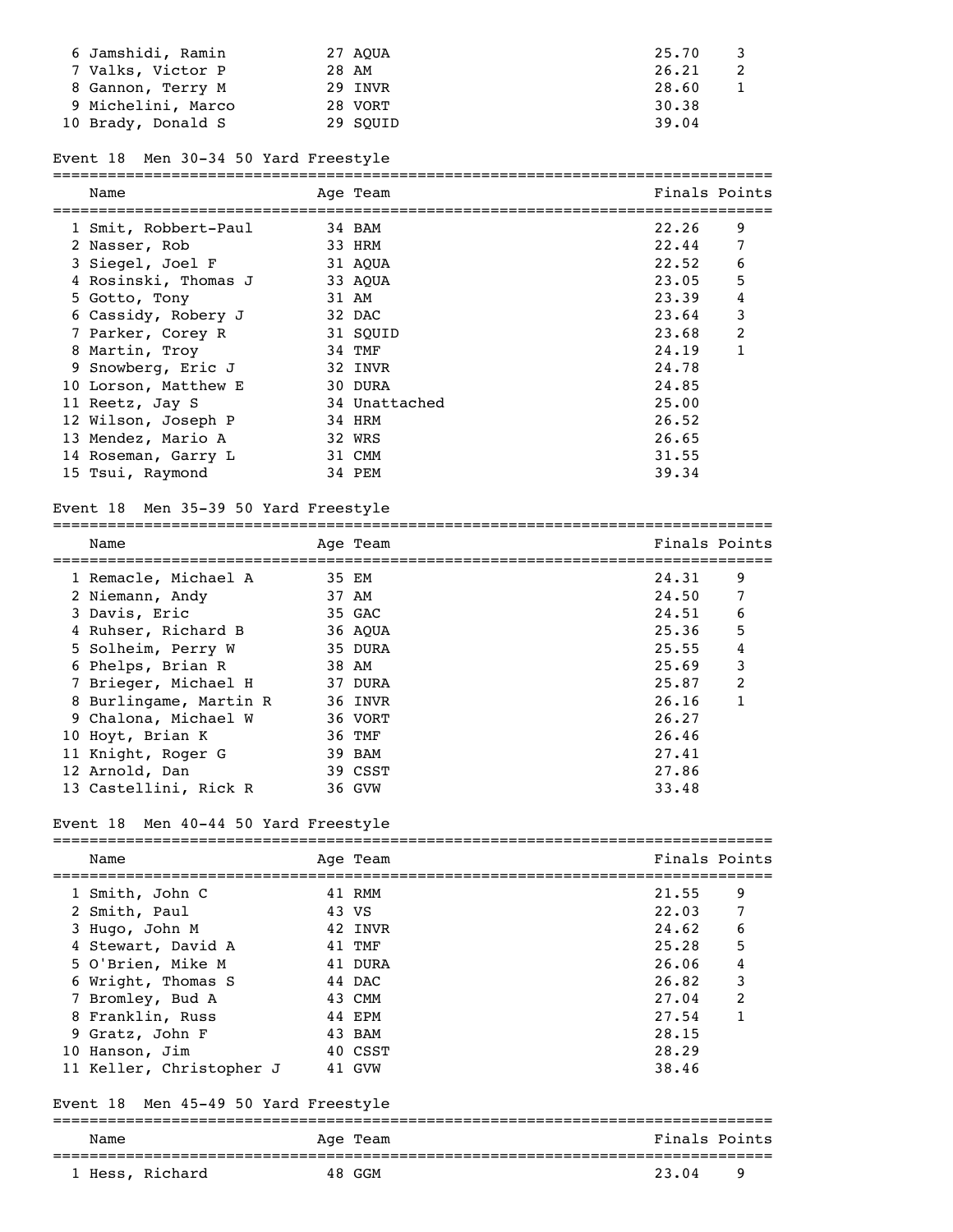| Name | Age | Team | Finals | Points |
|---|---|---|---|---|
| 6 Jamshidi, Ramin | 27 | AQUA | 25.70 | 3 |
| 7 Valks, Victor P | 28 | AM | 26.21 | 2 |
| 8 Gannon, Terry M | 29 | INVR | 28.60 | 1 |
| 9 Michelini, Marco | 28 | VORT | 30.38 | |
| 10 Brady, Donald S | 29 | SQUID | 39.04 | |

### Event 18 Men 30-34 50 Yard Freestyle

| Name | Age | Team | Finals | Points |
|---|---|---|---|---|
| 1 Smit, Robbert-Paul | 34 | BAM | 22.26 | 9 |
| 2 Nasser, Rob | 33 | HRM | 22.44 | 7 |
| 3 Siegel, Joel F | 31 | AQUA | 22.52 | 6 |
| 4 Rosinski, Thomas J | 33 | AQUA | 23.05 | 5 |
| 5 Gotto, Tony | 31 | AM | 23.39 | 4 |
| 6 Cassidy, Robery J | 32 | DAC | 23.64 | 3 |
| 7 Parker, Corey R | 31 | SQUID | 23.68 | 2 |
| 8 Martin, Troy | 34 | TMF | 24.19 | 1 |
| 9 Snowberg, Eric J | 32 | INVR | 24.78 | |
| 10 Lorson, Matthew E | 30 | DURA | 24.85 | |
| 11 Reetz, Jay S | 34 | Unattached | 25.00 | |
| 12 Wilson, Joseph P | 34 | HRM | 26.52 | |
| 13 Mendez, Mario A | 32 | WRS | 26.65 | |
| 14 Roseman, Garry L | 31 | CMM | 31.55 | |
| 15 Tsui, Raymond | 34 | PEM | 39.34 | |

### Event 18 Men 35-39 50 Yard Freestyle

| Name | Age | Team | Finals | Points |
|---|---|---|---|---|
| 1 Remacle, Michael A | 35 | EM | 24.31 | 9 |
| 2 Niemann, Andy | 37 | AM | 24.50 | 7 |
| 3 Davis, Eric | 35 | GAC | 24.51 | 6 |
| 4 Ruhser, Richard B | 36 | AQUA | 25.36 | 5 |
| 5 Solheim, Perry W | 35 | DURA | 25.55 | 4 |
| 6 Phelps, Brian R | 38 | AM | 25.69 | 3 |
| 7 Brieger, Michael H | 37 | DURA | 25.87 | 2 |
| 8 Burlingame, Martin R | 36 | INVR | 26.16 | 1 |
| 9 Chalona, Michael W | 36 | VORT | 26.27 | |
| 10 Hoyt, Brian K | 36 | TMF | 26.46 | |
| 11 Knight, Roger G | 39 | BAM | 27.41 | |
| 12 Arnold, Dan | 39 | CSST | 27.86 | |
| 13 Castellini, Rick R | 36 | GVW | 33.48 | |

### Event 18 Men 40-44 50 Yard Freestyle

| Name | Age | Team | Finals | Points |
|---|---|---|---|---|
| 1 Smith, John C | 41 | RMM | 21.55 | 9 |
| 2 Smith, Paul | 43 | VS | 22.03 | 7 |
| 3 Hugo, John M | 42 | INVR | 24.62 | 6 |
| 4 Stewart, David A | 41 | TMF | 25.28 | 5 |
| 5 O'Brien, Mike M | 41 | DURA | 26.06 | 4 |
| 6 Wright, Thomas S | 44 | DAC | 26.82 | 3 |
| 7 Bromley, Bud A | 43 | CMM | 27.04 | 2 |
| 8 Franklin, Russ | 44 | EPM | 27.54 | 1 |
| 9 Gratz, John F | 43 | BAM | 28.15 | |
| 10 Hanson, Jim | 40 | CSST | 28.29 | |
| 11 Keller, Christopher J | 41 | GVW | 38.46 | |

### Event 18 Men 45-49 50 Yard Freestyle

| Name | Age | Team | Finals | Points |
|---|---|---|---|---|
| 1 Hess, Richard | 48 | GGM | 23.04 | 9 |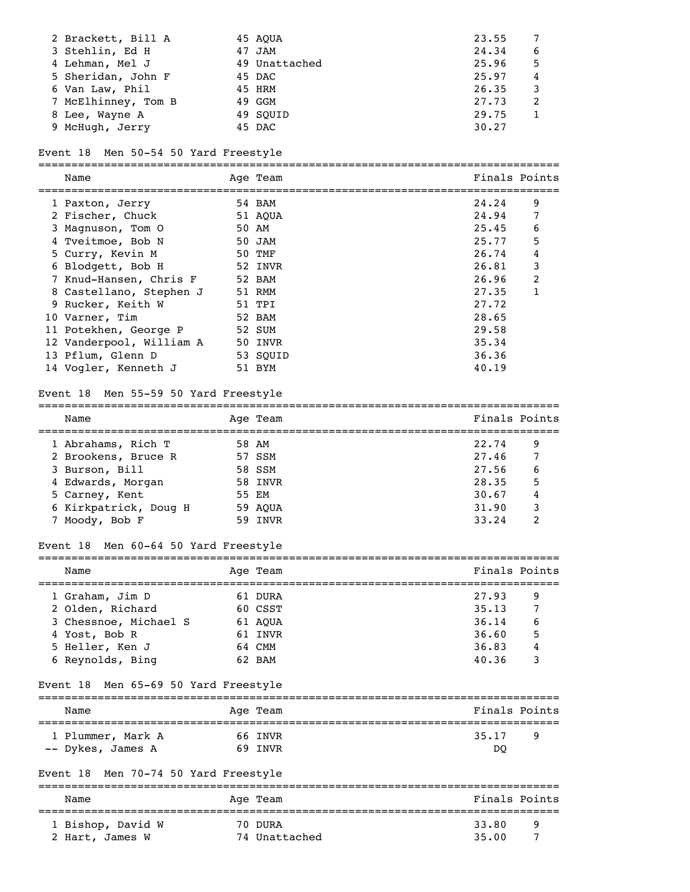| | Name | Age | Team | Finals | Points |
|---|---|---|---|---|---|
| 2 | Brackett, Bill A | 45 | AQUA | 23.55 | 7 |
| 3 | Stehlin, Ed H | 47 | JAM | 24.34 | 6 |
| 4 | Lehman, Mel J | 49 | Unattached | 25.96 | 5 |
| 5 | Sheridan, John F | 45 | DAC | 25.97 | 4 |
| 6 | Van Law, Phil | 45 | HRM | 26.35 | 3 |
| 7 | McElhinney, Tom B | 49 | GGM | 27.73 | 2 |
| 8 | Lee, Wayne A | 49 | SQUID | 29.75 | 1 |
| 9 | McHugh, Jerry | 45 | DAC | 30.27 | |

Event 18 Men 50-54 50 Yard Freestyle

| | Name | Age | Team | Finals | Points |
|---|---|---|---|---|---|
| 1 | Paxton, Jerry | 54 | BAM | 24.24 | 9 |
| 2 | Fischer, Chuck | 51 | AQUA | 24.94 | 7 |
| 3 | Magnuson, Tom O | 50 | AM | 25.45 | 6 |
| 4 | Tveitmoe, Bob N | 50 | JAM | 25.77 | 5 |
| 5 | Curry, Kevin M | 50 | TMF | 26.74 | 4 |
| 6 | Blodgett, Bob H | 52 | INVR | 26.81 | 3 |
| 7 | Knud-Hansen, Chris F | 52 | BAM | 26.96 | 2 |
| 8 | Castellano, Stephen J | 51 | RMM | 27.35 | 1 |
| 9 | Rucker, Keith W | 51 | TPI | 27.72 | |
| 10 | Varner, Tim | 52 | BAM | 28.65 | |
| 11 | Potekhen, George P | 52 | SUM | 29.58 | |
| 12 | Vanderpool, William A | 50 | INVR | 35.34 | |
| 13 | Pflum, Glenn D | 53 | SQUID | 36.36 | |
| 14 | Vogler, Kenneth J | 51 | BYM | 40.19 | |

Event 18 Men 55-59 50 Yard Freestyle

| | Name | Age | Team | Finals | Points |
|---|---|---|---|---|---|
| 1 | Abrahams, Rich T | 58 | AM | 22.74 | 9 |
| 2 | Brookens, Bruce R | 57 | SSM | 27.46 | 7 |
| 3 | Burson, Bill | 58 | SSM | 27.56 | 6 |
| 4 | Edwards, Morgan | 58 | INVR | 28.35 | 5 |
| 5 | Carney, Kent | 55 | EM | 30.67 | 4 |
| 6 | Kirkpatrick, Doug H | 59 | AQUA | 31.90 | 3 |
| 7 | Moody, Bob F | 59 | INVR | 33.24 | 2 |

Event 18 Men 60-64 50 Yard Freestyle

| | Name | Age | Team | Finals | Points |
|---|---|---|---|---|---|
| 1 | Graham, Jim D | 61 | DURA | 27.93 | 9 |
| 2 | Olden, Richard | 60 | CSST | 35.13 | 7 |
| 3 | Chessnoe, Michael S | 61 | AQUA | 36.14 | 6 |
| 4 | Yost, Bob R | 61 | INVR | 36.60 | 5 |
| 5 | Heller, Ken J | 64 | CMM | 36.83 | 4 |
| 6 | Reynolds, Bing | 62 | BAM | 40.36 | 3 |

Event 18 Men 65-69 50 Yard Freestyle

| | Name | Age | Team | Finals | Points |
|---|---|---|---|---|---|
| 1 | Plummer, Mark A | 66 | INVR | 35.17 | 9 |
| -- | Dykes, James A | 69 | INVR | DQ | |

Event 18 Men 70-74 50 Yard Freestyle

| | Name | Age | Team | Finals | Points |
|---|---|---|---|---|---|
| 1 | Bishop, David W | 70 | DURA | 33.80 | 9 |
| 2 | Hart, James W | 74 | Unattached | 35.00 | 7 |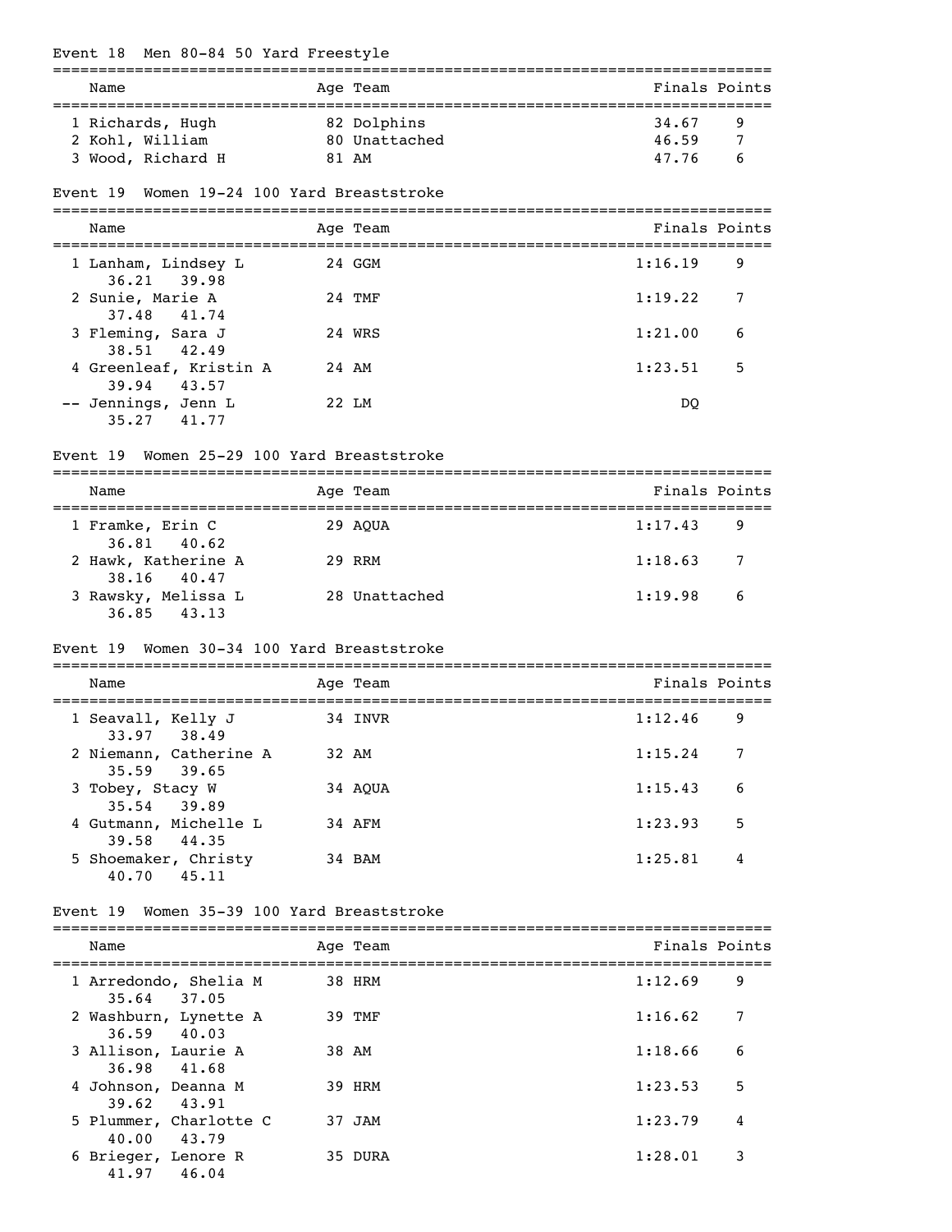### Event 18 Men 80-84 50 Yard Freestyle

| Name | Age | Team | Finals | Points |
|---|---|---|---|---|
| 1 Richards, Hugh | 82 | Dolphins | 34.67 | 9 |
| 2 Kohl, William | 80 | Unattached | 46.59 | 7 |
| 3 Wood, Richard H | 81 | AM | 47.76 | 6 |

### Event 19 Women 19-24 100 Yard Breaststroke

| Name | Age | Team | Finals | Points |
|---|---|---|---|---|
| 1 Lanham, Lindsey L | 24 | GGM | 1:16.19 | 9 |
| 36.21 39.98 | | | | |
| 2 Sunie, Marie A | 24 | TMF | 1:19.22 | 7 |
| 37.48 41.74 | | | | |
| 3 Fleming, Sara J | 24 | WRS | 1:21.00 | 6 |
| 38.51 42.49 | | | | |
| 4 Greenleaf, Kristin A | 24 | AM | 1:23.51 | 5 |
| 39.94 43.57 | | | | |
| -- Jennings, Jenn L | 22 | LM | DQ | |
| 35.27 41.77 | | | | |

### Event 19 Women 25-29 100 Yard Breaststroke

| Name | Age | Team | Finals | Points |
|---|---|---|---|---|
| 1 Framke, Erin C | 29 | AQUA | 1:17.43 | 9 |
| 36.81 40.62 | | | | |
| 2 Hawk, Katherine A | 29 | RRM | 1:18.63 | 7 |
| 38.16 40.47 | | | | |
| 3 Rawsky, Melissa L | 28 | Unattached | 1:19.98 | 6 |
| 36.85 43.13 | | | | |

### Event 19 Women 30-34 100 Yard Breaststroke

| Name | Age | Team | Finals | Points |
|---|---|---|---|---|
| 1 Seavall, Kelly J | 34 | INVR | 1:12.46 | 9 |
| 33.97 38.49 | | | | |
| 2 Niemann, Catherine A | 32 | AM | 1:15.24 | 7 |
| 35.59 39.65 | | | | |
| 3 Tobey, Stacy W | 34 | AQUA | 1:15.43 | 6 |
| 35.54 39.89 | | | | |
| 4 Gutmann, Michelle L | 34 | AFM | 1:23.93 | 5 |
| 39.58 44.35 | | | | |
| 5 Shoemaker, Christy | 34 | BAM | 1:25.81 | 4 |
| 40.70 45.11 | | | | |

### Event 19 Women 35-39 100 Yard Breaststroke

| Name | Age | Team | Finals | Points |
|---|---|---|---|---|
| 1 Arredondo, Shelia M | 38 | HRM | 1:12.69 | 9 |
| 35.64 37.05 | | | | |
| 2 Washburn, Lynette A | 39 | TMF | 1:16.62 | 7 |
| 36.59 40.03 | | | | |
| 3 Allison, Laurie A | 38 | AM | 1:18.66 | 6 |
| 36.98 41.68 | | | | |
| 4 Johnson, Deanna M | 39 | HRM | 1:23.53 | 5 |
| 39.62 43.91 | | | | |
| 5 Plummer, Charlotte C | 37 | JAM | 1:23.79 | 4 |
| 40.00 43.79 | | | | |
| 6 Brieger, Lenore R | 35 | DURA | 1:28.01 | 3 |
| 41.97 46.04 | | | | |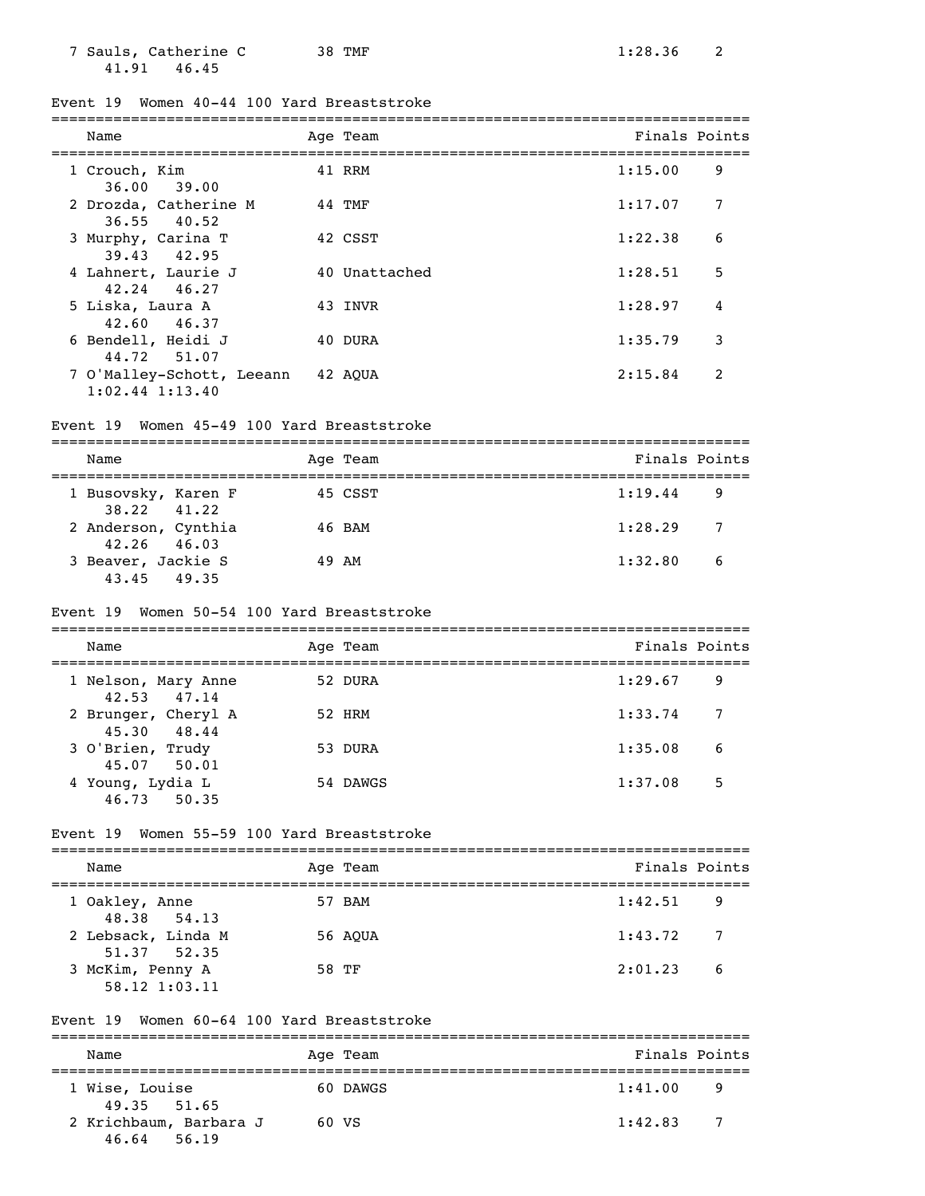| Name | Age | Team | Finals | Points |
|---|---|---|---|---|
| 7 Sauls, Catherine C | 38 | TMF | 1:28.36 | 2 |
| 41.91 46.45 | | | | |

## Event 19 Women 40-44 100 Yard Breaststroke

| Name | Age | Team | Finals | Points |
|---|---|---|---|---|
| 1 Crouch, Kim | 41 | RRM | 1:15.00 | 9 |
| 36.00 39.00 | | | | |
| 2 Drozda, Catherine M | 44 | TMF | 1:17.07 | 7 |
| 36.55 40.52 | | | | |
| 3 Murphy, Carina T | 42 | CSST | 1:22.38 | 6 |
| 39.43 42.95 | | | | |
| 4 Lahnert, Laurie J | 40 | Unattached | 1:28.51 | 5 |
| 42.24 46.27 | | | | |
| 5 Liska, Laura A | 43 | INVR | 1:28.97 | 4 |
| 42.60 46.37 | | | | |
| 6 Bendell, Heidi J | 40 | DURA | 1:35.79 | 3 |
| 44.72 51.07 | | | | |
| 7 O'Malley-Schott, Leeann | 42 | AQUA | 2:15.84 | 2 |
| 1:02.44 1:13.40 | | | | |

## Event 19 Women 45-49 100 Yard Breaststroke

| Name | Age | Team | Finals | Points |
|---|---|---|---|---|
| 1 Busovsky, Karen F | 45 | CSST | 1:19.44 | 9 |
| 38.22 41.22 | | | | |
| 2 Anderson, Cynthia | 46 | BAM | 1:28.29 | 7 |
| 42.26 46.03 | | | | |
| 3 Beaver, Jackie S | 49 | AM | 1:32.80 | 6 |
| 43.45 49.35 | | | | |

## Event 19 Women 50-54 100 Yard Breaststroke

| Name | Age | Team | Finals | Points |
|---|---|---|---|---|
| 1 Nelson, Mary Anne | 52 | DURA | 1:29.67 | 9 |
| 42.53 47.14 | | | | |
| 2 Brunger, Cheryl A | 52 | HRM | 1:33.74 | 7 |
| 45.30 48.44 | | | | |
| 3 O'Brien, Trudy | 53 | DURA | 1:35.08 | 6 |
| 45.07 50.01 | | | | |
| 4 Young, Lydia L | 54 | DAWGS | 1:37.08 | 5 |
| 46.73 50.35 | | | | |

## Event 19 Women 55-59 100 Yard Breaststroke

| Name | Age | Team | Finals | Points |
|---|---|---|---|---|
| 1 Oakley, Anne | 57 | BAM | 1:42.51 | 9 |
| 48.38 54.13 | | | | |
| 2 Lebsack, Linda M | 56 | AQUA | 1:43.72 | 7 |
| 51.37 52.35 | | | | |
| 3 McKim, Penny A | 58 | TF | 2:01.23 | 6 |
| 58.12 1:03.11 | | | | |

## Event 19 Women 60-64 100 Yard Breaststroke

| Name | Age | Team | Finals | Points |
|---|---|---|---|---|
| 1 Wise, Louise | 60 | DAWGS | 1:41.00 | 9 |
| 49.35 51.65 | | | | |
| 2 Krichbaum, Barbara J | 60 | VS | 1:42.83 | 7 |
| 46.64 56.19 | | | | |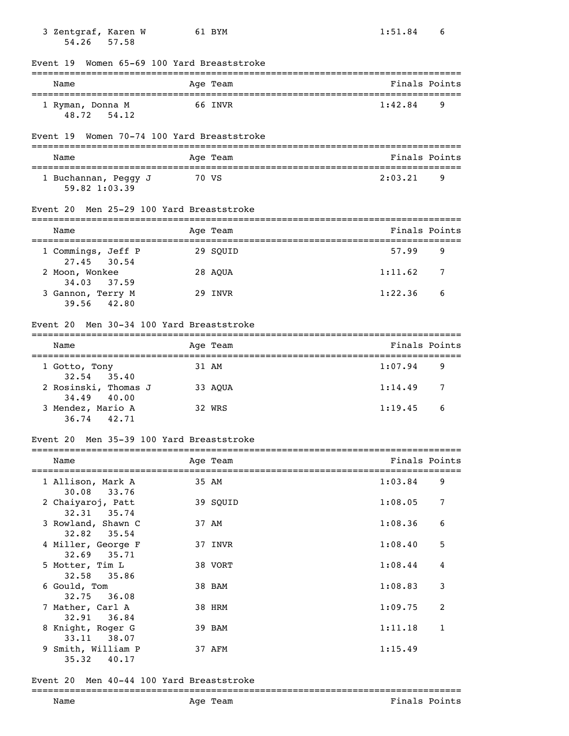3 Zentgraf, Karen W | 61 | BYM | 1:51.84 | 6
54.26 57.58

Event 19 Women 65-69 100 Yard Breaststroke

| Name | Age | Team | Finals | Points |
|---|---|---|---|---|
| 1 Ryman, Donna M | 66 | INVR | 1:42.84 | 9 |
| 48.72 54.12 | | | | |

Event 19 Women 70-74 100 Yard Breaststroke

| Name | Age | Team | Finals | Points |
|---|---|---|---|---|
| 1 Buchannan, Peggy J | 70 | VS | 2:03.21 | 9 |
| 59.82 1:03.39 | | | | |

Event 20 Men 25-29 100 Yard Breaststroke

| Name | Age | Team | Finals | Points |
|---|---|---|---|---|
| 1 Commings, Jeff P | 29 | SQUID | 57.99 | 9 |
| 27.45 30.54 | | | | |
| 2 Moon, Wonkee | 28 | AQUA | 1:11.62 | 7 |
| 34.03 37.59 | | | | |
| 3 Gannon, Terry M | 29 | INVR | 1:22.36 | 6 |
| 39.56 42.80 | | | | |

Event 20 Men 30-34 100 Yard Breaststroke

| Name | Age | Team | Finals | Points |
|---|---|---|---|---|
| 1 Gotto, Tony | 31 | AM | 1:07.94 | 9 |
| 32.54 35.40 | | | | |
| 2 Rosinski, Thomas J | 33 | AQUA | 1:14.49 | 7 |
| 34.49 40.00 | | | | |
| 3 Mendez, Mario A | 32 | WRS | 1:19.45 | 6 |
| 36.74 42.71 | | | | |

Event 20 Men 35-39 100 Yard Breaststroke

| Name | Age | Team | Finals | Points |
|---|---|---|---|---|
| 1 Allison, Mark A | 35 | AM | 1:03.84 | 9 |
| 30.08 33.76 | | | | |
| 2 Chaiyaroj, Patt | 39 | SQUID | 1:08.05 | 7 |
| 32.31 35.74 | | | | |
| 3 Rowland, Shawn C | 37 | AM | 1:08.36 | 6 |
| 32.82 35.54 | | | | |
| 4 Miller, George F | 37 | INVR | 1:08.40 | 5 |
| 32.69 35.71 | | | | |
| 5 Motter, Tim L | 38 | VORT | 1:08.44 | 4 |
| 32.58 35.86 | | | | |
| 6 Gould, Tom | 38 | BAM | 1:08.83 | 3 |
| 32.75 36.08 | | | | |
| 7 Mather, Carl A | 38 | HRM | 1:09.75 | 2 |
| 32.91 36.84 | | | | |
| 8 Knight, Roger G | 39 | BAM | 1:11.18 | 1 |
| 33.11 38.07 | | | | |
| 9 Smith, William P | 37 | AFM | 1:15.49 | |
| 35.32 40.17 | | | | |

Event 20 Men 40-44 100 Yard Breaststroke

| Name | Age | Team | Finals | Points |
|---|---|---|---|---|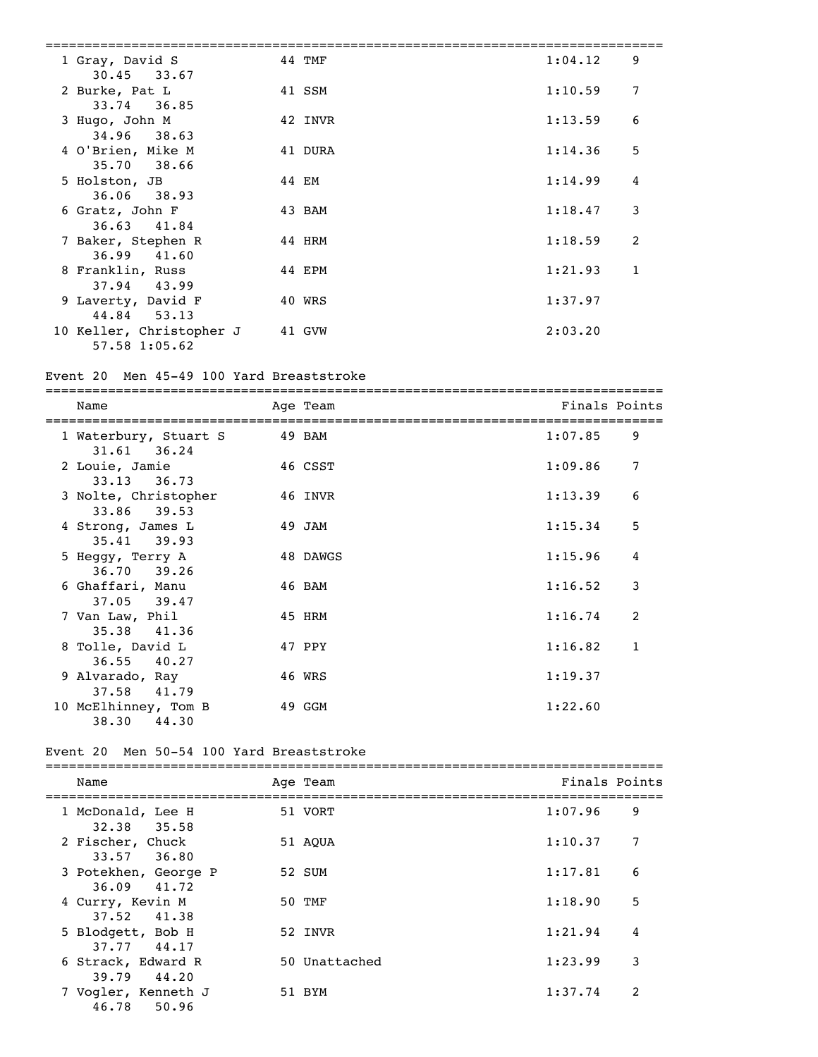| Place | Name | Age | Team | Finals | Points |
|---|---|---|---|---|---|
| 1 | Gray, David S | 44 | TMF | 1:04.12 | 9 |
| | 30.45 33.67 | | | | |
| 2 | Burke, Pat L | 41 | SSM | 1:10.59 | 7 |
| | 33.74 36.85 | | | | |
| 3 | Hugo, John M | 42 | INVR | 1:13.59 | 6 |
| | 34.96 38.63 | | | | |
| 4 | O'Brien, Mike M | 41 | DURA | 1:14.36 | 5 |
| | 35.70 38.66 | | | | |
| 5 | Holston, JB | 44 | EM | 1:14.99 | 4 |
| | 36.06 38.93 | | | | |
| 6 | Gratz, John F | 43 | BAM | 1:18.47 | 3 |
| | 36.63 41.84 | | | | |
| 7 | Baker, Stephen R | 44 | HRM | 1:18.59 | 2 |
| | 36.99 41.60 | | | | |
| 8 | Franklin, Russ | 44 | EPM | 1:21.93 | 1 |
| | 37.94 43.99 | | | | |
| 9 | Laverty, David F | 40 | WRS | 1:37.97 | |
| | 44.84 53.13 | | | | |
| 10 | Keller, Christopher J | 41 | GVW | 2:03.20 | |
| | 57.58 1:05.62 | | | | |

Event 20 Men 45-49 100 Yard Breaststroke

| Place | Name | Age | Team | Finals | Points |
|---|---|---|---|---|---|
| 1 | Waterbury, Stuart S | 49 | BAM | 1:07.85 | 9 |
| | 31.61 36.24 | | | | |
| 2 | Louie, Jamie | 46 | CSST | 1:09.86 | 7 |
| | 33.13 36.73 | | | | |
| 3 | Nolte, Christopher | 46 | INVR | 1:13.39 | 6 |
| | 33.86 39.53 | | | | |
| 4 | Strong, James L | 49 | JAM | 1:15.34 | 5 |
| | 35.41 39.93 | | | | |
| 5 | Heggy, Terry A | 48 | DAWGS | 1:15.96 | 4 |
| | 36.70 39.26 | | | | |
| 6 | Ghaffari, Manu | 46 | BAM | 1:16.52 | 3 |
| | 37.05 39.47 | | | | |
| 7 | Van Law, Phil | 45 | HRM | 1:16.74 | 2 |
| | 35.38 41.36 | | | | |
| 8 | Tolle, David L | 47 | PPY | 1:16.82 | 1 |
| | 36.55 40.27 | | | | |
| 9 | Alvarado, Ray | 46 | WRS | 1:19.37 | |
| | 37.58 41.79 | | | | |
| 10 | McElhinney, Tom B | 49 | GGM | 1:22.60 | |
| | 38.30 44.30 | | | | |

Event 20 Men 50-54 100 Yard Breaststroke

| Place | Name | Age | Team | Finals | Points |
|---|---|---|---|---|---|
| 1 | McDonald, Lee H | 51 | VORT | 1:07.96 | 9 |
| | 32.38 35.58 | | | | |
| 2 | Fischer, Chuck | 51 | AQUA | 1:10.37 | 7 |
| | 33.57 36.80 | | | | |
| 3 | Potekhen, George P | 52 | SUM | 1:17.81 | 6 |
| | 36.09 41.72 | | | | |
| 4 | Curry, Kevin M | 50 | TMF | 1:18.90 | 5 |
| | 37.52 41.38 | | | | |
| 5 | Blodgett, Bob H | 52 | INVR | 1:21.94 | 4 |
| | 37.77 44.17 | | | | |
| 6 | Strack, Edward R | 50 | Unattached | 1:23.99 | 3 |
| | 39.79 44.20 | | | | |
| 7 | Vogler, Kenneth J | 51 | BYM | 1:37.74 | 2 |
| | 46.78 50.96 | | | | |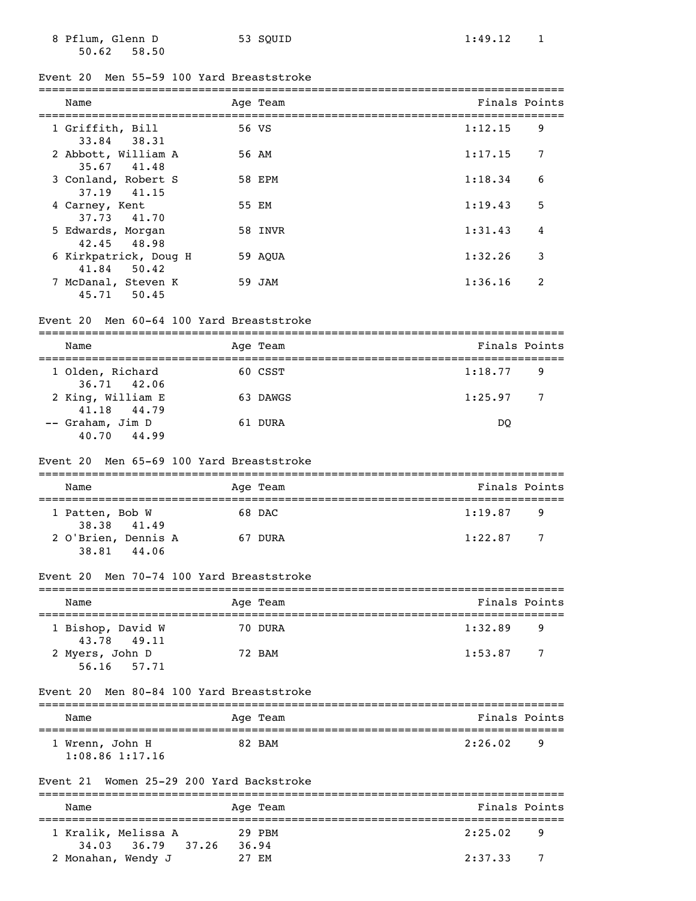| Name | Age | Team | Finals | Points |
|---|---|---|---|---|
| 8 Pflum, Glenn D | 53 | SQUID | 1:49.12 | 1 |
| 50.62 58.50 | | | | |

### Event 20 Men 55-59 100 Yard Breaststroke

| Name | Age | Team | Finals | Points |
|---|---|---|---|---|
| 1 Griffith, Bill | 56 | VS | 1:12.15 | 9 |
| 33.84 38.31 | | | | |
| 2 Abbott, William A | 56 | AM | 1:17.15 | 7 |
| 35.67 41.48 | | | | |
| 3 Conland, Robert S | 58 | EPM | 1:18.34 | 6 |
| 37.19 41.15 | | | | |
| 4 Carney, Kent | 55 | EM | 1:19.43 | 5 |
| 37.73 41.70 | | | | |
| 5 Edwards, Morgan | 58 | INVR | 1:31.43 | 4 |
| 42.45 48.98 | | | | |
| 6 Kirkpatrick, Doug H | 59 | AQUA | 1:32.26 | 3 |
| 41.84 50.42 | | | | |
| 7 McDanal, Steven K | 59 | JAM | 1:36.16 | 2 |
| 45.71 50.45 | | | | |

### Event 20 Men 60-64 100 Yard Breaststroke

| Name | Age | Team | Finals | Points |
|---|---|---|---|---|
| 1 Olden, Richard | 60 | CSST | 1:18.77 | 9 |
| 36.71 42.06 | | | | |
| 2 King, William E | 63 | DAWGS | 1:25.97 | 7 |
| 41.18 44.79 | | | | |
| -- Graham, Jim D | 61 | DURA | DQ | |
| 40.70 44.99 | | | | |

### Event 20 Men 65-69 100 Yard Breaststroke

| Name | Age | Team | Finals | Points |
|---|---|---|---|---|
| 1 Patten, Bob W | 68 | DAC | 1:19.87 | 9 |
| 38.38 41.49 | | | | |
| 2 O'Brien, Dennis A | 67 | DURA | 1:22.87 | 7 |
| 38.81 44.06 | | | | |

### Event 20 Men 70-74 100 Yard Breaststroke

| Name | Age | Team | Finals | Points |
|---|---|---|---|---|
| 1 Bishop, David W | 70 | DURA | 1:32.89 | 9 |
| 43.78 49.11 | | | | |
| 2 Myers, John D | 72 | BAM | 1:53.87 | 7 |
| 56.16 57.71 | | | | |

### Event 20 Men 80-84 100 Yard Breaststroke

| Name | Age | Team | Finals | Points |
|---|---|---|---|---|
| 1 Wrenn, John H | 82 | BAM | 2:26.02 | 9 |
| 1:08.86 1:17.16 | | | | |

### Event 21 Women 25-29 200 Yard Backstroke

| Name | Age | Team | Finals | Points |
|---|---|---|---|---|
| 1 Kralik, Melissa A | 29 | PBM | 2:25.02 | 9 |
| 34.03 36.79 37.26 36.94 | | | | |
| 2 Monahan, Wendy J | 27 | EM | 2:37.33 | 7 |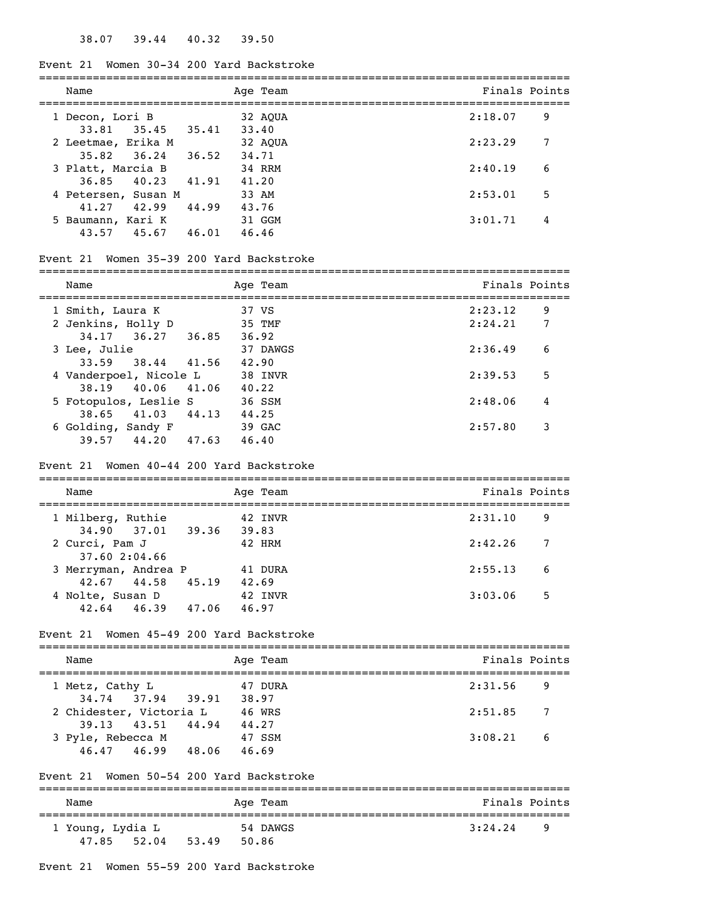38.07   39.44   40.32   39.50

### Event 21 Women 30-34 200 Yard Backstroke

| Name | Age | Team | Finals | Points |
|---|---|---|---|---|
| 1 Decon, Lori B | 32 | AQUA | 2:18.07 | 9 |
| 33.81   35.45   35.41   33.40 | | | | |
| 2 Leetmae, Erika M | 32 | AQUA | 2:23.29 | 7 |
| 35.82   36.24   36.52   34.71 | | | | |
| 3 Platt, Marcia B | 34 | RRM | 2:40.19 | 6 |
| 36.85   40.23   41.91   41.20 | | | | |
| 4 Petersen, Susan M | 33 | AM | 2:53.01 | 5 |
| 41.27   42.99   44.99   43.76 | | | | |
| 5 Baumann, Kari K | 31 | GGM | 3:01.71 | 4 |
| 43.57   45.67   46.01   46.46 | | | | |

### Event 21 Women 35-39 200 Yard Backstroke

| Name | Age | Team | Finals | Points |
|---|---|---|---|---|
| 1 Smith, Laura K | 37 | VS | 2:23.12 | 9 |
| 2 Jenkins, Holly D | 35 | TMF | 2:24.21 | 7 |
| 34.17   36.27   36.85   36.92 | | | | |
| 3 Lee, Julie | 37 | DAWGS | 2:36.49 | 6 |
| 33.59   38.44   41.56   42.90 | | | | |
| 4 Vanderpoel, Nicole L | 38 | INVR | 2:39.53 | 5 |
| 38.19   40.06   41.06   40.22 | | | | |
| 5 Fotopulos, Leslie S | 36 | SSM | 2:48.06 | 4 |
| 38.65   41.03   44.13   44.25 | | | | |
| 6 Golding, Sandy F | 39 | GAC | 2:57.80 | 3 |
| 39.57   44.20   47.63   46.40 | | | | |

### Event 21 Women 40-44 200 Yard Backstroke

| Name | Age | Team | Finals | Points |
|---|---|---|---|---|
| 1 Milberg, Ruthie | 42 | INVR | 2:31.10 | 9 |
| 34.90   37.01   39.36   39.83 | | | | |
| 2 Curci, Pam J | 42 | HRM | 2:42.26 | 7 |
| 37.60 2:04.66 | | | | |
| 3 Merryman, Andrea P | 41 | DURA | 2:55.13 | 6 |
| 42.67   44.58   45.19   42.69 | | | | |
| 4 Nolte, Susan D | 42 | INVR | 3:03.06 | 5 |
| 42.64   46.39   47.06   46.97 | | | | |

### Event 21 Women 45-49 200 Yard Backstroke

| Name | Age | Team | Finals | Points |
|---|---|---|---|---|
| 1 Metz, Cathy L | 47 | DURA | 2:31.56 | 9 |
| 34.74   37.94   39.91   38.97 | | | | |
| 2 Chidester, Victoria L | 46 | WRS | 2:51.85 | 7 |
| 39.13   43.51   44.94   44.27 | | | | |
| 3 Pyle, Rebecca M | 47 | SSM | 3:08.21 | 6 |
| 46.47   46.99   48.06   46.69 | | | | |

### Event 21 Women 50-54 200 Yard Backstroke

| Name | Age | Team | Finals | Points |
|---|---|---|---|---|
| 1 Young, Lydia L | 54 | DAWGS | 3:24.24 | 9 |
| 47.85   52.04   53.49   50.86 | | | | |

### Event 21 Women 55-59 200 Yard Backstroke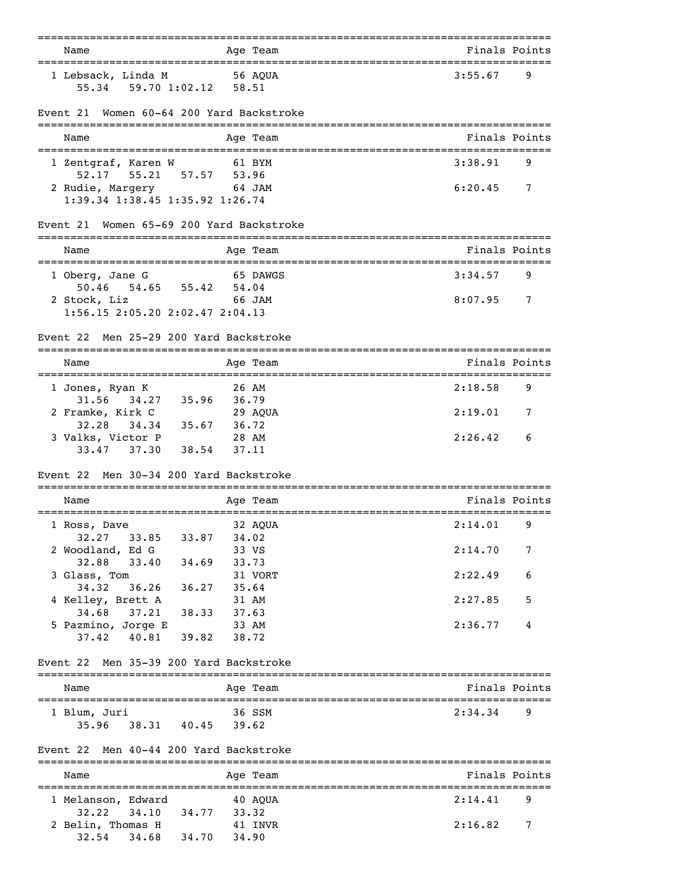| Name | Age | Team | Finals | Points |
|---|---|---|---|---|
| 1 Lebsack, Linda M | 56 | AQUA | 3:55.67 | 9 |
| 55.34 59.70 1:02.12 58.51 | | | | |

### Event 21 Women 60-64 200 Yard Backstroke

| Name | Age | Team | Finals | Points |
|---|---|---|---|---|
| 1 Zentgraf, Karen W | 61 | BYM | 3:38.91 | 9 |
| 52.17 55.21 57.57 53.96 | | | | |
| 2 Rudie, Margery | 64 | JAM | 6:20.45 | 7 |
| 1:39.34 1:38.45 1:35.92 1:26.74 | | | | |

### Event 21 Women 65-69 200 Yard Backstroke

| Name | Age | Team | Finals | Points |
|---|---|---|---|---|
| 1 Oberg, Jane G | 65 | DAWGS | 3:34.57 | 9 |
| 50.46 54.65 55.42 54.04 | | | | |
| 2 Stock, Liz | 66 | JAM | 8:07.95 | 7 |
| 1:56.15 2:05.20 2:02.47 2:04.13 | | | | |

### Event 22 Men 25-29 200 Yard Backstroke

| Name | Age | Team | Finals | Points |
|---|---|---|---|---|
| 1 Jones, Ryan K | 26 | AM | 2:18.58 | 9 |
| 31.56 34.27 35.96 36.79 | | | | |
| 2 Framke, Kirk C | 29 | AQUA | 2:19.01 | 7 |
| 32.28 34.34 35.67 36.72 | | | | |
| 3 Valks, Victor P | 28 | AM | 2:26.42 | 6 |
| 33.47 37.30 38.54 37.11 | | | | |

### Event 22 Men 30-34 200 Yard Backstroke

| Name | Age | Team | Finals | Points |
|---|---|---|---|---|
| 1 Ross, Dave | 32 | AQUA | 2:14.01 | 9 |
| 32.27 33.85 33.87 34.02 | | | | |
| 2 Woodland, Ed G | 33 | VS | 2:14.70 | 7 |
| 32.88 33.40 34.69 33.73 | | | | |
| 3 Glass, Tom | 31 | VORT | 2:22.49 | 6 |
| 34.32 36.26 36.27 35.64 | | | | |
| 4 Kelley, Brett A | 31 | AM | 2:27.85 | 5 |
| 34.68 37.21 38.33 37.63 | | | | |
| 5 Pazmino, Jorge E | 33 | AM | 2:36.77 | 4 |
| 37.42 40.81 39.82 38.72 | | | | |

### Event 22 Men 35-39 200 Yard Backstroke

| Name | Age | Team | Finals | Points |
|---|---|---|---|---|
| 1 Blum, Juri | 36 | SSM | 2:34.34 | 9 |
| 35.96 38.31 40.45 39.62 | | | | |

### Event 22 Men 40-44 200 Yard Backstroke

| Name | Age | Team | Finals | Points |
|---|---|---|---|---|
| 1 Melanson, Edward | 40 | AQUA | 2:14.41 | 9 |
| 32.22 34.10 34.77 33.32 | | | | |
| 2 Belin, Thomas H | 41 | INVR | 2:16.82 | 7 |
| 32.54 34.68 34.70 34.90 | | | | |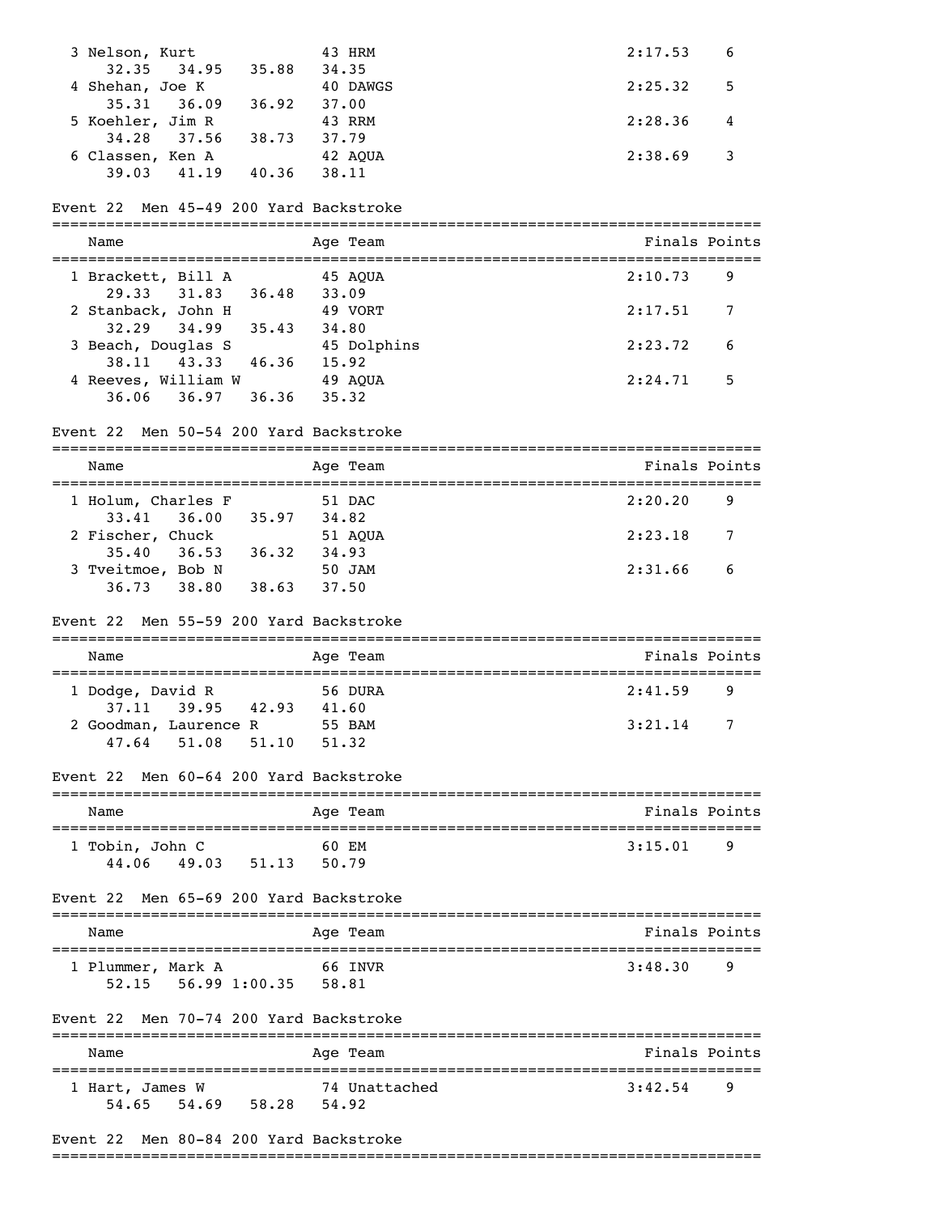| Name | Age | Team | Finals | Points |
|---|---|---|---|---|
| 3 Nelson, Kurt | 43 | HRM | 2:17.53 | 6 |
| 32.35 34.95 35.88 34.35 | | | | |
| 4 Shehan, Joe K | 40 | DAWGS | 2:25.32 | 5 |
| 35.31 36.09 36.92 37.00 | | | | |
| 5 Koehler, Jim R | 43 | RRM | 2:28.36 | 4 |
| 34.28 37.56 38.73 37.79 | | | | |
| 6 Classen, Ken A | 42 | AQUA | 2:38.69 | 3 |
| 39.03 41.19 40.36 38.11 | | | | |

## Event 22 Men 45-49 200 Yard Backstroke

| Name | Age | Team | Finals | Points |
|---|---|---|---|---|
| 1 Brackett, Bill A | 45 | AQUA | 2:10.73 | 9 |
| 29.33 31.83 36.48 33.09 | | | | |
| 2 Stanback, John H | 49 | VORT | 2:17.51 | 7 |
| 32.29 34.99 35.43 34.80 | | | | |
| 3 Beach, Douglas S | 45 | Dolphins | 2:23.72 | 6 |
| 38.11 43.33 46.36 15.92 | | | | |
| 4 Reeves, William W | 49 | AQUA | 2:24.71 | 5 |
| 36.06 36.97 36.36 35.32 | | | | |

## Event 22 Men 50-54 200 Yard Backstroke

| Name | Age | Team | Finals | Points |
|---|---|---|---|---|
| 1 Holum, Charles F | 51 | DAC | 2:20.20 | 9 |
| 33.41 36.00 35.97 34.82 | | | | |
| 2 Fischer, Chuck | 51 | AQUA | 2:23.18 | 7 |
| 35.40 36.53 36.32 34.93 | | | | |
| 3 Tveitmoe, Bob N | 50 | JAM | 2:31.66 | 6 |
| 36.73 38.80 38.63 37.50 | | | | |

## Event 22 Men 55-59 200 Yard Backstroke

| Name | Age | Team | Finals | Points |
|---|---|---|---|---|
| 1 Dodge, David R | 56 | DURA | 2:41.59 | 9 |
| 37.11 39.95 42.93 41.60 | | | | |
| 2 Goodman, Laurence R | 55 | BAM | 3:21.14 | 7 |
| 47.64 51.08 51.10 51.32 | | | | |

## Event 22 Men 60-64 200 Yard Backstroke

| Name | Age | Team | Finals | Points |
|---|---|---|---|---|
| 1 Tobin, John C | 60 | EM | 3:15.01 | 9 |
| 44.06 49.03 51.13 50.79 | | | | |

## Event 22 Men 65-69 200 Yard Backstroke

| Name | Age | Team | Finals | Points |
|---|---|---|---|---|
| 1 Plummer, Mark A | 66 | INVR | 3:48.30 | 9 |
| 52.15 56.99 1:00.35 58.81 | | | | |

## Event 22 Men 70-74 200 Yard Backstroke

| Name | Age | Team | Finals | Points |
|---|---|---|---|---|
| 1 Hart, James W | 74 | Unattached | 3:42.54 | 9 |
| 54.65 54.69 58.28 54.92 | | | | |

## Event 22 Men 80-84 200 Yard Backstroke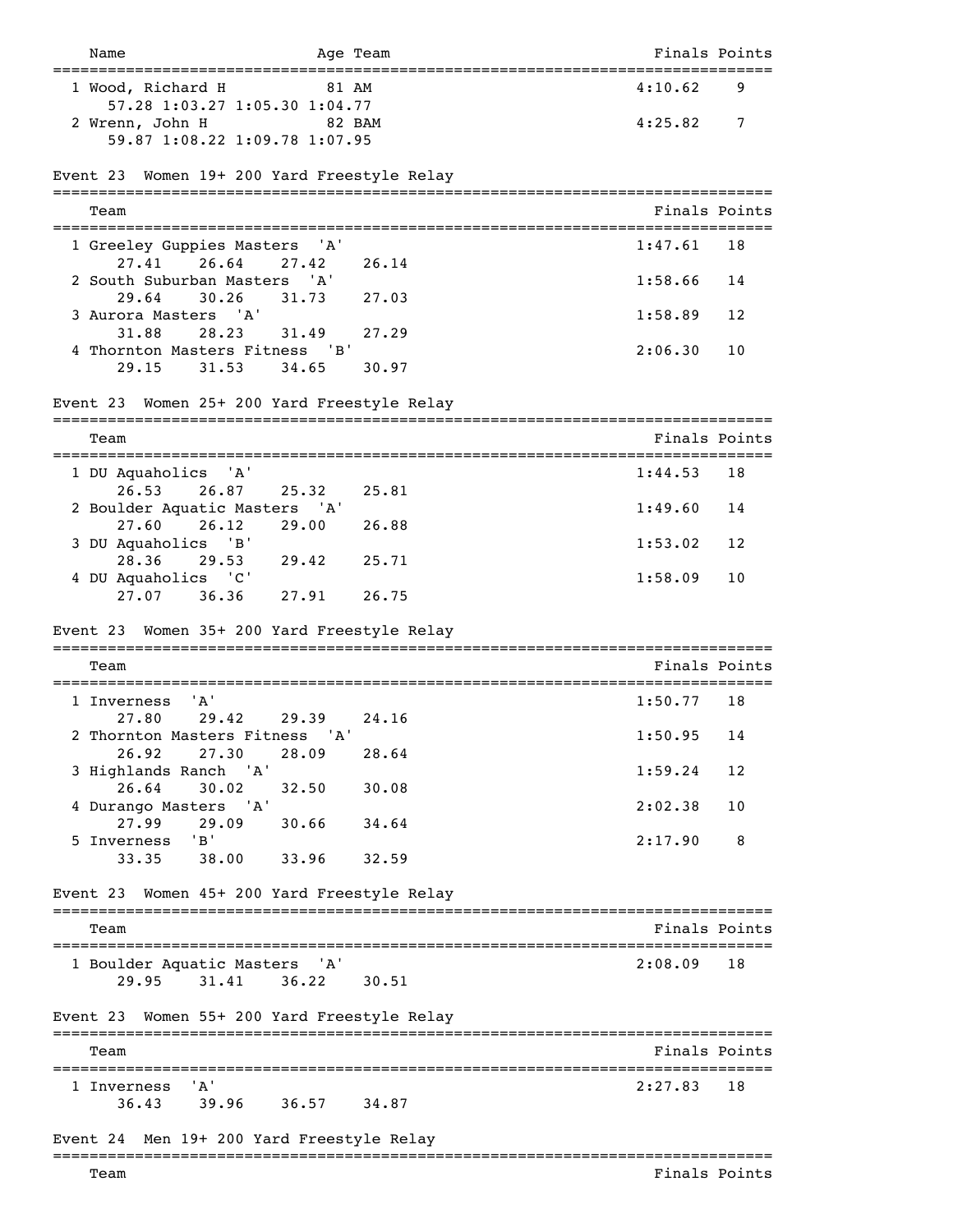| Name | Age | Team | Finals | Points |
|---|---|---|---|---|
| 1 Wood, Richard H | 81 | AM | 4:10.62 | 9 |
| 57.28 1:03.27 1:05.30 1:04.77 | | | | |
| 2 Wrenn, John H | 82 | BAM | 4:25.82 | 7 |
| 59.87 1:08.22 1:09.78 1:07.95 | | | | |

## Event 23 Women 19+ 200 Yard Freestyle Relay

| Team | Finals | Points |
|---|---|---|
| 1 Greeley Guppies Masters 'A' | 1:47.61 | 18 |
| 27.41 26.64 27.42 26.14 | | |
| 2 South Suburban Masters 'A' | 1:58.66 | 14 |
| 29.64 30.26 31.73 27.03 | | |
| 3 Aurora Masters 'A' | 1:58.89 | 12 |
| 31.88 28.23 31.49 27.29 | | |
| 4 Thornton Masters Fitness 'B' | 2:06.30 | 10 |
| 29.15 31.53 34.65 30.97 | | |

## Event 23 Women 25+ 200 Yard Freestyle Relay

| Team | Finals | Points |
|---|---|---|
| 1 DU Aquaholics 'A' | 1:44.53 | 18 |
| 26.53 26.87 25.32 25.81 | | |
| 2 Boulder Aquatic Masters 'A' | 1:49.60 | 14 |
| 27.60 26.12 29.00 26.88 | | |
| 3 DU Aquaholics 'B' | 1:53.02 | 12 |
| 28.36 29.53 29.42 25.71 | | |
| 4 DU Aquaholics 'C' | 1:58.09 | 10 |
| 27.07 36.36 27.91 26.75 | | |

## Event 23 Women 35+ 200 Yard Freestyle Relay

| Team | Finals | Points |
|---|---|---|
| 1 Inverness 'A' | 1:50.77 | 18 |
| 27.80 29.42 29.39 24.16 | | |
| 2 Thornton Masters Fitness 'A' | 1:50.95 | 14 |
| 26.92 27.30 28.09 28.64 | | |
| 3 Highlands Ranch 'A' | 1:59.24 | 12 |
| 26.64 30.02 32.50 30.08 | | |
| 4 Durango Masters 'A' | 2:02.38 | 10 |
| 27.99 29.09 30.66 34.64 | | |
| 5 Inverness 'B' | 2:17.90 | 8 |
| 33.35 38.00 33.96 32.59 | | |

## Event 23 Women 45+ 200 Yard Freestyle Relay

| Team | Finals | Points |
|---|---|---|
| 1 Boulder Aquatic Masters 'A' | 2:08.09 | 18 |
| 29.95 31.41 36.22 30.51 | | |

## Event 23 Women 55+ 200 Yard Freestyle Relay

| Team | Finals | Points |
|---|---|---|
| 1 Inverness 'A' | 2:27.83 | 18 |
| 36.43 39.96 36.57 34.87 | | |

## Event 24 Men 19+ 200 Yard Freestyle Relay

| Team | Finals | Points |
|---|---|---|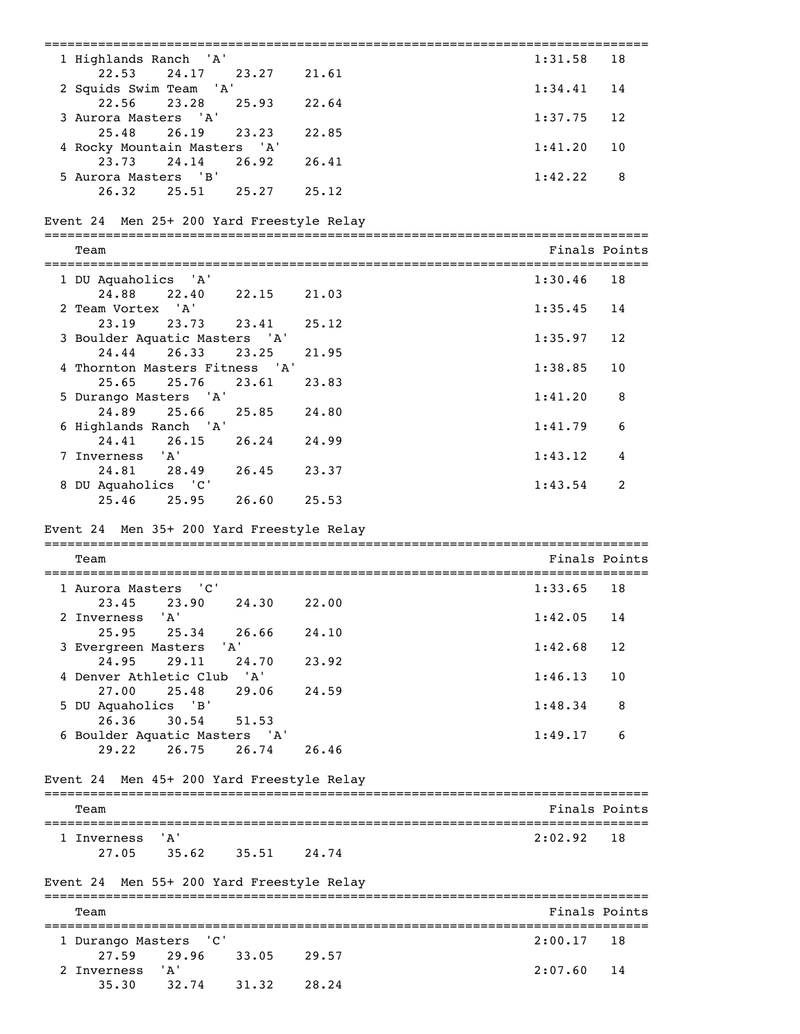| Place | Team | Splits | Finals | Points |
|---|---|---|---|---|
| 1 | Highlands Ranch 'A' | 22.53 24.17 23.27 21.61 | 1:31.58 | 18 |
| 2 | Squids Swim Team 'A' | 22.56 23.28 25.93 22.64 | 1:34.41 | 14 |
| 3 | Aurora Masters 'A' | 25.48 26.19 23.23 22.85 | 1:37.75 | 12 |
| 4 | Rocky Mountain Masters 'A' | 23.73 24.14 26.92 26.41 | 1:41.20 | 10 |
| 5 | Aurora Masters 'B' | 26.32 25.51 25.27 25.12 | 1:42.22 | 8 |

## Event 24 Men 25+ 200 Yard Freestyle Relay

| Place | Team | Splits | Finals | Points |
|---|---|---|---|---|
| 1 | DU Aquaholics 'A' | 24.88 22.40 22.15 21.03 | 1:30.46 | 18 |
| 2 | Team Vortex 'A' | 23.19 23.73 23.41 25.12 | 1:35.45 | 14 |
| 3 | Boulder Aquatic Masters 'A' | 24.44 26.33 23.25 21.95 | 1:35.97 | 12 |
| 4 | Thornton Masters Fitness 'A' | 25.65 25.76 23.61 23.83 | 1:38.85 | 10 |
| 5 | Durango Masters 'A' | 24.89 25.66 25.85 24.80 | 1:41.20 | 8 |
| 6 | Highlands Ranch 'A' | 24.41 26.15 26.24 24.99 | 1:41.79 | 6 |
| 7 | Inverness 'A' | 24.81 28.49 26.45 23.37 | 1:43.12 | 4 |
| 8 | DU Aquaholics 'C' | 25.46 25.95 26.60 25.53 | 1:43.54 | 2 |

## Event 24 Men 35+ 200 Yard Freestyle Relay

| Place | Team | Splits | Finals | Points |
|---|---|---|---|---|
| 1 | Aurora Masters 'C' | 23.45 23.90 24.30 22.00 | 1:33.65 | 18 |
| 2 | Inverness 'A' | 25.95 25.34 26.66 24.10 | 1:42.05 | 14 |
| 3 | Evergreen Masters 'A' | 24.95 29.11 24.70 23.92 | 1:42.68 | 12 |
| 4 | Denver Athletic Club 'A' | 27.00 25.48 29.06 24.59 | 1:46.13 | 10 |
| 5 | DU Aquaholics 'B' | 26.36 30.54 51.53 | 1:48.34 | 8 |
| 6 | Boulder Aquatic Masters 'A' | 29.22 26.75 26.74 26.46 | 1:49.17 | 6 |

## Event 24 Men 45+ 200 Yard Freestyle Relay

| Place | Team | Splits | Finals | Points |
|---|---|---|---|---|
| 1 | Inverness 'A' | 27.05 35.62 35.51 24.74 | 2:02.92 | 18 |

## Event 24 Men 55+ 200 Yard Freestyle Relay

| Place | Team | Splits | Finals | Points |
|---|---|---|---|---|
| 1 | Durango Masters 'C' | 27.59 29.96 33.05 29.57 | 2:00.17 | 18 |
| 2 | Inverness 'A' | 35.30 32.74 31.32 28.24 | 2:07.60 | 14 |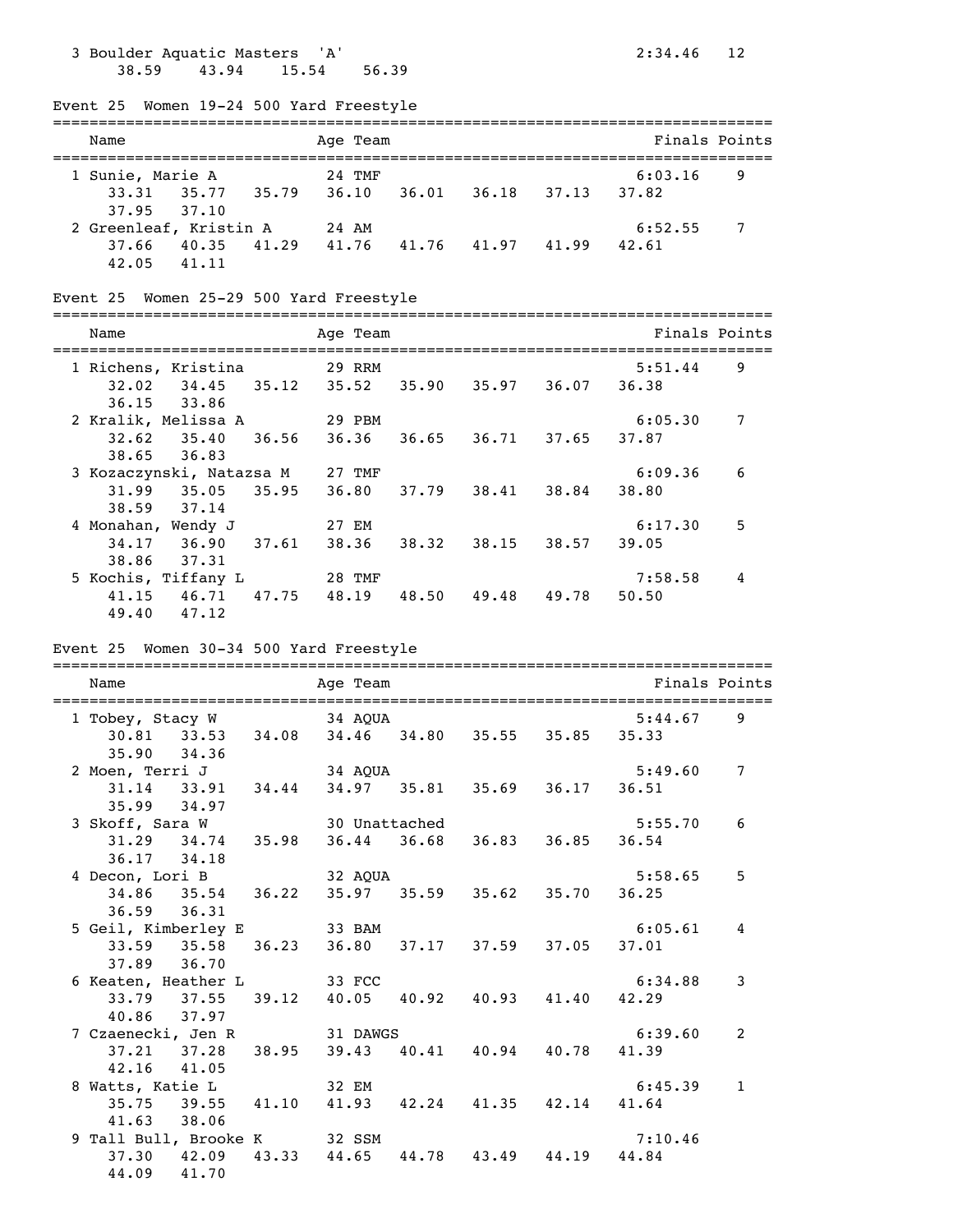3 Boulder Aquatic Masters 'A' 2:34.46 12
38.59 43.94 15.54 56.39

## Event 25 Women 19-24 500 Yard Freestyle

| Place | Name | Age | Team | Finals | Points |
|---|---|---|---|---|---|
| 1 | Sunie, Marie A | 24 | TMF | 6:03.16 | 9 |
| | 33.31 35.77 35.79 36.10 36.01 36.18 37.13 37.82 37.95 37.10 | | | | |
| 2 | Greenleaf, Kristin A | 24 | AM | 6:52.55 | 7 |
| | 37.66 40.35 41.29 41.76 41.76 41.97 41.99 42.61 42.05 41.11 | | | | |

## Event 25 Women 25-29 500 Yard Freestyle

| Place | Name | Age | Team | Finals | Points |
|---|---|---|---|---|---|
| 1 | Richens, Kristina | 29 | RRM | 5:51.44 | 9 |
| | 32.02 34.45 35.12 35.52 35.90 35.97 36.07 36.38 36.15 33.86 | | | | |
| 2 | Kralik, Melissa A | 29 | PBM | 6:05.30 | 7 |
| | 32.62 35.40 36.56 36.36 36.65 36.71 37.65 37.87 38.65 36.83 | | | | |
| 3 | Kozaczynski, Natazsa M | 27 | TMF | 6:09.36 | 6 |
| | 31.99 35.05 35.95 36.80 37.79 38.41 38.84 38.80 38.59 37.14 | | | | |
| 4 | Monahan, Wendy J | 27 | EM | 6:17.30 | 5 |
| | 34.17 36.90 37.61 38.36 38.32 38.15 38.57 39.05 38.86 37.31 | | | | |
| 5 | Kochis, Tiffany L | 28 | TMF | 7:58.58 | 4 |
| | 41.15 46.71 47.75 48.19 48.50 49.48 49.78 50.50 49.40 47.12 | | | | |

## Event 25 Women 30-34 500 Yard Freestyle

| Place | Name | Age | Team | Finals | Points |
|---|---|---|---|---|---|
| 1 | Tobey, Stacy W | 34 | AQUA | 5:44.67 | 9 |
| | 30.81 33.53 34.08 34.46 34.80 35.55 35.85 35.33 35.90 34.36 | | | | |
| 2 | Moen, Terri J | 34 | AQUA | 5:49.60 | 7 |
| | 31.14 33.91 34.44 34.97 35.81 35.69 36.17 36.51 35.99 34.97 | | | | |
| 3 | Skoff, Sara W | 30 | Unattached | 5:55.70 | 6 |
| | 31.29 34.74 35.98 36.44 36.68 36.83 36.85 36.54 36.17 34.18 | | | | |
| 4 | Decon, Lori B | 32 | AQUA | 5:58.65 | 5 |
| | 34.86 35.54 36.22 35.97 35.59 35.62 35.70 36.25 36.59 36.31 | | | | |
| 5 | Geil, Kimberley E | 33 | BAM | 6:05.61 | 4 |
| | 33.59 35.58 36.23 36.80 37.17 37.59 37.05 37.01 37.89 36.70 | | | | |
| 6 | Keaten, Heather L | 33 | FCC | 6:34.88 | 3 |
| | 33.79 37.55 39.12 40.05 40.92 40.93 41.40 42.29 40.86 37.97 | | | | |
| 7 | Czaenecki, Jen R | 31 | DAWGS | 6:39.60 | 2 |
| | 37.21 37.28 38.95 39.43 40.41 40.94 40.78 41.39 42.16 41.05 | | | | |
| 8 | Watts, Katie L | 32 | EM | 6:45.39 | 1 |
| | 35.75 39.55 41.10 41.93 42.24 41.35 42.14 41.64 41.63 38.06 | | | | |
| 9 | Tall Bull, Brooke K | 32 | SSM | 7:10.46 | |
| | 37.30 42.09 43.33 44.65 44.78 43.49 44.19 44.84 44.09 41.70 | | | | |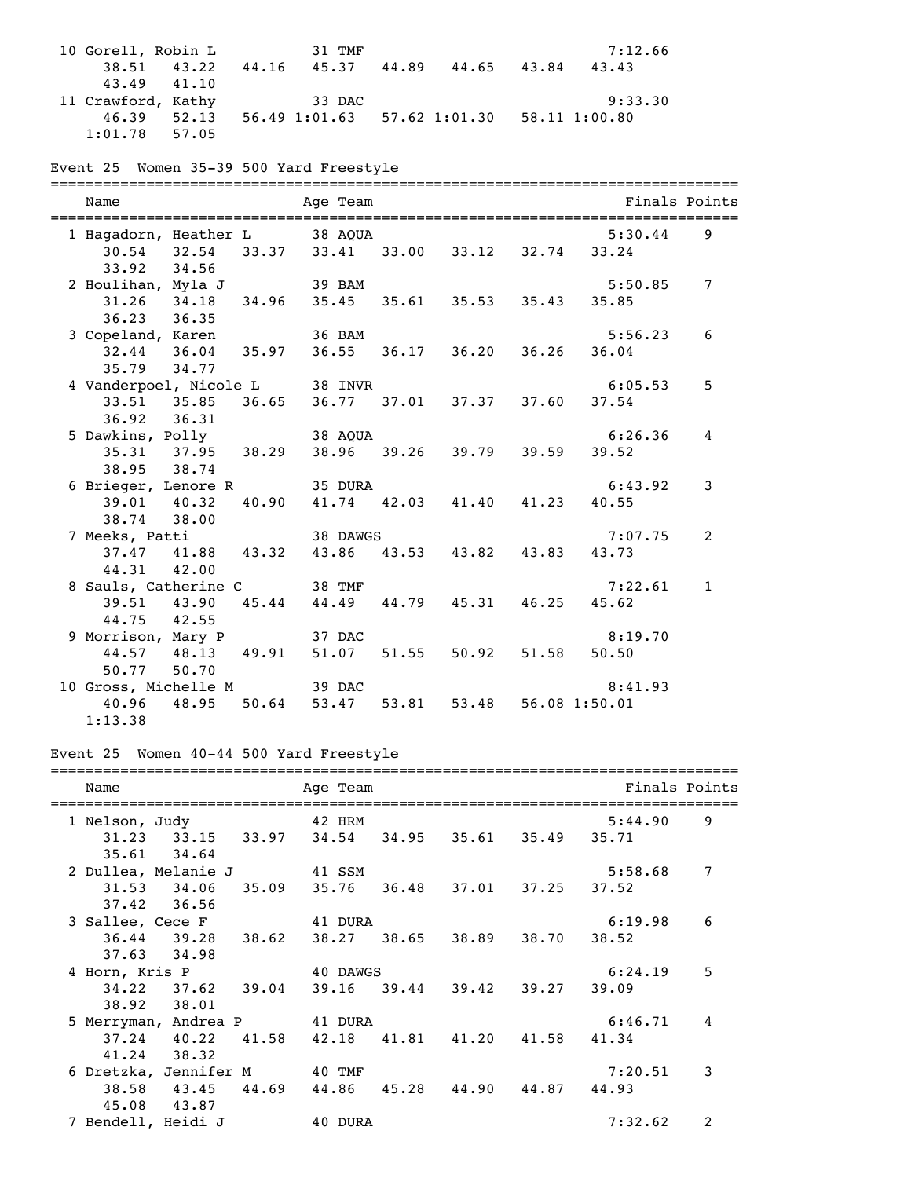```
 10 Gorell, Robin L           31 TMF                                  7:12.66
      38.51    43.22    44.16    45.37    44.89    44.65    43.84    43.43
      43.49    41.10
 11 Crawford, Kathy           33 DAC                                  9:33.30
      46.39    52.13    56.49 1:01.63    57.62 1:01.30    58.11 1:00.80
    1:01.78    57.05
```

## Event 25 Women 35-39 500 Yard Freestyle

```
===============================================================================
    Name                    Age Team                                Finals Points
===============================================================================
  1 Hagadorn, Heather L       38 AQUA                                 5:30.44    9
      30.54    32.54    33.37    33.41    33.00    33.12    32.74    33.24
      33.92    34.56
  2 Houlihan, Myla J          39 BAM                                  5:50.85    7
      31.26    34.18    34.96    35.45    35.61    35.53    35.43    35.85
      36.23    36.35
  3 Copeland, Karen           36 BAM                                  5:56.23    6
      32.44    36.04    35.97    36.55    36.17    36.20    36.26    36.04
      35.79    34.77
  4 Vanderpoel, Nicole L      38 INVR                                 6:05.53    5
      33.51    35.85    36.65    36.77    37.01    37.37    37.60    37.54
      36.92    36.31
  5 Dawkins, Polly            38 AQUA                                 6:26.36    4
      35.31    37.95    38.29    38.96    39.26    39.79    39.59    39.52
      38.95    38.74
  6 Brieger, Lenore R         35 DURA                                 6:43.92    3
      39.01    40.32    40.90    41.74    42.03    41.40    41.23    40.55
      38.74    38.00
  7 Meeks, Patti              38 DAWGS                                7:07.75    2
      37.47    41.88    43.32    43.86    43.53    43.82    43.83    43.73
      44.31    42.00
  8 Sauls, Catherine C        38 TMF                                  7:22.61    1
      39.51    43.90    45.44    44.49    44.79    45.31    46.25    45.62
      44.75    42.55
  9 Morrison, Mary P          37 DAC                                  8:19.70
      44.57    48.13    49.91    51.07    51.55    50.92    51.58    50.50
      50.77    50.70
 10 Gross, Michelle M         39 DAC                                  8:41.93
      40.96    48.95    50.64    53.47    53.81    53.48    56.08 1:50.01
    1:13.38
```

## Event 25 Women 40-44 500 Yard Freestyle

```
===============================================================================
    Name                    Age Team                                Finals Points
===============================================================================
  1 Nelson, Judy              42 HRM                                  5:44.90    9
      31.23    33.15    33.97    34.54    34.95    35.61    35.49    35.71
      35.61    34.64
  2 Dullea, Melanie J         41 SSM                                  5:58.68    7
      31.53    34.06    35.09    35.76    36.48    37.01    37.25    37.52
      37.42    36.56
  3 Sallee, Cece F            41 DURA                                 6:19.98    6
      36.44    39.28    38.62    38.27    38.65    38.89    38.70    38.52
      37.63    34.98
  4 Horn, Kris P              40 DAWGS                                6:24.19    5
      34.22    37.62    39.04    39.16    39.44    39.42    39.27    39.09
      38.92    38.01
  5 Merryman, Andrea P        41 DURA                                 6:46.71    4
      37.24    40.22    41.58    42.18    41.81    41.20    41.58    41.34
      41.24    38.32
  6 Dretzka, Jennifer M       40 TMF                                  7:20.51    3
      38.58    43.45    44.69    44.86    45.28    44.90    44.87    44.93
      45.08    43.87
  7 Bendell, Heidi J          40 DURA                                 7:32.62    2
```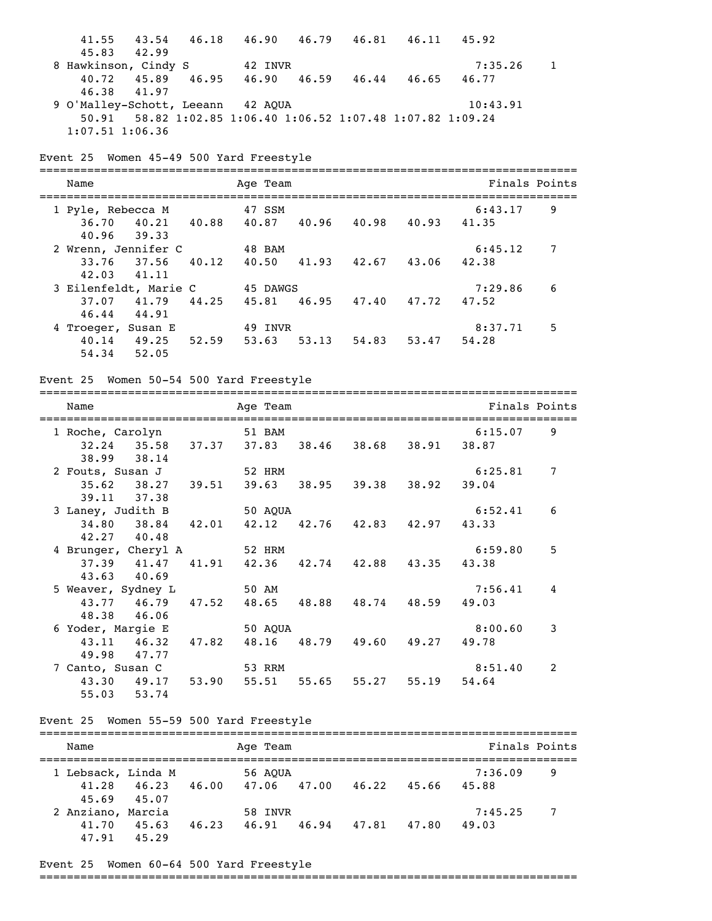```
    41.55   43.54   46.18   46.90   46.79   46.81   46.11   45.92
    45.83   42.99
  8 Hawkinson, Cindy S        42 INVR                       7:35.26    1
    40.72   45.89   46.95   46.90   46.59   46.44   46.65   46.77
    46.38   41.97
  9 O'Malley-Schott, Leeann   42 AQUA                      10:43.91
    50.91   58.82 1:02.85 1:06.40 1:06.52 1:07.48 1:07.82 1:09.24
  1:07.51 1:06.36
```

## Event 25 Women 45-49 500 Yard Freestyle

```
===============================================================================
    Name                    Age Team                          Finals Points
===============================================================================
  1 Pyle, Rebecca M           47 SSM                        6:43.17    9
    36.70   40.21   40.88   40.87   40.96   40.98   40.93   41.35
    40.96   39.33
  2 Wrenn, Jennifer C         48 BAM                        6:45.12    7
    33.76   37.56   40.12   40.50   41.93   42.67   43.06   42.38
    42.03   41.11
  3 Eilenfeldt, Marie C       45 DAWGS                      7:29.86    6
    37.07   41.79   44.25   45.81   46.95   47.40   47.72   47.52
    46.44   44.91
  4 Troeger, Susan E          49 INVR                       8:37.71    5
    40.14   49.25   52.59   53.63   53.13   54.83   53.47   54.28
    54.34   52.05
```

## Event 25 Women 50-54 500 Yard Freestyle

```
===============================================================================
    Name                    Age Team                          Finals Points
===============================================================================
  1 Roche, Carolyn            51 BAM                        6:15.07    9
    32.24   35.58   37.37   37.83   38.46   38.68   38.91   38.87
    38.99   38.14
  2 Fouts, Susan J            52 HRM                        6:25.81    7
    35.62   38.27   39.51   39.63   38.95   39.38   38.92   39.04
    39.11   37.38
  3 Laney, Judith B           50 AQUA                       6:52.41    6
    34.80   38.84   42.01   42.12   42.76   42.83   42.97   43.33
    42.27   40.48
  4 Brunger, Cheryl A         52 HRM                        6:59.80    5
    37.39   41.47   41.91   42.36   42.74   42.88   43.35   43.38
    43.63   40.69
  5 Weaver, Sydney L          50 AM                         7:56.41    4
    43.77   46.79   47.52   48.65   48.88   48.74   48.59   49.03
    48.38   46.06
  6 Yoder, Margie E           50 AQUA                       8:00.60    3
    43.11   46.32   47.82   48.16   48.79   49.60   49.27   49.78
    49.98   47.77
  7 Canto, Susan C            53 RRM                        8:51.40    2
    43.30   49.17   53.90   55.51   55.65   55.27   55.19   54.64
    55.03   53.74
```

## Event 25 Women 55-59 500 Yard Freestyle

```
===============================================================================
    Name                    Age Team                          Finals Points
===============================================================================
  1 Lebsack, Linda M          56 AQUA                       7:36.09    9
    41.28   46.23   46.00   47.06   47.00   46.22   45.66   45.88
    45.69   45.07
  2 Anziano, Marcia           58 INVR                       7:45.25    7
    41.70   45.63   46.23   46.91   46.94   47.81   47.80   49.03
    47.91   45.29
```

## Event 25 Women 60-64 500 Yard Freestyle

```
===============================================================================
```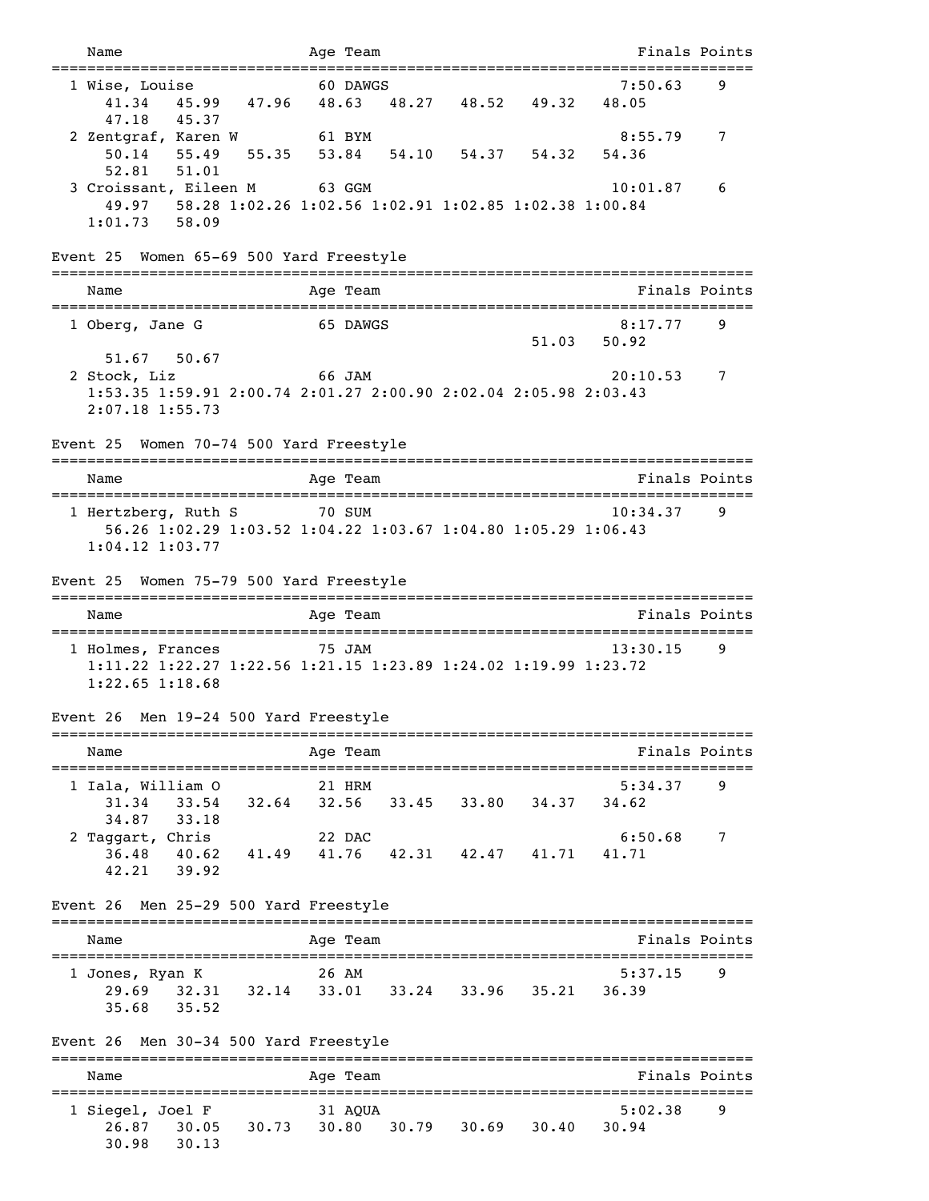```
    Name                    Age Team                                  Finals Points
===============================================================================
  1 Wise, Louise             60 DAWGS                                7:50.63    9
      41.34    45.99    47.96    48.63    48.27    48.52    49.32    48.05
      47.18    45.37
  2 Zentgraf, Karen W        61 BYM                                  8:55.79    7
      50.14    55.49    55.35    53.84    54.10    54.37    54.32    54.36
      52.81    51.01
  3 Croissant, Eileen M      63 GGM                                 10:01.87    6
      49.97    58.28 1:02.26 1:02.56 1:02.91 1:02.85 1:02.38 1:00.84
    1:01.73    58.09
```

Event 25  Women 65-69 500 Yard Freestyle

```
===============================================================================
    Name                    Age Team                                  Finals Points
===============================================================================
  1 Oberg, Jane G            65 DAWGS                                8:17.77    9
                                                            51.03    50.92
      51.67    50.67
  2 Stock, Liz               66 JAM                                 20:10.53    7
    1:53.35 1:59.91 2:00.74 2:01.27 2:00.90 2:02.04 2:05.98 2:03.43
    2:07.18 1:55.73
```

Event 25  Women 70-74 500 Yard Freestyle

```
===============================================================================
    Name                    Age Team                                  Finals Points
===============================================================================
  1 Hertzberg, Ruth S        70 SUM                                 10:34.37    9
      56.26 1:02.29 1:03.52 1:04.22 1:03.67 1:04.80 1:05.29 1:06.43
    1:04.12 1:03.77
```

Event 25  Women 75-79 500 Yard Freestyle

```
===============================================================================
    Name                    Age Team                                  Finals Points
===============================================================================
  1 Holmes, Frances          75 JAM                                 13:30.15    9
    1:11.22 1:22.27 1:22.56 1:21.15 1:23.89 1:24.02 1:19.99 1:23.72
    1:22.65 1:18.68
```

Event 26  Men 19-24 500 Yard Freestyle

```
===============================================================================
    Name                    Age Team                                  Finals Points
===============================================================================
  1 Iala, William O          21 HRM                                  5:34.37    9
      31.34    33.54    32.64    32.56    33.45    33.80    34.37    34.62
      34.87    33.18
  2 Taggart, Chris           22 DAC                                  6:50.68    7
      36.48    40.62    41.49    41.76    42.31    42.47    41.71    41.71
      42.21    39.92
```

Event 26  Men 25-29 500 Yard Freestyle

```
===============================================================================
    Name                    Age Team                                  Finals Points
===============================================================================
  1 Jones, Ryan K            26 AM                                   5:37.15    9
      29.69    32.31    32.14    33.01    33.24    33.96    35.21    36.39
      35.68    35.52
```

Event 26  Men 30-34 500 Yard Freestyle

```
===============================================================================
    Name                    Age Team                                  Finals Points
===============================================================================
  1 Siegel, Joel F           31 AQUA                                 5:02.38    9
      26.87    30.05    30.73    30.80    30.79    30.69    30.40    30.94
      30.98    30.13
```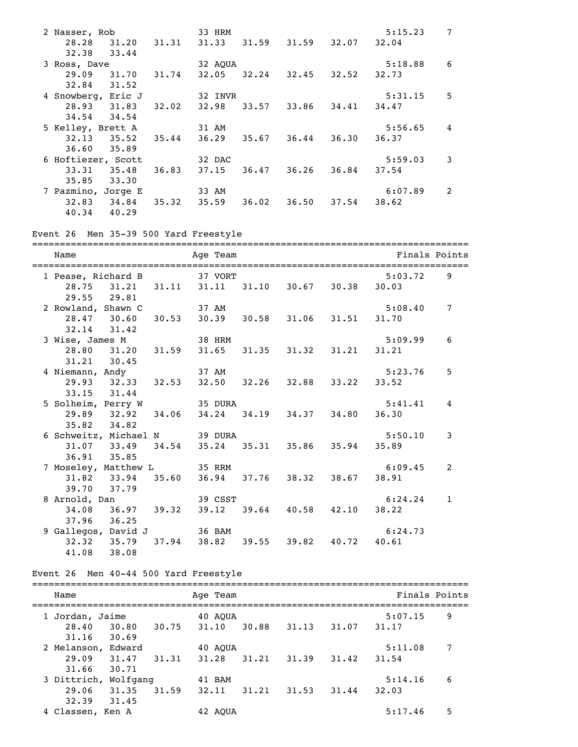| Place | Name | Age | Team | Finals | Points |
|---|---|---|---|---|---|
| 2 | Nasser, Rob | 33 | HRM | 5:15.23 | 7 |
| | 28.28 31.20 31.31 31.33 31.59 31.59 32.07 32.04 32.38 33.44 | | | | |
| 3 | Ross, Dave | 32 | AQUA | 5:18.88 | 6 |
| | 29.09 31.70 31.74 32.05 32.24 32.45 32.52 32.73 32.84 31.52 | | | | |
| 4 | Snowberg, Eric J | 32 | INVR | 5:31.15 | 5 |
| | 28.93 31.83 32.02 32.98 33.57 33.86 34.41 34.47 34.54 34.54 | | | | |
| 5 | Kelley, Brett A | 31 | AM | 5:56.65 | 4 |
| | 32.13 35.52 35.44 36.29 35.67 36.44 36.30 36.37 36.60 35.89 | | | | |
| 6 | Hoftiezer, Scott | 32 | DAC | 5:59.03 | 3 |
| | 33.31 35.48 36.83 37.15 36.47 36.26 36.84 37.54 35.85 33.30 | | | | |
| 7 | Pazmino, Jorge E | 33 | AM | 6:07.89 | 2 |
| | 32.83 34.84 35.32 35.59 36.02 36.50 37.54 38.62 40.34 40.29 | | | | |

## Event 26 Men 35-39 500 Yard Freestyle

| Place | Name | Age | Team | Finals | Points |
|---|---|---|---|---|---|
| 1 | Pease, Richard B | 37 | VORT | 5:03.72 | 9 |
| | 28.75 31.21 31.11 31.11 31.10 30.67 30.38 30.03 29.55 29.81 | | | | |
| 2 | Rowland, Shawn C | 37 | AM | 5:08.40 | 7 |
| | 28.47 30.60 30.53 30.39 30.58 31.06 31.51 31.70 32.14 31.42 | | | | |
| 3 | Wise, James M | 38 | HRM | 5:09.99 | 6 |
| | 28.80 31.20 31.59 31.65 31.35 31.32 31.21 31.21 31.21 30.45 | | | | |
| 4 | Niemann, Andy | 37 | AM | 5:23.76 | 5 |
| | 29.93 32.33 32.53 32.50 32.26 32.88 33.22 33.52 33.15 31.44 | | | | |
| 5 | Solheim, Perry W | 35 | DURA | 5:41.41 | 4 |
| | 29.89 32.92 34.06 34.24 34.19 34.37 34.80 36.30 35.82 34.82 | | | | |
| 6 | Schweitz, Michael N | 39 | DURA | 5:50.10 | 3 |
| | 31.07 33.49 34.54 35.24 35.31 35.86 35.94 35.89 36.91 35.85 | | | | |
| 7 | Moseley, Matthew L | 35 | RRM | 6:09.45 | 2 |
| | 31.82 33.94 35.60 36.94 37.76 38.32 38.67 38.91 39.70 37.79 | | | | |
| 8 | Arnold, Dan | 39 | CSST | 6:24.24 | 1 |
| | 34.08 36.97 39.32 39.12 39.64 40.58 42.10 38.22 37.96 36.25 | | | | |
| 9 | Gallegos, David J | 36 | BAM | 6:24.73 | |
| | 32.32 35.79 37.94 38.82 39.55 39.82 40.72 40.61 41.08 38.08 | | | | |

## Event 26 Men 40-44 500 Yard Freestyle

| Place | Name | Age | Team | Finals | Points |
|---|---|---|---|---|---|
| 1 | Jordan, Jaime | 40 | AQUA | 5:07.15 | 9 |
| | 28.40 30.80 30.75 31.10 30.88 31.13 31.07 31.17 31.16 30.69 | | | | |
| 2 | Melanson, Edward | 40 | AQUA | 5:11.08 | 7 |
| | 29.09 31.47 31.31 31.28 31.21 31.39 31.42 31.54 31.66 30.71 | | | | |
| 3 | Dittrich, Wolfgang | 41 | BAM | 5:14.16 | 6 |
| | 29.06 31.35 31.59 32.11 31.21 31.53 31.44 32.03 32.39 31.45 | | | | |
| 4 | Classen, Ken A | 42 | AQUA | 5:17.46 | 5 |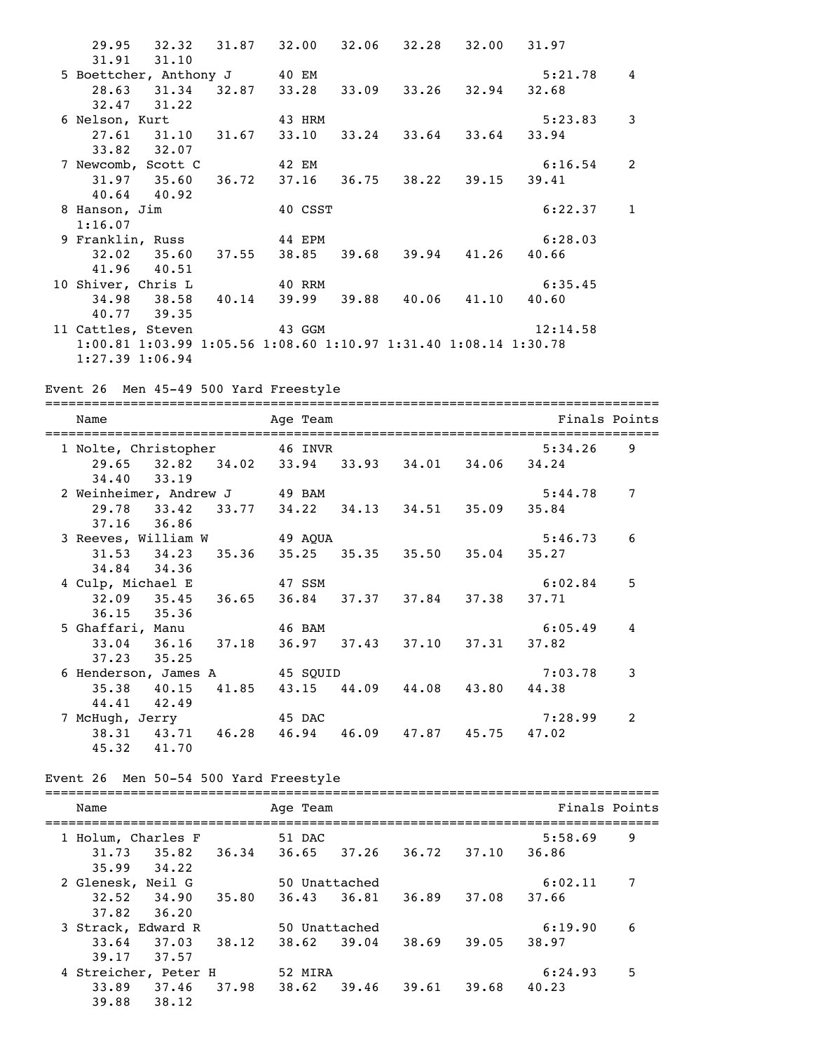```
    29.95   32.32   31.87   32.00   32.06   32.28   32.00   31.97
    31.91   31.10
  5 Boettcher, Anthony J      40 EM                             5:21.78    4
    28.63   31.34   32.87   33.28   33.09   33.26   32.94   32.68
    32.47   31.22
  6 Nelson, Kurt              43 HRM                            5:23.83    3
    27.61   31.10   31.67   33.10   33.24   33.64   33.64   33.94
    33.82   32.07
  7 Newcomb, Scott C          42 EM                             6:16.54    2
    31.97   35.60   36.72   37.16   36.75   38.22   39.15   39.41
    40.64   40.92
  8 Hanson, Jim               40 CSST                           6:22.37    1
    1:16.07
  9 Franklin, Russ            44 EPM                            6:28.03
    32.02   35.60   37.55   38.85   39.68   39.94   41.26   40.66
    41.96   40.51
 10 Shiver, Chris L           40 RRM                            6:35.45
    34.98   38.58   40.14   39.99   39.88   40.06   41.10   40.60
    40.77   39.35
 11 Cattles, Steven           43 GGM                           12:14.58
    1:00.81 1:03.99 1:05.56 1:08.60 1:10.97 1:31.40 1:08.14 1:30.78
    1:27.39 1:06.94
```

Event 26  Men 45-49 500 Yard Freestyle

```
===============================================================================
    Name                    Age Team                            Finals Points
===============================================================================
  1 Nolte, Christopher        46 INVR                           5:34.26    9
    29.65   32.82   34.02   33.94   33.93   34.01   34.06   34.24
    34.40   33.19
  2 Weinheimer, Andrew J      49 BAM                            5:44.78    7
    29.78   33.42   33.77   34.22   34.13   34.51   35.09   35.84
    37.16   36.86
  3 Reeves, William W         49 AQUA                           5:46.73    6
    31.53   34.23   35.36   35.25   35.35   35.50   35.04   35.27
    34.84   34.36
  4 Culp, Michael E           47 SSM                            6:02.84    5
    32.09   35.45   36.65   36.84   37.37   37.84   37.38   37.71
    36.15   35.36
  5 Ghaffari, Manu            46 BAM                            6:05.49    4
    33.04   36.16   37.18   36.97   37.43   37.10   37.31   37.82
    37.23   35.25
  6 Henderson, James A        45 SQUID                          7:03.78    3
    35.38   40.15   41.85   43.15   44.09   44.08   43.80   44.38
    44.41   42.49
  7 McHugh, Jerry             45 DAC                            7:28.99    2
    38.31   43.71   46.28   46.94   46.09   47.87   45.75   47.02
    45.32   41.70
```

Event 26  Men 50-54 500 Yard Freestyle

```
===============================================================================
    Name                    Age Team                            Finals Points
===============================================================================
  1 Holum, Charles F          51 DAC                            5:58.69    9
    31.73   35.82   36.34   36.65   37.26   36.72   37.10   36.86
    35.99   34.22
  2 Glenesk, Neil G           50 Unattached                     6:02.11    7
    32.52   34.90   35.80   36.43   36.81   36.89   37.08   37.66
    37.82   36.20
  3 Strack, Edward R          50 Unattached                     6:19.90    6
    33.64   37.03   38.12   38.62   39.04   38.69   39.05   38.97
    39.17   37.57
  4 Streicher, Peter H        52 MIRA                           6:24.93    5
    33.89   37.46   37.98   38.62   39.46   39.61   39.68   40.23
    39.88   38.12
```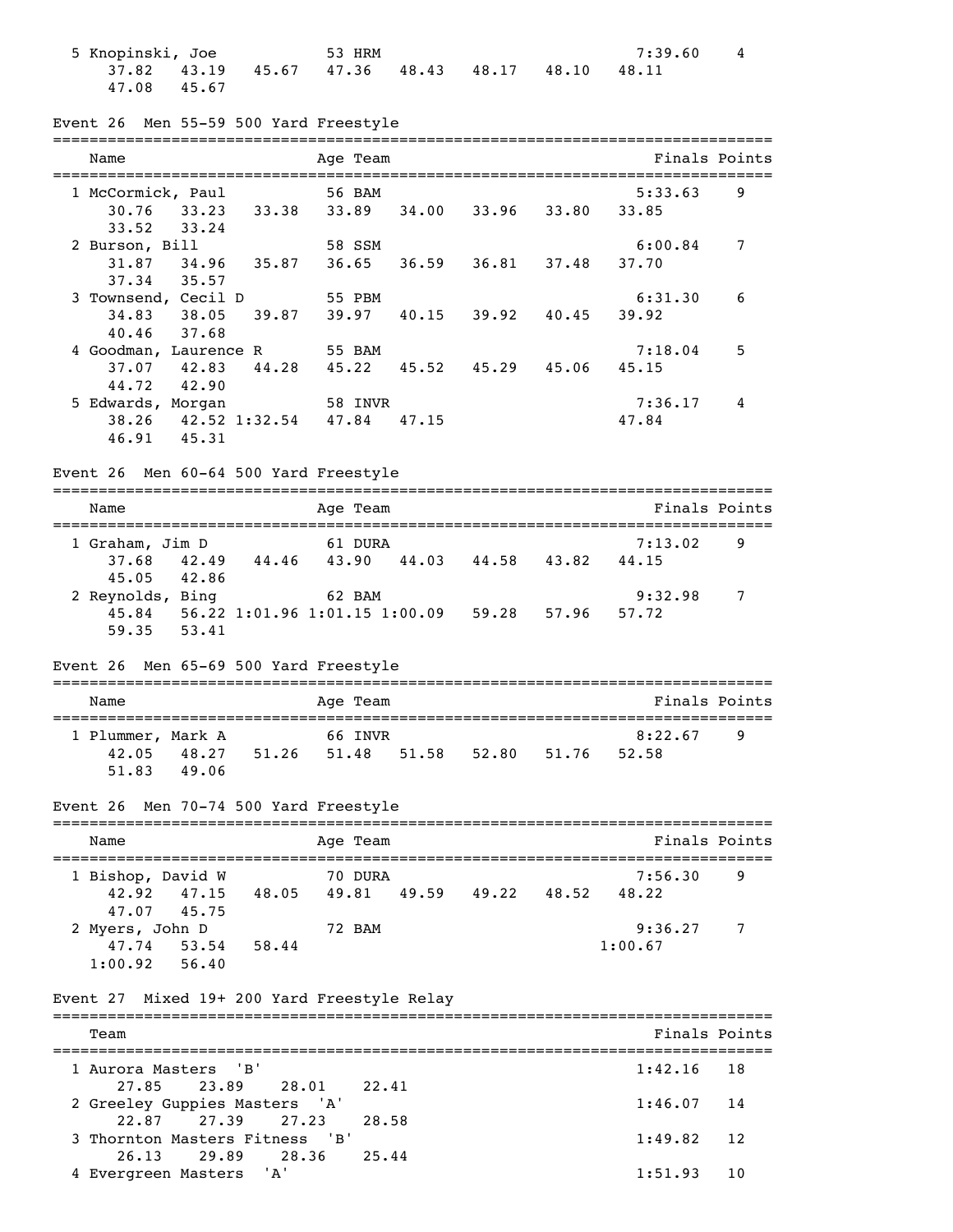```
  5 Knopinski, Joe           53 HRM                            7:39.60    4
      37.82   43.19   45.67   47.36   48.43   48.17   48.10   48.11
      47.08   45.67
```

### Event 26  Men 55-59 500 Yard Freestyle

```
===============================================================================
    Name                    Age Team                            Finals Points
===============================================================================
  1 McCormick, Paul          56 BAM                            5:33.63    9
      30.76   33.23   33.38   33.89   34.00   33.96   33.80   33.85
      33.52   33.24
  2 Burson, Bill             58 SSM                            6:00.84    7
      31.87   34.96   35.87   36.65   36.59   36.81   37.48   37.70
      37.34   35.57
  3 Townsend, Cecil D        55 PBM                            6:31.30    6
      34.83   38.05   39.87   39.97   40.15   39.92   40.45   39.92
      40.46   37.68
  4 Goodman, Laurence R      55 BAM                            7:18.04    5
      37.07   42.83   44.28   45.22   45.52   45.29   45.06   45.15
      44.72   42.90
  5 Edwards, Morgan          58 INVR                           7:36.17    4
      38.26   42.52 1:32.54   47.84   47.15                   47.84
      46.91   45.31
```

### Event 26  Men 60-64 500 Yard Freestyle

```
===============================================================================
    Name                    Age Team                            Finals Points
===============================================================================
  1 Graham, Jim D            61 DURA                           7:13.02    9
      37.68   42.49   44.46   43.90   44.03   44.58   43.82   44.15
      45.05   42.86
  2 Reynolds, Bing           62 BAM                            9:32.98    7
      45.84   56.22 1:01.96 1:01.15 1:00.09   59.28   57.96   57.72
      59.35   53.41
```

### Event 26  Men 65-69 500 Yard Freestyle

```
===============================================================================
    Name                    Age Team                            Finals Points
===============================================================================
  1 Plummer, Mark A          66 INVR                           8:22.67    9
      42.05   48.27   51.26   51.48   51.58   52.80   51.76   52.58
      51.83   49.06
```

### Event 26  Men 70-74 500 Yard Freestyle

```
===============================================================================
    Name                    Age Team                            Finals Points
===============================================================================
  1 Bishop, David W          70 DURA                           7:56.30    9
      42.92   47.15   48.05   49.81   49.59   49.22   48.52   48.22
      47.07   45.75
  2 Myers, John D            72 BAM                            9:36.27    7
      47.74   53.54   58.44                                 1:00.67
    1:00.92   56.40
```

### Event 27  Mixed 19+ 200 Yard Freestyle Relay

```
===============================================================================
    Team                                                        Finals Points
===============================================================================
  1 Aurora Masters  'B'                                        1:42.16   18
      27.85   23.89   28.01   22.41
  2 Greeley Guppies Masters  'A'                               1:46.07   14
      22.87   27.39   27.23   28.58
  3 Thornton Masters Fitness  'B'                              1:49.82   12
      26.13   29.89   28.36   25.44
  4 Evergreen Masters  'A'                                     1:51.93   10
```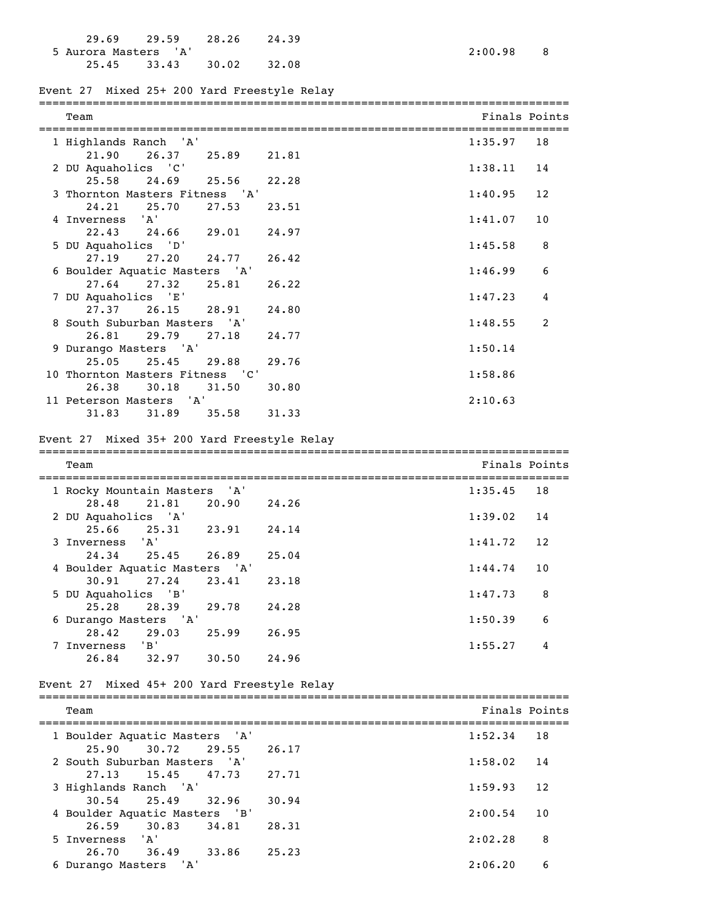| Team | Finals | Points |
|---|---|---|
| 29.69 29.59 28.26 24.39 | | |
| 5 Aurora Masters 'A' | 2:00.98 | 8 |
| 25.45 33.43 30.02 32.08 | | |

## Event 27 Mixed 25+ 200 Yard Freestyle Relay

| Team | Finals | Points |
|---|---|---|
| 1 Highlands Ranch 'A' | 1:35.97 | 18 |
| 21.90 26.37 25.89 21.81 | | |
| 2 DU Aquaholics 'C' | 1:38.11 | 14 |
| 25.58 24.69 25.56 22.28 | | |
| 3 Thornton Masters Fitness 'A' | 1:40.95 | 12 |
| 24.21 25.70 27.53 23.51 | | |
| 4 Inverness 'A' | 1:41.07 | 10 |
| 22.43 24.66 29.01 24.97 | | |
| 5 DU Aquaholics 'D' | 1:45.58 | 8 |
| 27.19 27.20 24.77 26.42 | | |
| 6 Boulder Aquatic Masters 'A' | 1:46.99 | 6 |
| 27.64 27.32 25.81 26.22 | | |
| 7 DU Aquaholics 'E' | 1:47.23 | 4 |
| 27.37 26.15 28.91 24.80 | | |
| 8 South Suburban Masters 'A' | 1:48.55 | 2 |
| 26.81 29.79 27.18 24.77 | | |
| 9 Durango Masters 'A' | 1:50.14 | |
| 25.05 25.45 29.88 29.76 | | |
| 10 Thornton Masters Fitness 'C' | 1:58.86 | |
| 26.38 30.18 31.50 30.80 | | |
| 11 Peterson Masters 'A' | 2:10.63 | |
| 31.83 31.89 35.58 31.33 | | |

## Event 27 Mixed 35+ 200 Yard Freestyle Relay

| Team | Finals | Points |
|---|---|---|
| 1 Rocky Mountain Masters 'A' | 1:35.45 | 18 |
| 28.48 21.81 20.90 24.26 | | |
| 2 DU Aquaholics 'A' | 1:39.02 | 14 |
| 25.66 25.31 23.91 24.14 | | |
| 3 Inverness 'A' | 1:41.72 | 12 |
| 24.34 25.45 26.89 25.04 | | |
| 4 Boulder Aquatic Masters 'A' | 1:44.74 | 10 |
| 30.91 27.24 23.41 23.18 | | |
| 5 DU Aquaholics 'B' | 1:47.73 | 8 |
| 25.28 28.39 29.78 24.28 | | |
| 6 Durango Masters 'A' | 1:50.39 | 6 |
| 28.42 29.03 25.99 26.95 | | |
| 7 Inverness 'B' | 1:55.27 | 4 |
| 26.84 32.97 30.50 24.96 | | |

## Event 27 Mixed 45+ 200 Yard Freestyle Relay

| Team | Finals | Points |
|---|---|---|
| 1 Boulder Aquatic Masters 'A' | 1:52.34 | 18 |
| 25.90 30.72 29.55 26.17 | | |
| 2 South Suburban Masters 'A' | 1:58.02 | 14 |
| 27.13 15.45 47.73 27.71 | | |
| 3 Highlands Ranch 'A' | 1:59.93 | 12 |
| 30.54 25.49 32.96 30.94 | | |
| 4 Boulder Aquatic Masters 'B' | 2:00.54 | 10 |
| 26.59 30.83 34.81 28.31 | | |
| 5 Inverness 'A' | 2:02.28 | 8 |
| 26.70 36.49 33.86 25.23 | | |
| 6 Durango Masters 'A' | 2:06.20 | 6 |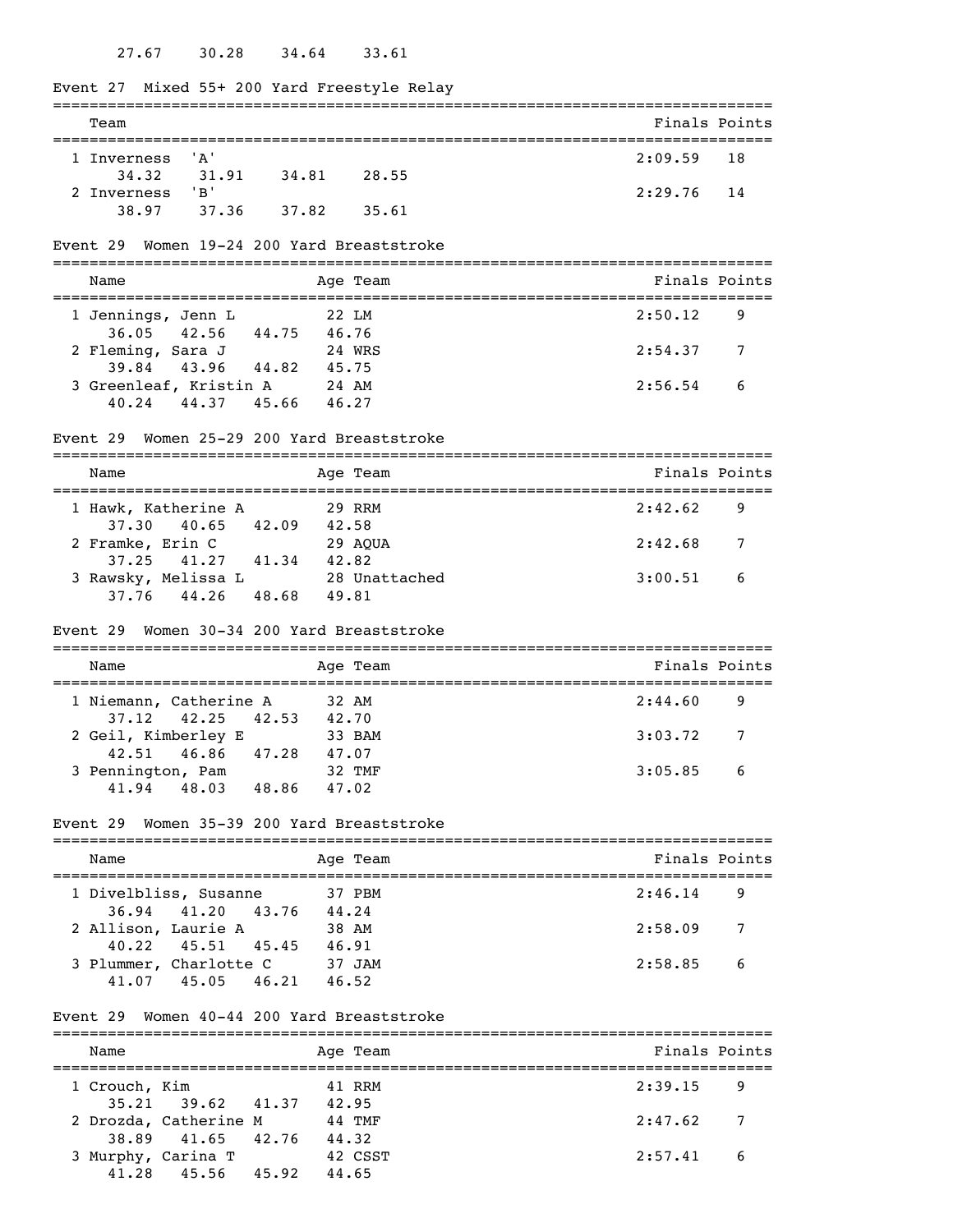27.67    30.28    34.64    33.61

## Event 27 Mixed 55+ 200 Yard Freestyle Relay

| Team | Finals | Points |
| --- | --- | --- |
| 1 Inverness 'A' | 2:09.59 | 18 |
| 34.32    31.91    34.81    28.55 | | |
| 2 Inverness 'B' | 2:29.76 | 14 |
| 38.97    37.36    37.82    35.61 | | |

## Event 29 Women 19-24 200 Yard Breaststroke

| Name | Age | Team | Finals | Points |
| --- | --- | --- | --- | --- |
| 1 Jennings, Jenn L | 22 | LM | 2:50.12 | 9 |
| 36.05    42.56    44.75    46.76 | | | | |
| 2 Fleming, Sara J | 24 | WRS | 2:54.37 | 7 |
| 39.84    43.96    44.82    45.75 | | | | |
| 3 Greenleaf, Kristin A | 24 | AM | 2:56.54 | 6 |
| 40.24    44.37    45.66    46.27 | | | | |

## Event 29 Women 25-29 200 Yard Breaststroke

| Name | Age | Team | Finals | Points |
| --- | --- | --- | --- | --- |
| 1 Hawk, Katherine A | 29 | RRM | 2:42.62 | 9 |
| 37.30    40.65    42.09    42.58 | | | | |
| 2 Framke, Erin C | 29 | AQUA | 2:42.68 | 7 |
| 37.25    41.27    41.34    42.82 | | | | |
| 3 Rawsky, Melissa L | 28 | Unattached | 3:00.51 | 6 |
| 37.76    44.26    48.68    49.81 | | | | |

## Event 29 Women 30-34 200 Yard Breaststroke

| Name | Age | Team | Finals | Points |
| --- | --- | --- | --- | --- |
| 1 Niemann, Catherine A | 32 | AM | 2:44.60 | 9 |
| 37.12    42.25    42.53    42.70 | | | | |
| 2 Geil, Kimberley E | 33 | BAM | 3:03.72 | 7 |
| 42.51    46.86    47.28    47.07 | | | | |
| 3 Pennington, Pam | 32 | TMF | 3:05.85 | 6 |
| 41.94    48.03    48.86    47.02 | | | | |

## Event 29 Women 35-39 200 Yard Breaststroke

| Name | Age | Team | Finals | Points |
| --- | --- | --- | --- | --- |
| 1 Divelbliss, Susanne | 37 | PBM | 2:46.14 | 9 |
| 36.94    41.20    43.76    44.24 | | | | |
| 2 Allison, Laurie A | 38 | AM | 2:58.09 | 7 |
| 40.22    45.51    45.45    46.91 | | | | |
| 3 Plummer, Charlotte C | 37 | JAM | 2:58.85 | 6 |
| 41.07    45.05    46.21    46.52 | | | | |

## Event 29 Women 40-44 200 Yard Breaststroke

| Name | Age | Team | Finals | Points |
| --- | --- | --- | --- | --- |
| 1 Crouch, Kim | 41 | RRM | 2:39.15 | 9 |
| 35.21    39.62    41.37    42.95 | | | | |
| 2 Drozda, Catherine M | 44 | TMF | 2:47.62 | 7 |
| 38.89    41.65    42.76    44.32 | | | | |
| 3 Murphy, Carina T | 42 | CSST | 2:57.41 | 6 |
| 41.28    45.56    45.92    44.65 | | | | |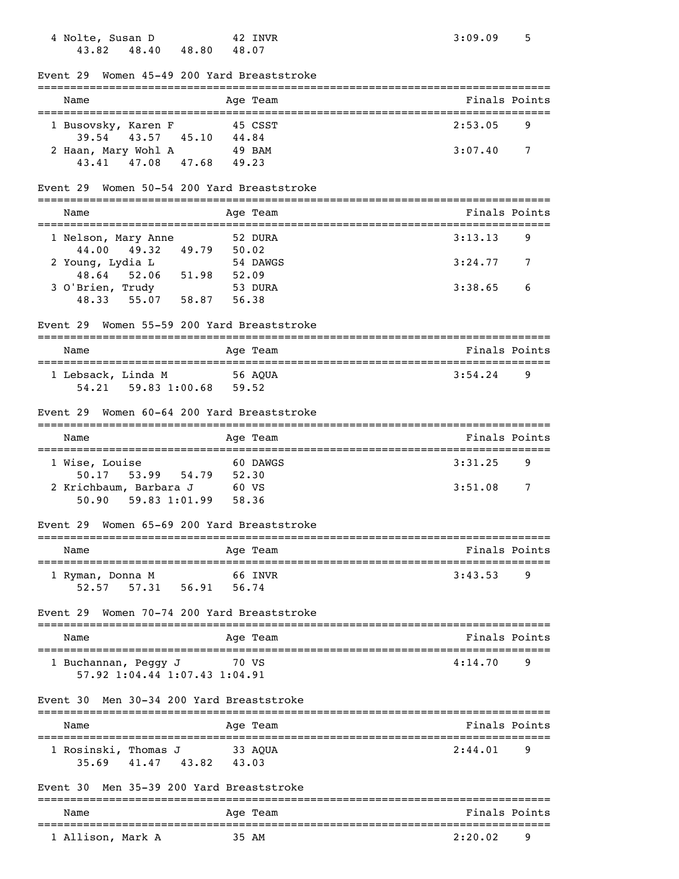| Name | Age | Team | Finals | Points |
|---|---|---|---|---|
| 4 Nolte, Susan D | 42 | INVR | 3:09.09 | 5 |
| 43.82  48.40  48.80  48.07 | | | | |

## Event 29 Women 45-49 200 Yard Breaststroke

| Name | Age | Team | Finals | Points |
|---|---|---|---|---|
| 1 Busovsky, Karen F | 45 | CSST | 2:53.05 | 9 |
| 39.54  43.57  45.10  44.84 | | | | |
| 2 Haan, Mary Wohl A | 49 | BAM | 3:07.40 | 7 |
| 43.41  47.08  47.68  49.23 | | | | |

## Event 29 Women 50-54 200 Yard Breaststroke

| Name | Age | Team | Finals | Points |
|---|---|---|---|---|
| 1 Nelson, Mary Anne | 52 | DURA | 3:13.13 | 9 |
| 44.00  49.32  49.79  50.02 | | | | |
| 2 Young, Lydia L | 54 | DAWGS | 3:24.77 | 7 |
| 48.64  52.06  51.98  52.09 | | | | |
| 3 O'Brien, Trudy | 53 | DURA | 3:38.65 | 6 |
| 48.33  55.07  58.87  56.38 | | | | |

## Event 29 Women 55-59 200 Yard Breaststroke

| Name | Age | Team | Finals | Points |
|---|---|---|---|---|
| 1 Lebsack, Linda M | 56 | AQUA | 3:54.24 | 9 |
| 54.21  59.83 1:00.68  59.52 | | | | |

## Event 29 Women 60-64 200 Yard Breaststroke

| Name | Age | Team | Finals | Points |
|---|---|---|---|---|
| 1 Wise, Louise | 60 | DAWGS | 3:31.25 | 9 |
| 50.17  53.99  54.79  52.30 | | | | |
| 2 Krichbaum, Barbara J | 60 | VS | 3:51.08 | 7 |
| 50.90  59.83 1:01.99  58.36 | | | | |

## Event 29 Women 65-69 200 Yard Breaststroke

| Name | Age | Team | Finals | Points |
|---|---|---|---|---|
| 1 Ryman, Donna M | 66 | INVR | 3:43.53 | 9 |
| 52.57  57.31  56.91  56.74 | | | | |

## Event 29 Women 70-74 200 Yard Breaststroke

| Name | Age | Team | Finals | Points |
|---|---|---|---|---|
| 1 Buchannan, Peggy J | 70 | VS | 4:14.70 | 9 |
| 57.92 1:04.44 1:07.43 1:04.91 | | | | |

## Event 30 Men 30-34 200 Yard Breaststroke

| Name | Age | Team | Finals | Points |
|---|---|---|---|---|
| 1 Rosinski, Thomas J | 33 | AQUA | 2:44.01 | 9 |
| 35.69  41.47  43.82  43.03 | | | | |

## Event 30 Men 35-39 200 Yard Breaststroke

| Name | Age | Team | Finals | Points |
|---|---|---|---|---|
| 1 Allison, Mark A | 35 | AM | 2:20.02 | 9 |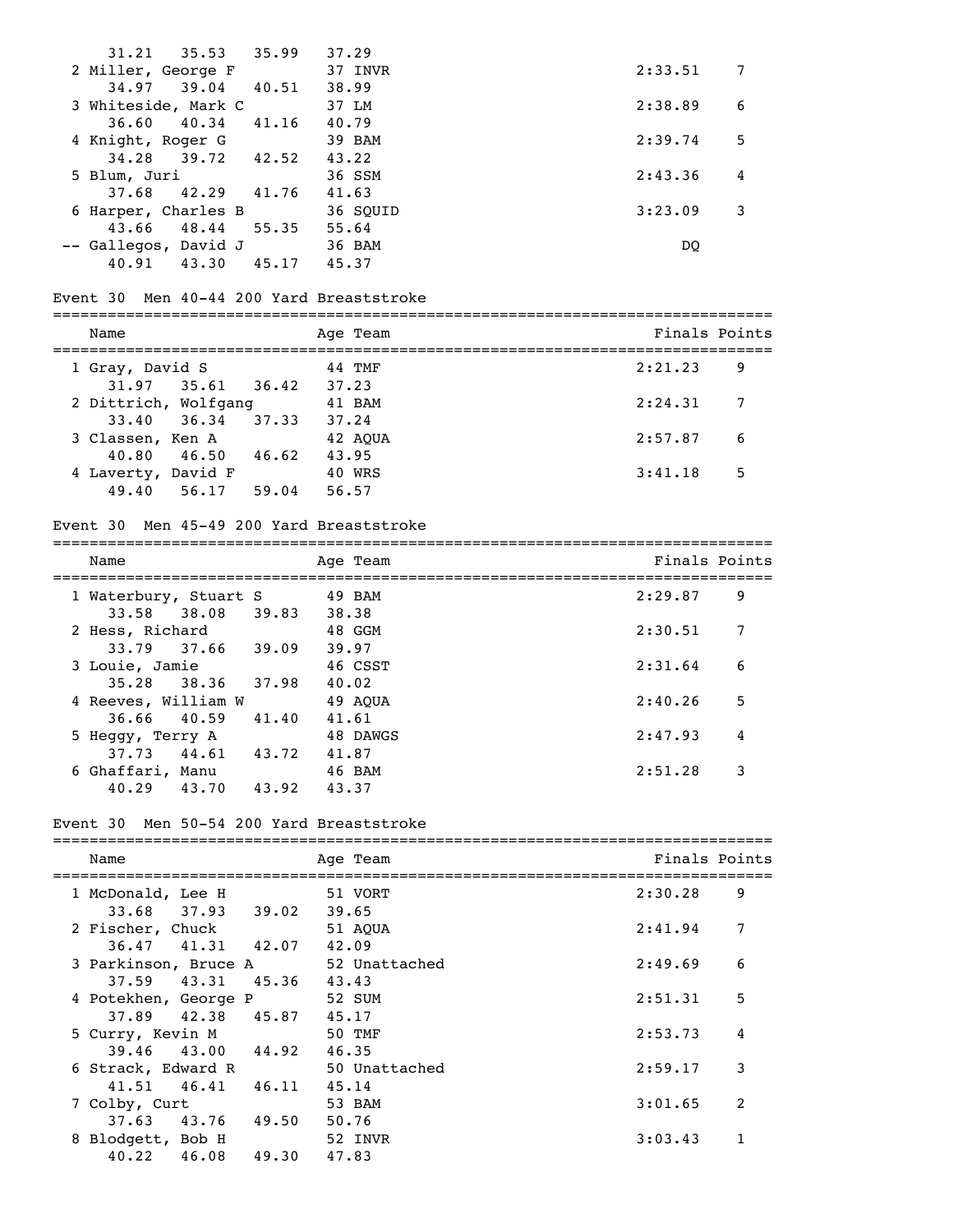| Name | Age | Team | Finals | Points |
|---|---|---|---|---|
| 31.21 35.53 35.99 37.29 | | | | |
| 2 Miller, George F | 37 | INVR | 2:33.51 | 7 |
| 34.97 39.04 40.51 38.99 | | | | |
| 3 Whiteside, Mark C | 37 | LM | 2:38.89 | 6 |
| 36.60 40.34 41.16 40.79 | | | | |
| 4 Knight, Roger G | 39 | BAM | 2:39.74 | 5 |
| 34.28 39.72 42.52 43.22 | | | | |
| 5 Blum, Juri | 36 | SSM | 2:43.36 | 4 |
| 37.68 42.29 41.76 41.63 | | | | |
| 6 Harper, Charles B | 36 | SQUID | 3:23.09 | 3 |
| 43.66 48.44 55.35 55.64 | | | | |
| -- Gallegos, David J | 36 | BAM | DQ | |
| 40.91 43.30 45.17 45.37 | | | | |

## Event 30 Men 40-44 200 Yard Breaststroke

| Name | Age | Team | Finals | Points |
|---|---|---|---|---|
| 1 Gray, David S | 44 | TMF | 2:21.23 | 9 |
| 31.97 35.61 36.42 37.23 | | | | |
| 2 Dittrich, Wolfgang | 41 | BAM | 2:24.31 | 7 |
| 33.40 36.34 37.33 37.24 | | | | |
| 3 Classen, Ken A | 42 | AQUA | 2:57.87 | 6 |
| 40.80 46.50 46.62 43.95 | | | | |
| 4 Laverty, David F | 40 | WRS | 3:41.18 | 5 |
| 49.40 56.17 59.04 56.57 | | | | |

## Event 30 Men 45-49 200 Yard Breaststroke

| Name | Age | Team | Finals | Points |
|---|---|---|---|---|
| 1 Waterbury, Stuart S | 49 | BAM | 2:29.87 | 9 |
| 33.58 38.08 39.83 38.38 | | | | |
| 2 Hess, Richard | 48 | GGM | 2:30.51 | 7 |
| 33.79 37.66 39.09 39.97 | | | | |
| 3 Louie, Jamie | 46 | CSST | 2:31.64 | 6 |
| 35.28 38.36 37.98 40.02 | | | | |
| 4 Reeves, William W | 49 | AQUA | 2:40.26 | 5 |
| 36.66 40.59 41.40 41.61 | | | | |
| 5 Heggy, Terry A | 48 | DAWGS | 2:47.93 | 4 |
| 37.73 44.61 43.72 41.87 | | | | |
| 6 Ghaffari, Manu | 46 | BAM | 2:51.28 | 3 |
| 40.29 43.70 43.92 43.37 | | | | |

## Event 30 Men 50-54 200 Yard Breaststroke

| Name | Age | Team | Finals | Points |
|---|---|---|---|---|
| 1 McDonald, Lee H | 51 | VORT | 2:30.28 | 9 |
| 33.68 37.93 39.02 39.65 | | | | |
| 2 Fischer, Chuck | 51 | AQUA | 2:41.94 | 7 |
| 36.47 41.31 42.07 42.09 | | | | |
| 3 Parkinson, Bruce A | 52 | Unattached | 2:49.69 | 6 |
| 37.59 43.31 45.36 43.43 | | | | |
| 4 Potekhen, George P | 52 | SUM | 2:51.31 | 5 |
| 37.89 42.38 45.87 45.17 | | | | |
| 5 Curry, Kevin M | 50 | TMF | 2:53.73 | 4 |
| 39.46 43.00 44.92 46.35 | | | | |
| 6 Strack, Edward R | 50 | Unattached | 2:59.17 | 3 |
| 41.51 46.41 46.11 45.14 | | | | |
| 7 Colby, Curt | 53 | BAM | 3:01.65 | 2 |
| 37.63 43.76 49.50 50.76 | | | | |
| 8 Blodgett, Bob H | 52 | INVR | 3:03.43 | 1 |
| 40.22 46.08 49.30 47.83 | | | | |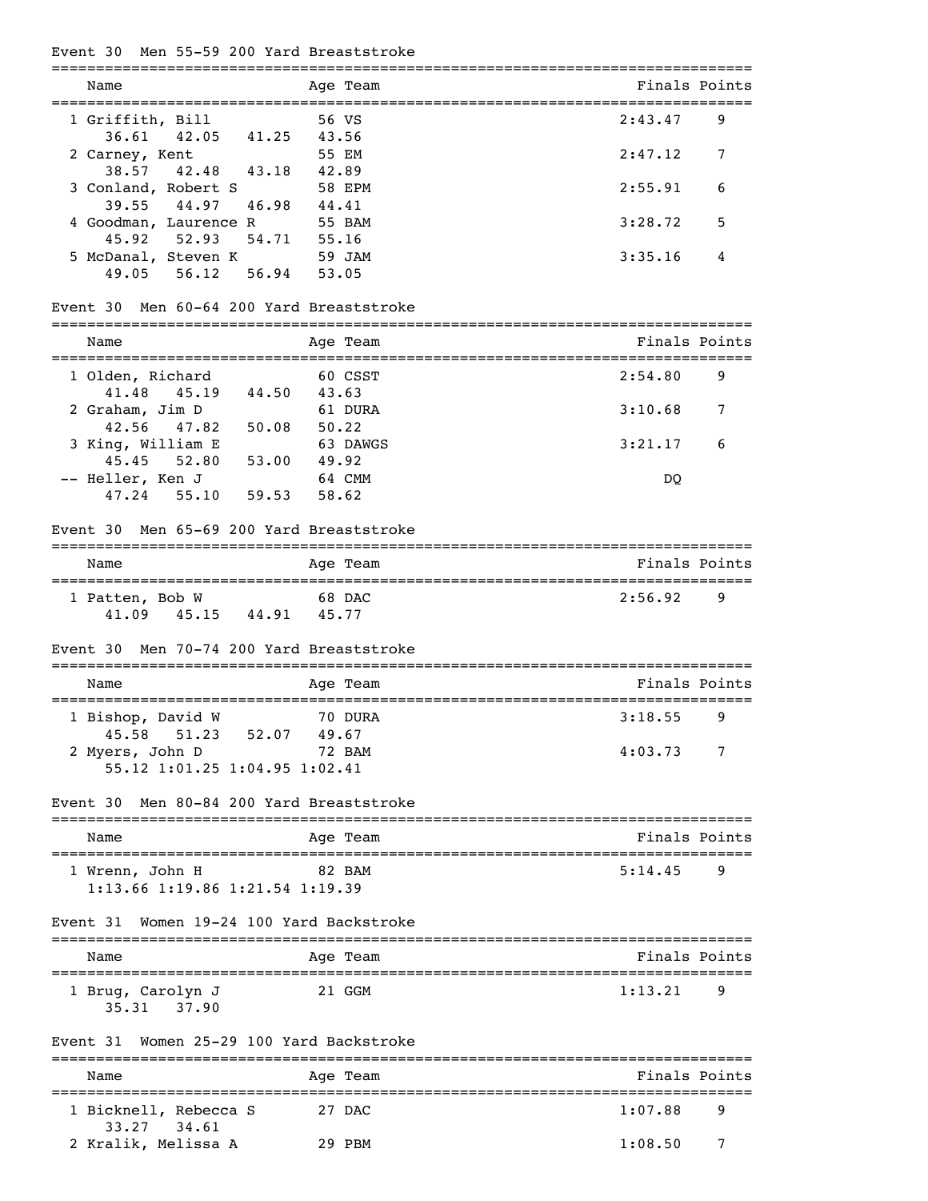### Event 30 Men 55-59 200 Yard Breaststroke

| Name | Age | Team | Finals | Points |
|---|---|---|---|---|
| 1 Griffith, Bill | 56 | VS | 2:43.47 | 9 |
| 36.61 42.05 41.25 43.56 | | | | |
| 2 Carney, Kent | 55 | EM | 2:47.12 | 7 |
| 38.57 42.48 43.18 42.89 | | | | |
| 3 Conland, Robert S | 58 | EPM | 2:55.91 | 6 |
| 39.55 44.97 46.98 44.41 | | | | |
| 4 Goodman, Laurence R | 55 | BAM | 3:28.72 | 5 |
| 45.92 52.93 54.71 55.16 | | | | |
| 5 McDanal, Steven K | 59 | JAM | 3:35.16 | 4 |
| 49.05 56.12 56.94 53.05 | | | | |

### Event 30 Men 60-64 200 Yard Breaststroke

| Name | Age | Team | Finals | Points |
|---|---|---|---|---|
| 1 Olden, Richard | 60 | CSST | 2:54.80 | 9 |
| 41.48 45.19 44.50 43.63 | | | | |
| 2 Graham, Jim D | 61 | DURA | 3:10.68 | 7 |
| 42.56 47.82 50.08 50.22 | | | | |
| 3 King, William E | 63 | DAWGS | 3:21.17 | 6 |
| 45.45 52.80 53.00 49.92 | | | | |
| -- Heller, Ken J | 64 | CMM | DQ | |
| 47.24 55.10 59.53 58.62 | | | | |

### Event 30 Men 65-69 200 Yard Breaststroke

| Name | Age | Team | Finals | Points |
|---|---|---|---|---|
| 1 Patten, Bob W | 68 | DAC | 2:56.92 | 9 |
| 41.09 45.15 44.91 45.77 | | | | |

### Event 30 Men 70-74 200 Yard Breaststroke

| Name | Age | Team | Finals | Points |
|---|---|---|---|---|
| 1 Bishop, David W | 70 | DURA | 3:18.55 | 9 |
| 45.58 51.23 52.07 49.67 | | | | |
| 2 Myers, John D | 72 | BAM | 4:03.73 | 7 |
| 55.12 1:01.25 1:04.95 1:02.41 | | | | |

### Event 30 Men 80-84 200 Yard Breaststroke

| Name | Age | Team | Finals | Points |
|---|---|---|---|---|
| 1 Wrenn, John H | 82 | BAM | 5:14.45 | 9 |
| 1:13.66 1:19.86 1:21.54 1:19.39 | | | | |

### Event 31 Women 19-24 100 Yard Backstroke

| Name | Age | Team | Finals | Points |
|---|---|---|---|---|
| 1 Brug, Carolyn J | 21 | GGM | 1:13.21 | 9 |
| 35.31 37.90 | | | | |

### Event 31 Women 25-29 100 Yard Backstroke

| Name | Age | Team | Finals | Points |
|---|---|---|---|---|
| 1 Bicknell, Rebecca S | 27 | DAC | 1:07.88 | 9 |
| 33.27 34.61 | | | | |
| 2 Kralik, Melissa A | 29 | PBM | 1:08.50 | 7 |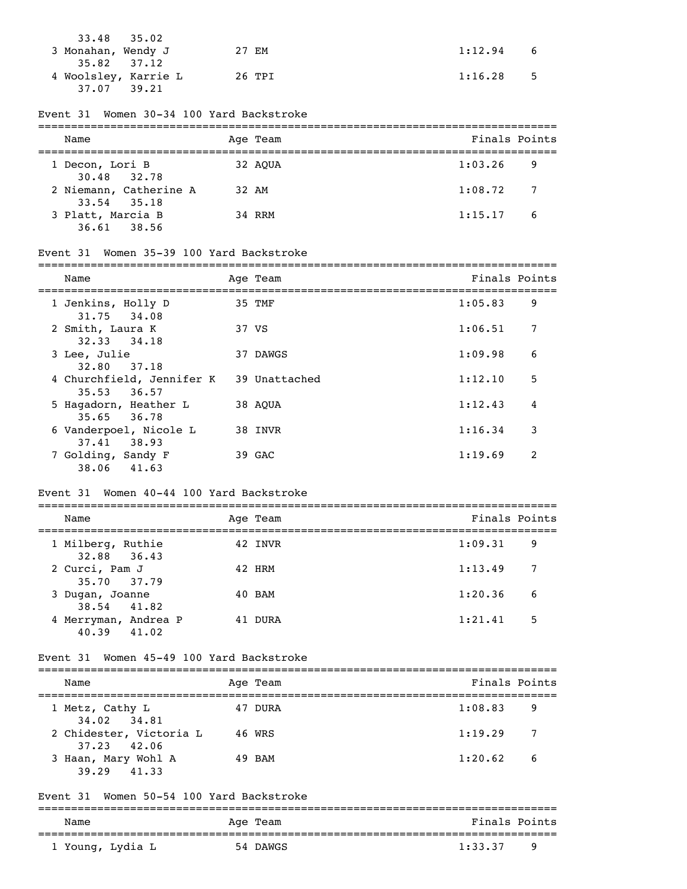| | Name | Age | Team | Finals | Points |
|---|---|---|---|---|---|
| | 33.48 35.02 | | | | |
| 3 | Monahan, Wendy J | 27 | EM | 1:12.94 | 6 |
| | 35.82 37.12 | | | | |
| 4 | Woolsley, Karrie L | 26 | TPI | 1:16.28 | 5 |
| | 37.07 39.21 | | | | |

## Event 31 Women 30-34 100 Yard Backstroke

| | Name | Age | Team | Finals | Points |
|---|---|---|---|---|---|
| 1 | Decon, Lori B | 32 | AQUA | 1:03.26 | 9 |
| | 30.48 32.78 | | | | |
| 2 | Niemann, Catherine A | 32 | AM | 1:08.72 | 7 |
| | 33.54 35.18 | | | | |
| 3 | Platt, Marcia B | 34 | RRM | 1:15.17 | 6 |
| | 36.61 38.56 | | | | |

## Event 31 Women 35-39 100 Yard Backstroke

| | Name | Age | Team | Finals | Points |
|---|---|---|---|---|---|
| 1 | Jenkins, Holly D | 35 | TMF | 1:05.83 | 9 |
| | 31.75 34.08 | | | | |
| 2 | Smith, Laura K | 37 | VS | 1:06.51 | 7 |
| | 32.33 34.18 | | | | |
| 3 | Lee, Julie | 37 | DAWGS | 1:09.98 | 6 |
| | 32.80 37.18 | | | | |
| 4 | Churchfield, Jennifer K | 39 | Unattached | 1:12.10 | 5 |
| | 35.53 36.57 | | | | |
| 5 | Hagadorn, Heather L | 38 | AQUA | 1:12.43 | 4 |
| | 35.65 36.78 | | | | |
| 6 | Vanderpoel, Nicole L | 38 | INVR | 1:16.34 | 3 |
| | 37.41 38.93 | | | | |
| 7 | Golding, Sandy F | 39 | GAC | 1:19.69 | 2 |
| | 38.06 41.63 | | | | |

## Event 31 Women 40-44 100 Yard Backstroke

| | Name | Age | Team | Finals | Points |
|---|---|---|---|---|---|
| 1 | Milberg, Ruthie | 42 | INVR | 1:09.31 | 9 |
| | 32.88 36.43 | | | | |
| 2 | Curci, Pam J | 42 | HRM | 1:13.49 | 7 |
| | 35.70 37.79 | | | | |
| 3 | Dugan, Joanne | 40 | BAM | 1:20.36 | 6 |
| | 38.54 41.82 | | | | |
| 4 | Merryman, Andrea P | 41 | DURA | 1:21.41 | 5 |
| | 40.39 41.02 | | | | |

## Event 31 Women 45-49 100 Yard Backstroke

| | Name | Age | Team | Finals | Points |
|---|---|---|---|---|---|
| 1 | Metz, Cathy L | 47 | DURA | 1:08.83 | 9 |
| | 34.02 34.81 | | | | |
| 2 | Chidester, Victoria L | 46 | WRS | 1:19.29 | 7 |
| | 37.23 42.06 | | | | |
| 3 | Haan, Mary Wohl A | 49 | BAM | 1:20.62 | 6 |
| | 39.29 41.33 | | | | |

## Event 31 Women 50-54 100 Yard Backstroke

| | Name | Age | Team | Finals | Points |
|---|---|---|---|---|---|
| 1 | Young, Lydia L | 54 | DAWGS | 1:33.37 | 9 |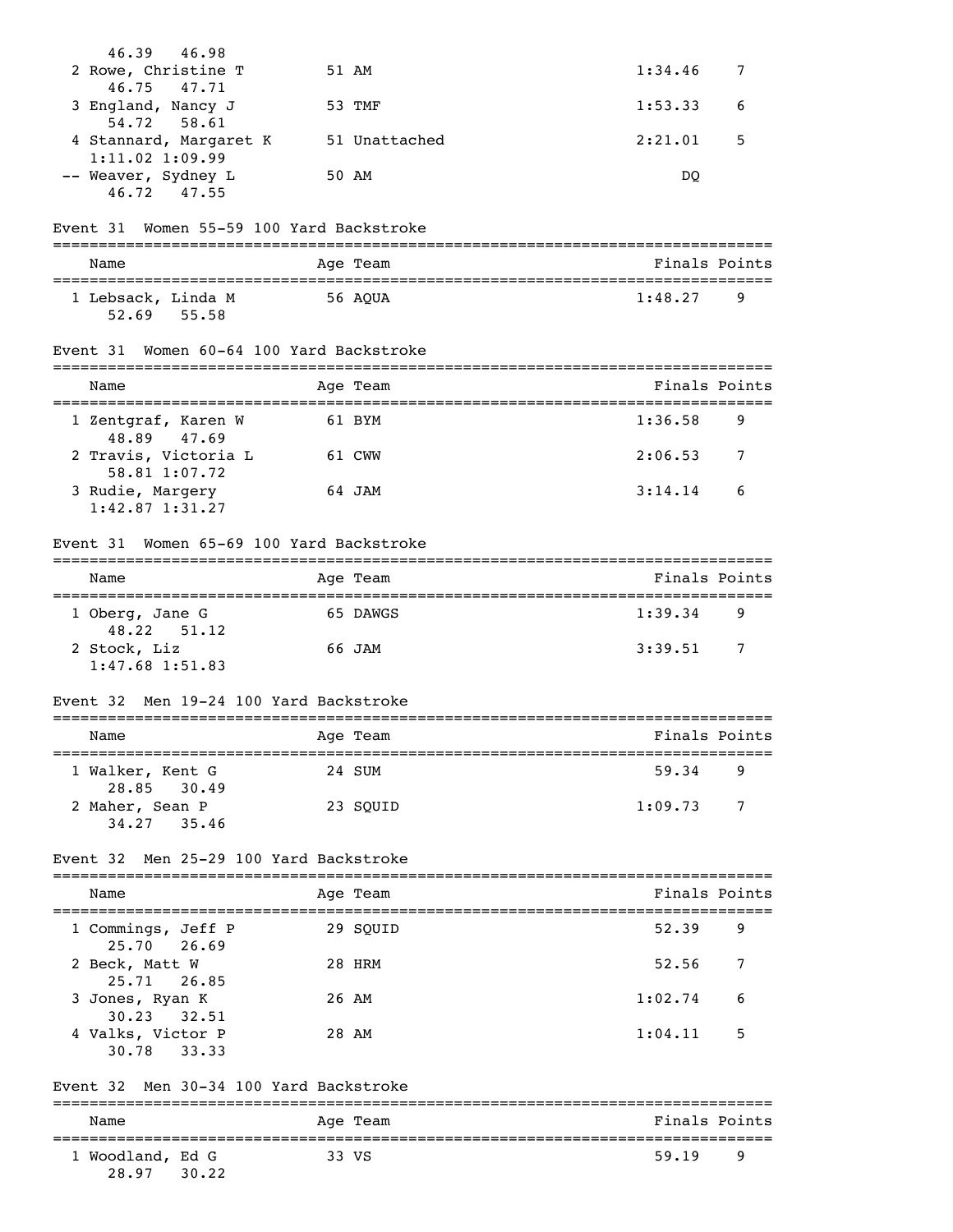| Name | Age | Team | Finals | Points |
|---|---|---|---|---|
| 46.39 46.98 | | | | |
| 2 Rowe, Christine T | 51 | AM | 1:34.46 | 7 |
| 46.75 47.71 | | | | |
| 3 England, Nancy J | 53 | TMF | 1:53.33 | 6 |
| 54.72 58.61 | | | | |
| 4 Stannard, Margaret K | 51 | Unattached | 2:21.01 | 5 |
| 1:11.02 1:09.99 | | | | |
| -- Weaver, Sydney L | 50 | AM | DQ | |
| 46.72 47.55 | | | | |

### Event 31 Women 55-59 100 Yard Backstroke

| Name | Age | Team | Finals | Points |
|---|---|---|---|---|
| 1 Lebsack, Linda M | 56 | AQUA | 1:48.27 | 9 |
| 52.69 55.58 | | | | |

### Event 31 Women 60-64 100 Yard Backstroke

| Name | Age | Team | Finals | Points |
|---|---|---|---|---|
| 1 Zentgraf, Karen W | 61 | BYM | 1:36.58 | 9 |
| 48.89 47.69 | | | | |
| 2 Travis, Victoria L | 61 | CWW | 2:06.53 | 7 |
| 58.81 1:07.72 | | | | |
| 3 Rudie, Margery | 64 | JAM | 3:14.14 | 6 |
| 1:42.87 1:31.27 | | | | |

### Event 31 Women 65-69 100 Yard Backstroke

| Name | Age | Team | Finals | Points |
|---|---|---|---|---|
| 1 Oberg, Jane G | 65 | DAWGS | 1:39.34 | 9 |
| 48.22 51.12 | | | | |
| 2 Stock, Liz | 66 | JAM | 3:39.51 | 7 |
| 1:47.68 1:51.83 | | | | |

### Event 32 Men 19-24 100 Yard Backstroke

| Name | Age | Team | Finals | Points |
|---|---|---|---|---|
| 1 Walker, Kent G | 24 | SUM | 59.34 | 9 |
| 28.85 30.49 | | | | |
| 2 Maher, Sean P | 23 | SQUID | 1:09.73 | 7 |
| 34.27 35.46 | | | | |

### Event 32 Men 25-29 100 Yard Backstroke

| Name | Age | Team | Finals | Points |
|---|---|---|---|---|
| 1 Commings, Jeff P | 29 | SQUID | 52.39 | 9 |
| 25.70 26.69 | | | | |
| 2 Beck, Matt W | 28 | HRM | 52.56 | 7 |
| 25.71 26.85 | | | | |
| 3 Jones, Ryan K | 26 | AM | 1:02.74 | 6 |
| 30.23 32.51 | | | | |
| 4 Valks, Victor P | 28 | AM | 1:04.11 | 5 |
| 30.78 33.33 | | | | |

### Event 32 Men 30-34 100 Yard Backstroke

| Name | Age | Team | Finals | Points |
|---|---|---|---|---|
| 1 Woodland, Ed G | 33 | VS | 59.19 | 9 |
| 28.97 30.22 | | | | |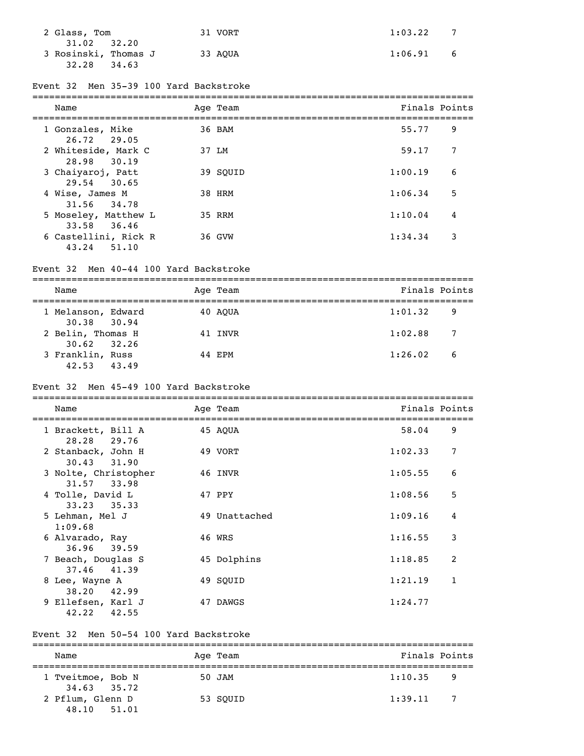| Name | Age | Team | Finals | Points |
|---|---|---|---|---|
| 2 Glass, Tom | 31 | VORT | 1:03.22 | 7 |
| 31.02 32.20 | | | | |
| 3 Rosinski, Thomas J | 33 | AQUA | 1:06.91 | 6 |
| 32.28 34.63 | | | | |

### Event 32 Men 35-39 100 Yard Backstroke

| Name | Age | Team | Finals | Points |
|---|---|---|---|---|
| 1 Gonzales, Mike | 36 | BAM | 55.77 | 9 |
| 26.72 29.05 | | | | |
| 2 Whiteside, Mark C | 37 | LM | 59.17 | 7 |
| 28.98 30.19 | | | | |
| 3 Chaiyaroj, Patt | 39 | SQUID | 1:00.19 | 6 |
| 29.54 30.65 | | | | |
| 4 Wise, James M | 38 | HRM | 1:06.34 | 5 |
| 31.56 34.78 | | | | |
| 5 Moseley, Matthew L | 35 | RRM | 1:10.04 | 4 |
| 33.58 36.46 | | | | |
| 6 Castellini, Rick R | 36 | GVW | 1:34.34 | 3 |
| 43.24 51.10 | | | | |

### Event 32 Men 40-44 100 Yard Backstroke

| Name | Age | Team | Finals | Points |
|---|---|---|---|---|
| 1 Melanson, Edward | 40 | AQUA | 1:01.32 | 9 |
| 30.38 30.94 | | | | |
| 2 Belin, Thomas H | 41 | INVR | 1:02.88 | 7 |
| 30.62 32.26 | | | | |
| 3 Franklin, Russ | 44 | EPM | 1:26.02 | 6 |
| 42.53 43.49 | | | | |

### Event 32 Men 45-49 100 Yard Backstroke

| Name | Age | Team | Finals | Points |
|---|---|---|---|---|
| 1 Brackett, Bill A | 45 | AQUA | 58.04 | 9 |
| 28.28 29.76 | | | | |
| 2 Stanback, John H | 49 | VORT | 1:02.33 | 7 |
| 30.43 31.90 | | | | |
| 3 Nolte, Christopher | 46 | INVR | 1:05.55 | 6 |
| 31.57 33.98 | | | | |
| 4 Tolle, David L | 47 | PPY | 1:08.56 | 5 |
| 33.23 35.33 | | | | |
| 5 Lehman, Mel J | 49 | Unattached | 1:09.16 | 4 |
| 1:09.68 | | | | |
| 6 Alvarado, Ray | 46 | WRS | 1:16.55 | 3 |
| 36.96 39.59 | | | | |
| 7 Beach, Douglas S | 45 | Dolphins | 1:18.85 | 2 |
| 37.46 41.39 | | | | |
| 8 Lee, Wayne A | 49 | SQUID | 1:21.19 | 1 |
| 38.20 42.99 | | | | |
| 9 Ellefsen, Karl J | 47 | DAWGS | 1:24.77 | |
| 42.22 42.55 | | | | |

### Event 32 Men 50-54 100 Yard Backstroke

| Name | Age | Team | Finals | Points |
|---|---|---|---|---|
| 1 Tveitmoe, Bob N | 50 | JAM | 1:10.35 | 9 |
| 34.63 35.72 | | | | |
| 2 Pflum, Glenn D | 53 | SQUID | 1:39.11 | 7 |
| 48.10 51.01 | | | | |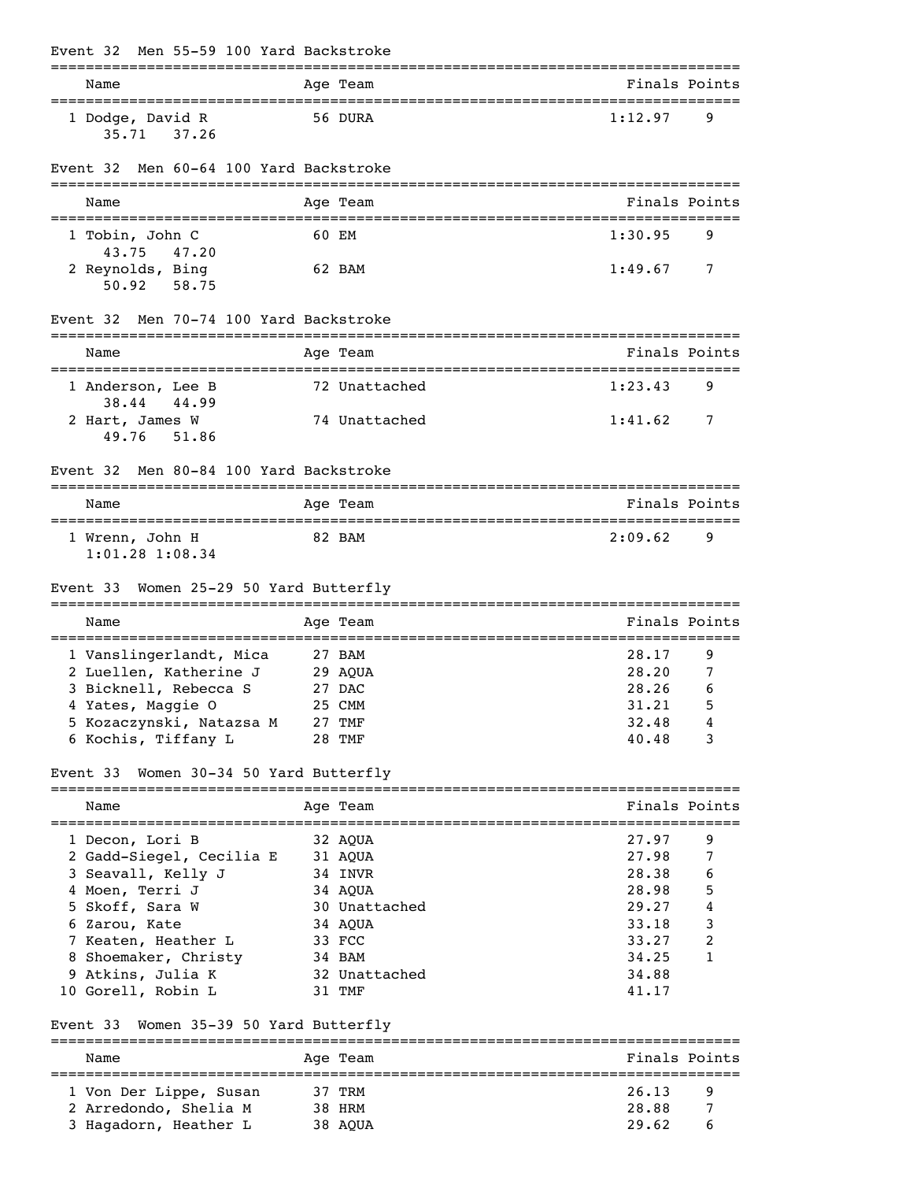## Event 32 Men 55-59 100 Yard Backstroke

| | Name | Age | Team | Finals | Points |
|---|---|---|---|---|---|
| 1 | Dodge, David R | 56 | DURA | 1:12.97 | 9 |
| | 35.71 37.26 | | | | |

## Event 32 Men 60-64 100 Yard Backstroke

| | Name | Age | Team | Finals | Points |
|---|---|---|---|---|---|
| 1 | Tobin, John C | 60 | EM | 1:30.95 | 9 |
| | 43.75 47.20 | | | | |
| 2 | Reynolds, Bing | 62 | BAM | 1:49.67 | 7 |
| | 50.92 58.75 | | | | |

## Event 32 Men 70-74 100 Yard Backstroke

| | Name | Age | Team | Finals | Points |
|---|---|---|---|---|---|
| 1 | Anderson, Lee B | 72 | Unattached | 1:23.43 | 9 |
| | 38.44 44.99 | | | | |
| 2 | Hart, James W | 74 | Unattached | 1:41.62 | 7 |
| | 49.76 51.86 | | | | |

## Event 32 Men 80-84 100 Yard Backstroke

| | Name | Age | Team | Finals | Points |
|---|---|---|---|---|---|
| 1 | Wrenn, John H | 82 | BAM | 2:09.62 | 9 |
| | 1:01.28 1:08.34 | | | | |

## Event 33 Women 25-29 50 Yard Butterfly

| | Name | Age | Team | Finals | Points |
|---|---|---|---|---|---|
| 1 | Vanslingerlandt, Mica | 27 | BAM | 28.17 | 9 |
| 2 | Luellen, Katherine J | 29 | AQUA | 28.20 | 7 |
| 3 | Bicknell, Rebecca S | 27 | DAC | 28.26 | 6 |
| 4 | Yates, Maggie O | 25 | CMM | 31.21 | 5 |
| 5 | Kozaczynski, Natazsa M | 27 | TMF | 32.48 | 4 |
| 6 | Kochis, Tiffany L | 28 | TMF | 40.48 | 3 |

## Event 33 Women 30-34 50 Yard Butterfly

| | Name | Age | Team | Finals | Points |
|---|---|---|---|---|---|
| 1 | Decon, Lori B | 32 | AQUA | 27.97 | 9 |
| 2 | Gadd-Siegel, Cecilia E | 31 | AQUA | 27.98 | 7 |
| 3 | Seavall, Kelly J | 34 | INVR | 28.38 | 6 |
| 4 | Moen, Terri J | 34 | AQUA | 28.98 | 5 |
| 5 | Skoff, Sara W | 30 | Unattached | 29.27 | 4 |
| 6 | Zarou, Kate | 34 | AQUA | 33.18 | 3 |
| 7 | Keaten, Heather L | 33 | FCC | 33.27 | 2 |
| 8 | Shoemaker, Christy | 34 | BAM | 34.25 | 1 |
| 9 | Atkins, Julia K | 32 | Unattached | 34.88 | |
| 10 | Gorell, Robin L | 31 | TMF | 41.17 | |

## Event 33 Women 35-39 50 Yard Butterfly

| | Name | Age | Team | Finals | Points |
|---|---|---|---|---|---|
| 1 | Von Der Lippe, Susan | 37 | TRM | 26.13 | 9 |
| 2 | Arredondo, Shelia M | 38 | HRM | 28.88 | 7 |
| 3 | Hagadorn, Heather L | 38 | AQUA | 29.62 | 6 |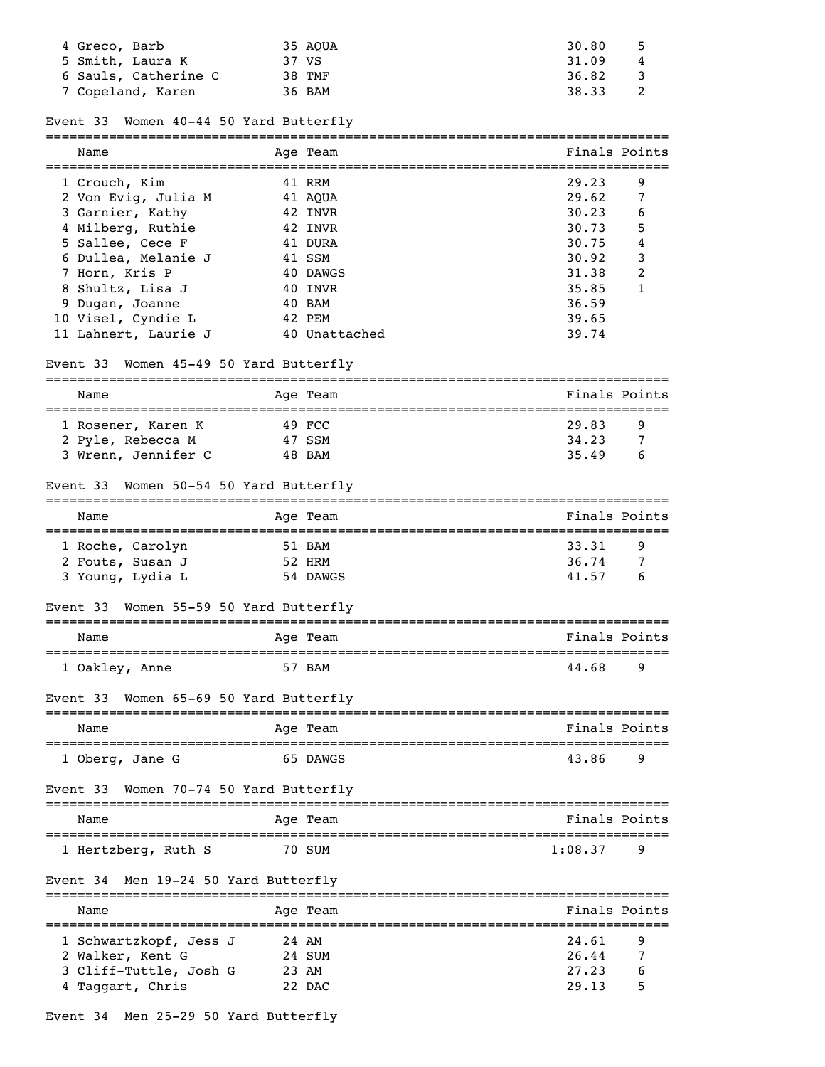| Name | Age | Team | Finals | Points |
|---|---|---|---|---|
| 4 Greco, Barb | 35 | AQUA | 30.80 | 5 |
| 5 Smith, Laura K | 37 | VS | 31.09 | 4 |
| 6 Sauls, Catherine C | 38 | TMF | 36.82 | 3 |
| 7 Copeland, Karen | 36 | BAM | 38.33 | 2 |

### Event 33 Women 40-44 50 Yard Butterfly

| Name | Age | Team | Finals | Points |
|---|---|---|---|---|
| 1 Crouch, Kim | 41 | RRM | 29.23 | 9 |
| 2 Von Evig, Julia M | 41 | AQUA | 29.62 | 7 |
| 3 Garnier, Kathy | 42 | INVR | 30.23 | 6 |
| 4 Milberg, Ruthie | 42 | INVR | 30.73 | 5 |
| 5 Sallee, Cece F | 41 | DURA | 30.75 | 4 |
| 6 Dullea, Melanie J | 41 | SSM | 30.92 | 3 |
| 7 Horn, Kris P | 40 | DAWGS | 31.38 | 2 |
| 8 Shultz, Lisa J | 40 | INVR | 35.85 | 1 |
| 9 Dugan, Joanne | 40 | BAM | 36.59 | |
| 10 Visel, Cyndie L | 42 | PEM | 39.65 | |
| 11 Lahnert, Laurie J | 40 | Unattached | 39.74 | |

### Event 33 Women 45-49 50 Yard Butterfly

| Name | Age | Team | Finals | Points |
|---|---|---|---|---|
| 1 Rosener, Karen K | 49 | FCC | 29.83 | 9 |
| 2 Pyle, Rebecca M | 47 | SSM | 34.23 | 7 |
| 3 Wrenn, Jennifer C | 48 | BAM | 35.49 | 6 |

### Event 33 Women 50-54 50 Yard Butterfly

| Name | Age | Team | Finals | Points |
|---|---|---|---|---|
| 1 Roche, Carolyn | 51 | BAM | 33.31 | 9 |
| 2 Fouts, Susan J | 52 | HRM | 36.74 | 7 |
| 3 Young, Lydia L | 54 | DAWGS | 41.57 | 6 |

### Event 33 Women 55-59 50 Yard Butterfly

| Name | Age | Team | Finals | Points |
|---|---|---|---|---|
| 1 Oakley, Anne | 57 | BAM | 44.68 | 9 |

### Event 33 Women 65-69 50 Yard Butterfly

| Name | Age | Team | Finals | Points |
|---|---|---|---|---|
| 1 Oberg, Jane G | 65 | DAWGS | 43.86 | 9 |

### Event 33 Women 70-74 50 Yard Butterfly

| Name | Age | Team | Finals | Points |
|---|---|---|---|---|
| 1 Hertzberg, Ruth S | 70 | SUM | 1:08.37 | 9 |

### Event 34 Men 19-24 50 Yard Butterfly

| Name | Age | Team | Finals | Points |
|---|---|---|---|---|
| 1 Schwartzkopf, Jess J | 24 | AM | 24.61 | 9 |
| 2 Walker, Kent G | 24 | SUM | 26.44 | 7 |
| 3 Cliff-Tuttle, Josh G | 23 | AM | 27.23 | 6 |
| 4 Taggart, Chris | 22 | DAC | 29.13 | 5 |

### Event 34 Men 25-29 50 Yard Butterfly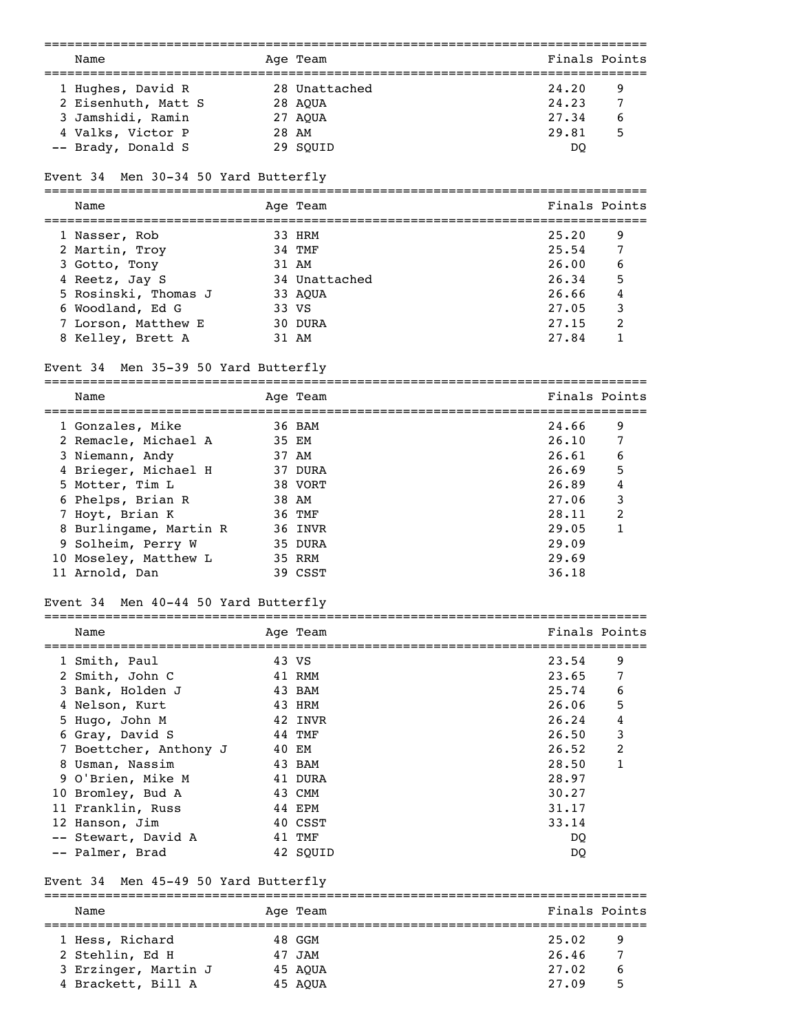| Name | Age | Team | Finals | Points |
|---|---|---|---|---|
| 1 Hughes, David R | 28 | Unattached | 24.20 | 9 |
| 2 Eisenhuth, Matt S | 28 | AQUA | 24.23 | 7 |
| 3 Jamshidi, Ramin | 27 | AQUA | 27.34 | 6 |
| 4 Valks, Victor P | 28 | AM | 29.81 | 5 |
| -- Brady, Donald S | 29 | SQUID | DQ | |

### Event 34 Men 30-34 50 Yard Butterfly

| Name | Age | Team | Finals | Points |
|---|---|---|---|---|
| 1 Nasser, Rob | 33 | HRM | 25.20 | 9 |
| 2 Martin, Troy | 34 | TMF | 25.54 | 7 |
| 3 Gotto, Tony | 31 | AM | 26.00 | 6 |
| 4 Reetz, Jay S | 34 | Unattached | 26.34 | 5 |
| 5 Rosinski, Thomas J | 33 | AQUA | 26.66 | 4 |
| 6 Woodland, Ed G | 33 | VS | 27.05 | 3 |
| 7 Lorson, Matthew E | 30 | DURA | 27.15 | 2 |
| 8 Kelley, Brett A | 31 | AM | 27.84 | 1 |

### Event 34 Men 35-39 50 Yard Butterfly

| Name | Age | Team | Finals | Points |
|---|---|---|---|---|
| 1 Gonzales, Mike | 36 | BAM | 24.66 | 9 |
| 2 Remacle, Michael A | 35 | EM | 26.10 | 7 |
| 3 Niemann, Andy | 37 | AM | 26.61 | 6 |
| 4 Brieger, Michael H | 37 | DURA | 26.69 | 5 |
| 5 Motter, Tim L | 38 | VORT | 26.89 | 4 |
| 6 Phelps, Brian R | 38 | AM | 27.06 | 3 |
| 7 Hoyt, Brian K | 36 | TMF | 28.11 | 2 |
| 8 Burlingame, Martin R | 36 | INVR | 29.05 | 1 |
| 9 Solheim, Perry W | 35 | DURA | 29.09 | |
| 10 Moseley, Matthew L | 35 | RRM | 29.69 | |
| 11 Arnold, Dan | 39 | CSST | 36.18 | |

### Event 34 Men 40-44 50 Yard Butterfly

| Name | Age | Team | Finals | Points |
|---|---|---|---|---|
| 1 Smith, Paul | 43 | VS | 23.54 | 9 |
| 2 Smith, John C | 41 | RMM | 23.65 | 7 |
| 3 Bank, Holden J | 43 | BAM | 25.74 | 6 |
| 4 Nelson, Kurt | 43 | HRM | 26.06 | 5 |
| 5 Hugo, John M | 42 | INVR | 26.24 | 4 |
| 6 Gray, David S | 44 | TMF | 26.50 | 3 |
| 7 Boettcher, Anthony J | 40 | EM | 26.52 | 2 |
| 8 Usman, Nassim | 43 | BAM | 28.50 | 1 |
| 9 O'Brien, Mike M | 41 | DURA | 28.97 | |
| 10 Bromley, Bud A | 43 | CMM | 30.27 | |
| 11 Franklin, Russ | 44 | EPM | 31.17 | |
| 12 Hanson, Jim | 40 | CSST | 33.14 | |
| -- Stewart, David A | 41 | TMF | DQ | |
| -- Palmer, Brad | 42 | SQUID | DQ | |

### Event 34 Men 45-49 50 Yard Butterfly

| Name | Age | Team | Finals | Points |
|---|---|---|---|---|
| 1 Hess, Richard | 48 | GGM | 25.02 | 9 |
| 2 Stehlin, Ed H | 47 | JAM | 26.46 | 7 |
| 3 Erzinger, Martin J | 45 | AQUA | 27.02 | 6 |
| 4 Brackett, Bill A | 45 | AQUA | 27.09 | 5 |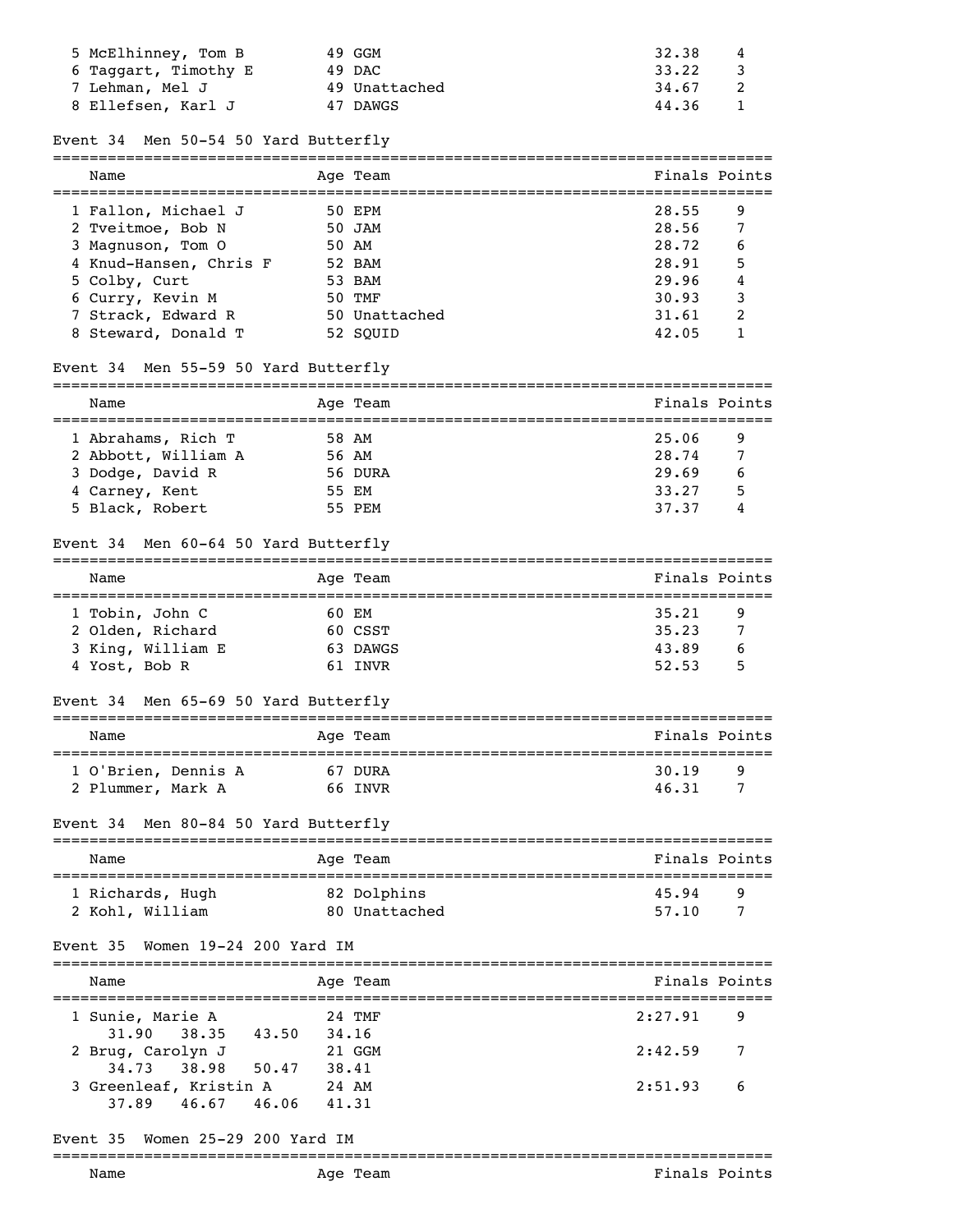| Name | Age | Team | Finals | Points |
|---|---|---|---|---|
| 5 McElhinney, Tom B | 49 | GGM | 32.38 | 4 |
| 6 Taggart, Timothy E | 49 | DAC | 33.22 | 3 |
| 7 Lehman, Mel J | 49 | Unattached | 34.67 | 2 |
| 8 Ellefsen, Karl J | 47 | DAWGS | 44.36 | 1 |

### Event 34 Men 50-54 50 Yard Butterfly

| Name | Age | Team | Finals | Points |
|---|---|---|---|---|
| 1 Fallon, Michael J | 50 | EPM | 28.55 | 9 |
| 2 Tveitmoe, Bob N | 50 | JAM | 28.56 | 7 |
| 3 Magnuson, Tom O | 50 | AM | 28.72 | 6 |
| 4 Knud-Hansen, Chris F | 52 | BAM | 28.91 | 5 |
| 5 Colby, Curt | 53 | BAM | 29.96 | 4 |
| 6 Curry, Kevin M | 50 | TMF | 30.93 | 3 |
| 7 Strack, Edward R | 50 | Unattached | 31.61 | 2 |
| 8 Steward, Donald T | 52 | SQUID | 42.05 | 1 |

### Event 34 Men 55-59 50 Yard Butterfly

| Name | Age | Team | Finals | Points |
|---|---|---|---|---|
| 1 Abrahams, Rich T | 58 | AM | 25.06 | 9 |
| 2 Abbott, William A | 56 | AM | 28.74 | 7 |
| 3 Dodge, David R | 56 | DURA | 29.69 | 6 |
| 4 Carney, Kent | 55 | EM | 33.27 | 5 |
| 5 Black, Robert | 55 | PEM | 37.37 | 4 |

### Event 34 Men 60-64 50 Yard Butterfly

| Name | Age | Team | Finals | Points |
|---|---|---|---|---|
| 1 Tobin, John C | 60 | EM | 35.21 | 9 |
| 2 Olden, Richard | 60 | CSST | 35.23 | 7 |
| 3 King, William E | 63 | DAWGS | 43.89 | 6 |
| 4 Yost, Bob R | 61 | INVR | 52.53 | 5 |

### Event 34 Men 65-69 50 Yard Butterfly

| Name | Age | Team | Finals | Points |
|---|---|---|---|---|
| 1 O'Brien, Dennis A | 67 | DURA | 30.19 | 9 |
| 2 Plummer, Mark A | 66 | INVR | 46.31 | 7 |

### Event 34 Men 80-84 50 Yard Butterfly

| Name | Age | Team | Finals | Points |
|---|---|---|---|---|
| 1 Richards, Hugh | 82 | Dolphins | 45.94 | 9 |
| 2 Kohl, William | 80 | Unattached | 57.10 | 7 |

### Event 35 Women 19-24 200 Yard IM

| Name | Age | Team | Finals | Points |
|---|---|---|---|---|
| 1 Sunie, Marie A | 24 | TMF | 2:27.91 | 9 |
| 31.90 38.35 43.50 34.16 | | | | |
| 2 Brug, Carolyn J | 21 | GGM | 2:42.59 | 7 |
| 34.73 38.98 50.47 38.41 | | | | |
| 3 Greenleaf, Kristin A | 24 | AM | 2:51.93 | 6 |
| 37.89 46.67 46.06 41.31 | | | | |

### Event 35 Women 25-29 200 Yard IM

| Name | Age | Team | Finals | Points |
|---|---|---|---|---|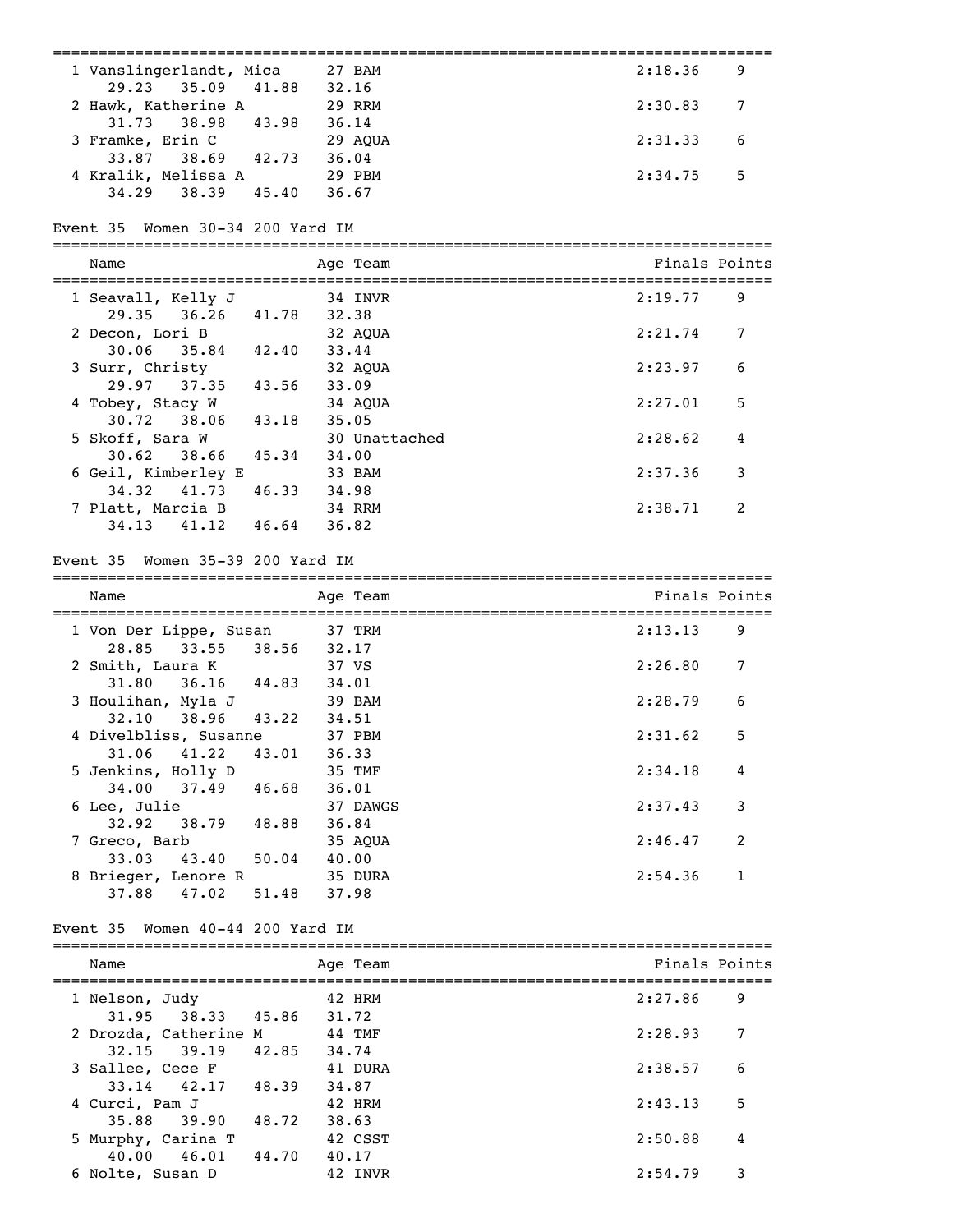| Name | Age | Team | Finals | Points |
|---|---|---|---|---|
| 1 Vanslingerlandt, Mica | 27 | BAM | 2:18.36 | 9 |
| 29.23 35.09 41.88 32.16 | | | | |
| 2 Hawk, Katherine A | 29 | RRM | 2:30.83 | 7 |
| 31.73 38.98 43.98 36.14 | | | | |
| 3 Framke, Erin C | 29 | AQUA | 2:31.33 | 6 |
| 33.87 38.69 42.73 36.04 | | | | |
| 4 Kralik, Melissa A | 29 | PBM | 2:34.75 | 5 |
| 34.29 38.39 45.40 36.67 | | | | |

## Event 35 Women 30-34 200 Yard IM

| Name | Age | Team | Finals | Points |
|---|---|---|---|---|
| 1 Seavall, Kelly J | 34 | INVR | 2:19.77 | 9 |
| 29.35 36.26 41.78 32.38 | | | | |
| 2 Decon, Lori B | 32 | AQUA | 2:21.74 | 7 |
| 30.06 35.84 42.40 33.44 | | | | |
| 3 Surr, Christy | 32 | AQUA | 2:23.97 | 6 |
| 29.97 37.35 43.56 33.09 | | | | |
| 4 Tobey, Stacy W | 34 | AQUA | 2:27.01 | 5 |
| 30.72 38.06 43.18 35.05 | | | | |
| 5 Skoff, Sara W | 30 | Unattached | 2:28.62 | 4 |
| 30.62 38.66 45.34 34.00 | | | | |
| 6 Geil, Kimberley E | 33 | BAM | 2:37.36 | 3 |
| 34.32 41.73 46.33 34.98 | | | | |
| 7 Platt, Marcia B | 34 | RRM | 2:38.71 | 2 |
| 34.13 41.12 46.64 36.82 | | | | |

## Event 35 Women 35-39 200 Yard IM

| Name | Age | Team | Finals | Points |
|---|---|---|---|---|
| 1 Von Der Lippe, Susan | 37 | TRM | 2:13.13 | 9 |
| 28.85 33.55 38.56 32.17 | | | | |
| 2 Smith, Laura K | 37 | VS | 2:26.80 | 7 |
| 31.80 36.16 44.83 34.01 | | | | |
| 3 Houlihan, Myla J | 39 | BAM | 2:28.79 | 6 |
| 32.10 38.96 43.22 34.51 | | | | |
| 4 Divelbliss, Susanne | 37 | PBM | 2:31.62 | 5 |
| 31.06 41.22 43.01 36.33 | | | | |
| 5 Jenkins, Holly D | 35 | TMF | 2:34.18 | 4 |
| 34.00 37.49 46.68 36.01 | | | | |
| 6 Lee, Julie | 37 | DAWGS | 2:37.43 | 3 |
| 32.92 38.79 48.88 36.84 | | | | |
| 7 Greco, Barb | 35 | AQUA | 2:46.47 | 2 |
| 33.03 43.40 50.04 40.00 | | | | |
| 8 Brieger, Lenore R | 35 | DURA | 2:54.36 | 1 |
| 37.88 47.02 51.48 37.98 | | | | |

## Event 35 Women 40-44 200 Yard IM

| Name | Age | Team | Finals | Points |
|---|---|---|---|---|
| 1 Nelson, Judy | 42 | HRM | 2:27.86 | 9 |
| 31.95 38.33 45.86 31.72 | | | | |
| 2 Drozda, Catherine M | 44 | TMF | 2:28.93 | 7 |
| 32.15 39.19 42.85 34.74 | | | | |
| 3 Sallee, Cece F | 41 | DURA | 2:38.57 | 6 |
| 33.14 42.17 48.39 34.87 | | | | |
| 4 Curci, Pam J | 42 | HRM | 2:43.13 | 5 |
| 35.88 39.90 48.72 38.63 | | | | |
| 5 Murphy, Carina T | 42 | CSST | 2:50.88 | 4 |
| 40.00 46.01 44.70 40.17 | | | | |
| 6 Nolte, Susan D | 42 | INVR | 2:54.79 | 3 |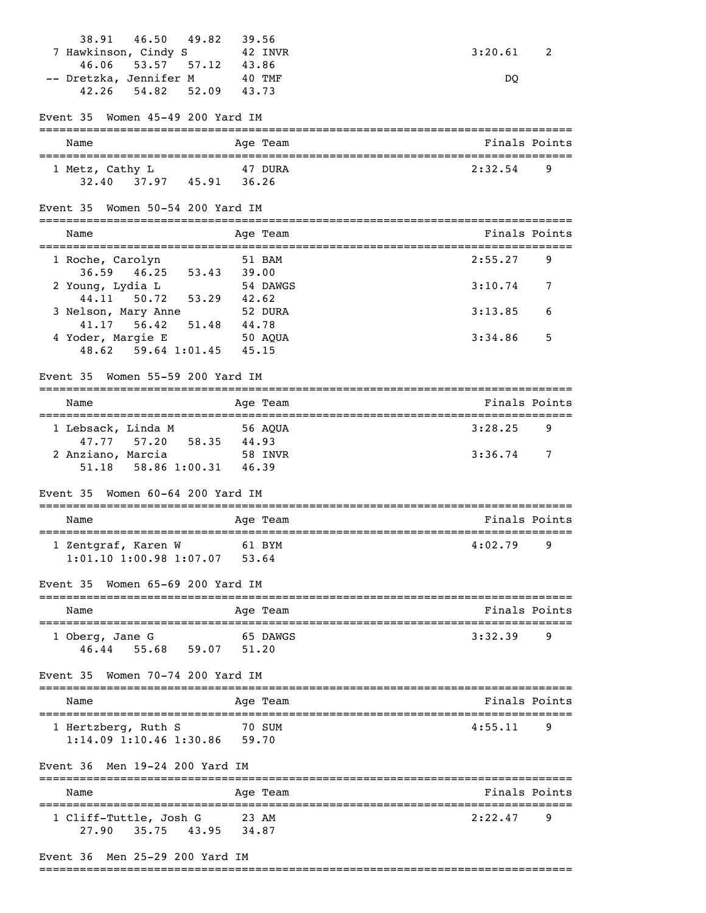```
   38.91   46.50   49.82   39.56
 7 Hawkinson, Cindy S        42 INVR                                 3:20.61    2
     46.06   53.57   57.12   43.86
-- Dretzka, Jennifer M       40 TMF                                       DQ
     42.26   54.82   52.09   43.73
```

## Event 35 Women 45-49 200 Yard IM

```
===============================================================================
    Name                    Age Team                                Finals Points
===============================================================================
  1 Metz, Cathy L             47 DURA                                2:32.54    9
     32.40   37.97   45.91   36.26
```

## Event 35 Women 50-54 200 Yard IM

```
===============================================================================
    Name                    Age Team                                Finals Points
===============================================================================
  1 Roche, Carolyn            51 BAM                                 2:55.27    9
     36.59   46.25   53.43   39.00
  2 Young, Lydia L            54 DAWGS                               3:10.74    7
     44.11   50.72   53.29   42.62
  3 Nelson, Mary Anne         52 DURA                                3:13.85    6
     41.17   56.42   51.48   44.78
  4 Yoder, Margie E           50 AQUA                                3:34.86    5
     48.62   59.64 1:01.45   45.15
```

## Event 35 Women 55-59 200 Yard IM

```
===============================================================================
    Name                    Age Team                                Finals Points
===============================================================================
  1 Lebsack, Linda M          56 AQUA                                3:28.25    9
     47.77   57.20   58.35   44.93
  2 Anziano, Marcia           58 INVR                                3:36.74    7
     51.18   58.86 1:00.31   46.39
```

## Event 35 Women 60-64 200 Yard IM

```
===============================================================================
    Name                    Age Team                                Finals Points
===============================================================================
  1 Zentgraf, Karen W         61 BYM                                 4:02.79    9
   1:01.10 1:00.98 1:07.07   53.64
```

## Event 35 Women 65-69 200 Yard IM

```
===============================================================================
    Name                    Age Team                                Finals Points
===============================================================================
  1 Oberg, Jane G             65 DAWGS                               3:32.39    9
     46.44   55.68   59.07   51.20
```

## Event 35 Women 70-74 200 Yard IM

```
===============================================================================
    Name                    Age Team                                Finals Points
===============================================================================
  1 Hertzberg, Ruth S         70 SUM                                 4:55.11    9
   1:14.09 1:10.46 1:30.86   59.70
```

## Event 36 Men 19-24 200 Yard IM

```
===============================================================================
    Name                    Age Team                                Finals Points
===============================================================================
  1 Cliff-Tuttle, Josh G      23 AM                                  2:22.47    9
     27.90   35.75   43.95   34.87
```

## Event 36 Men 25-29 200 Yard IM

```
===============================================================================
```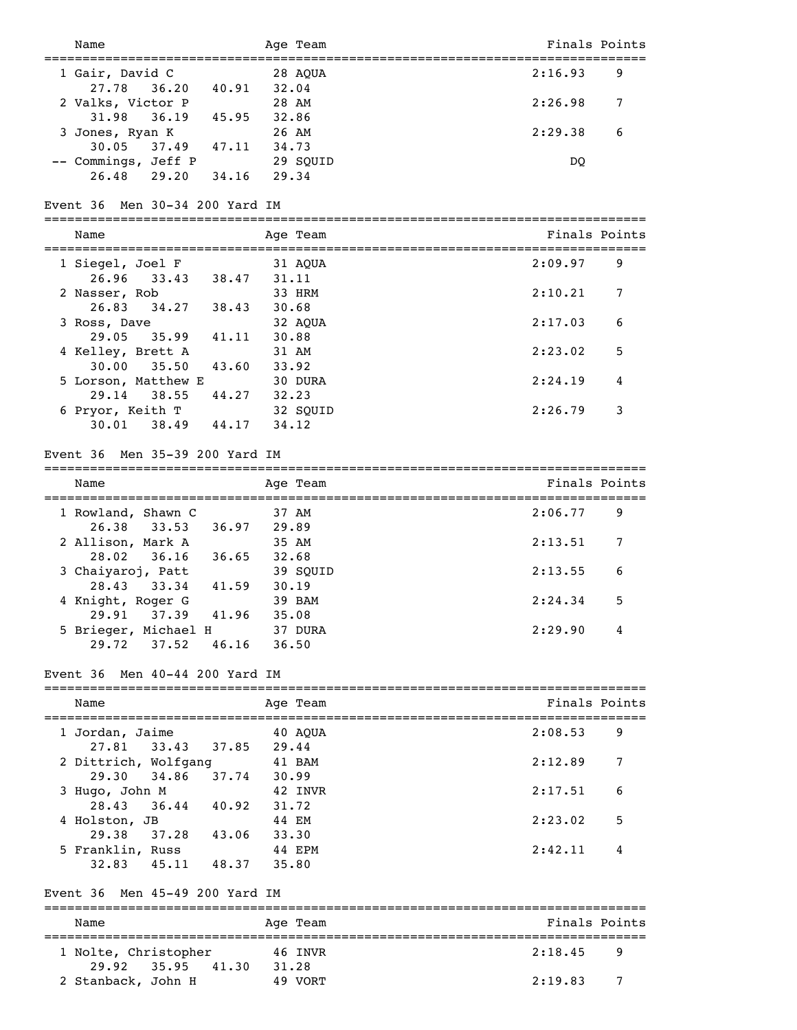| Name | Age | Team | Finals | Points |
|---|---|---|---|---|
| 1 Gair, David C | 28 | AQUA | 2:16.93 | 9 |
| 27.78 36.20 40.91 32.04 | | | | |
| 2 Valks, Victor P | 28 | AM | 2:26.98 | 7 |
| 31.98 36.19 45.95 32.86 | | | | |
| 3 Jones, Ryan K | 26 | AM | 2:29.38 | 6 |
| 30.05 37.49 47.11 34.73 | | | | |
| -- Commings, Jeff P | 29 | SQUID | DQ | |
| 26.48 29.20 34.16 29.34 | | | | |

## Event 36 Men 30-34 200 Yard IM

| Name | Age | Team | Finals | Points |
|---|---|---|---|---|
| 1 Siegel, Joel F | 31 | AQUA | 2:09.97 | 9 |
| 26.96 33.43 38.47 31.11 | | | | |
| 2 Nasser, Rob | 33 | HRM | 2:10.21 | 7 |
| 26.83 34.27 38.43 30.68 | | | | |
| 3 Ross, Dave | 32 | AQUA | 2:17.03 | 6 |
| 29.05 35.99 41.11 30.88 | | | | |
| 4 Kelley, Brett A | 31 | AM | 2:23.02 | 5 |
| 30.00 35.50 43.60 33.92 | | | | |
| 5 Lorson, Matthew E | 30 | DURA | 2:24.19 | 4 |
| 29.14 38.55 44.27 32.23 | | | | |
| 6 Pryor, Keith T | 32 | SQUID | 2:26.79 | 3 |
| 30.01 38.49 44.17 34.12 | | | | |

## Event 36 Men 35-39 200 Yard IM

| Name | Age | Team | Finals | Points |
|---|---|---|---|---|
| 1 Rowland, Shawn C | 37 | AM | 2:06.77 | 9 |
| 26.38 33.53 36.97 29.89 | | | | |
| 2 Allison, Mark A | 35 | AM | 2:13.51 | 7 |
| 28.02 36.16 36.65 32.68 | | | | |
| 3 Chaiyaroj, Patt | 39 | SQUID | 2:13.55 | 6 |
| 28.43 33.34 41.59 30.19 | | | | |
| 4 Knight, Roger G | 39 | BAM | 2:24.34 | 5 |
| 29.91 37.39 41.96 35.08 | | | | |
| 5 Brieger, Michael H | 37 | DURA | 2:29.90 | 4 |
| 29.72 37.52 46.16 36.50 | | | | |

## Event 36 Men 40-44 200 Yard IM

| Name | Age | Team | Finals | Points |
|---|---|---|---|---|
| 1 Jordan, Jaime | 40 | AQUA | 2:08.53 | 9 |
| 27.81 33.43 37.85 29.44 | | | | |
| 2 Dittrich, Wolfgang | 41 | BAM | 2:12.89 | 7 |
| 29.30 34.86 37.74 30.99 | | | | |
| 3 Hugo, John M | 42 | INVR | 2:17.51 | 6 |
| 28.43 36.44 40.92 31.72 | | | | |
| 4 Holston, JB | 44 | EM | 2:23.02 | 5 |
| 29.38 37.28 43.06 33.30 | | | | |
| 5 Franklin, Russ | 44 | EPM | 2:42.11 | 4 |
| 32.83 45.11 48.37 35.80 | | | | |

## Event 36 Men 45-49 200 Yard IM

| Name | Age | Team | Finals | Points |
|---|---|---|---|---|
| 1 Nolte, Christopher | 46 | INVR | 2:18.45 | 9 |
| 29.92 35.95 41.30 31.28 | | | | |
| 2 Stanback, John H | 49 | VORT | 2:19.83 | 7 |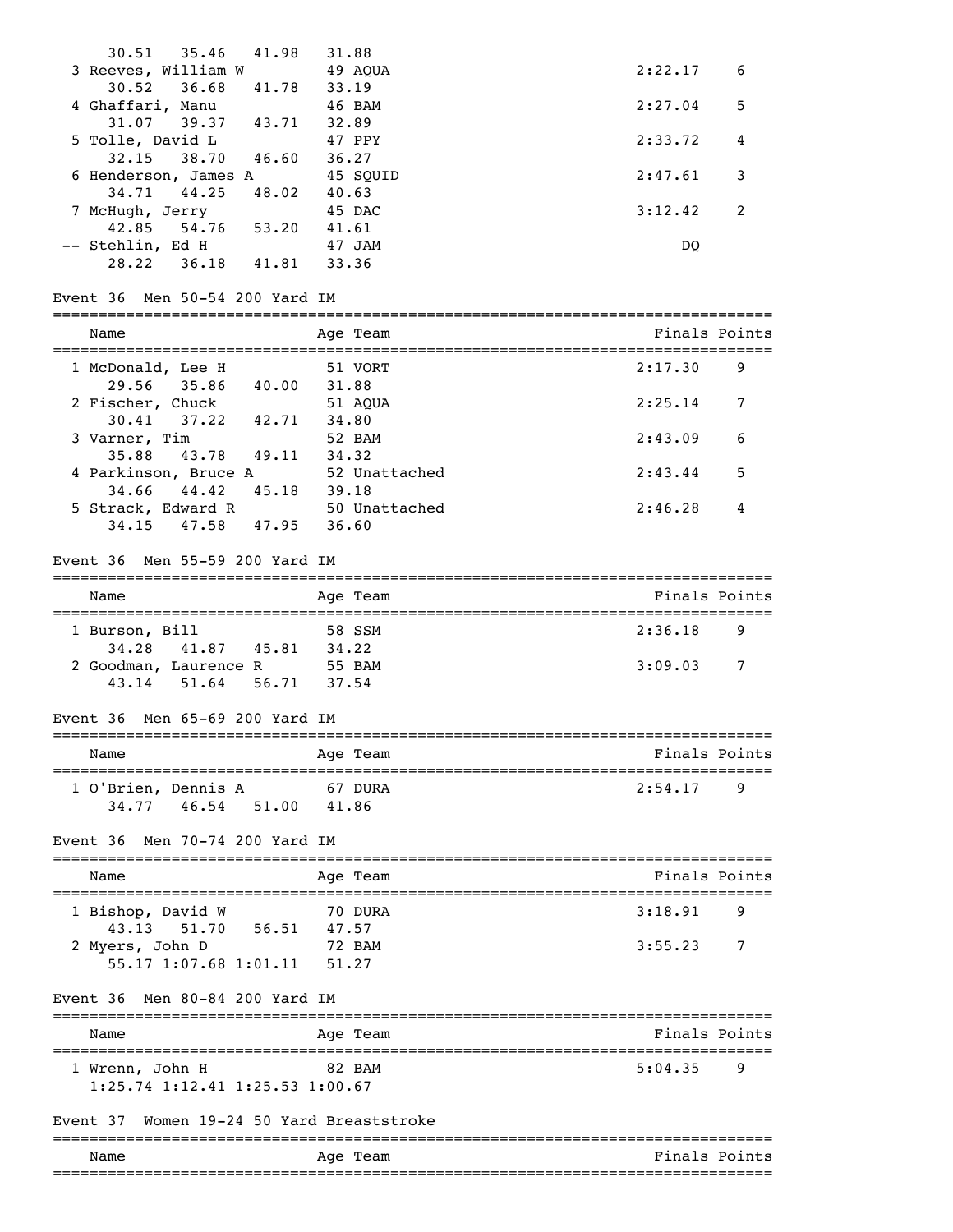| Name | Age | Team | Finals | Points |
|---|---|---|---|---|
| 30.51 35.46 41.98 31.88 | | | | |
| 3 Reeves, William W | 49 | AQUA | 2:22.17 | 6 |
| 30.52 36.68 41.78 33.19 | | | | |
| 4 Ghaffari, Manu | 46 | BAM | 2:27.04 | 5 |
| 31.07 39.37 43.71 32.89 | | | | |
| 5 Tolle, David L | 47 | PPY | 2:33.72 | 4 |
| 32.15 38.70 46.60 36.27 | | | | |
| 6 Henderson, James A | 45 | SQUID | 2:47.61 | 3 |
| 34.71 44.25 48.02 40.63 | | | | |
| 7 McHugh, Jerry | 45 | DAC | 3:12.42 | 2 |
| 42.85 54.76 53.20 41.61 | | | | |
| -- Stehlin, Ed H | 47 | JAM | DQ | |
| 28.22 36.18 41.81 33.36 | | | | |

## Event 36 Men 50-54 200 Yard IM

| Name | Age | Team | Finals | Points |
|---|---|---|---|---|
| 1 McDonald, Lee H | 51 | VORT | 2:17.30 | 9 |
| 29.56 35.86 40.00 31.88 | | | | |
| 2 Fischer, Chuck | 51 | AQUA | 2:25.14 | 7 |
| 30.41 37.22 42.71 34.80 | | | | |
| 3 Varner, Tim | 52 | BAM | 2:43.09 | 6 |
| 35.88 43.78 49.11 34.32 | | | | |
| 4 Parkinson, Bruce A | 52 | Unattached | 2:43.44 | 5 |
| 34.66 44.42 45.18 39.18 | | | | |
| 5 Strack, Edward R | 50 | Unattached | 2:46.28 | 4 |
| 34.15 47.58 47.95 36.60 | | | | |

## Event 36 Men 55-59 200 Yard IM

| Name | Age | Team | Finals | Points |
|---|---|---|---|---|
| 1 Burson, Bill | 58 | SSM | 2:36.18 | 9 |
| 34.28 41.87 45.81 34.22 | | | | |
| 2 Goodman, Laurence R | 55 | BAM | 3:09.03 | 7 |
| 43.14 51.64 56.71 37.54 | | | | |

## Event 36 Men 65-69 200 Yard IM

| Name | Age | Team | Finals | Points |
|---|---|---|---|---|
| 1 O'Brien, Dennis A | 67 | DURA | 2:54.17 | 9 |
| 34.77 46.54 51.00 41.86 | | | | |

## Event 36 Men 70-74 200 Yard IM

| Name | Age | Team | Finals | Points |
|---|---|---|---|---|
| 1 Bishop, David W | 70 | DURA | 3:18.91 | 9 |
| 43.13 51.70 56.51 47.57 | | | | |
| 2 Myers, John D | 72 | BAM | 3:55.23 | 7 |
| 55.17 1:07.68 1:01.11 51.27 | | | | |

## Event 36 Men 80-84 200 Yard IM

| Name | Age | Team | Finals | Points |
|---|---|---|---|---|
| 1 Wrenn, John H | 82 | BAM | 5:04.35 | 9 |
| 1:25.74 1:12.41 1:25.53 1:00.67 | | | | |

## Event 37 Women 19-24 50 Yard Breaststroke

| Name | Age | Team | Finals | Points |
|---|---|---|---|---|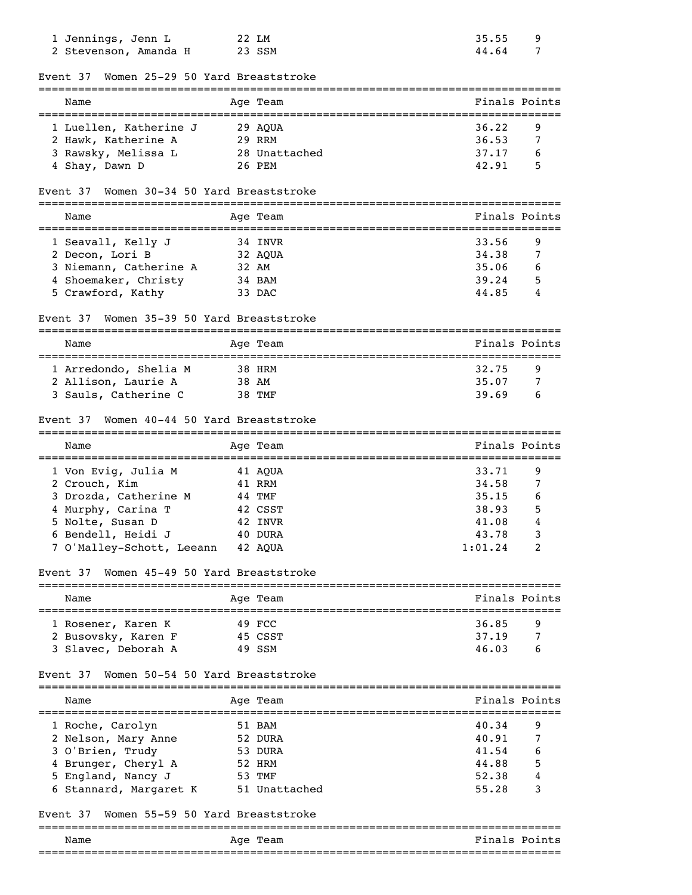| | Name | Age | Team | Finals | Points |
|---|---|---|---|---|---|
| 1 | Jennings, Jenn L | 22 | LM | 35.55 | 9 |
| 2 | Stevenson, Amanda H | 23 | SSM | 44.64 | 7 |

### Event 37 Women 25-29 50 Yard Breaststroke

| | Name | Age | Team | Finals | Points |
|---|---|---|---|---|---|
| 1 | Luellen, Katherine J | 29 | AQUA | 36.22 | 9 |
| 2 | Hawk, Katherine A | 29 | RRM | 36.53 | 7 |
| 3 | Rawsky, Melissa L | 28 | Unattached | 37.17 | 6 |
| 4 | Shay, Dawn D | 26 | PEM | 42.91 | 5 |

### Event 37 Women 30-34 50 Yard Breaststroke

| | Name | Age | Team | Finals | Points |
|---|---|---|---|---|---|
| 1 | Seavall, Kelly J | 34 | INVR | 33.56 | 9 |
| 2 | Decon, Lori B | 32 | AQUA | 34.38 | 7 |
| 3 | Niemann, Catherine A | 32 | AM | 35.06 | 6 |
| 4 | Shoemaker, Christy | 34 | BAM | 39.24 | 5 |
| 5 | Crawford, Kathy | 33 | DAC | 44.85 | 4 |

### Event 37 Women 35-39 50 Yard Breaststroke

| | Name | Age | Team | Finals | Points |
|---|---|---|---|---|---|
| 1 | Arredondo, Shelia M | 38 | HRM | 32.75 | 9 |
| 2 | Allison, Laurie A | 38 | AM | 35.07 | 7 |
| 3 | Sauls, Catherine C | 38 | TMF | 39.69 | 6 |

### Event 37 Women 40-44 50 Yard Breaststroke

| | Name | Age | Team | Finals | Points |
|---|---|---|---|---|---|
| 1 | Von Evig, Julia M | 41 | AQUA | 33.71 | 9 |
| 2 | Crouch, Kim | 41 | RRM | 34.58 | 7 |
| 3 | Drozda, Catherine M | 44 | TMF | 35.15 | 6 |
| 4 | Murphy, Carina T | 42 | CSST | 38.93 | 5 |
| 5 | Nolte, Susan D | 42 | INVR | 41.08 | 4 |
| 6 | Bendell, Heidi J | 40 | DURA | 43.78 | 3 |
| 7 | O'Malley-Schott, Leeann | 42 | AQUA | 1:01.24 | 2 |

### Event 37 Women 45-49 50 Yard Breaststroke

| | Name | Age | Team | Finals | Points |
|---|---|---|---|---|---|
| 1 | Rosener, Karen K | 49 | FCC | 36.85 | 9 |
| 2 | Busovsky, Karen F | 45 | CSST | 37.19 | 7 |
| 3 | Slavec, Deborah A | 49 | SSM | 46.03 | 6 |

### Event 37 Women 50-54 50 Yard Breaststroke

| | Name | Age | Team | Finals | Points |
|---|---|---|---|---|---|
| 1 | Roche, Carolyn | 51 | BAM | 40.34 | 9 |
| 2 | Nelson, Mary Anne | 52 | DURA | 40.91 | 7 |
| 3 | O'Brien, Trudy | 53 | DURA | 41.54 | 6 |
| 4 | Brunger, Cheryl A | 52 | HRM | 44.88 | 5 |
| 5 | England, Nancy J | 53 | TMF | 52.38 | 4 |
| 6 | Stannard, Margaret K | 51 | Unattached | 55.28 | 3 |

### Event 37 Women 55-59 50 Yard Breaststroke

| | Name | Age | Team | Finals | Points |
|---|---|---|---|---|---|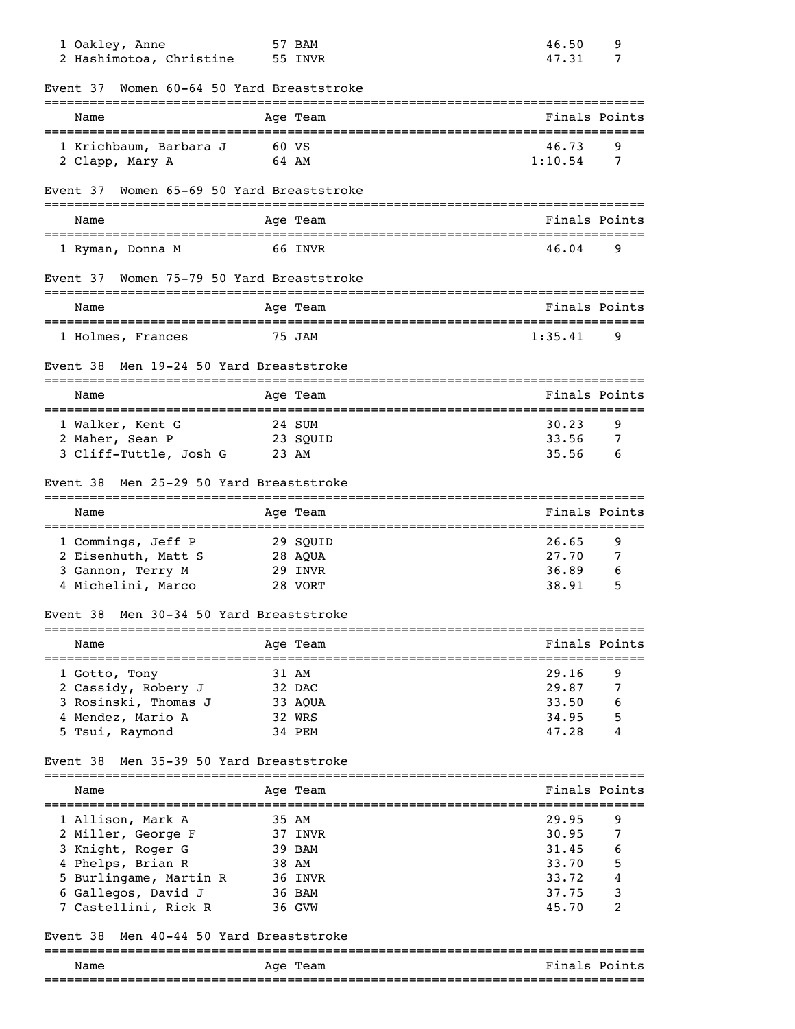| | Name | Age | Team | Finals | Points |
|---|---|---|---|---|---|
| 1 | Oakley, Anne | 57 | BAM | 46.50 | 9 |
| 2 | Hashimotoa, Christine | 55 | INVR | 47.31 | 7 |

### Event 37 Women 60-64 50 Yard Breaststroke

| | Name | Age | Team | Finals | Points |
|---|---|---|---|---|---|
| 1 | Krichbaum, Barbara J | 60 | VS | 46.73 | 9 |
| 2 | Clapp, Mary A | 64 | AM | 1:10.54 | 7 |

### Event 37 Women 65-69 50 Yard Breaststroke

| | Name | Age | Team | Finals | Points |
|---|---|---|---|---|---|
| 1 | Ryman, Donna M | 66 | INVR | 46.04 | 9 |

### Event 37 Women 75-79 50 Yard Breaststroke

| | Name | Age | Team | Finals | Points |
|---|---|---|---|---|---|
| 1 | Holmes, Frances | 75 | JAM | 1:35.41 | 9 |

### Event 38 Men 19-24 50 Yard Breaststroke

| | Name | Age | Team | Finals | Points |
|---|---|---|---|---|---|
| 1 | Walker, Kent G | 24 | SUM | 30.23 | 9 |
| 2 | Maher, Sean P | 23 | SQUID | 33.56 | 7 |
| 3 | Cliff-Tuttle, Josh G | 23 | AM | 35.56 | 6 |

### Event 38 Men 25-29 50 Yard Breaststroke

| | Name | Age | Team | Finals | Points |
|---|---|---|---|---|---|
| 1 | Commings, Jeff P | 29 | SQUID | 26.65 | 9 |
| 2 | Eisenhuth, Matt S | 28 | AQUA | 27.70 | 7 |
| 3 | Gannon, Terry M | 29 | INVR | 36.89 | 6 |
| 4 | Michelini, Marco | 28 | VORT | 38.91 | 5 |

### Event 38 Men 30-34 50 Yard Breaststroke

| | Name | Age | Team | Finals | Points |
|---|---|---|---|---|---|
| 1 | Gotto, Tony | 31 | AM | 29.16 | 9 |
| 2 | Cassidy, Robery J | 32 | DAC | 29.87 | 7 |
| 3 | Rosinski, Thomas J | 33 | AQUA | 33.50 | 6 |
| 4 | Mendez, Mario A | 32 | WRS | 34.95 | 5 |
| 5 | Tsui, Raymond | 34 | PEM | 47.28 | 4 |

### Event 38 Men 35-39 50 Yard Breaststroke

| | Name | Age | Team | Finals | Points |
|---|---|---|---|---|---|
| 1 | Allison, Mark A | 35 | AM | 29.95 | 9 |
| 2 | Miller, George F | 37 | INVR | 30.95 | 7 |
| 3 | Knight, Roger G | 39 | BAM | 31.45 | 6 |
| 4 | Phelps, Brian R | 38 | AM | 33.70 | 5 |
| 5 | Burlingame, Martin R | 36 | INVR | 33.72 | 4 |
| 6 | Gallegos, David J | 36 | BAM | 37.75 | 3 |
| 7 | Castellini, Rick R | 36 | GVW | 45.70 | 2 |

### Event 38 Men 40-44 50 Yard Breaststroke

| | Name | Age | Team | Finals | Points |
|---|---|---|---|---|---|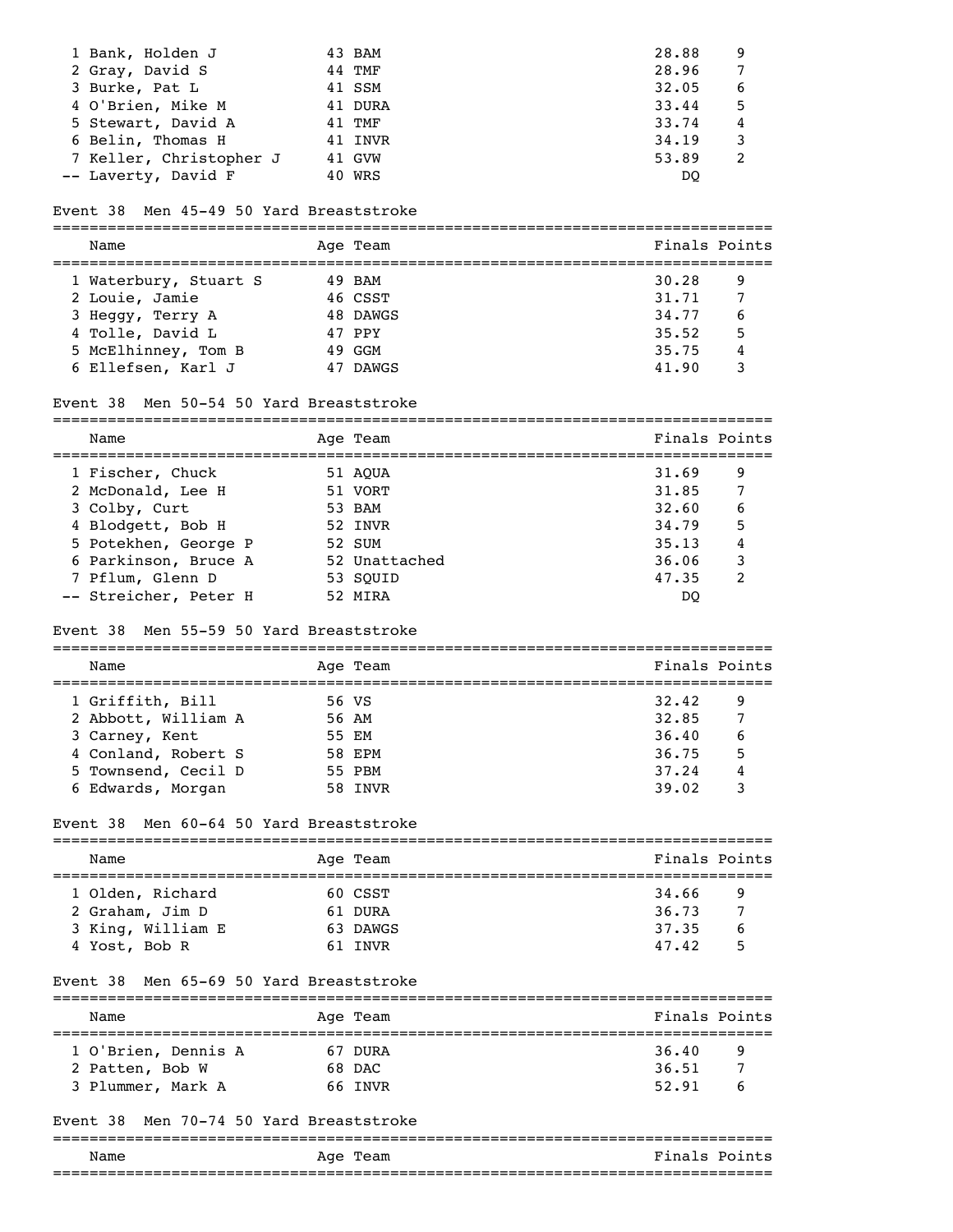| Place | Name | Age | Team | Finals | Points |
|---|---|---|---|---|---|
| 1 | Bank, Holden J | 43 | BAM | 28.88 | 9 |
| 2 | Gray, David S | 44 | TMF | 28.96 | 7 |
| 3 | Burke, Pat L | 41 | SSM | 32.05 | 6 |
| 4 | O'Brien, Mike M | 41 | DURA | 33.44 | 5 |
| 5 | Stewart, David A | 41 | TMF | 33.74 | 4 |
| 6 | Belin, Thomas H | 41 | INVR | 34.19 | 3 |
| 7 | Keller, Christopher J | 41 | GVW | 53.89 | 2 |
| -- | Laverty, David F | 40 | WRS | DQ | |

### Event 38 Men 45-49 50 Yard Breaststroke

| Place | Name | Age | Team | Finals | Points |
|---|---|---|---|---|---|
| 1 | Waterbury, Stuart S | 49 | BAM | 30.28 | 9 |
| 2 | Louie, Jamie | 46 | CSST | 31.71 | 7 |
| 3 | Heggy, Terry A | 48 | DAWGS | 34.77 | 6 |
| 4 | Tolle, David L | 47 | PPY | 35.52 | 5 |
| 5 | McElhinney, Tom B | 49 | GGM | 35.75 | 4 |
| 6 | Ellefsen, Karl J | 47 | DAWGS | 41.90 | 3 |

### Event 38 Men 50-54 50 Yard Breaststroke

| Place | Name | Age | Team | Finals | Points |
|---|---|---|---|---|---|
| 1 | Fischer, Chuck | 51 | AQUA | 31.69 | 9 |
| 2 | McDonald, Lee H | 51 | VORT | 31.85 | 7 |
| 3 | Colby, Curt | 53 | BAM | 32.60 | 6 |
| 4 | Blodgett, Bob H | 52 | INVR | 34.79 | 5 |
| 5 | Potekhen, George P | 52 | SUM | 35.13 | 4 |
| 6 | Parkinson, Bruce A | 52 | Unattached | 36.06 | 3 |
| 7 | Pflum, Glenn D | 53 | SQUID | 47.35 | 2 |
| -- | Streicher, Peter H | 52 | MIRA | DQ | |

### Event 38 Men 55-59 50 Yard Breaststroke

| Place | Name | Age | Team | Finals | Points |
|---|---|---|---|---|---|
| 1 | Griffith, Bill | 56 | VS | 32.42 | 9 |
| 2 | Abbott, William A | 56 | AM | 32.85 | 7 |
| 3 | Carney, Kent | 55 | EM | 36.40 | 6 |
| 4 | Conland, Robert S | 58 | EPM | 36.75 | 5 |
| 5 | Townsend, Cecil D | 55 | PBM | 37.24 | 4 |
| 6 | Edwards, Morgan | 58 | INVR | 39.02 | 3 |

### Event 38 Men 60-64 50 Yard Breaststroke

| Place | Name | Age | Team | Finals | Points |
|---|---|---|---|---|---|
| 1 | Olden, Richard | 60 | CSST | 34.66 | 9 |
| 2 | Graham, Jim D | 61 | DURA | 36.73 | 7 |
| 3 | King, William E | 63 | DAWGS | 37.35 | 6 |
| 4 | Yost, Bob R | 61 | INVR | 47.42 | 5 |

### Event 38 Men 65-69 50 Yard Breaststroke

| Place | Name | Age | Team | Finals | Points |
|---|---|---|---|---|---|
| 1 | O'Brien, Dennis A | 67 | DURA | 36.40 | 9 |
| 2 | Patten, Bob W | 68 | DAC | 36.51 | 7 |
| 3 | Plummer, Mark A | 66 | INVR | 52.91 | 6 |

### Event 38 Men 70-74 50 Yard Breaststroke

| Place | Name | Age | Team | Finals | Points |
|---|---|---|---|---|---|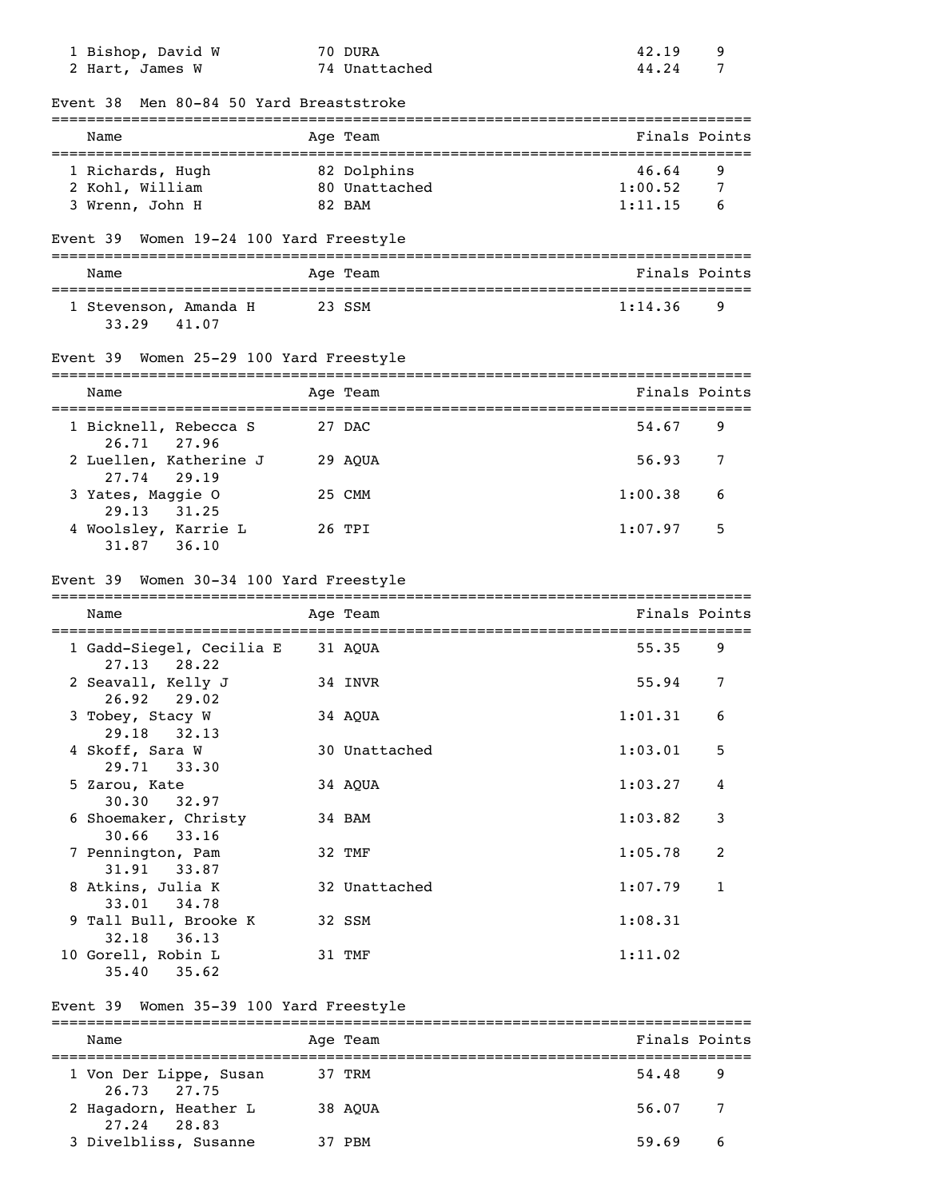| Name | Age | Team | Finals | Points |
|---|---|---|---|---|
| 1 Bishop, David W | 70 | DURA | 42.19 | 9 |
| 2 Hart, James W | 74 | Unattached | 44.24 | 7 |

### Event 38 Men 80-84 50 Yard Breaststroke

| Name | Age | Team | Finals | Points |
|---|---|---|---|---|
| 1 Richards, Hugh | 82 | Dolphins | 46.64 | 9 |
| 2 Kohl, William | 80 | Unattached | 1:00.52 | 7 |
| 3 Wrenn, John H | 82 | BAM | 1:11.15 | 6 |

### Event 39 Women 19-24 100 Yard Freestyle

| Name | Age | Team | Finals | Points |
|---|---|---|---|---|
| 1 Stevenson, Amanda H | 23 | SSM | 1:14.36 | 9 |
| 33.29 41.07 | | | | |

### Event 39 Women 25-29 100 Yard Freestyle

| Name | Age | Team | Finals | Points |
|---|---|---|---|---|
| 1 Bicknell, Rebecca S | 27 | DAC | 54.67 | 9 |
| 26.71 27.96 | | | | |
| 2 Luellen, Katherine J | 29 | AQUA | 56.93 | 7 |
| 27.74 29.19 | | | | |
| 3 Yates, Maggie O | 25 | CMM | 1:00.38 | 6 |
| 29.13 31.25 | | | | |
| 4 Woolsley, Karrie L | 26 | TPI | 1:07.97 | 5 |
| 31.87 36.10 | | | | |

### Event 39 Women 30-34 100 Yard Freestyle

| Name | Age | Team | Finals | Points |
|---|---|---|---|---|
| 1 Gadd-Siegel, Cecilia E | 31 | AQUA | 55.35 | 9 |
| 27.13 28.22 | | | | |
| 2 Seavall, Kelly J | 34 | INVR | 55.94 | 7 |
| 26.92 29.02 | | | | |
| 3 Tobey, Stacy W | 34 | AQUA | 1:01.31 | 6 |
| 29.18 32.13 | | | | |
| 4 Skoff, Sara W | 30 | Unattached | 1:03.01 | 5 |
| 29.71 33.30 | | | | |
| 5 Zarou, Kate | 34 | AQUA | 1:03.27 | 4 |
| 30.30 32.97 | | | | |
| 6 Shoemaker, Christy | 34 | BAM | 1:03.82 | 3 |
| 30.66 33.16 | | | | |
| 7 Pennington, Pam | 32 | TMF | 1:05.78 | 2 |
| 31.91 33.87 | | | | |
| 8 Atkins, Julia K | 32 | Unattached | 1:07.79 | 1 |
| 33.01 34.78 | | | | |
| 9 Tall Bull, Brooke K | 32 | SSM | 1:08.31 | |
| 32.18 36.13 | | | | |
| 10 Gorell, Robin L | 31 | TMF | 1:11.02 | |
| 35.40 35.62 | | | | |

### Event 39 Women 35-39 100 Yard Freestyle

| Name | Age | Team | Finals | Points |
|---|---|---|---|---|
| 1 Von Der Lippe, Susan | 37 | TRM | 54.48 | 9 |
| 26.73 27.75 | | | | |
| 2 Hagadorn, Heather L | 38 | AQUA | 56.07 | 7 |
| 27.24 28.83 | | | | |
| 3 Divelbliss, Susanne | 37 | PBM | 59.69 | 6 |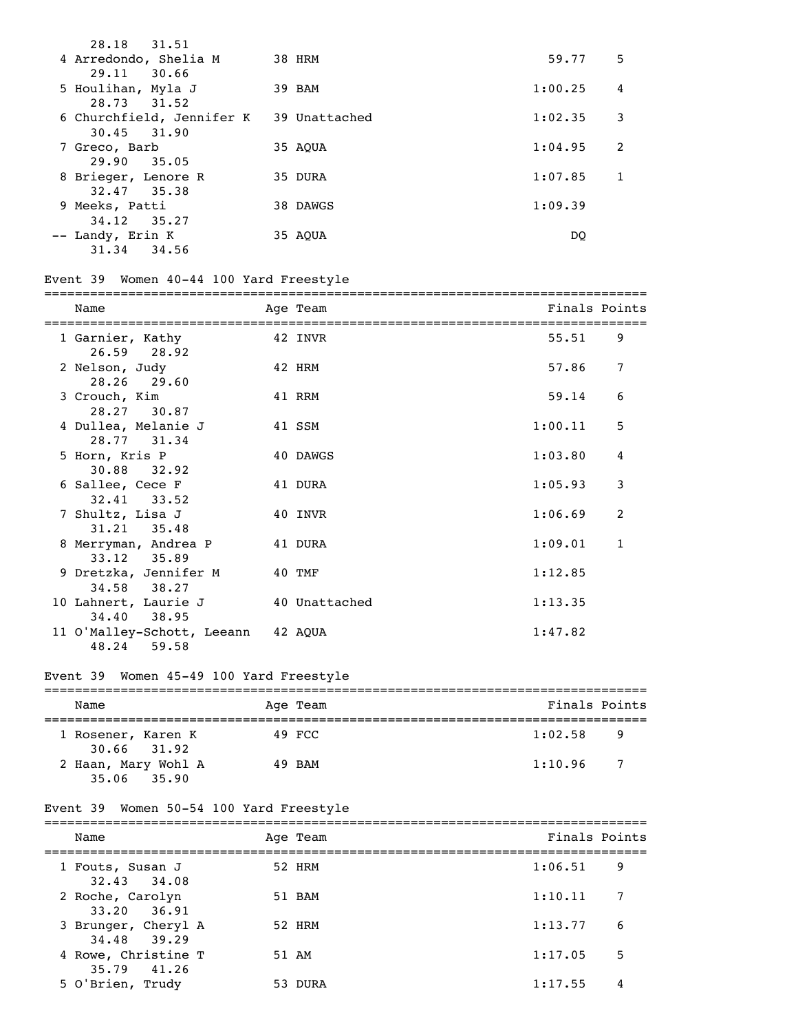| Name | Age | Team | Finals | Points |
|---|---|---|---|---|
| 28.18 31.51 | | | | |
| 4 Arredondo, Shelia M | 38 | HRM | 59.77 | 5 |
| 29.11 30.66 | | | | |
| 5 Houlihan, Myla J | 39 | BAM | 1:00.25 | 4 |
| 28.73 31.52 | | | | |
| 6 Churchfield, Jennifer K | 39 | Unattached | 1:02.35 | 3 |
| 30.45 31.90 | | | | |
| 7 Greco, Barb | 35 | AQUA | 1:04.95 | 2 |
| 29.90 35.05 | | | | |
| 8 Brieger, Lenore R | 35 | DURA | 1:07.85 | 1 |
| 32.47 35.38 | | | | |
| 9 Meeks, Patti | 38 | DAWGS | 1:09.39 | |
| 34.12 35.27 | | | | |
| -- Landy, Erin K | 35 | AQUA | DQ | |
| 31.34 34.56 | | | | |

## Event 39 Women 40-44 100 Yard Freestyle

| Name | Age | Team | Finals | Points |
|---|---|---|---|---|
| 1 Garnier, Kathy | 42 | INVR | 55.51 | 9 |
| 26.59 28.92 | | | | |
| 2 Nelson, Judy | 42 | HRM | 57.86 | 7 |
| 28.26 29.60 | | | | |
| 3 Crouch, Kim | 41 | RRM | 59.14 | 6 |
| 28.27 30.87 | | | | |
| 4 Dullea, Melanie J | 41 | SSM | 1:00.11 | 5 |
| 28.77 31.34 | | | | |
| 5 Horn, Kris P | 40 | DAWGS | 1:03.80 | 4 |
| 30.88 32.92 | | | | |
| 6 Sallee, Cece F | 41 | DURA | 1:05.93 | 3 |
| 32.41 33.52 | | | | |
| 7 Shultz, Lisa J | 40 | INVR | 1:06.69 | 2 |
| 31.21 35.48 | | | | |
| 8 Merryman, Andrea P | 41 | DURA | 1:09.01 | 1 |
| 33.12 35.89 | | | | |
| 9 Dretzka, Jennifer M | 40 | TMF | 1:12.85 | |
| 34.58 38.27 | | | | |
| 10 Lahnert, Laurie J | 40 | Unattached | 1:13.35 | |
| 34.40 38.95 | | | | |
| 11 O'Malley-Schott, Leeann | 42 | AQUA | 1:47.82 | |
| 48.24 59.58 | | | | |

## Event 39 Women 45-49 100 Yard Freestyle

| Name | Age | Team | Finals | Points |
|---|---|---|---|---|
| 1 Rosener, Karen K | 49 | FCC | 1:02.58 | 9 |
| 30.66 31.92 | | | | |
| 2 Haan, Mary Wohl A | 49 | BAM | 1:10.96 | 7 |
| 35.06 35.90 | | | | |

## Event 39 Women 50-54 100 Yard Freestyle

| Name | Age | Team | Finals | Points |
|---|---|---|---|---|
| 1 Fouts, Susan J | 52 | HRM | 1:06.51 | 9 |
| 32.43 34.08 | | | | |
| 2 Roche, Carolyn | 51 | BAM | 1:10.11 | 7 |
| 33.20 36.91 | | | | |
| 3 Brunger, Cheryl A | 52 | HRM | 1:13.77 | 6 |
| 34.48 39.29 | | | | |
| 4 Rowe, Christine T | 51 | AM | 1:17.05 | 5 |
| 35.79 41.26 | | | | |
| 5 O'Brien, Trudy | 53 | DURA | 1:17.55 | 4 |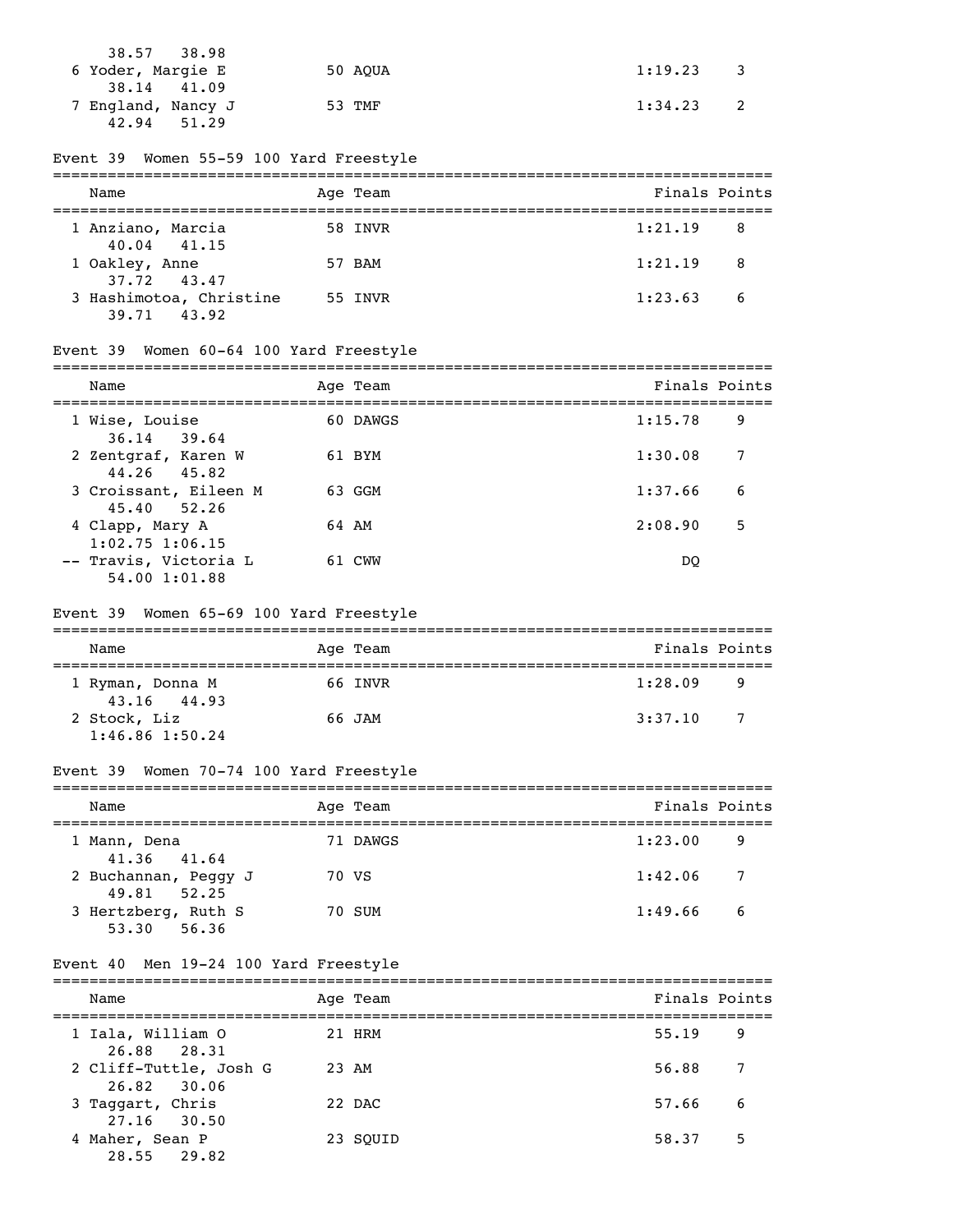38.57 38.98

| Name | Age | Team | Finals | Points |
|---|---|---|---|---|
| 6 Yoder, Margie E | 50 | AQUA | 1:19.23 | 3 |
| 38.14 41.09 | | | | |
| 7 England, Nancy J | 53 | TMF | 1:34.23 | 2 |
| 42.94 51.29 | | | | |

### Event 39 Women 55-59 100 Yard Freestyle

| Name | Age | Team | Finals | Points |
|---|---|---|---|---|
| 1 Anziano, Marcia | 58 | INVR | 1:21.19 | 8 |
| 40.04 41.15 | | | | |
| 1 Oakley, Anne | 57 | BAM | 1:21.19 | 8 |
| 37.72 43.47 | | | | |
| 3 Hashimotoa, Christine | 55 | INVR | 1:23.63 | 6 |
| 39.71 43.92 | | | | |

### Event 39 Women 60-64 100 Yard Freestyle

| Name | Age | Team | Finals | Points |
|---|---|---|---|---|
| 1 Wise, Louise | 60 | DAWGS | 1:15.78 | 9 |
| 36.14 39.64 | | | | |
| 2 Zentgraf, Karen W | 61 | BYM | 1:30.08 | 7 |
| 44.26 45.82 | | | | |
| 3 Croissant, Eileen M | 63 | GGM | 1:37.66 | 6 |
| 45.40 52.26 | | | | |
| 4 Clapp, Mary A | 64 | AM | 2:08.90 | 5 |
| 1:02.75 1:06.15 | | | | |
| -- Travis, Victoria L | 61 | CWW | DQ | |
| 54.00 1:01.88 | | | | |

### Event 39 Women 65-69 100 Yard Freestyle

| Name | Age | Team | Finals | Points |
|---|---|---|---|---|
| 1 Ryman, Donna M | 66 | INVR | 1:28.09 | 9 |
| 43.16 44.93 | | | | |
| 2 Stock, Liz | 66 | JAM | 3:37.10 | 7 |
| 1:46.86 1:50.24 | | | | |

### Event 39 Women 70-74 100 Yard Freestyle

| Name | Age | Team | Finals | Points |
|---|---|---|---|---|
| 1 Mann, Dena | 71 | DAWGS | 1:23.00 | 9 |
| 41.36 41.64 | | | | |
| 2 Buchannan, Peggy J | 70 | VS | 1:42.06 | 7 |
| 49.81 52.25 | | | | |
| 3 Hertzberg, Ruth S | 70 | SUM | 1:49.66 | 6 |
| 53.30 56.36 | | | | |

### Event 40 Men 19-24 100 Yard Freestyle

| Name | Age | Team | Finals | Points |
|---|---|---|---|---|
| 1 Iala, William O | 21 | HRM | 55.19 | 9 |
| 26.88 28.31 | | | | |
| 2 Cliff-Tuttle, Josh G | 23 | AM | 56.88 | 7 |
| 26.82 30.06 | | | | |
| 3 Taggart, Chris | 22 | DAC | 57.66 | 6 |
| 27.16 30.50 | | | | |
| 4 Maher, Sean P | 23 | SQUID | 58.37 | 5 |
| 28.55 29.82 | | | | |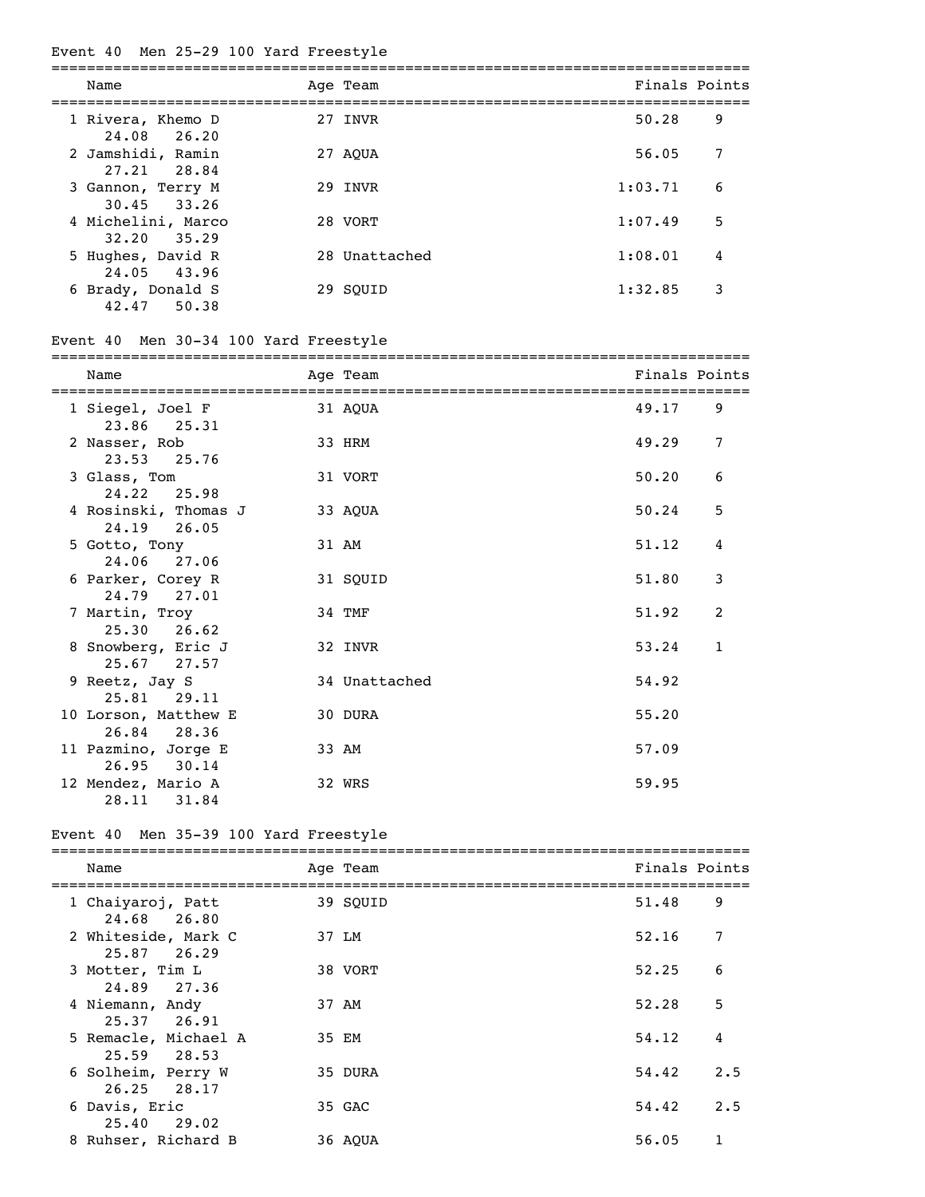## Event 40 Men 25-29 100 Yard Freestyle

| | Name | Age | Team | Finals | Points |
|---|---|---|---|---|---|
| 1 | Rivera, Khemo D | 27 | INVR | 50.28 | 9 |
| | 24.08 26.20 | | | | |
| 2 | Jamshidi, Ramin | 27 | AQUA | 56.05 | 7 |
| | 27.21 28.84 | | | | |
| 3 | Gannon, Terry M | 29 | INVR | 1:03.71 | 6 |
| | 30.45 33.26 | | | | |
| 4 | Michelini, Marco | 28 | VORT | 1:07.49 | 5 |
| | 32.20 35.29 | | | | |
| 5 | Hughes, David R | 28 | Unattached | 1:08.01 | 4 |
| | 24.05 43.96 | | | | |
| 6 | Brady, Donald S | 29 | SQUID | 1:32.85 | 3 |
| | 42.47 50.38 | | | | |

## Event 40 Men 30-34 100 Yard Freestyle

| | Name | Age | Team | Finals | Points |
|---|---|---|---|---|---|
| 1 | Siegel, Joel F | 31 | AQUA | 49.17 | 9 |
| | 23.86 25.31 | | | | |
| 2 | Nasser, Rob | 33 | HRM | 49.29 | 7 |
| | 23.53 25.76 | | | | |
| 3 | Glass, Tom | 31 | VORT | 50.20 | 6 |
| | 24.22 25.98 | | | | |
| 4 | Rosinski, Thomas J | 33 | AQUA | 50.24 | 5 |
| | 24.19 26.05 | | | | |
| 5 | Gotto, Tony | 31 | AM | 51.12 | 4 |
| | 24.06 27.06 | | | | |
| 6 | Parker, Corey R | 31 | SQUID | 51.80 | 3 |
| | 24.79 27.01 | | | | |
| 7 | Martin, Troy | 34 | TMF | 51.92 | 2 |
| | 25.30 26.62 | | | | |
| 8 | Snowberg, Eric J | 32 | INVR | 53.24 | 1 |
| | 25.67 27.57 | | | | |
| 9 | Reetz, Jay S | 34 | Unattached | 54.92 | |
| | 25.81 29.11 | | | | |
| 10 | Lorson, Matthew E | 30 | DURA | 55.20 | |
| | 26.84 28.36 | | | | |
| 11 | Pazmino, Jorge E | 33 | AM | 57.09 | |
| | 26.95 30.14 | | | | |
| 12 | Mendez, Mario A | 32 | WRS | 59.95 | |
| | 28.11 31.84 | | | | |

## Event 40 Men 35-39 100 Yard Freestyle

| | Name | Age | Team | Finals | Points |
|---|---|---|---|---|---|
| 1 | Chaiyaroj, Patt | 39 | SQUID | 51.48 | 9 |
| | 24.68 26.80 | | | | |
| 2 | Whiteside, Mark C | 37 | LM | 52.16 | 7 |
| | 25.87 26.29 | | | | |
| 3 | Motter, Tim L | 38 | VORT | 52.25 | 6 |
| | 24.89 27.36 | | | | |
| 4 | Niemann, Andy | 37 | AM | 52.28 | 5 |
| | 25.37 26.91 | | | | |
| 5 | Remacle, Michael A | 35 | EM | 54.12 | 4 |
| | 25.59 28.53 | | | | |
| 6 | Solheim, Perry W | 35 | DURA | 54.42 | 2.5 |
| | 26.25 28.17 | | | | |
| 6 | Davis, Eric | 35 | GAC | 54.42 | 2.5 |
| | 25.40 29.02 | | | | |
| 8 | Ruhser, Richard B | 36 | AQUA | 56.05 | 1 |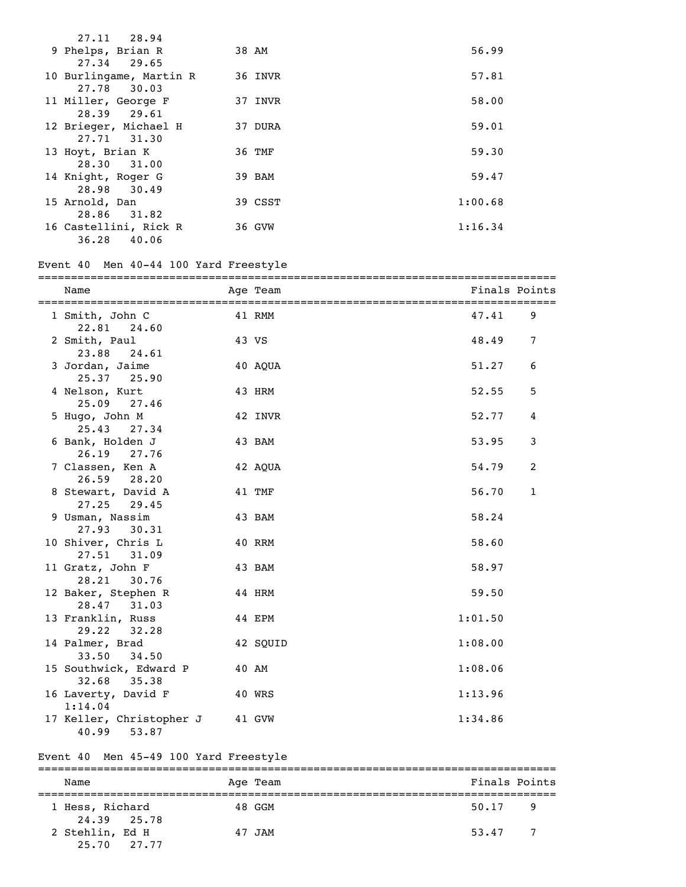27.11   28.94

| Name | Age | Team | Finals | Points |
|---|---|---|---|---|
| 9 Phelps, Brian R | 38 | AM | 56.99 | |
| 27.34   29.65 | | | | |
| 10 Burlingame, Martin R | 36 | INVR | 57.81 | |
| 27.78   30.03 | | | | |
| 11 Miller, George F | 37 | INVR | 58.00 | |
| 28.39   29.61 | | | | |
| 12 Brieger, Michael H | 37 | DURA | 59.01 | |
| 27.71   31.30 | | | | |
| 13 Hoyt, Brian K | 36 | TMF | 59.30 | |
| 28.30   31.00 | | | | |
| 14 Knight, Roger G | 39 | BAM | 59.47 | |
| 28.98   30.49 | | | | |
| 15 Arnold, Dan | 39 | CSST | 1:00.68 | |
| 28.86   31.82 | | | | |
| 16 Castellini, Rick R | 36 | GVW | 1:16.34 | |
| 36.28   40.06 | | | | |

Event 40  Men 40-44 100 Yard Freestyle

| Name | Age | Team | Finals | Points |
|---|---|---|---|---|
| 1 Smith, John C | 41 | RMM | 47.41 | 9 |
| 22.81   24.60 | | | | |
| 2 Smith, Paul | 43 | VS | 48.49 | 7 |
| 23.88   24.61 | | | | |
| 3 Jordan, Jaime | 40 | AQUA | 51.27 | 6 |
| 25.37   25.90 | | | | |
| 4 Nelson, Kurt | 43 | HRM | 52.55 | 5 |
| 25.09   27.46 | | | | |
| 5 Hugo, John M | 42 | INVR | 52.77 | 4 |
| 25.43   27.34 | | | | |
| 6 Bank, Holden J | 43 | BAM | 53.95 | 3 |
| 26.19   27.76 | | | | |
| 7 Classen, Ken A | 42 | AQUA | 54.79 | 2 |
| 26.59   28.20 | | | | |
| 8 Stewart, David A | 41 | TMF | 56.70 | 1 |
| 27.25   29.45 | | | | |
| 9 Usman, Nassim | 43 | BAM | 58.24 | |
| 27.93   30.31 | | | | |
| 10 Shiver, Chris L | 40 | RRM | 58.60 | |
| 27.51   31.09 | | | | |
| 11 Gratz, John F | 43 | BAM | 58.97 | |
| 28.21   30.76 | | | | |
| 12 Baker, Stephen R | 44 | HRM | 59.50 | |
| 28.47   31.03 | | | | |
| 13 Franklin, Russ | 44 | EPM | 1:01.50 | |
| 29.22   32.28 | | | | |
| 14 Palmer, Brad | 42 | SQUID | 1:08.00 | |
| 33.50   34.50 | | | | |
| 15 Southwick, Edward P | 40 | AM | 1:08.06 | |
| 32.68   35.38 | | | | |
| 16 Laverty, David F | 40 | WRS | 1:13.96 | |
| 1:14.04 | | | | |
| 17 Keller, Christopher J | 41 | GVW | 1:34.86 | |
| 40.99   53.87 | | | | |

Event 40  Men 45-49 100 Yard Freestyle

| Name | Age | Team | Finals | Points |
|---|---|---|---|---|
| 1 Hess, Richard | 48 | GGM | 50.17 | 9 |
| 24.39   25.78 | | | | |
| 2 Stehlin, Ed H | 47 | JAM | 53.47 | 7 |
| 25.70   27.77 | | | | |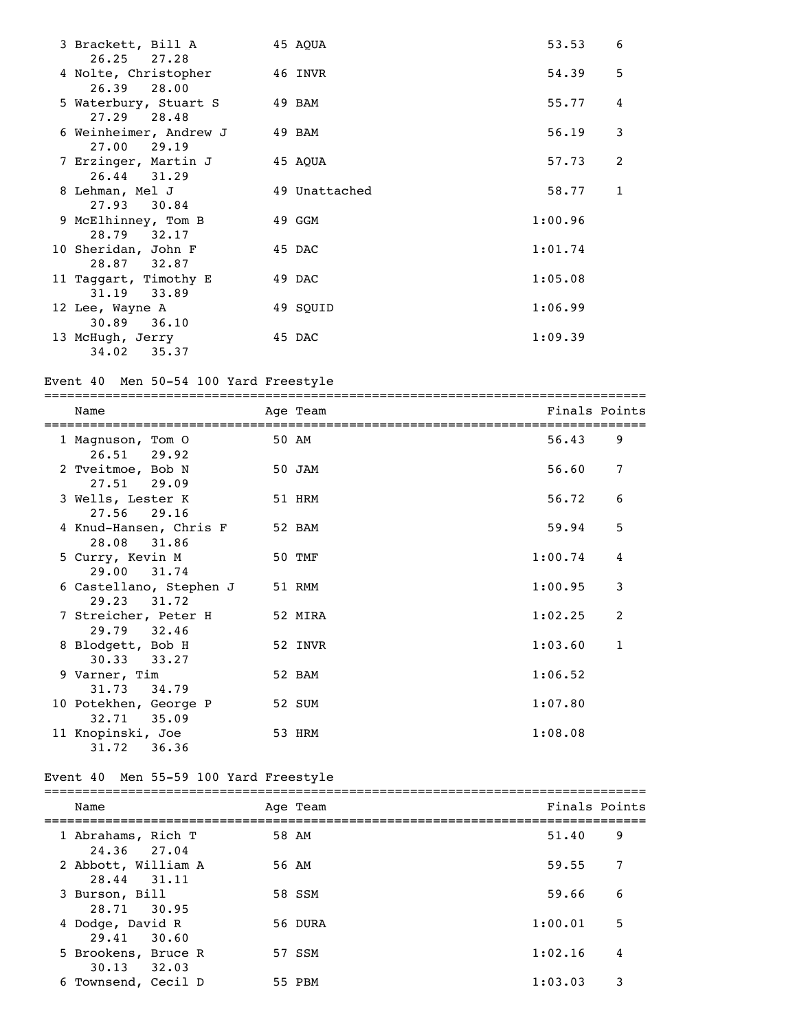| Place | Name | Age | Team | Finals | Points |
|---|---|---|---|---|---|
| 3 | Brackett, Bill A | 45 | AQUA | 53.53 | 6 |
| | 26.25 27.28 | | | | |
| 4 | Nolte, Christopher | 46 | INVR | 54.39 | 5 |
| | 26.39 28.00 | | | | |
| 5 | Waterbury, Stuart S | 49 | BAM | 55.77 | 4 |
| | 27.29 28.48 | | | | |
| 6 | Weinheimer, Andrew J | 49 | BAM | 56.19 | 3 |
| | 27.00 29.19 | | | | |
| 7 | Erzinger, Martin J | 45 | AQUA | 57.73 | 2 |
| | 26.44 31.29 | | | | |
| 8 | Lehman, Mel J | 49 | Unattached | 58.77 | 1 |
| | 27.93 30.84 | | | | |
| 9 | McElhinney, Tom B | 49 | GGM | 1:00.96 | |
| | 28.79 32.17 | | | | |
| 10 | Sheridan, John F | 45 | DAC | 1:01.74 | |
| | 28.87 32.87 | | | | |
| 11 | Taggart, Timothy E | 49 | DAC | 1:05.08 | |
| | 31.19 33.89 | | | | |
| 12 | Lee, Wayne A | 49 | SQUID | 1:06.99 | |
| | 30.89 36.10 | | | | |
| 13 | McHugh, Jerry | 45 | DAC | 1:09.39 | |
| | 34.02 35.37 | | | | |

## Event 40 Men 50-54 100 Yard Freestyle

| Place | Name | Age | Team | Finals | Points |
|---|---|---|---|---|---|
| 1 | Magnuson, Tom O | 50 | AM | 56.43 | 9 |
| | 26.51 29.92 | | | | |
| 2 | Tveitmoe, Bob N | 50 | JAM | 56.60 | 7 |
| | 27.51 29.09 | | | | |
| 3 | Wells, Lester K | 51 | HRM | 56.72 | 6 |
| | 27.56 29.16 | | | | |
| 4 | Knud-Hansen, Chris F | 52 | BAM | 59.94 | 5 |
| | 28.08 31.86 | | | | |
| 5 | Curry, Kevin M | 50 | TMF | 1:00.74 | 4 |
| | 29.00 31.74 | | | | |
| 6 | Castellano, Stephen J | 51 | RMM | 1:00.95 | 3 |
| | 29.23 31.72 | | | | |
| 7 | Streicher, Peter H | 52 | MIRA | 1:02.25 | 2 |
| | 29.79 32.46 | | | | |
| 8 | Blodgett, Bob H | 52 | INVR | 1:03.60 | 1 |
| | 30.33 33.27 | | | | |
| 9 | Varner, Tim | 52 | BAM | 1:06.52 | |
| | 31.73 34.79 | | | | |
| 10 | Potekhen, George P | 52 | SUM | 1:07.80 | |
| | 32.71 35.09 | | | | |
| 11 | Knopinski, Joe | 53 | HRM | 1:08.08 | |
| | 31.72 36.36 | | | | |

## Event 40 Men 55-59 100 Yard Freestyle

| Place | Name | Age | Team | Finals | Points |
|---|---|---|---|---|---|
| 1 | Abrahams, Rich T | 58 | AM | 51.40 | 9 |
| | 24.36 27.04 | | | | |
| 2 | Abbott, William A | 56 | AM | 59.55 | 7 |
| | 28.44 31.11 | | | | |
| 3 | Burson, Bill | 58 | SSM | 59.66 | 6 |
| | 28.71 30.95 | | | | |
| 4 | Dodge, David R | 56 | DURA | 1:00.01 | 5 |
| | 29.41 30.60 | | | | |
| 5 | Brookens, Bruce R | 57 | SSM | 1:02.16 | 4 |
| | 30.13 32.03 | | | | |
| 6 | Townsend, Cecil D | 55 | PBM | 1:03.03 | 3 |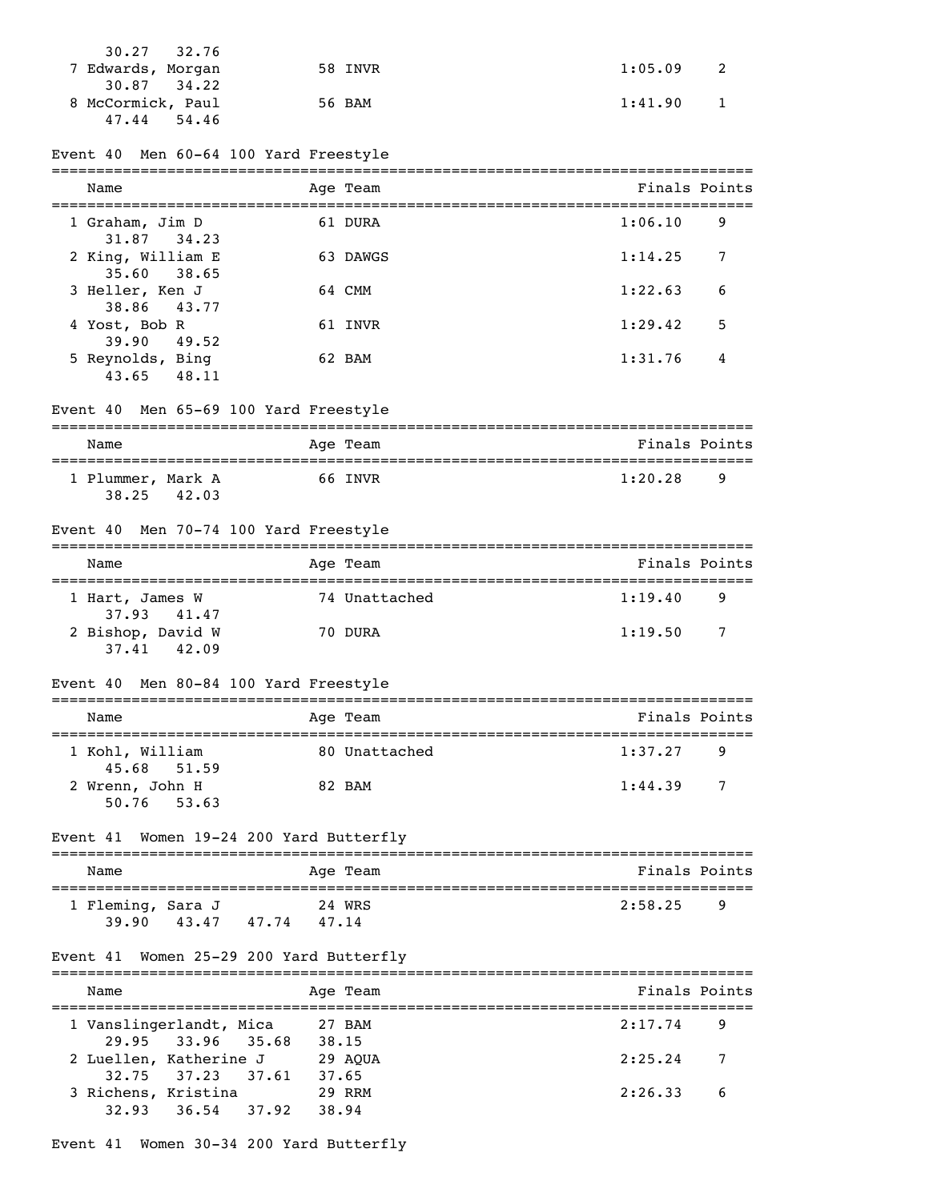30.27 32.76

| Name | Age | Team | Finals | Points |
|---|---|---|---|---|
| 7 Edwards, Morgan | 58 | INVR | 1:05.09 | 2 |
| 30.87 34.22 | | | | |
| 8 McCormick, Paul | 56 | BAM | 1:41.90 | 1 |
| 47.44 54.46 | | | | |

## Event 40 Men 60-64 100 Yard Freestyle

| Name | Age | Team | Finals | Points |
|---|---|---|---|---|
| 1 Graham, Jim D | 61 | DURA | 1:06.10 | 9 |
| 31.87 34.23 | | | | |
| 2 King, William E | 63 | DAWGS | 1:14.25 | 7 |
| 35.60 38.65 | | | | |
| 3 Heller, Ken J | 64 | CMM | 1:22.63 | 6 |
| 38.86 43.77 | | | | |
| 4 Yost, Bob R | 61 | INVR | 1:29.42 | 5 |
| 39.90 49.52 | | | | |
| 5 Reynolds, Bing | 62 | BAM | 1:31.76 | 4 |
| 43.65 48.11 | | | | |

## Event 40 Men 65-69 100 Yard Freestyle

| Name | Age | Team | Finals | Points |
|---|---|---|---|---|
| 1 Plummer, Mark A | 66 | INVR | 1:20.28 | 9 |
| 38.25 42.03 | | | | |

## Event 40 Men 70-74 100 Yard Freestyle

| Name | Age | Team | Finals | Points |
|---|---|---|---|---|
| 1 Hart, James W | 74 | Unattached | 1:19.40 | 9 |
| 37.93 41.47 | | | | |
| 2 Bishop, David W | 70 | DURA | 1:19.50 | 7 |
| 37.41 42.09 | | | | |

## Event 40 Men 80-84 100 Yard Freestyle

| Name | Age | Team | Finals | Points |
|---|---|---|---|---|
| 1 Kohl, William | 80 | Unattached | 1:37.27 | 9 |
| 45.68 51.59 | | | | |
| 2 Wrenn, John H | 82 | BAM | 1:44.39 | 7 |
| 50.76 53.63 | | | | |

## Event 41 Women 19-24 200 Yard Butterfly

| Name | Age | Team | Finals | Points |
|---|---|---|---|---|
| 1 Fleming, Sara J | 24 | WRS | 2:58.25 | 9 |
| 39.90 43.47 47.74 47.14 | | | | |

## Event 41 Women 25-29 200 Yard Butterfly

| Name | Age | Team | Finals | Points |
|---|---|---|---|---|
| 1 Vanslingerlandt, Mica | 27 | BAM | 2:17.74 | 9 |
| 29.95 33.96 35.68 38.15 | | | | |
| 2 Luellen, Katherine J | 29 | AQUA | 2:25.24 | 7 |
| 32.75 37.23 37.61 37.65 | | | | |
| 3 Richens, Kristina | 29 | RRM | 2:26.33 | 6 |
| 32.93 36.54 37.92 38.94 | | | | |

## Event 41 Women 30-34 200 Yard Butterfly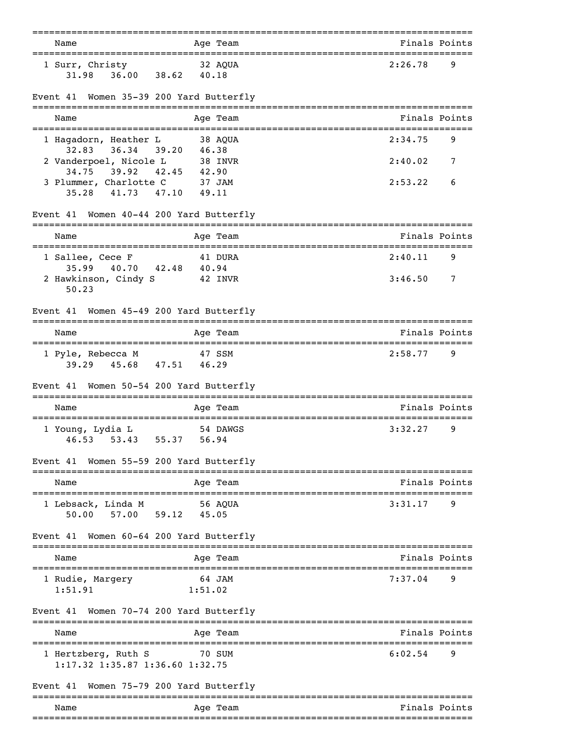| Name | Age | Team | Finals | Points |
|---|---|---|---|---|
| 1 Surr, Christy | 32 | AQUA | 2:26.78 | 9 |
| 31.98 36.00 38.62 40.18 | | | | |

## Event 41 Women 35-39 200 Yard Butterfly

| Name | Age | Team | Finals | Points |
|---|---|---|---|---|
| 1 Hagadorn, Heather L | 38 | AQUA | 2:34.75 | 9 |
| 32.83 36.34 39.20 46.38 | | | | |
| 2 Vanderpoel, Nicole L | 38 | INVR | 2:40.02 | 7 |
| 34.75 39.92 42.45 42.90 | | | | |
| 3 Plummer, Charlotte C | 37 | JAM | 2:53.22 | 6 |
| 35.28 41.73 47.10 49.11 | | | | |

## Event 41 Women 40-44 200 Yard Butterfly

| Name | Age | Team | Finals | Points |
|---|---|---|---|---|
| 1 Sallee, Cece F | 41 | DURA | 2:40.11 | 9 |
| 35.99 40.70 42.48 40.94 | | | | |
| 2 Hawkinson, Cindy S | 42 | INVR | 3:46.50 | 7 |
| 50.23 | | | | |

## Event 41 Women 45-49 200 Yard Butterfly

| Name | Age | Team | Finals | Points |
|---|---|---|---|---|
| 1 Pyle, Rebecca M | 47 | SSM | 2:58.77 | 9 |
| 39.29 45.68 47.51 46.29 | | | | |

## Event 41 Women 50-54 200 Yard Butterfly

| Name | Age | Team | Finals | Points |
|---|---|---|---|---|
| 1 Young, Lydia L | 54 | DAWGS | 3:32.27 | 9 |
| 46.53 53.43 55.37 56.94 | | | | |

## Event 41 Women 55-59 200 Yard Butterfly

| Name | Age | Team | Finals | Points |
|---|---|---|---|---|
| 1 Lebsack, Linda M | 56 | AQUA | 3:31.17 | 9 |
| 50.00 57.00 59.12 45.05 | | | | |

## Event 41 Women 60-64 200 Yard Butterfly

| Name | Age | Team | Finals | Points |
|---|---|---|---|---|
| 1 Rudie, Margery | 64 | JAM | 7:37.04 | 9 |
| 1:51.91 1:51.02 | | | | |

## Event 41 Women 70-74 200 Yard Butterfly

| Name | Age | Team | Finals | Points |
|---|---|---|---|---|
| 1 Hertzberg, Ruth S | 70 | SUM | 6:02.54 | 9 |
| 1:17.32 1:35.87 1:36.60 1:32.75 | | | | |

## Event 41 Women 75-79 200 Yard Butterfly

| Name | Age | Team | Finals | Points |
|---|---|---|---|---|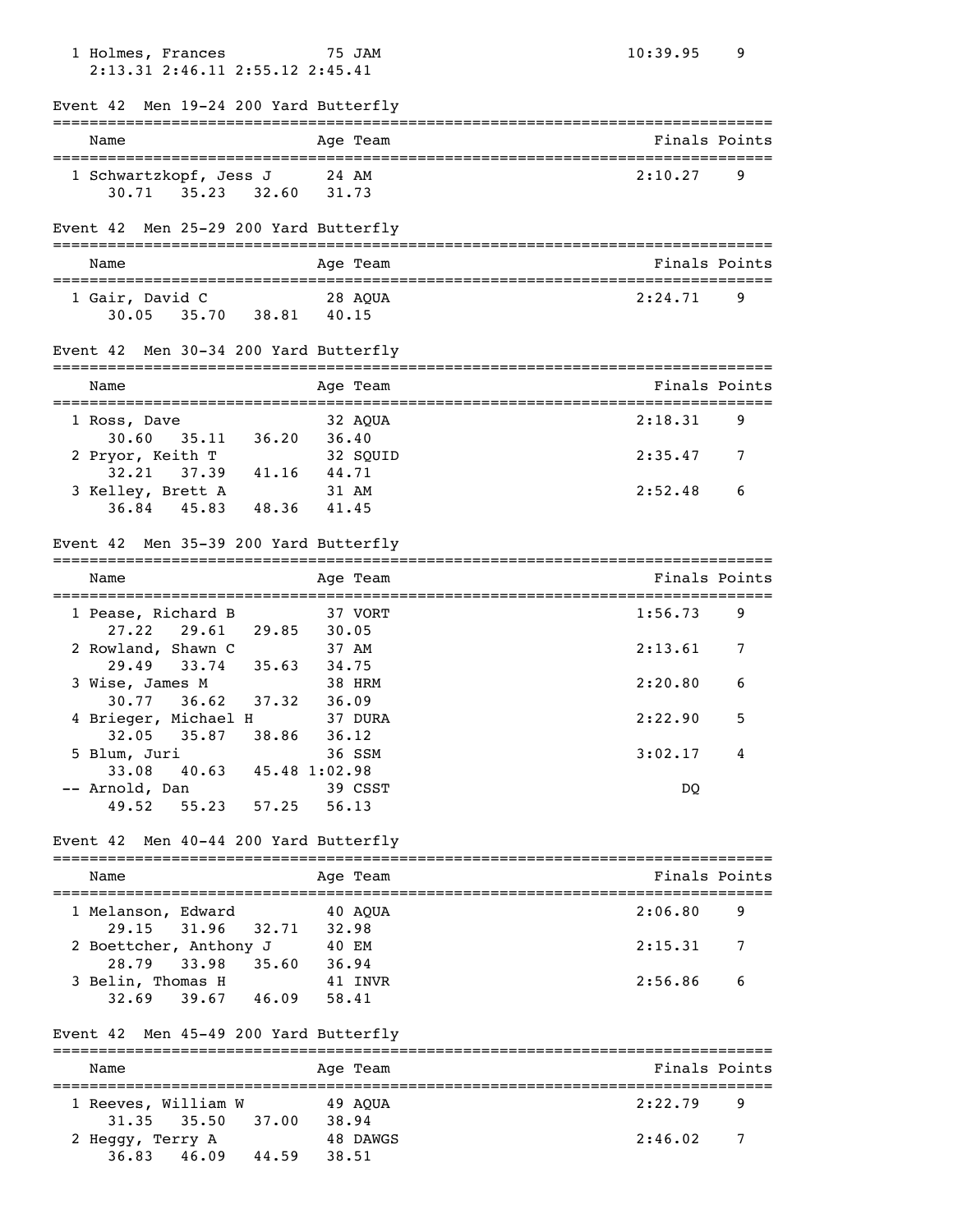```
 1 Holmes, Frances           75 JAM                                 10:39.95    9
    2:13.31 2:46.11 2:55.12 2:45.41
```

Event 42  Men 19-24 200 Yard Butterfly

```
===============================================================================
    Name                    Age Team                                Finals Points
===============================================================================
  1 Schwartzkopf, Jess J     24 AM                                   2:10.27    9
      30.71    35.23    32.60    31.73
```

Event 42  Men 25-29 200 Yard Butterfly

```
===============================================================================
    Name                    Age Team                                Finals Points
===============================================================================
  1 Gair, David C            28 AQUA                                 2:24.71    9
      30.05    35.70    38.81    40.15
```

Event 42  Men 30-34 200 Yard Butterfly

```
===============================================================================
    Name                    Age Team                                Finals Points
===============================================================================
  1 Ross, Dave               32 AQUA                                 2:18.31    9
      30.60    35.11    36.20    36.40
  2 Pryor, Keith T           32 SQUID                                2:35.47    7
      32.21    37.39    41.16    44.71
  3 Kelley, Brett A          31 AM                                   2:52.48    6
      36.84    45.83    48.36    41.45
```

Event 42  Men 35-39 200 Yard Butterfly

```
===============================================================================
    Name                    Age Team                                Finals Points
===============================================================================
  1 Pease, Richard B         37 VORT                                 1:56.73    9
      27.22    29.61    29.85    30.05
  2 Rowland, Shawn C         37 AM                                   2:13.61    7
      29.49    33.74    35.63    34.75
  3 Wise, James M            38 HRM                                  2:20.80    6
      30.77    36.62    37.32    36.09
  4 Brieger, Michael H       37 DURA                                 2:22.90    5
      32.05    35.87    38.86    36.12
  5 Blum, Juri               36 SSM                                  3:02.17    4
      33.08    40.63    45.48 1:02.98
 -- Arnold, Dan              39 CSST                                      DQ
      49.52    55.23    57.25    56.13
```

Event 42  Men 40-44 200 Yard Butterfly

```
===============================================================================
    Name                    Age Team                                Finals Points
===============================================================================
  1 Melanson, Edward         40 AQUA                                 2:06.80    9
      29.15    31.96    32.71    32.98
  2 Boettcher, Anthony J     40 EM                                   2:15.31    7
      28.79    33.98    35.60    36.94
  3 Belin, Thomas H          41 INVR                                 2:56.86    6
      32.69    39.67    46.09    58.41
```

Event 42  Men 45-49 200 Yard Butterfly

```
===============================================================================
    Name                    Age Team                                Finals Points
===============================================================================
  1 Reeves, William W        49 AQUA                                 2:22.79    9
      31.35    35.50    37.00    38.94
  2 Heggy, Terry A           48 DAWGS                                2:46.02    7
      36.83    46.09    44.59    38.51
```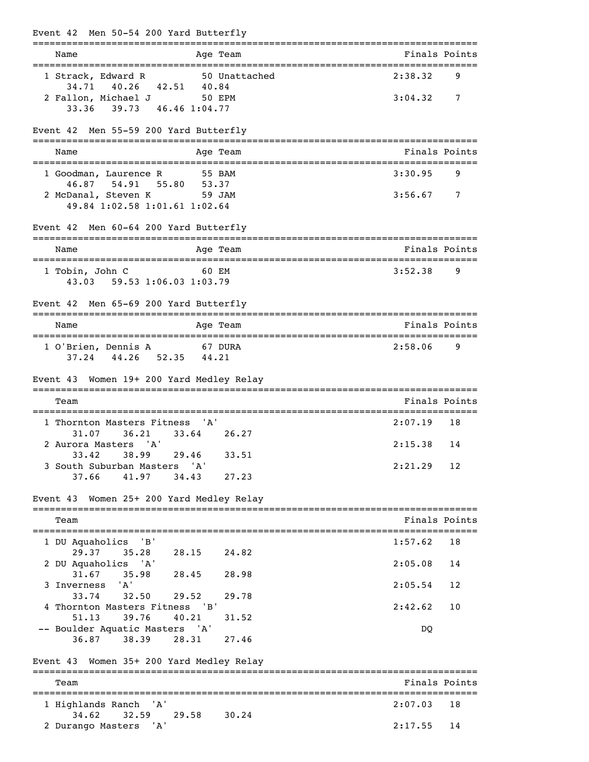## Event 42 Men 50-54 200 Yard Butterfly

| Name | Age | Team | Finals | Points |
|---|---|---|---|---|
| 1 Strack, Edward R | 50 | Unattached | 2:38.32 | 9 |
| 34.71 40.26 42.51 40.84 | | | | |
| 2 Fallon, Michael J | 50 | EPM | 3:04.32 | 7 |
| 33.36 39.73 46.46 1:04.77 | | | | |

## Event 42 Men 55-59 200 Yard Butterfly

| Name | Age | Team | Finals | Points |
|---|---|---|---|---|
| 1 Goodman, Laurence R | 55 | BAM | 3:30.95 | 9 |
| 46.87 54.91 55.80 53.37 | | | | |
| 2 McDanal, Steven K | 59 | JAM | 3:56.67 | 7 |
| 49.84 1:02.58 1:01.61 1:02.64 | | | | |

## Event 42 Men 60-64 200 Yard Butterfly

| Name | Age | Team | Finals | Points |
|---|---|---|---|---|
| 1 Tobin, John C | 60 | EM | 3:52.38 | 9 |
| 43.03 59.53 1:06.03 1:03.79 | | | | |

## Event 42 Men 65-69 200 Yard Butterfly

| Name | Age | Team | Finals | Points |
|---|---|---|---|---|
| 1 O'Brien, Dennis A | 67 | DURA | 2:58.06 | 9 |
| 37.24 44.26 52.35 44.21 | | | | |

## Event 43 Women 19+ 200 Yard Medley Relay

| Team | Finals | Points |
|---|---|---|
| 1 Thornton Masters Fitness 'A' | 2:07.19 | 18 |
| 31.07 36.21 33.64 26.27 | | |
| 2 Aurora Masters 'A' | 2:15.38 | 14 |
| 33.42 38.99 29.46 33.51 | | |
| 3 South Suburban Masters 'A' | 2:21.29 | 12 |
| 37.66 41.97 34.43 27.23 | | |

## Event 43 Women 25+ 200 Yard Medley Relay

| Team | Finals | Points |
|---|---|---|
| 1 DU Aquaholics 'B' | 1:57.62 | 18 |
| 29.37 35.28 28.15 24.82 | | |
| 2 DU Aquaholics 'A' | 2:05.08 | 14 |
| 31.67 35.98 28.45 28.98 | | |
| 3 Inverness 'A' | 2:05.54 | 12 |
| 33.74 32.50 29.52 29.78 | | |
| 4 Thornton Masters Fitness 'B' | 2:42.62 | 10 |
| 51.13 39.76 40.21 31.52 | | |
| -- Boulder Aquatic Masters 'A' | DQ | |
| 36.87 38.39 28.31 27.46 | | |

## Event 43 Women 35+ 200 Yard Medley Relay

| Team | Finals | Points |
|---|---|---|
| 1 Highlands Ranch 'A' | 2:07.03 | 18 |
| 34.62 32.59 29.58 30.24 | | |
| 2 Durango Masters 'A' | 2:17.55 | 14 |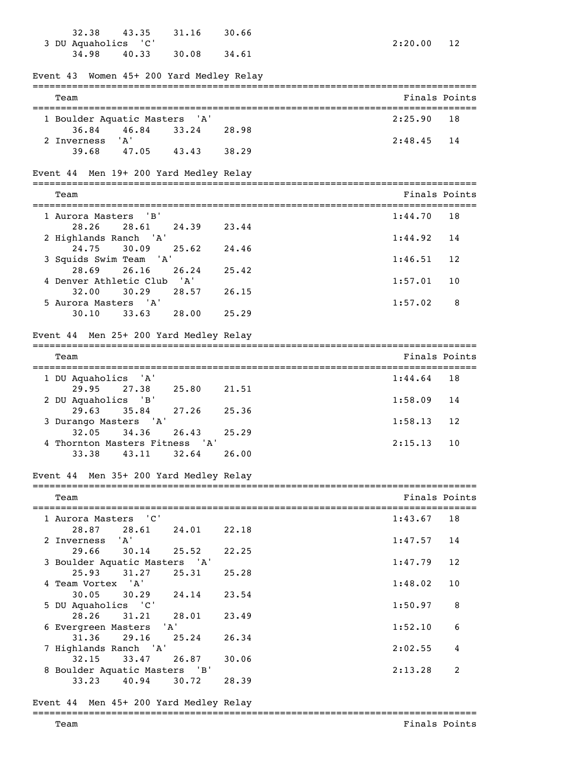| Team | Finals | Points |
|---|---|---|
| 32.38 43.35 31.16 30.66 | | |
| 3 DU Aquaholics 'C' | 2:20.00 | 12 |
| 34.98 40.33 30.08 34.61 | | |

### Event 43 Women 45+ 200 Yard Medley Relay

| Team | Finals | Points |
|---|---|---|
| 1 Boulder Aquatic Masters 'A' | 2:25.90 | 18 |
| 36.84 46.84 33.24 28.98 | | |
| 2 Inverness 'A' | 2:48.45 | 14 |
| 39.68 47.05 43.43 38.29 | | |

### Event 44 Men 19+ 200 Yard Medley Relay

| Team | Finals | Points |
|---|---|---|
| 1 Aurora Masters 'B' | 1:44.70 | 18 |
| 28.26 28.61 24.39 23.44 | | |
| 2 Highlands Ranch 'A' | 1:44.92 | 14 |
| 24.75 30.09 25.62 24.46 | | |
| 3 Squids Swim Team 'A' | 1:46.51 | 12 |
| 28.69 26.16 26.24 25.42 | | |
| 4 Denver Athletic Club 'A' | 1:57.01 | 10 |
| 32.00 30.29 28.57 26.15 | | |
| 5 Aurora Masters 'A' | 1:57.02 | 8 |
| 30.10 33.63 28.00 25.29 | | |

### Event 44 Men 25+ 200 Yard Medley Relay

| Team | Finals | Points |
|---|---|---|
| 1 DU Aquaholics 'A' | 1:44.64 | 18 |
| 29.95 27.38 25.80 21.51 | | |
| 2 DU Aquaholics 'B' | 1:58.09 | 14 |
| 29.63 35.84 27.26 25.36 | | |
| 3 Durango Masters 'A' | 1:58.13 | 12 |
| 32.05 34.36 26.43 25.29 | | |
| 4 Thornton Masters Fitness 'A' | 2:15.13 | 10 |
| 33.38 43.11 32.64 26.00 | | |

### Event 44 Men 35+ 200 Yard Medley Relay

| Team | Finals | Points |
|---|---|---|
| 1 Aurora Masters 'C' | 1:43.67 | 18 |
| 28.87 28.61 24.01 22.18 | | |
| 2 Inverness 'A' | 1:47.57 | 14 |
| 29.66 30.14 25.52 22.25 | | |
| 3 Boulder Aquatic Masters 'A' | 1:47.79 | 12 |
| 25.93 31.27 25.31 25.28 | | |
| 4 Team Vortex 'A' | 1:48.02 | 10 |
| 30.05 30.29 24.14 23.54 | | |
| 5 DU Aquaholics 'C' | 1:50.97 | 8 |
| 28.26 31.21 28.01 23.49 | | |
| 6 Evergreen Masters 'A' | 1:52.10 | 6 |
| 31.36 29.16 25.24 26.34 | | |
| 7 Highlands Ranch 'A' | 2:02.55 | 4 |
| 32.15 33.47 26.87 30.06 | | |
| 8 Boulder Aquatic Masters 'B' | 2:13.28 | 2 |
| 33.23 40.94 30.72 28.39 | | |

### Event 44 Men 45+ 200 Yard Medley Relay

| Team | Finals | Points |
|---|---|---|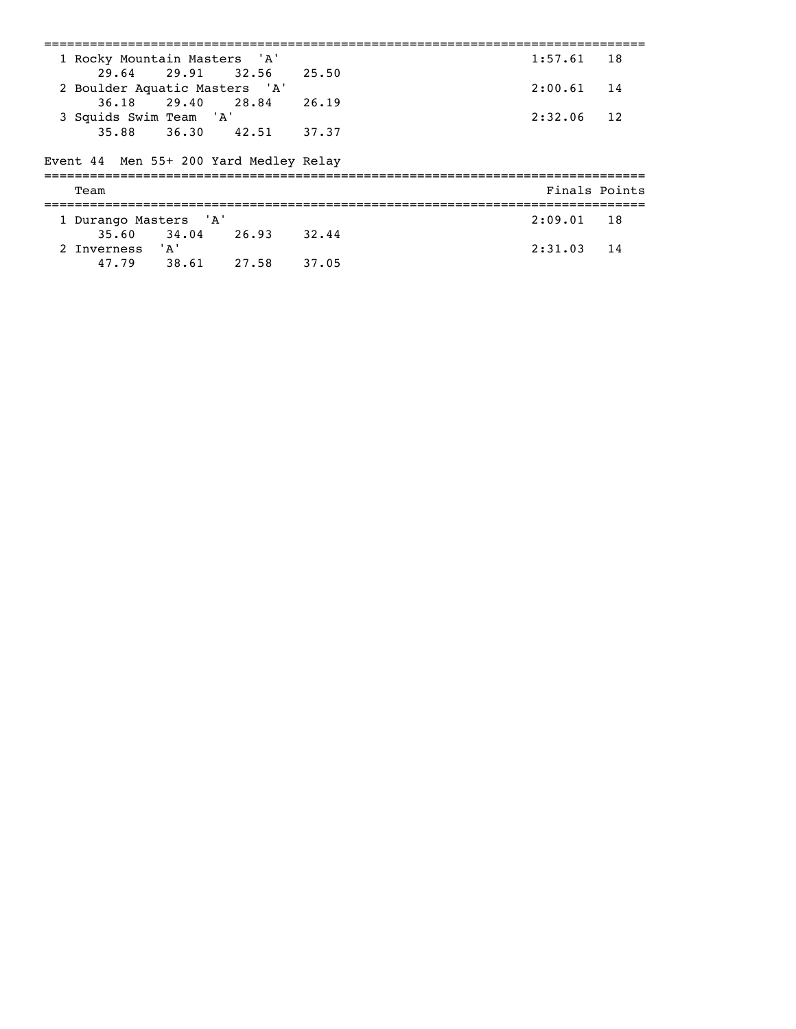| | | |
|---|---|---|
| 1 Rocky Mountain Masters 'A' | 1:57.61 | 18 |
| 29.64 29.91 32.56 25.50 | | |
| 2 Boulder Aquatic Masters 'A' | 2:00.61 | 14 |
| 36.18 29.40 28.84 26.19 | | |
| 3 Squids Swim Team 'A' | 2:32.06 | 12 |
| 35.88 36.30 42.51 37.37 | | |

Event 44 Men 55+ 200 Yard Medley Relay

| Team | Finals | Points |
|---|---|---|
| 1 Durango Masters 'A' | 2:09.01 | 18 |
| 35.60 34.04 26.93 32.44 | | |
| 2 Inverness 'A' | 2:31.03 | 14 |
| 47.79 38.61 27.58 37.05 | | |